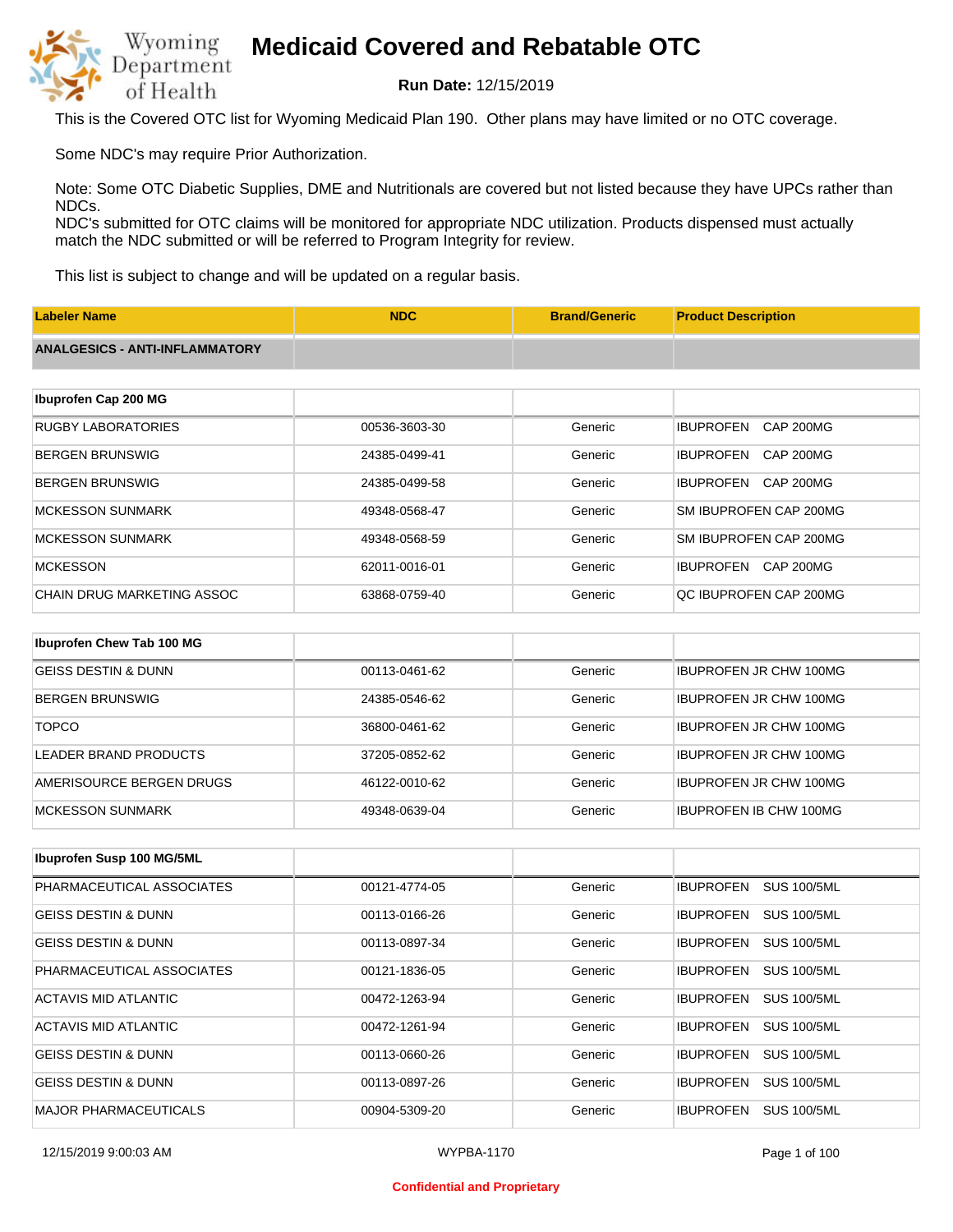# Medicaid Covered and Rebatable OTC

**Run Date:** 12/15/2019

This is the Covered OTC list for Wyoming Medicaid Plan 190. Other plans may have limited or no OTC coverage.

Some NDC's may require Prior Authorization.

Note: Some OTC Diabetic Supplies, DME and Nutritionals are covered but not listed because they have UPCs rather than NDCs.
NDC's submitted for OTC claims will be monitored for appropriate NDC utilization. Products dispensed must actually match the NDC submitted or will be referred to Program Integrity for review.

This list is subject to change and will be updated on a regular basis.

| Labeler Name | NDC | Brand/Generic | Product Description |
|---|---|---|---|
| **ANALGESICS - ANTI-INFLAMMATORY** | | | |
| **Ibuprofen Cap 200 MG** | | | |
| RUGBY LABORATORIES | 00536-3603-30 | Generic | IBUPROFEN CAP 200MG |
| BERGEN BRUNSWIG | 24385-0499-41 | Generic | IBUPROFEN CAP 200MG |
| BERGEN BRUNSWIG | 24385-0499-58 | Generic | IBUPROFEN CAP 200MG |
| MCKESSON SUNMARK | 49348-0568-47 | Generic | SM IBUPROFEN CAP 200MG |
| MCKESSON SUNMARK | 49348-0568-59 | Generic | SM IBUPROFEN CAP 200MG |
| MCKESSON | 62011-0016-01 | Generic | IBUPROFEN CAP 200MG |
| CHAIN DRUG MARKETING ASSOC | 63868-0759-40 | Generic | QC IBUPROFEN CAP 200MG |
| **Ibuprofen Chew Tab 100 MG** | | | |
| GEISS DESTIN & DUNN | 00113-0461-62 | Generic | IBUPROFEN JR CHW 100MG |
| BERGEN BRUNSWIG | 24385-0546-62 | Generic | IBUPROFEN JR CHW 100MG |
| TOPCO | 36800-0461-62 | Generic | IBUPROFEN JR CHW 100MG |
| LEADER BRAND PRODUCTS | 37205-0852-62 | Generic | IBUPROFEN JR CHW 100MG |
| AMERISOURCE BERGEN DRUGS | 46122-0010-62 | Generic | IBUPROFEN JR CHW 100MG |
| MCKESSON SUNMARK | 49348-0639-04 | Generic | IBUPROFEN IB CHW 100MG |
| **Ibuprofen Susp 100 MG/5ML** | | | |
| PHARMACEUTICAL ASSOCIATES | 00121-4774-05 | Generic | IBUPROFEN SUS 100/5ML |
| GEISS DESTIN & DUNN | 00113-0166-26 | Generic | IBUPROFEN SUS 100/5ML |
| GEISS DESTIN & DUNN | 00113-0897-34 | Generic | IBUPROFEN SUS 100/5ML |
| PHARMACEUTICAL ASSOCIATES | 00121-1836-05 | Generic | IBUPROFEN SUS 100/5ML |
| ACTAVIS MID ATLANTIC | 00472-1263-94 | Generic | IBUPROFEN SUS 100/5ML |
| ACTAVIS MID ATLANTIC | 00472-1261-94 | Generic | IBUPROFEN SUS 100/5ML |
| GEISS DESTIN & DUNN | 00113-0660-26 | Generic | IBUPROFEN SUS 100/5ML |
| GEISS DESTIN & DUNN | 00113-0897-26 | Generic | IBUPROFEN SUS 100/5ML |
| MAJOR PHARMACEUTICALS | 00904-5309-20 | Generic | IBUPROFEN SUS 100/5ML |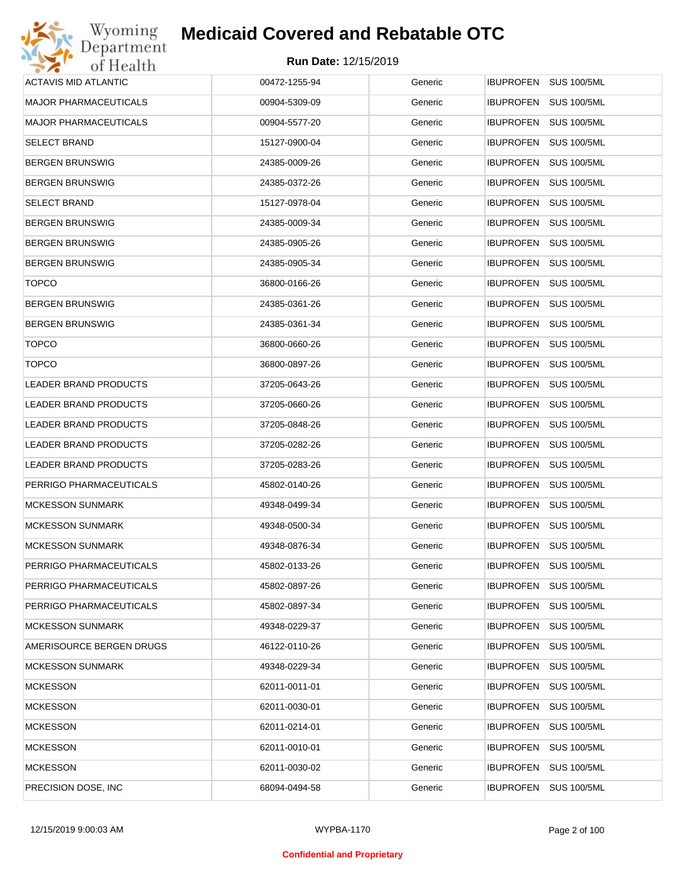# Medicaid Covered and Rebatable OTC

**Run Date:** 12/15/2019

| | | | |
|---|---|---|---|
| ACTAVIS MID ATLANTIC | 00472-1255-94 | Generic | IBUPROFEN SUS 100/5ML |
| MAJOR PHARMACEUTICALS | 00904-5309-09 | Generic | IBUPROFEN SUS 100/5ML |
| MAJOR PHARMACEUTICALS | 00904-5577-20 | Generic | IBUPROFEN SUS 100/5ML |
| SELECT BRAND | 15127-0900-04 | Generic | IBUPROFEN SUS 100/5ML |
| BERGEN BRUNSWIG | 24385-0009-26 | Generic | IBUPROFEN SUS 100/5ML |
| BERGEN BRUNSWIG | 24385-0372-26 | Generic | IBUPROFEN SUS 100/5ML |
| SELECT BRAND | 15127-0978-04 | Generic | IBUPROFEN SUS 100/5ML |
| BERGEN BRUNSWIG | 24385-0009-34 | Generic | IBUPROFEN SUS 100/5ML |
| BERGEN BRUNSWIG | 24385-0905-26 | Generic | IBUPROFEN SUS 100/5ML |
| BERGEN BRUNSWIG | 24385-0905-34 | Generic | IBUPROFEN SUS 100/5ML |
| TOPCO | 36800-0166-26 | Generic | IBUPROFEN SUS 100/5ML |
| BERGEN BRUNSWIG | 24385-0361-26 | Generic | IBUPROFEN SUS 100/5ML |
| BERGEN BRUNSWIG | 24385-0361-34 | Generic | IBUPROFEN SUS 100/5ML |
| TOPCO | 36800-0660-26 | Generic | IBUPROFEN SUS 100/5ML |
| TOPCO | 36800-0897-26 | Generic | IBUPROFEN SUS 100/5ML |
| LEADER BRAND PRODUCTS | 37205-0643-26 | Generic | IBUPROFEN SUS 100/5ML |
| LEADER BRAND PRODUCTS | 37205-0660-26 | Generic | IBUPROFEN SUS 100/5ML |
| LEADER BRAND PRODUCTS | 37205-0848-26 | Generic | IBUPROFEN SUS 100/5ML |
| LEADER BRAND PRODUCTS | 37205-0282-26 | Generic | IBUPROFEN SUS 100/5ML |
| LEADER BRAND PRODUCTS | 37205-0283-26 | Generic | IBUPROFEN SUS 100/5ML |
| PERRIGO PHARMACEUTICALS | 45802-0140-26 | Generic | IBUPROFEN SUS 100/5ML |
| MCKESSON SUNMARK | 49348-0499-34 | Generic | IBUPROFEN SUS 100/5ML |
| MCKESSON SUNMARK | 49348-0500-34 | Generic | IBUPROFEN SUS 100/5ML |
| MCKESSON SUNMARK | 49348-0876-34 | Generic | IBUPROFEN SUS 100/5ML |
| PERRIGO PHARMACEUTICALS | 45802-0133-26 | Generic | IBUPROFEN SUS 100/5ML |
| PERRIGO PHARMACEUTICALS | 45802-0897-26 | Generic | IBUPROFEN SUS 100/5ML |
| PERRIGO PHARMACEUTICALS | 45802-0897-34 | Generic | IBUPROFEN SUS 100/5ML |
| MCKESSON SUNMARK | 49348-0229-37 | Generic | IBUPROFEN SUS 100/5ML |
| AMERISOURCE BERGEN DRUGS | 46122-0110-26 | Generic | IBUPROFEN SUS 100/5ML |
| MCKESSON SUNMARK | 49348-0229-34 | Generic | IBUPROFEN SUS 100/5ML |
| MCKESSON | 62011-0011-01 | Generic | IBUPROFEN SUS 100/5ML |
| MCKESSON | 62011-0030-01 | Generic | IBUPROFEN SUS 100/5ML |
| MCKESSON | 62011-0214-01 | Generic | IBUPROFEN SUS 100/5ML |
| MCKESSON | 62011-0010-01 | Generic | IBUPROFEN SUS 100/5ML |
| MCKESSON | 62011-0030-02 | Generic | IBUPROFEN SUS 100/5ML |
| PRECISION DOSE, INC | 68094-0494-58 | Generic | IBUPROFEN SUS 100/5ML |

12/15/2019 9:00:03 AM WYPBA-1170

**Confidential and Proprietary**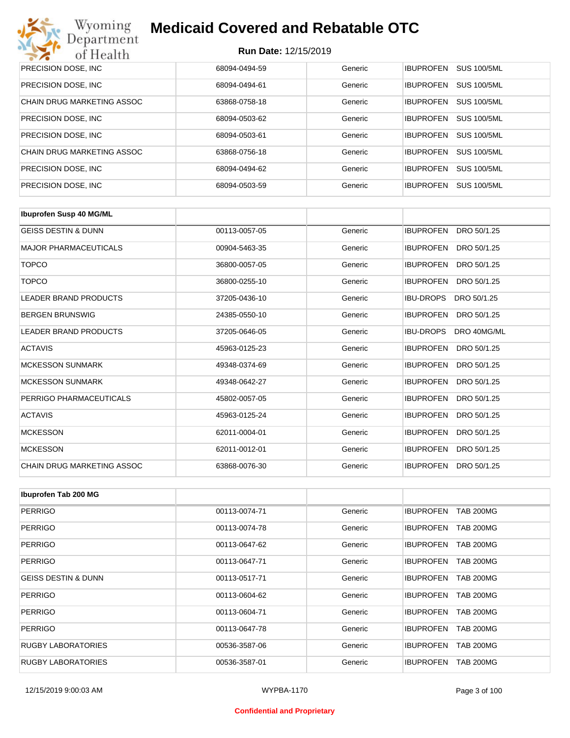# Medicaid Covered and Rebatable OTC

**Run Date:** 12/15/2019

| | | | |
|---|---|---|---|
| PRECISION DOSE, INC | 68094-0494-59 | Generic | IBUPROFEN SUS 100/5ML |
| PRECISION DOSE, INC | 68094-0494-61 | Generic | IBUPROFEN SUS 100/5ML |
| CHAIN DRUG MARKETING ASSOC | 63868-0758-18 | Generic | IBUPROFEN SUS 100/5ML |
| PRECISION DOSE, INC | 68094-0503-62 | Generic | IBUPROFEN SUS 100/5ML |
| PRECISION DOSE, INC | 68094-0503-61 | Generic | IBUPROFEN SUS 100/5ML |
| CHAIN DRUG MARKETING ASSOC | 63868-0756-18 | Generic | IBUPROFEN SUS 100/5ML |
| PRECISION DOSE, INC | 68094-0494-62 | Generic | IBUPROFEN SUS 100/5ML |
| PRECISION DOSE, INC | 68094-0503-59 | Generic | IBUPROFEN SUS 100/5ML |

| Ibuprofen Susp 40 MG/ML | | | |
|---|---|---|---|
| GEISS DESTIN & DUNN | 00113-0057-05 | Generic | IBUPROFEN DRO 50/1.25 |
| MAJOR PHARMACEUTICALS | 00904-5463-35 | Generic | IBUPROFEN DRO 50/1.25 |
| TOPCO | 36800-0057-05 | Generic | IBUPROFEN DRO 50/1.25 |
| TOPCO | 36800-0255-10 | Generic | IBUPROFEN DRO 50/1.25 |
| LEADER BRAND PRODUCTS | 37205-0436-10 | Generic | IBU-DROPS DRO 50/1.25 |
| BERGEN BRUNSWIG | 24385-0550-10 | Generic | IBUPROFEN DRO 50/1.25 |
| LEADER BRAND PRODUCTS | 37205-0646-05 | Generic | IBU-DROPS DRO 40MG/ML |
| ACTAVIS | 45963-0125-23 | Generic | IBUPROFEN DRO 50/1.25 |
| MCKESSON SUNMARK | 49348-0374-69 | Generic | IBUPROFEN DRO 50/1.25 |
| MCKESSON SUNMARK | 49348-0642-27 | Generic | IBUPROFEN DRO 50/1.25 |
| PERRIGO PHARMACEUTICALS | 45802-0057-05 | Generic | IBUPROFEN DRO 50/1.25 |
| ACTAVIS | 45963-0125-24 | Generic | IBUPROFEN DRO 50/1.25 |
| MCKESSON | 62011-0004-01 | Generic | IBUPROFEN DRO 50/1.25 |
| MCKESSON | 62011-0012-01 | Generic | IBUPROFEN DRO 50/1.25 |
| CHAIN DRUG MARKETING ASSOC | 63868-0076-30 | Generic | IBUPROFEN DRO 50/1.25 |

| Ibuprofen Tab 200 MG | | | |
|---|---|---|---|
| PERRIGO | 00113-0074-71 | Generic | IBUPROFEN TAB 200MG |
| PERRIGO | 00113-0074-78 | Generic | IBUPROFEN TAB 200MG |
| PERRIGO | 00113-0647-62 | Generic | IBUPROFEN TAB 200MG |
| PERRIGO | 00113-0647-71 | Generic | IBUPROFEN TAB 200MG |
| GEISS DESTIN & DUNN | 00113-0517-71 | Generic | IBUPROFEN TAB 200MG |
| PERRIGO | 00113-0604-62 | Generic | IBUPROFEN TAB 200MG |
| PERRIGO | 00113-0604-71 | Generic | IBUPROFEN TAB 200MG |
| PERRIGO | 00113-0647-78 | Generic | IBUPROFEN TAB 200MG |
| RUGBY LABORATORIES | 00536-3587-06 | Generic | IBUPROFEN TAB 200MG |
| RUGBY LABORATORIES | 00536-3587-01 | Generic | IBUPROFEN TAB 200MG |

Confidential and Proprietary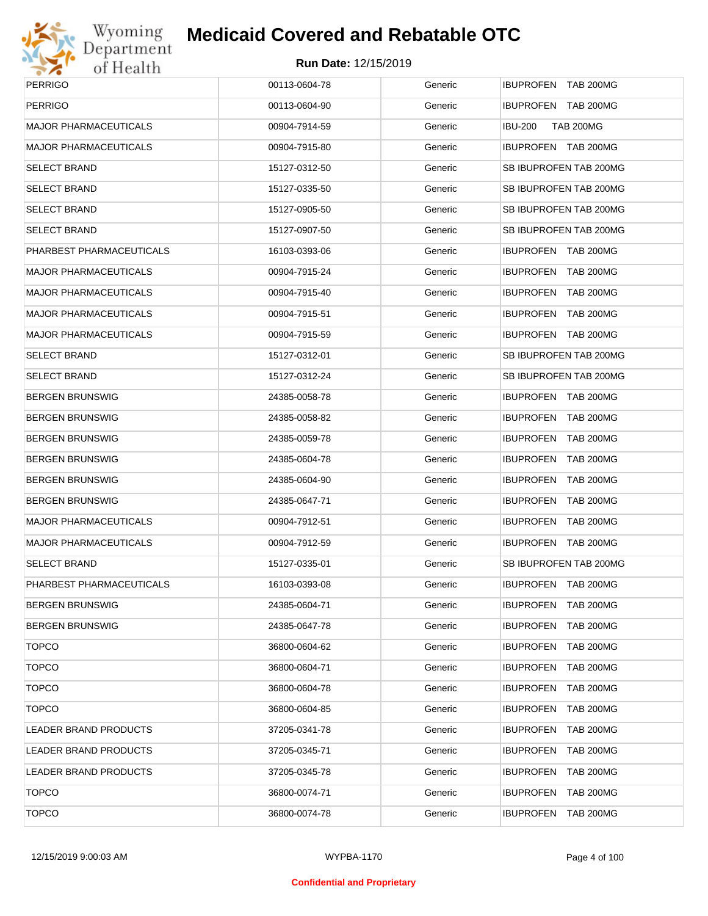| PERRIGO | 00113-0604-78 | Generic | IBUPROFEN TAB 200MG |
|---|---|---|---|
| PERRIGO | 00113-0604-90 | Generic | IBUPROFEN TAB 200MG |
| MAJOR PHARMACEUTICALS | 00904-7914-59 | Generic | IBU-200 TAB 200MG |
| MAJOR PHARMACEUTICALS | 00904-7915-80 | Generic | IBUPROFEN TAB 200MG |
| SELECT BRAND | 15127-0312-50 | Generic | SB IBUPROFEN TAB 200MG |
| SELECT BRAND | 15127-0335-50 | Generic | SB IBUPROFEN TAB 200MG |
| SELECT BRAND | 15127-0905-50 | Generic | SB IBUPROFEN TAB 200MG |
| SELECT BRAND | 15127-0907-50 | Generic | SB IBUPROFEN TAB 200MG |
| PHARBEST PHARMACEUTICALS | 16103-0393-06 | Generic | IBUPROFEN TAB 200MG |
| MAJOR PHARMACEUTICALS | 00904-7915-24 | Generic | IBUPROFEN TAB 200MG |
| MAJOR PHARMACEUTICALS | 00904-7915-40 | Generic | IBUPROFEN TAB 200MG |
| MAJOR PHARMACEUTICALS | 00904-7915-51 | Generic | IBUPROFEN TAB 200MG |
| MAJOR PHARMACEUTICALS | 00904-7915-59 | Generic | IBUPROFEN TAB 200MG |
| SELECT BRAND | 15127-0312-01 | Generic | SB IBUPROFEN TAB 200MG |
| SELECT BRAND | 15127-0312-24 | Generic | SB IBUPROFEN TAB 200MG |
| BERGEN BRUNSWIG | 24385-0058-78 | Generic | IBUPROFEN TAB 200MG |
| BERGEN BRUNSWIG | 24385-0058-82 | Generic | IBUPROFEN TAB 200MG |
| BERGEN BRUNSWIG | 24385-0059-78 | Generic | IBUPROFEN TAB 200MG |
| BERGEN BRUNSWIG | 24385-0604-78 | Generic | IBUPROFEN TAB 200MG |
| BERGEN BRUNSWIG | 24385-0604-90 | Generic | IBUPROFEN TAB 200MG |
| BERGEN BRUNSWIG | 24385-0647-71 | Generic | IBUPROFEN TAB 200MG |
| MAJOR PHARMACEUTICALS | 00904-7912-51 | Generic | IBUPROFEN TAB 200MG |
| MAJOR PHARMACEUTICALS | 00904-7912-59 | Generic | IBUPROFEN TAB 200MG |
| SELECT BRAND | 15127-0335-01 | Generic | SB IBUPROFEN TAB 200MG |
| PHARBEST PHARMACEUTICALS | 16103-0393-08 | Generic | IBUPROFEN TAB 200MG |
| BERGEN BRUNSWIG | 24385-0604-71 | Generic | IBUPROFEN TAB 200MG |
| BERGEN BRUNSWIG | 24385-0647-78 | Generic | IBUPROFEN TAB 200MG |
| TOPCO | 36800-0604-62 | Generic | IBUPROFEN TAB 200MG |
| TOPCO | 36800-0604-71 | Generic | IBUPROFEN TAB 200MG |
| TOPCO | 36800-0604-78 | Generic | IBUPROFEN TAB 200MG |
| TOPCO | 36800-0604-85 | Generic | IBUPROFEN TAB 200MG |
| LEADER BRAND PRODUCTS | 37205-0341-78 | Generic | IBUPROFEN TAB 200MG |
| LEADER BRAND PRODUCTS | 37205-0345-71 | Generic | IBUPROFEN TAB 200MG |
| LEADER BRAND PRODUCTS | 37205-0345-78 | Generic | IBUPROFEN TAB 200MG |
| TOPCO | 36800-0074-71 | Generic | IBUPROFEN TAB 200MG |
| TOPCO | 36800-0074-78 | Generic | IBUPROFEN TAB 200MG |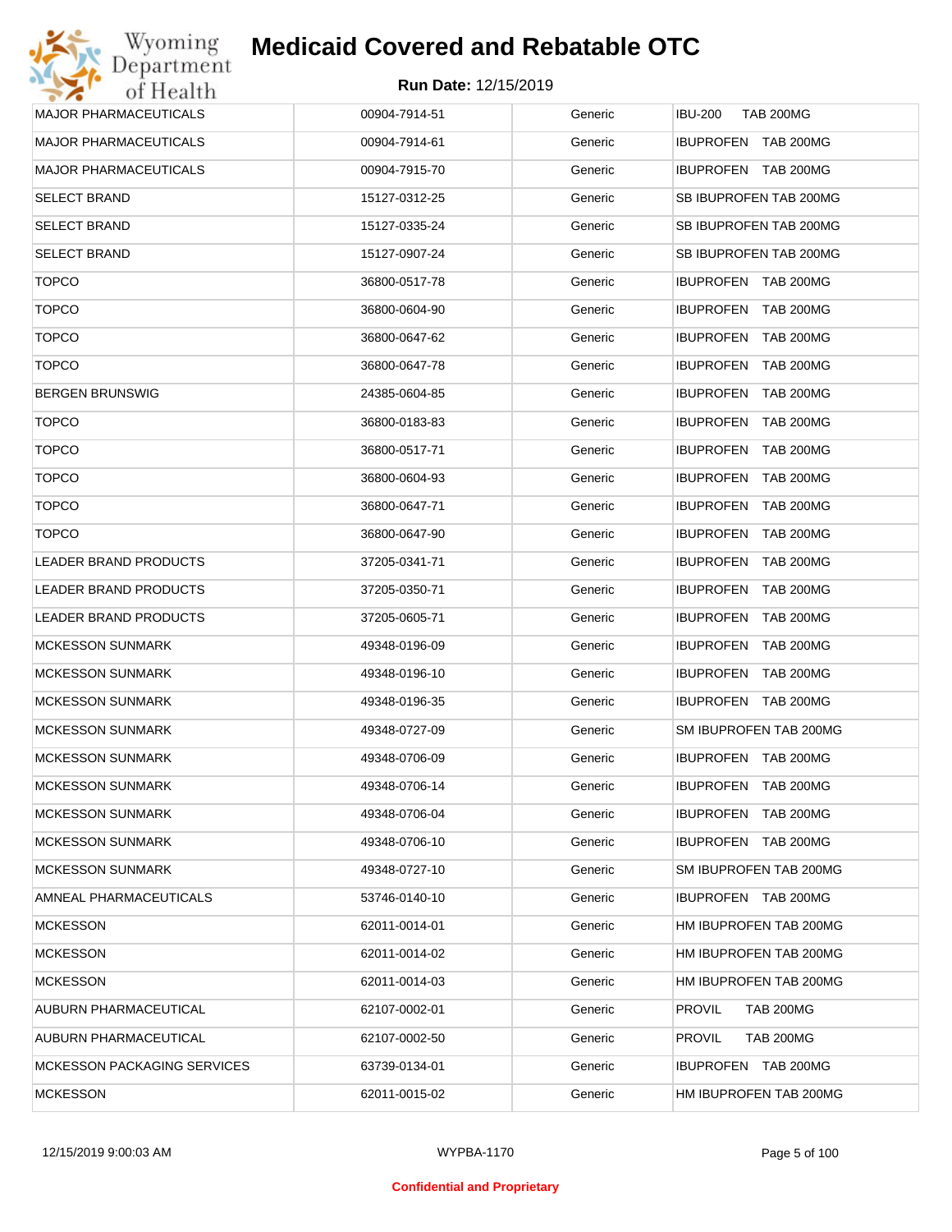# Medicaid Covered and Rebatable OTC

**Run Date:** 12/15/2019

| | | | |
|---|---|---|---|
| MAJOR PHARMACEUTICALS | 00904-7914-51 | Generic | IBU-200 TAB 200MG |
| MAJOR PHARMACEUTICALS | 00904-7914-61 | Generic | IBUPROFEN TAB 200MG |
| MAJOR PHARMACEUTICALS | 00904-7915-70 | Generic | IBUPROFEN TAB 200MG |
| SELECT BRAND | 15127-0312-25 | Generic | SB IBUPROFEN TAB 200MG |
| SELECT BRAND | 15127-0335-24 | Generic | SB IBUPROFEN TAB 200MG |
| SELECT BRAND | 15127-0907-24 | Generic | SB IBUPROFEN TAB 200MG |
| TOPCO | 36800-0517-78 | Generic | IBUPROFEN TAB 200MG |
| TOPCO | 36800-0604-90 | Generic | IBUPROFEN TAB 200MG |
| TOPCO | 36800-0647-62 | Generic | IBUPROFEN TAB 200MG |
| TOPCO | 36800-0647-78 | Generic | IBUPROFEN TAB 200MG |
| BERGEN BRUNSWIG | 24385-0604-85 | Generic | IBUPROFEN TAB 200MG |
| TOPCO | 36800-0183-83 | Generic | IBUPROFEN TAB 200MG |
| TOPCO | 36800-0517-71 | Generic | IBUPROFEN TAB 200MG |
| TOPCO | 36800-0604-93 | Generic | IBUPROFEN TAB 200MG |
| TOPCO | 36800-0647-71 | Generic | IBUPROFEN TAB 200MG |
| TOPCO | 36800-0647-90 | Generic | IBUPROFEN TAB 200MG |
| LEADER BRAND PRODUCTS | 37205-0341-71 | Generic | IBUPROFEN TAB 200MG |
| LEADER BRAND PRODUCTS | 37205-0350-71 | Generic | IBUPROFEN TAB 200MG |
| LEADER BRAND PRODUCTS | 37205-0605-71 | Generic | IBUPROFEN TAB 200MG |
| MCKESSON SUNMARK | 49348-0196-09 | Generic | IBUPROFEN TAB 200MG |
| MCKESSON SUNMARK | 49348-0196-10 | Generic | IBUPROFEN TAB 200MG |
| MCKESSON SUNMARK | 49348-0196-35 | Generic | IBUPROFEN TAB 200MG |
| MCKESSON SUNMARK | 49348-0727-09 | Generic | SM IBUPROFEN TAB 200MG |
| MCKESSON SUNMARK | 49348-0706-09 | Generic | IBUPROFEN TAB 200MG |
| MCKESSON SUNMARK | 49348-0706-14 | Generic | IBUPROFEN TAB 200MG |
| MCKESSON SUNMARK | 49348-0706-04 | Generic | IBUPROFEN TAB 200MG |
| MCKESSON SUNMARK | 49348-0706-10 | Generic | IBUPROFEN TAB 200MG |
| MCKESSON SUNMARK | 49348-0727-10 | Generic | SM IBUPROFEN TAB 200MG |
| AMNEAL PHARMACEUTICALS | 53746-0140-10 | Generic | IBUPROFEN TAB 200MG |
| MCKESSON | 62011-0014-01 | Generic | HM IBUPROFEN TAB 200MG |
| MCKESSON | 62011-0014-02 | Generic | HM IBUPROFEN TAB 200MG |
| MCKESSON | 62011-0014-03 | Generic | HM IBUPROFEN TAB 200MG |
| AUBURN PHARMACEUTICAL | 62107-0002-01 | Generic | PROVIL TAB 200MG |
| AUBURN PHARMACEUTICAL | 62107-0002-50 | Generic | PROVIL TAB 200MG |
| MCKESSON PACKAGING SERVICES | 63739-0134-01 | Generic | IBUPROFEN TAB 200MG |
| MCKESSON | 62011-0015-02 | Generic | HM IBUPROFEN TAB 200MG |

Confidential and Proprietary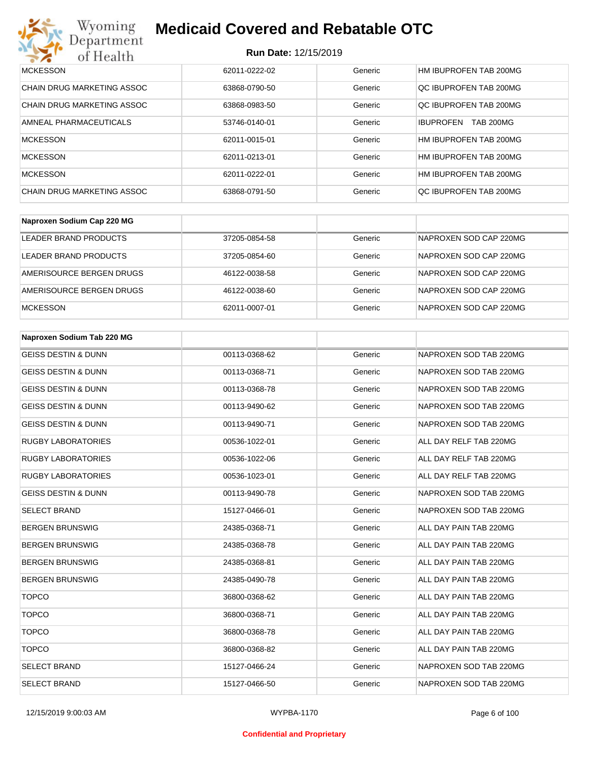| | | | |
|---|---|---|---|
| MCKESSON | 62011-0222-02 | Generic | HM IBUPROFEN TAB 200MG |
| CHAIN DRUG MARKETING ASSOC | 63868-0790-50 | Generic | QC IBUPROFEN TAB 200MG |
| CHAIN DRUG MARKETING ASSOC | 63868-0983-50 | Generic | QC IBUPROFEN TAB 200MG |
| AMNEAL PHARMACEUTICALS | 53746-0140-01 | Generic | IBUPROFEN TAB 200MG |
| MCKESSON | 62011-0015-01 | Generic | HM IBUPROFEN TAB 200MG |
| MCKESSON | 62011-0213-01 | Generic | HM IBUPROFEN TAB 200MG |
| MCKESSON | 62011-0222-01 | Generic | HM IBUPROFEN TAB 200MG |
| CHAIN DRUG MARKETING ASSOC | 63868-0791-50 | Generic | QC IBUPROFEN TAB 200MG |

| Naproxen Sodium Cap 220 MG | | | |
|---|---|---|---|
| LEADER BRAND PRODUCTS | 37205-0854-58 | Generic | NAPROXEN SOD CAP 220MG |
| LEADER BRAND PRODUCTS | 37205-0854-60 | Generic | NAPROXEN SOD CAP 220MG |
| AMERISOURCE BERGEN DRUGS | 46122-0038-58 | Generic | NAPROXEN SOD CAP 220MG |
| AMERISOURCE BERGEN DRUGS | 46122-0038-60 | Generic | NAPROXEN SOD CAP 220MG |
| MCKESSON | 62011-0007-01 | Generic | NAPROXEN SOD CAP 220MG |

| Naproxen Sodium Tab 220 MG | | | |
|---|---|---|---|
| GEISS DESTIN & DUNN | 00113-0368-62 | Generic | NAPROXEN SOD TAB 220MG |
| GEISS DESTIN & DUNN | 00113-0368-71 | Generic | NAPROXEN SOD TAB 220MG |
| GEISS DESTIN & DUNN | 00113-0368-78 | Generic | NAPROXEN SOD TAB 220MG |
| GEISS DESTIN & DUNN | 00113-9490-62 | Generic | NAPROXEN SOD TAB 220MG |
| GEISS DESTIN & DUNN | 00113-9490-71 | Generic | NAPROXEN SOD TAB 220MG |
| RUGBY LABORATORIES | 00536-1022-01 | Generic | ALL DAY RELF TAB 220MG |
| RUGBY LABORATORIES | 00536-1022-06 | Generic | ALL DAY RELF TAB 220MG |
| RUGBY LABORATORIES | 00536-1023-01 | Generic | ALL DAY RELF TAB 220MG |
| GEISS DESTIN & DUNN | 00113-9490-78 | Generic | NAPROXEN SOD TAB 220MG |
| SELECT BRAND | 15127-0466-01 | Generic | NAPROXEN SOD TAB 220MG |
| BERGEN BRUNSWIG | 24385-0368-71 | Generic | ALL DAY PAIN TAB 220MG |
| BERGEN BRUNSWIG | 24385-0368-78 | Generic | ALL DAY PAIN TAB 220MG |
| BERGEN BRUNSWIG | 24385-0368-81 | Generic | ALL DAY PAIN TAB 220MG |
| BERGEN BRUNSWIG | 24385-0490-78 | Generic | ALL DAY PAIN TAB 220MG |
| TOPCO | 36800-0368-62 | Generic | ALL DAY PAIN TAB 220MG |
| TOPCO | 36800-0368-71 | Generic | ALL DAY PAIN TAB 220MG |
| TOPCO | 36800-0368-78 | Generic | ALL DAY PAIN TAB 220MG |
| TOPCO | 36800-0368-82 | Generic | ALL DAY PAIN TAB 220MG |
| SELECT BRAND | 15127-0466-24 | Generic | NAPROXEN SOD TAB 220MG |
| SELECT BRAND | 15127-0466-50 | Generic | NAPROXEN SOD TAB 220MG |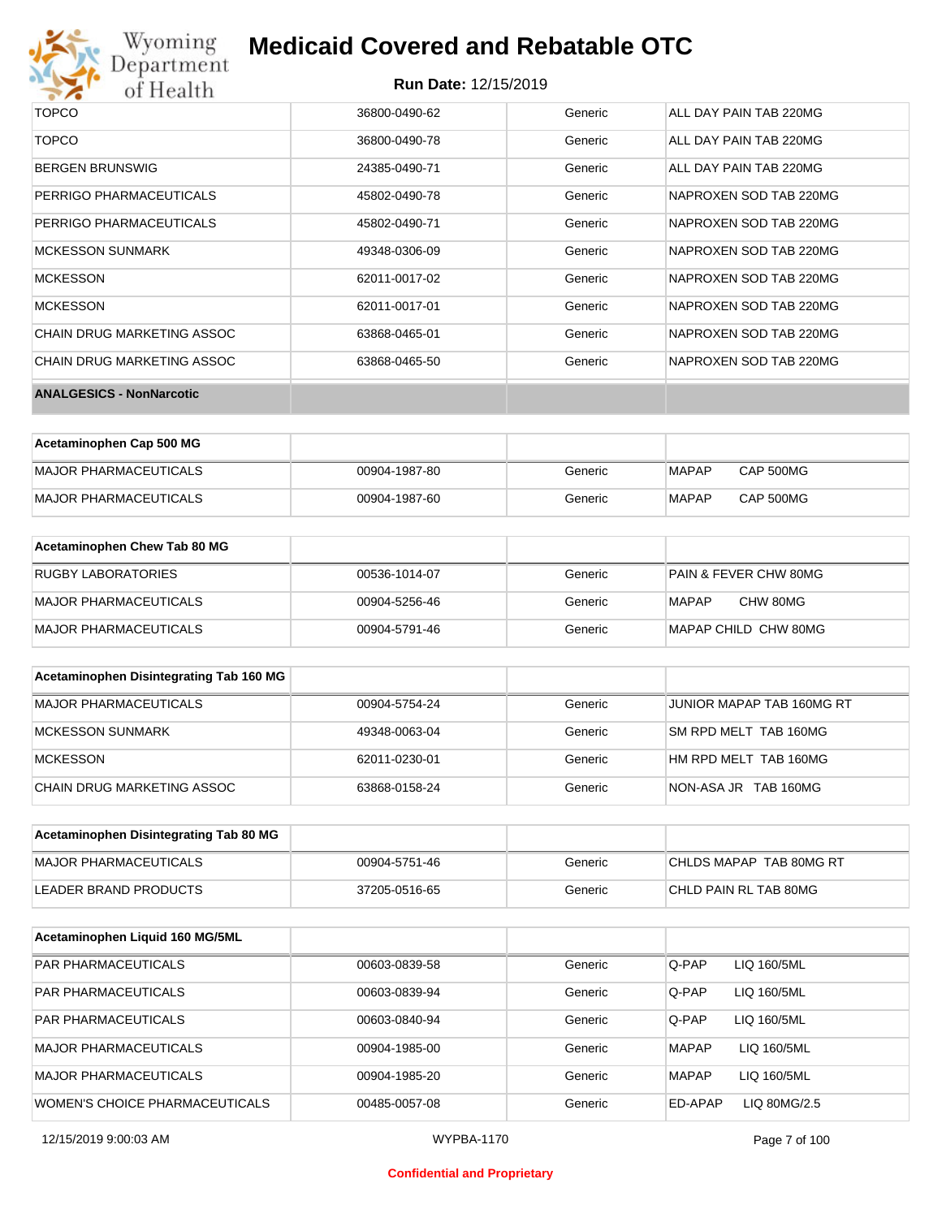| TOPCO | 36800-0490-62 | Generic | ALL DAY PAIN TAB 220MG |
|---|---|---|---|
| TOPCO | 36800-0490-78 | Generic | ALL DAY PAIN TAB 220MG |
| BERGEN BRUNSWIG | 24385-0490-71 | Generic | ALL DAY PAIN TAB 220MG |
| PERRIGO PHARMACEUTICALS | 45802-0490-78 | Generic | NAPROXEN SOD TAB 220MG |
| PERRIGO PHARMACEUTICALS | 45802-0490-71 | Generic | NAPROXEN SOD TAB 220MG |
| MCKESSON SUNMARK | 49348-0306-09 | Generic | NAPROXEN SOD TAB 220MG |
| MCKESSON | 62011-0017-02 | Generic | NAPROXEN SOD TAB 220MG |
| MCKESSON | 62011-0017-01 | Generic | NAPROXEN SOD TAB 220MG |
| CHAIN DRUG MARKETING ASSOC | 63868-0465-01 | Generic | NAPROXEN SOD TAB 220MG |
| CHAIN DRUG MARKETING ASSOC | 63868-0465-50 | Generic | NAPROXEN SOD TAB 220MG |

**ANALGESICS - NonNarcotic**

| Acetaminophen Cap 500 MG | | | |
|---|---|---|---|
| MAJOR PHARMACEUTICALS | 00904-1987-80 | Generic | MAPAP CAP 500MG |
| MAJOR PHARMACEUTICALS | 00904-1987-60 | Generic | MAPAP CAP 500MG |

| Acetaminophen Chew Tab 80 MG | | | |
|---|---|---|---|
| RUGBY LABORATORIES | 00536-1014-07 | Generic | PAIN & FEVER CHW 80MG |
| MAJOR PHARMACEUTICALS | 00904-5256-46 | Generic | MAPAP CHW 80MG |
| MAJOR PHARMACEUTICALS | 00904-5791-46 | Generic | MAPAP CHILD CHW 80MG |

| Acetaminophen Disintegrating Tab 160 MG | | | |
|---|---|---|---|
| MAJOR PHARMACEUTICALS | 00904-5754-24 | Generic | JUNIOR MAPAP TAB 160MG RT |
| MCKESSON SUNMARK | 49348-0063-04 | Generic | SM RPD MELT TAB 160MG |
| MCKESSON | 62011-0230-01 | Generic | HM RPD MELT TAB 160MG |
| CHAIN DRUG MARKETING ASSOC | 63868-0158-24 | Generic | NON-ASA JR TAB 160MG |

| Acetaminophen Disintegrating Tab 80 MG | | | |
|---|---|---|---|
| MAJOR PHARMACEUTICALS | 00904-5751-46 | Generic | CHLDS MAPAP TAB 80MG RT |
| LEADER BRAND PRODUCTS | 37205-0516-65 | Generic | CHLD PAIN RL TAB 80MG |

| Acetaminophen Liquid 160 MG/5ML | | | |
|---|---|---|---|
| PAR PHARMACEUTICALS | 00603-0839-58 | Generic | Q-PAP LIQ 160/5ML |
| PAR PHARMACEUTICALS | 00603-0839-94 | Generic | Q-PAP LIQ 160/5ML |
| PAR PHARMACEUTICALS | 00603-0840-94 | Generic | Q-PAP LIQ 160/5ML |
| MAJOR PHARMACEUTICALS | 00904-1985-00 | Generic | MAPAP LIQ 160/5ML |
| MAJOR PHARMACEUTICALS | 00904-1985-20 | Generic | MAPAP LIQ 160/5ML |
| WOMEN'S CHOICE PHARMACEUTICALS | 00485-0057-08 | Generic | ED-APAP LIQ 80MG/2.5 |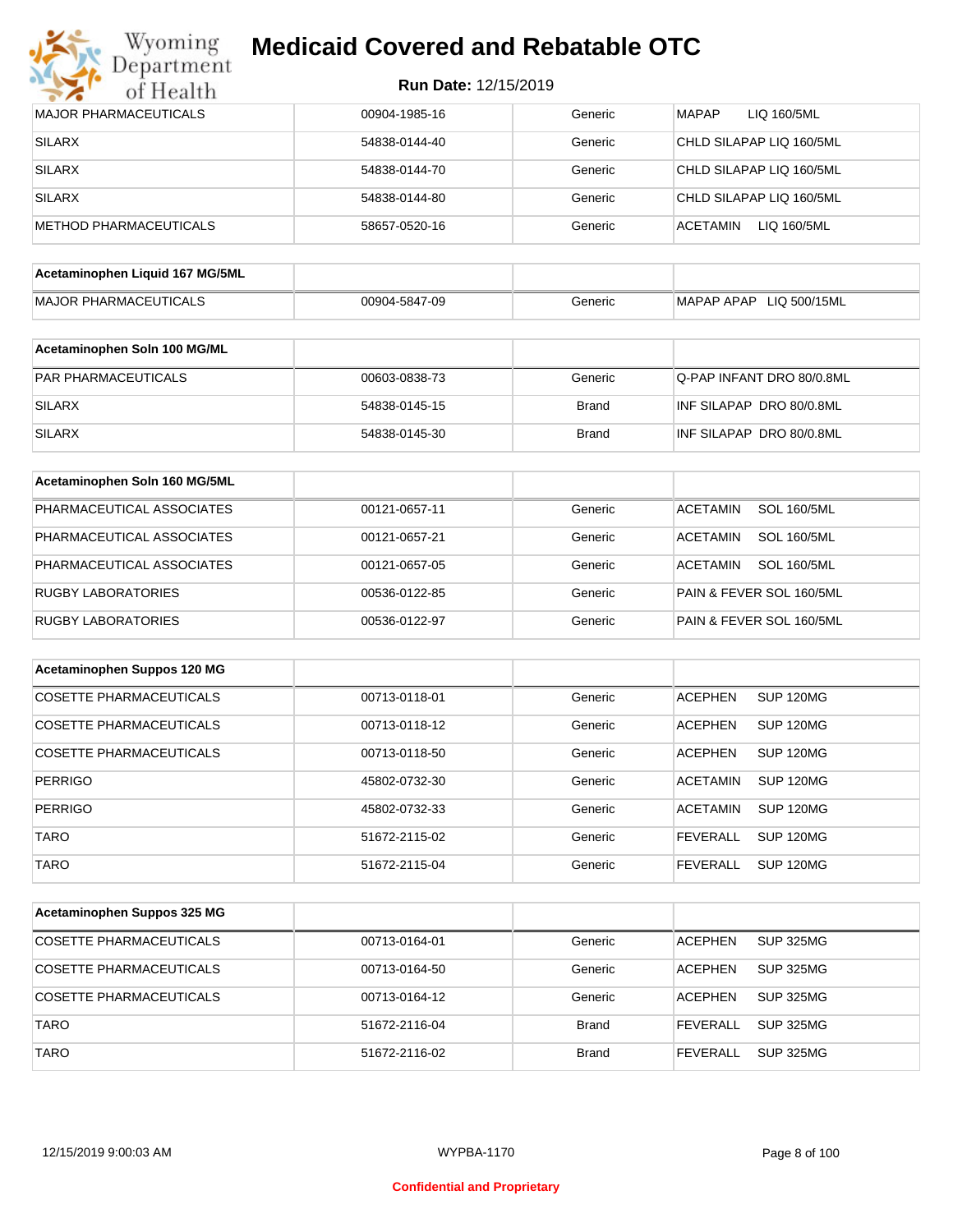| | | | |
|---|---|---|---|
| MAJOR PHARMACEUTICALS | 00904-1985-16 | Generic | MAPAP LIQ 160/5ML |
| SILARX | 54838-0144-40 | Generic | CHLD SILAPAP LIQ 160/5ML |
| SILARX | 54838-0144-70 | Generic | CHLD SILAPAP LIQ 160/5ML |
| SILARX | 54838-0144-80 | Generic | CHLD SILAPAP LIQ 160/5ML |
| METHOD PHARMACEUTICALS | 58657-0520-16 | Generic | ACETAMIN LIQ 160/5ML |

| Acetaminophen Liquid 167 MG/5ML | | | |
|---|---|---|---|
| MAJOR PHARMACEUTICALS | 00904-5847-09 | Generic | MAPAP APAP LIQ 500/15ML |

| Acetaminophen Soln 100 MG/ML | | | |
|---|---|---|---|
| PAR PHARMACEUTICALS | 00603-0838-73 | Generic | Q-PAP INFANT DRO 80/0.8ML |
| SILARX | 54838-0145-15 | Brand | INF SILAPAP DRO 80/0.8ML |
| SILARX | 54838-0145-30 | Brand | INF SILAPAP DRO 80/0.8ML |

| Acetaminophen Soln 160 MG/5ML | | | |
|---|---|---|---|
| PHARMACEUTICAL ASSOCIATES | 00121-0657-11 | Generic | ACETAMIN SOL 160/5ML |
| PHARMACEUTICAL ASSOCIATES | 00121-0657-21 | Generic | ACETAMIN SOL 160/5ML |
| PHARMACEUTICAL ASSOCIATES | 00121-0657-05 | Generic | ACETAMIN SOL 160/5ML |
| RUGBY LABORATORIES | 00536-0122-85 | Generic | PAIN & FEVER SOL 160/5ML |
| RUGBY LABORATORIES | 00536-0122-97 | Generic | PAIN & FEVER SOL 160/5ML |

| Acetaminophen Suppos 120 MG | | | |
|---|---|---|---|
| COSETTE PHARMACEUTICALS | 00713-0118-01 | Generic | ACEPHEN SUP 120MG |
| COSETTE PHARMACEUTICALS | 00713-0118-12 | Generic | ACEPHEN SUP 120MG |
| COSETTE PHARMACEUTICALS | 00713-0118-50 | Generic | ACEPHEN SUP 120MG |
| PERRIGO | 45802-0732-30 | Generic | ACETAMIN SUP 120MG |
| PERRIGO | 45802-0732-33 | Generic | ACETAMIN SUP 120MG |
| TARO | 51672-2115-02 | Generic | FEVERALL SUP 120MG |
| TARO | 51672-2115-04 | Generic | FEVERALL SUP 120MG |

| Acetaminophen Suppos 325 MG | | | |
|---|---|---|---|
| COSETTE PHARMACEUTICALS | 00713-0164-01 | Generic | ACEPHEN SUP 325MG |
| COSETTE PHARMACEUTICALS | 00713-0164-50 | Generic | ACEPHEN SUP 325MG |
| COSETTE PHARMACEUTICALS | 00713-0164-12 | Generic | ACEPHEN SUP 325MG |
| TARO | 51672-2116-04 | Brand | FEVERALL SUP 325MG |
| TARO | 51672-2116-02 | Brand | FEVERALL SUP 325MG |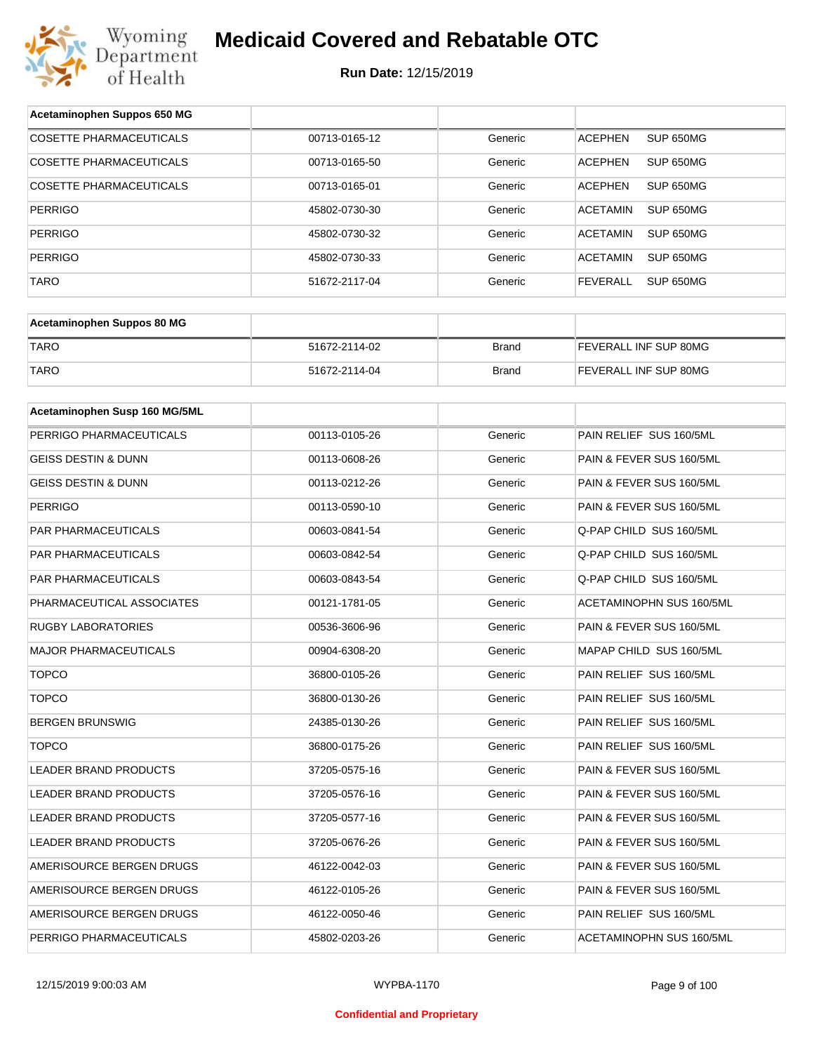| Acetaminophen Suppos 650 MG | | | |
|---|---|---|---|
| COSETTE PHARMACEUTICALS | 00713-0165-12 | Generic | ACEPHEN SUP 650MG |
| COSETTE PHARMACEUTICALS | 00713-0165-50 | Generic | ACEPHEN SUP 650MG |
| COSETTE PHARMACEUTICALS | 00713-0165-01 | Generic | ACEPHEN SUP 650MG |
| PERRIGO | 45802-0730-30 | Generic | ACETAMIN SUP 650MG |
| PERRIGO | 45802-0730-32 | Generic | ACETAMIN SUP 650MG |
| PERRIGO | 45802-0730-33 | Generic | ACETAMIN SUP 650MG |
| TARO | 51672-2117-04 | Generic | FEVERALL SUP 650MG |

| Acetaminophen Suppos 80 MG | | | |
|---|---|---|---|
| TARO | 51672-2114-02 | Brand | FEVERALL INF SUP 80MG |
| TARO | 51672-2114-04 | Brand | FEVERALL INF SUP 80MG |

| Acetaminophen Susp 160 MG/5ML | | | |
|---|---|---|---|
| PERRIGO PHARMACEUTICALS | 00113-0105-26 | Generic | PAIN RELIEF SUS 160/5ML |
| GEISS DESTIN & DUNN | 00113-0608-26 | Generic | PAIN & FEVER SUS 160/5ML |
| GEISS DESTIN & DUNN | 00113-0212-26 | Generic | PAIN & FEVER SUS 160/5ML |
| PERRIGO | 00113-0590-10 | Generic | PAIN & FEVER SUS 160/5ML |
| PAR PHARMACEUTICALS | 00603-0841-54 | Generic | Q-PAP CHILD SUS 160/5ML |
| PAR PHARMACEUTICALS | 00603-0842-54 | Generic | Q-PAP CHILD SUS 160/5ML |
| PAR PHARMACEUTICALS | 00603-0843-54 | Generic | Q-PAP CHILD SUS 160/5ML |
| PHARMACEUTICAL ASSOCIATES | 00121-1781-05 | Generic | ACETAMINOPHN SUS 160/5ML |
| RUGBY LABORATORIES | 00536-3606-96 | Generic | PAIN & FEVER SUS 160/5ML |
| MAJOR PHARMACEUTICALS | 00904-6308-20 | Generic | MAPAP CHILD SUS 160/5ML |
| TOPCO | 36800-0105-26 | Generic | PAIN RELIEF SUS 160/5ML |
| TOPCO | 36800-0130-26 | Generic | PAIN RELIEF SUS 160/5ML |
| BERGEN BRUNSWIG | 24385-0130-26 | Generic | PAIN RELIEF SUS 160/5ML |
| TOPCO | 36800-0175-26 | Generic | PAIN RELIEF SUS 160/5ML |
| LEADER BRAND PRODUCTS | 37205-0575-16 | Generic | PAIN & FEVER SUS 160/5ML |
| LEADER BRAND PRODUCTS | 37205-0576-16 | Generic | PAIN & FEVER SUS 160/5ML |
| LEADER BRAND PRODUCTS | 37205-0577-16 | Generic | PAIN & FEVER SUS 160/5ML |
| LEADER BRAND PRODUCTS | 37205-0676-26 | Generic | PAIN & FEVER SUS 160/5ML |
| AMERISOURCE BERGEN DRUGS | 46122-0042-03 | Generic | PAIN & FEVER SUS 160/5ML |
| AMERISOURCE BERGEN DRUGS | 46122-0105-26 | Generic | PAIN & FEVER SUS 160/5ML |
| AMERISOURCE BERGEN DRUGS | 46122-0050-46 | Generic | PAIN RELIEF SUS 160/5ML |
| PERRIGO PHARMACEUTICALS | 45802-0203-26 | Generic | ACETAMINOPHN SUS 160/5ML |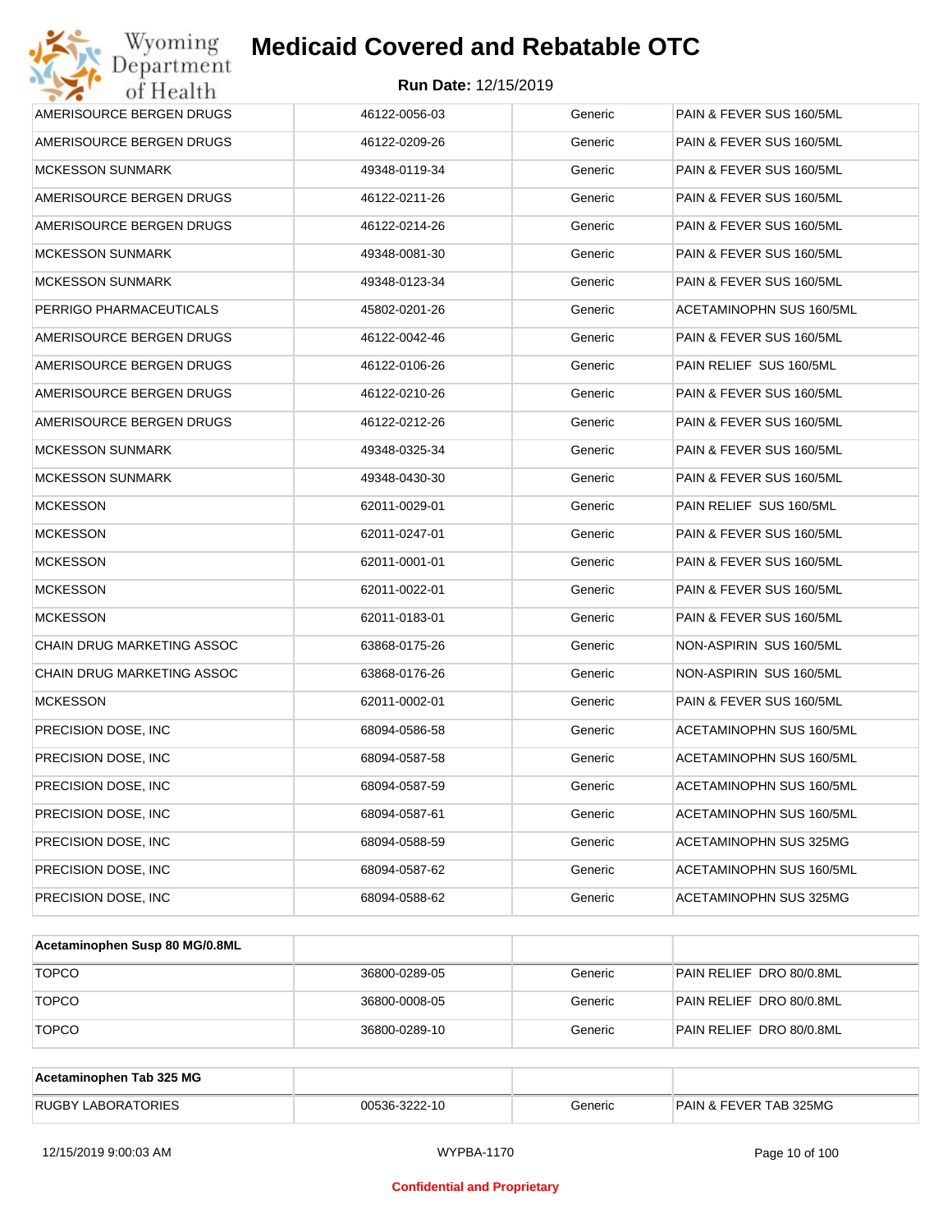| | | | |
|---|---|---|---|
| AMERISOURCE BERGEN DRUGS | 46122-0056-03 | Generic | PAIN & FEVER SUS 160/5ML |
| AMERISOURCE BERGEN DRUGS | 46122-0209-26 | Generic | PAIN & FEVER SUS 160/5ML |
| MCKESSON SUNMARK | 49348-0119-34 | Generic | PAIN & FEVER SUS 160/5ML |
| AMERISOURCE BERGEN DRUGS | 46122-0211-26 | Generic | PAIN & FEVER SUS 160/5ML |
| AMERISOURCE BERGEN DRUGS | 46122-0214-26 | Generic | PAIN & FEVER SUS 160/5ML |
| MCKESSON SUNMARK | 49348-0081-30 | Generic | PAIN & FEVER SUS 160/5ML |
| MCKESSON SUNMARK | 49348-0123-34 | Generic | PAIN & FEVER SUS 160/5ML |
| PERRIGO PHARMACEUTICALS | 45802-0201-26 | Generic | ACETAMINOPHN SUS 160/5ML |
| AMERISOURCE BERGEN DRUGS | 46122-0042-46 | Generic | PAIN & FEVER SUS 160/5ML |
| AMERISOURCE BERGEN DRUGS | 46122-0106-26 | Generic | PAIN RELIEF SUS 160/5ML |
| AMERISOURCE BERGEN DRUGS | 46122-0210-26 | Generic | PAIN & FEVER SUS 160/5ML |
| AMERISOURCE BERGEN DRUGS | 46122-0212-26 | Generic | PAIN & FEVER SUS 160/5ML |
| MCKESSON SUNMARK | 49348-0325-34 | Generic | PAIN & FEVER SUS 160/5ML |
| MCKESSON SUNMARK | 49348-0430-30 | Generic | PAIN & FEVER SUS 160/5ML |
| MCKESSON | 62011-0029-01 | Generic | PAIN RELIEF SUS 160/5ML |
| MCKESSON | 62011-0247-01 | Generic | PAIN & FEVER SUS 160/5ML |
| MCKESSON | 62011-0001-01 | Generic | PAIN & FEVER SUS 160/5ML |
| MCKESSON | 62011-0022-01 | Generic | PAIN & FEVER SUS 160/5ML |
| MCKESSON | 62011-0183-01 | Generic | PAIN & FEVER SUS 160/5ML |
| CHAIN DRUG MARKETING ASSOC | 63868-0175-26 | Generic | NON-ASPIRIN SUS 160/5ML |
| CHAIN DRUG MARKETING ASSOC | 63868-0176-26 | Generic | NON-ASPIRIN SUS 160/5ML |
| MCKESSON | 62011-0002-01 | Generic | PAIN & FEVER SUS 160/5ML |
| PRECISION DOSE, INC | 68094-0586-58 | Generic | ACETAMINOPHN SUS 160/5ML |
| PRECISION DOSE, INC | 68094-0587-58 | Generic | ACETAMINOPHN SUS 160/5ML |
| PRECISION DOSE, INC | 68094-0587-59 | Generic | ACETAMINOPHN SUS 160/5ML |
| PRECISION DOSE, INC | 68094-0587-61 | Generic | ACETAMINOPHN SUS 160/5ML |
| PRECISION DOSE, INC | 68094-0588-59 | Generic | ACETAMINOPHN SUS 325MG |
| PRECISION DOSE, INC | 68094-0587-62 | Generic | ACETAMINOPHN SUS 160/5ML |
| PRECISION DOSE, INC | 68094-0588-62 | Generic | ACETAMINOPHN SUS 325MG |

| **Acetaminophen Susp 80 MG/0.8ML** | | | |
|---|---|---|---|
| TOPCO | 36800-0289-05 | Generic | PAIN RELIEF DRO 80/0.8ML |
| TOPCO | 36800-0008-05 | Generic | PAIN RELIEF DRO 80/0.8ML |
| TOPCO | 36800-0289-10 | Generic | PAIN RELIEF DRO 80/0.8ML |

| **Acetaminophen Tab 325 MG** | | | |
|---|---|---|---|
| RUGBY LABORATORIES | 00536-3222-10 | Generic | PAIN & FEVER TAB 325MG |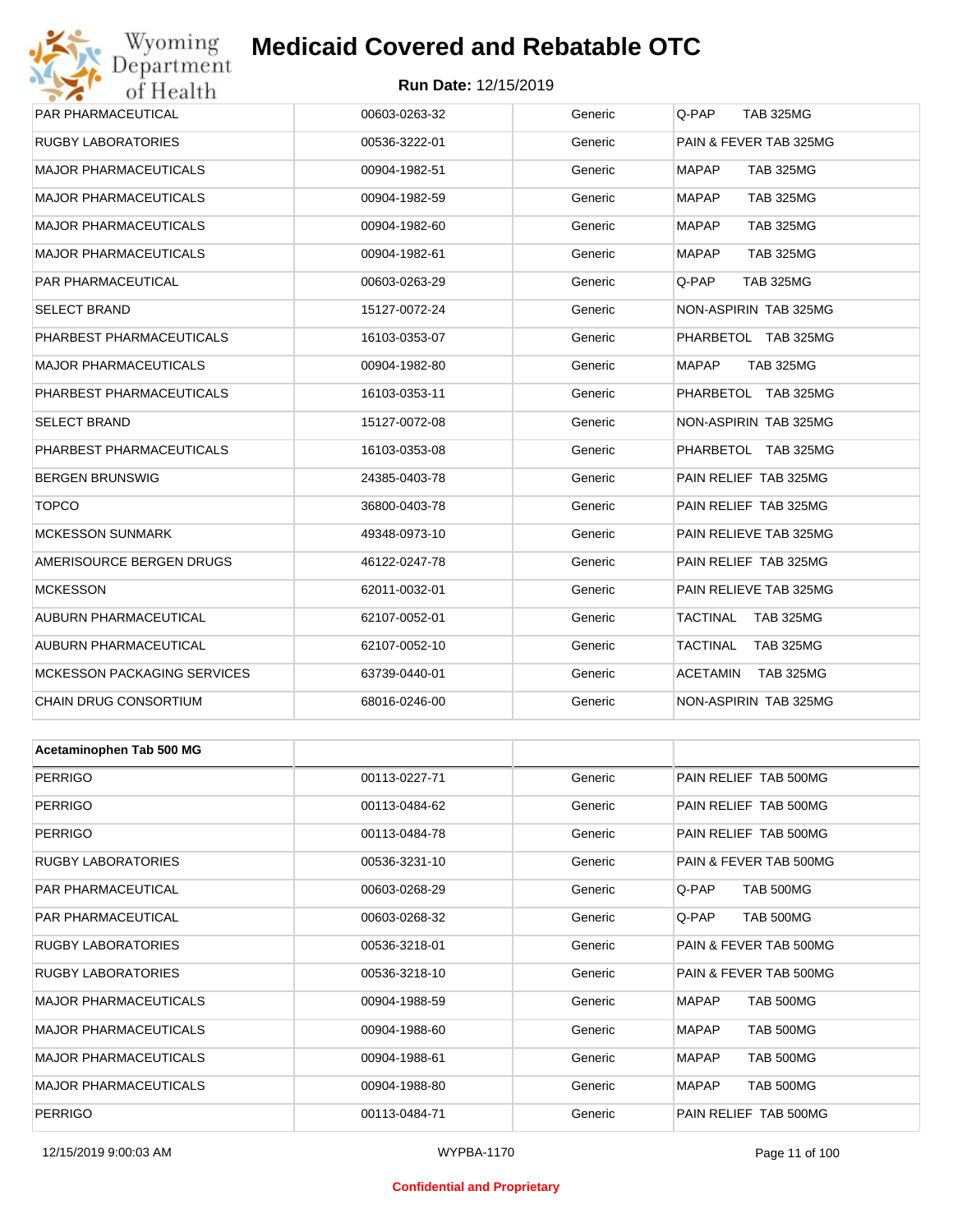| | | | |
|---|---|---|---|
| PAR PHARMACEUTICAL | 00603-0263-32 | Generic | Q-PAP TAB 325MG |
| RUGBY LABORATORIES | 00536-3222-01 | Generic | PAIN & FEVER TAB 325MG |
| MAJOR PHARMACEUTICALS | 00904-1982-51 | Generic | MAPAP TAB 325MG |
| MAJOR PHARMACEUTICALS | 00904-1982-59 | Generic | MAPAP TAB 325MG |
| MAJOR PHARMACEUTICALS | 00904-1982-60 | Generic | MAPAP TAB 325MG |
| MAJOR PHARMACEUTICALS | 00904-1982-61 | Generic | MAPAP TAB 325MG |
| PAR PHARMACEUTICAL | 00603-0263-29 | Generic | Q-PAP TAB 325MG |
| SELECT BRAND | 15127-0072-24 | Generic | NON-ASPIRIN TAB 325MG |
| PHARBEST PHARMACEUTICALS | 16103-0353-07 | Generic | PHARBETOL TAB 325MG |
| MAJOR PHARMACEUTICALS | 00904-1982-80 | Generic | MAPAP TAB 325MG |
| PHARBEST PHARMACEUTICALS | 16103-0353-11 | Generic | PHARBETOL TAB 325MG |
| SELECT BRAND | 15127-0072-08 | Generic | NON-ASPIRIN TAB 325MG |
| PHARBEST PHARMACEUTICALS | 16103-0353-08 | Generic | PHARBETOL TAB 325MG |
| BERGEN BRUNSWIG | 24385-0403-78 | Generic | PAIN RELIEF TAB 325MG |
| TOPCO | 36800-0403-78 | Generic | PAIN RELIEF TAB 325MG |
| MCKESSON SUNMARK | 49348-0973-10 | Generic | PAIN RELIEVE TAB 325MG |
| AMERISOURCE BERGEN DRUGS | 46122-0247-78 | Generic | PAIN RELIEF TAB 325MG |
| MCKESSON | 62011-0032-01 | Generic | PAIN RELIEVE TAB 325MG |
| AUBURN PHARMACEUTICAL | 62107-0052-01 | Generic | TACTINAL TAB 325MG |
| AUBURN PHARMACEUTICAL | 62107-0052-10 | Generic | TACTINAL TAB 325MG |
| MCKESSON PACKAGING SERVICES | 63739-0440-01 | Generic | ACETAMIN TAB 325MG |
| CHAIN DRUG CONSORTIUM | 68016-0246-00 | Generic | NON-ASPIRIN TAB 325MG |

| **Acetaminophen Tab 500 MG** | | | |
|---|---|---|---|
| PERRIGO | 00113-0227-71 | Generic | PAIN RELIEF TAB 500MG |
| PERRIGO | 00113-0484-62 | Generic | PAIN RELIEF TAB 500MG |
| PERRIGO | 00113-0484-78 | Generic | PAIN RELIEF TAB 500MG |
| RUGBY LABORATORIES | 00536-3231-10 | Generic | PAIN & FEVER TAB 500MG |
| PAR PHARMACEUTICAL | 00603-0268-29 | Generic | Q-PAP TAB 500MG |
| PAR PHARMACEUTICAL | 00603-0268-32 | Generic | Q-PAP TAB 500MG |
| RUGBY LABORATORIES | 00536-3218-01 | Generic | PAIN & FEVER TAB 500MG |
| RUGBY LABORATORIES | 00536-3218-10 | Generic | PAIN & FEVER TAB 500MG |
| MAJOR PHARMACEUTICALS | 00904-1988-59 | Generic | MAPAP TAB 500MG |
| MAJOR PHARMACEUTICALS | 00904-1988-60 | Generic | MAPAP TAB 500MG |
| MAJOR PHARMACEUTICALS | 00904-1988-61 | Generic | MAPAP TAB 500MG |
| MAJOR PHARMACEUTICALS | 00904-1988-80 | Generic | MAPAP TAB 500MG |
| PERRIGO | 00113-0484-71 | Generic | PAIN RELIEF TAB 500MG |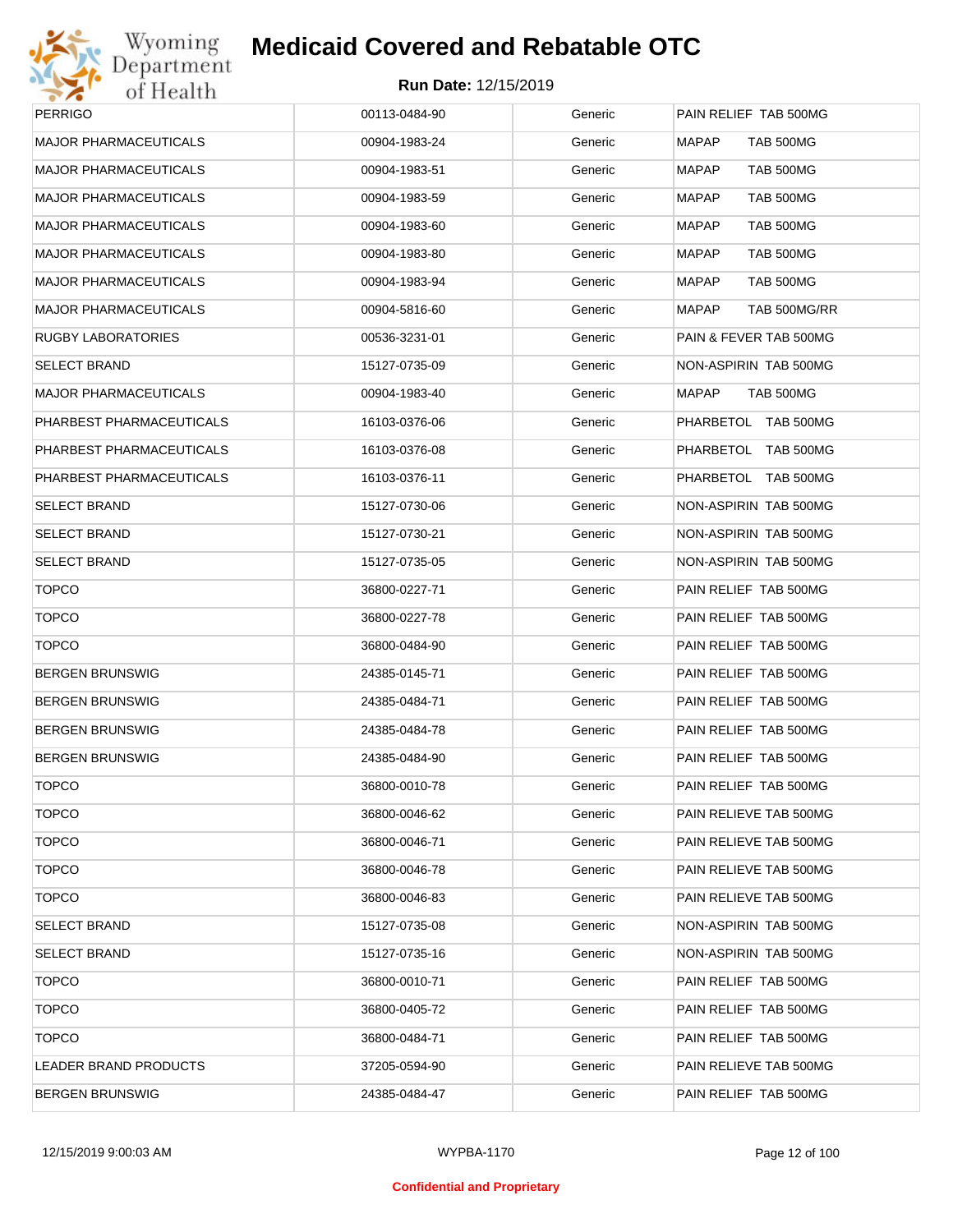# Medicaid Covered and Rebatable OTC

**Run Date:** 12/15/2019

| | | | |
|---|---|---|---|
| PERRIGO | 00113-0484-90 | Generic | PAIN RELIEF TAB 500MG |
| MAJOR PHARMACEUTICALS | 00904-1983-24 | Generic | MAPAP TAB 500MG |
| MAJOR PHARMACEUTICALS | 00904-1983-51 | Generic | MAPAP TAB 500MG |
| MAJOR PHARMACEUTICALS | 00904-1983-59 | Generic | MAPAP TAB 500MG |
| MAJOR PHARMACEUTICALS | 00904-1983-60 | Generic | MAPAP TAB 500MG |
| MAJOR PHARMACEUTICALS | 00904-1983-80 | Generic | MAPAP TAB 500MG |
| MAJOR PHARMACEUTICALS | 00904-1983-94 | Generic | MAPAP TAB 500MG |
| MAJOR PHARMACEUTICALS | 00904-5816-60 | Generic | MAPAP TAB 500MG/RR |
| RUGBY LABORATORIES | 00536-3231-01 | Generic | PAIN & FEVER TAB 500MG |
| SELECT BRAND | 15127-0735-09 | Generic | NON-ASPIRIN TAB 500MG |
| MAJOR PHARMACEUTICALS | 00904-1983-40 | Generic | MAPAP TAB 500MG |
| PHARBEST PHARMACEUTICALS | 16103-0376-06 | Generic | PHARBETOL TAB 500MG |
| PHARBEST PHARMACEUTICALS | 16103-0376-08 | Generic | PHARBETOL TAB 500MG |
| PHARBEST PHARMACEUTICALS | 16103-0376-11 | Generic | PHARBETOL TAB 500MG |
| SELECT BRAND | 15127-0730-06 | Generic | NON-ASPIRIN TAB 500MG |
| SELECT BRAND | 15127-0730-21 | Generic | NON-ASPIRIN TAB 500MG |
| SELECT BRAND | 15127-0735-05 | Generic | NON-ASPIRIN TAB 500MG |
| TOPCO | 36800-0227-71 | Generic | PAIN RELIEF TAB 500MG |
| TOPCO | 36800-0227-78 | Generic | PAIN RELIEF TAB 500MG |
| TOPCO | 36800-0484-90 | Generic | PAIN RELIEF TAB 500MG |
| BERGEN BRUNSWIG | 24385-0145-71 | Generic | PAIN RELIEF TAB 500MG |
| BERGEN BRUNSWIG | 24385-0484-71 | Generic | PAIN RELIEF TAB 500MG |
| BERGEN BRUNSWIG | 24385-0484-78 | Generic | PAIN RELIEF TAB 500MG |
| BERGEN BRUNSWIG | 24385-0484-90 | Generic | PAIN RELIEF TAB 500MG |
| TOPCO | 36800-0010-78 | Generic | PAIN RELIEF TAB 500MG |
| TOPCO | 36800-0046-62 | Generic | PAIN RELIEVE TAB 500MG |
| TOPCO | 36800-0046-71 | Generic | PAIN RELIEVE TAB 500MG |
| TOPCO | 36800-0046-78 | Generic | PAIN RELIEVE TAB 500MG |
| TOPCO | 36800-0046-83 | Generic | PAIN RELIEVE TAB 500MG |
| SELECT BRAND | 15127-0735-08 | Generic | NON-ASPIRIN TAB 500MG |
| SELECT BRAND | 15127-0735-16 | Generic | NON-ASPIRIN TAB 500MG |
| TOPCO | 36800-0010-71 | Generic | PAIN RELIEF TAB 500MG |
| TOPCO | 36800-0405-72 | Generic | PAIN RELIEF TAB 500MG |
| TOPCO | 36800-0484-71 | Generic | PAIN RELIEF TAB 500MG |
| LEADER BRAND PRODUCTS | 37205-0594-90 | Generic | PAIN RELIEVE TAB 500MG |
| BERGEN BRUNSWIG | 24385-0484-47 | Generic | PAIN RELIEF TAB 500MG |

12/15/2019 9:00:03 AM WYPBA-1170

**Confidential and Proprietary**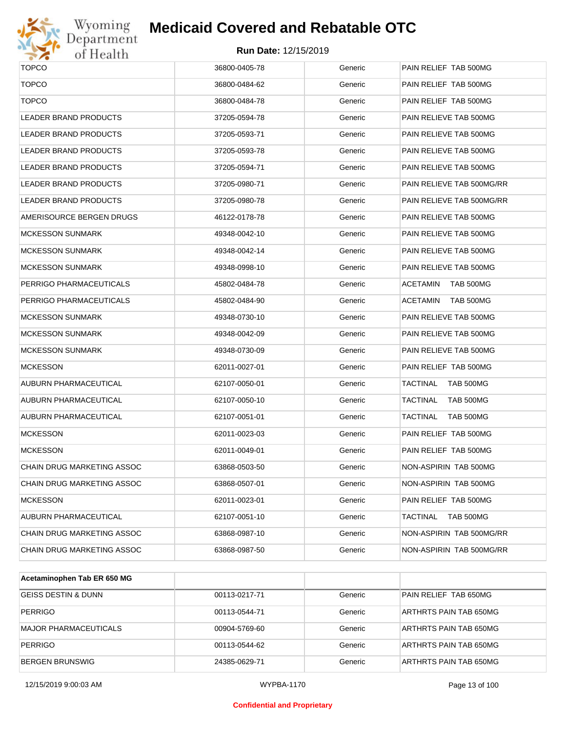| TOPCO | 36800-0405-78 | Generic | PAIN RELIEF TAB 500MG |
|---|---|---|---|
| TOPCO | 36800-0484-62 | Generic | PAIN RELIEF TAB 500MG |
| TOPCO | 36800-0484-78 | Generic | PAIN RELIEF TAB 500MG |
| LEADER BRAND PRODUCTS | 37205-0594-78 | Generic | PAIN RELIEVE TAB 500MG |
| LEADER BRAND PRODUCTS | 37205-0593-71 | Generic | PAIN RELIEVE TAB 500MG |
| LEADER BRAND PRODUCTS | 37205-0593-78 | Generic | PAIN RELIEVE TAB 500MG |
| LEADER BRAND PRODUCTS | 37205-0594-71 | Generic | PAIN RELIEVE TAB 500MG |
| LEADER BRAND PRODUCTS | 37205-0980-71 | Generic | PAIN RELIEVE TAB 500MG/RR |
| LEADER BRAND PRODUCTS | 37205-0980-78 | Generic | PAIN RELIEVE TAB 500MG/RR |
| AMERISOURCE BERGEN DRUGS | 46122-0178-78 | Generic | PAIN RELIEVE TAB 500MG |
| MCKESSON SUNMARK | 49348-0042-10 | Generic | PAIN RELIEVE TAB 500MG |
| MCKESSON SUNMARK | 49348-0042-14 | Generic | PAIN RELIEVE TAB 500MG |
| MCKESSON SUNMARK | 49348-0998-10 | Generic | PAIN RELIEVE TAB 500MG |
| PERRIGO PHARMACEUTICALS | 45802-0484-78 | Generic | ACETAMIN TAB 500MG |
| PERRIGO PHARMACEUTICALS | 45802-0484-90 | Generic | ACETAMIN TAB 500MG |
| MCKESSON SUNMARK | 49348-0730-10 | Generic | PAIN RELIEVE TAB 500MG |
| MCKESSON SUNMARK | 49348-0042-09 | Generic | PAIN RELIEVE TAB 500MG |
| MCKESSON SUNMARK | 49348-0730-09 | Generic | PAIN RELIEVE TAB 500MG |
| MCKESSON | 62011-0027-01 | Generic | PAIN RELIEF TAB 500MG |
| AUBURN PHARMACEUTICAL | 62107-0050-01 | Generic | TACTINAL TAB 500MG |
| AUBURN PHARMACEUTICAL | 62107-0050-10 | Generic | TACTINAL TAB 500MG |
| AUBURN PHARMACEUTICAL | 62107-0051-01 | Generic | TACTINAL TAB 500MG |
| MCKESSON | 62011-0023-03 | Generic | PAIN RELIEF TAB 500MG |
| MCKESSON | 62011-0049-01 | Generic | PAIN RELIEF TAB 500MG |
| CHAIN DRUG MARKETING ASSOC | 63868-0503-50 | Generic | NON-ASPIRIN TAB 500MG |
| CHAIN DRUG MARKETING ASSOC | 63868-0507-01 | Generic | NON-ASPIRIN TAB 500MG |
| MCKESSON | 62011-0023-01 | Generic | PAIN RELIEF TAB 500MG |
| AUBURN PHARMACEUTICAL | 62107-0051-10 | Generic | TACTINAL TAB 500MG |
| CHAIN DRUG MARKETING ASSOC | 63868-0987-10 | Generic | NON-ASPIRIN TAB 500MG/RR |
| CHAIN DRUG MARKETING ASSOC | 63868-0987-50 | Generic | NON-ASPIRIN TAB 500MG/RR |

| **Acetaminophen Tab ER 650 MG** | | | |
|---|---|---|---|
| GEISS DESTIN & DUNN | 00113-0217-71 | Generic | PAIN RELIEF TAB 650MG |
| PERRIGO | 00113-0544-71 | Generic | ARTHRTS PAIN TAB 650MG |
| MAJOR PHARMACEUTICALS | 00904-5769-60 | Generic | ARTHRTS PAIN TAB 650MG |
| PERRIGO | 00113-0544-62 | Generic | ARTHRTS PAIN TAB 650MG |
| BERGEN BRUNSWIG | 24385-0629-71 | Generic | ARTHRTS PAIN TAB 650MG |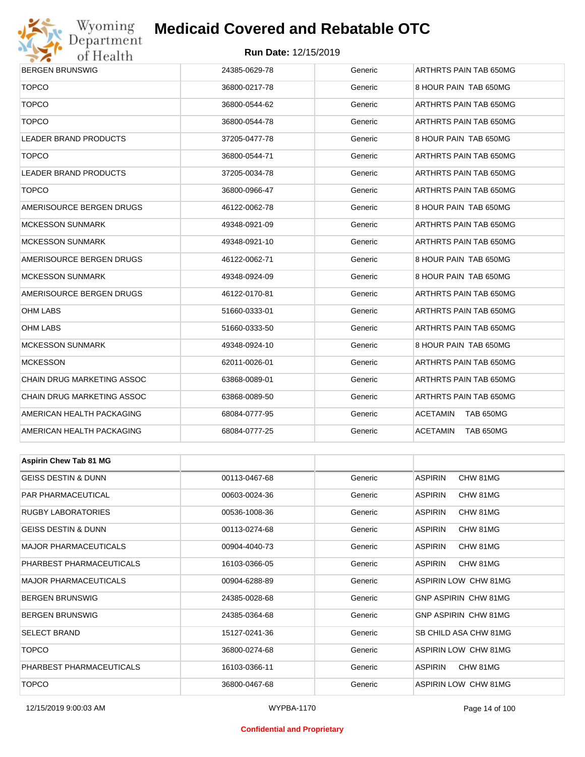| | | | |
|---|---|---|---|
| BERGEN BRUNSWIG | 24385-0629-78 | Generic | ARTHRTS PAIN TAB 650MG |
| TOPCO | 36800-0217-78 | Generic | 8 HOUR PAIN TAB 650MG |
| TOPCO | 36800-0544-62 | Generic | ARTHRTS PAIN TAB 650MG |
| TOPCO | 36800-0544-78 | Generic | ARTHRTS PAIN TAB 650MG |
| LEADER BRAND PRODUCTS | 37205-0477-78 | Generic | 8 HOUR PAIN TAB 650MG |
| TOPCO | 36800-0544-71 | Generic | ARTHRTS PAIN TAB 650MG |
| LEADER BRAND PRODUCTS | 37205-0034-78 | Generic | ARTHRTS PAIN TAB 650MG |
| TOPCO | 36800-0966-47 | Generic | ARTHRTS PAIN TAB 650MG |
| AMERISOURCE BERGEN DRUGS | 46122-0062-78 | Generic | 8 HOUR PAIN TAB 650MG |
| MCKESSON SUNMARK | 49348-0921-09 | Generic | ARTHRTS PAIN TAB 650MG |
| MCKESSON SUNMARK | 49348-0921-10 | Generic | ARTHRTS PAIN TAB 650MG |
| AMERISOURCE BERGEN DRUGS | 46122-0062-71 | Generic | 8 HOUR PAIN TAB 650MG |
| MCKESSON SUNMARK | 49348-0924-09 | Generic | 8 HOUR PAIN TAB 650MG |
| AMERISOURCE BERGEN DRUGS | 46122-0170-81 | Generic | ARTHRTS PAIN TAB 650MG |
| OHM LABS | 51660-0333-01 | Generic | ARTHRTS PAIN TAB 650MG |
| OHM LABS | 51660-0333-50 | Generic | ARTHRTS PAIN TAB 650MG |
| MCKESSON SUNMARK | 49348-0924-10 | Generic | 8 HOUR PAIN TAB 650MG |
| MCKESSON | 62011-0026-01 | Generic | ARTHRTS PAIN TAB 650MG |
| CHAIN DRUG MARKETING ASSOC | 63868-0089-01 | Generic | ARTHRTS PAIN TAB 650MG |
| CHAIN DRUG MARKETING ASSOC | 63868-0089-50 | Generic | ARTHRTS PAIN TAB 650MG |
| AMERICAN HEALTH PACKAGING | 68084-0777-95 | Generic | ACETAMIN TAB 650MG |
| AMERICAN HEALTH PACKAGING | 68084-0777-25 | Generic | ACETAMIN TAB 650MG |

| Aspirin Chew Tab 81 MG | | | |
|---|---|---|---|
| GEISS DESTIN & DUNN | 00113-0467-68 | Generic | ASPIRIN CHW 81MG |
| PAR PHARMACEUTICAL | 00603-0024-36 | Generic | ASPIRIN CHW 81MG |
| RUGBY LABORATORIES | 00536-1008-36 | Generic | ASPIRIN CHW 81MG |
| GEISS DESTIN & DUNN | 00113-0274-68 | Generic | ASPIRIN CHW 81MG |
| MAJOR PHARMACEUTICALS | 00904-4040-73 | Generic | ASPIRIN CHW 81MG |
| PHARBEST PHARMACEUTICALS | 16103-0366-05 | Generic | ASPIRIN CHW 81MG |
| MAJOR PHARMACEUTICALS | 00904-6288-89 | Generic | ASPIRIN LOW CHW 81MG |
| BERGEN BRUNSWIG | 24385-0028-68 | Generic | GNP ASPIRIN CHW 81MG |
| BERGEN BRUNSWIG | 24385-0364-68 | Generic | GNP ASPIRIN CHW 81MG |
| SELECT BRAND | 15127-0241-36 | Generic | SB CHILD ASA CHW 81MG |
| TOPCO | 36800-0274-68 | Generic | ASPIRIN LOW CHW 81MG |
| PHARBEST PHARMACEUTICALS | 16103-0366-11 | Generic | ASPIRIN CHW 81MG |
| TOPCO | 36800-0467-68 | Generic | ASPIRIN LOW CHW 81MG |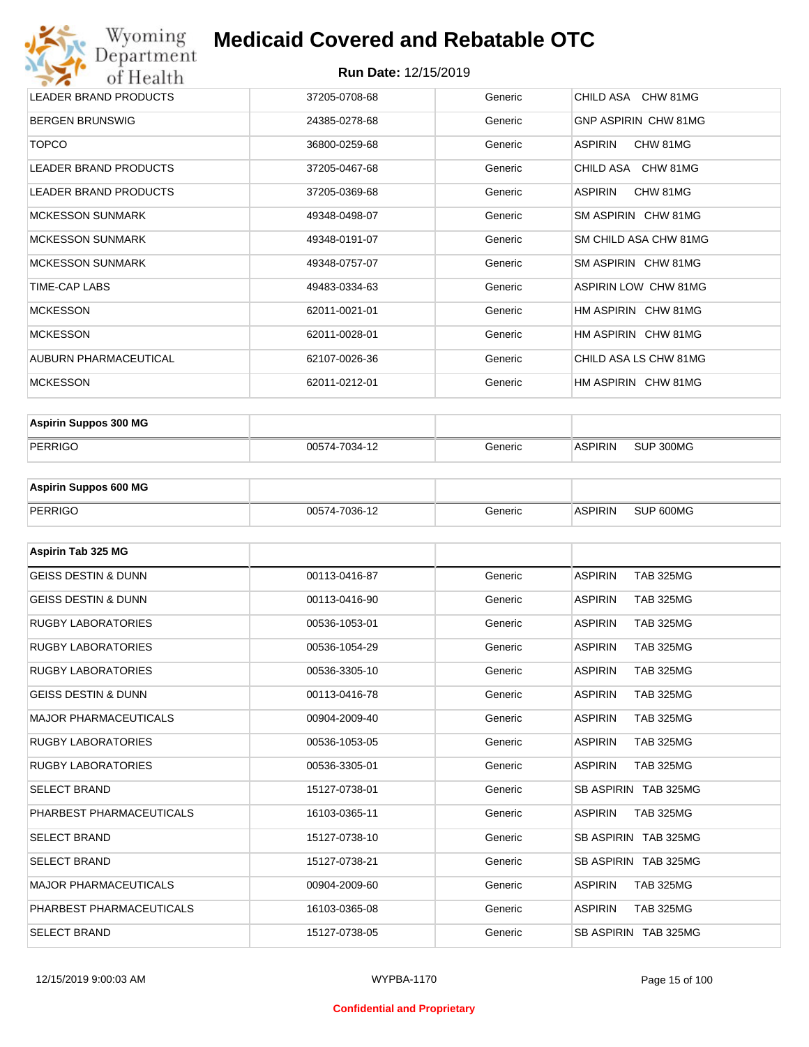| | | | |
|---|---|---|---|
| LEADER BRAND PRODUCTS | 37205-0708-68 | Generic | CHILD ASA CHW 81MG |
| BERGEN BRUNSWIG | 24385-0278-68 | Generic | GNP ASPIRIN CHW 81MG |
| TOPCO | 36800-0259-68 | Generic | ASPIRIN CHW 81MG |
| LEADER BRAND PRODUCTS | 37205-0467-68 | Generic | CHILD ASA CHW 81MG |
| LEADER BRAND PRODUCTS | 37205-0369-68 | Generic | ASPIRIN CHW 81MG |
| MCKESSON SUNMARK | 49348-0498-07 | Generic | SM ASPIRIN CHW 81MG |
| MCKESSON SUNMARK | 49348-0191-07 | Generic | SM CHILD ASA CHW 81MG |
| MCKESSON SUNMARK | 49348-0757-07 | Generic | SM ASPIRIN CHW 81MG |
| TIME-CAP LABS | 49483-0334-63 | Generic | ASPIRIN LOW CHW 81MG |
| MCKESSON | 62011-0021-01 | Generic | HM ASPIRIN CHW 81MG |
| MCKESSON | 62011-0028-01 | Generic | HM ASPIRIN CHW 81MG |
| AUBURN PHARMACEUTICAL | 62107-0026-36 | Generic | CHILD ASA LS CHW 81MG |
| MCKESSON | 62011-0212-01 | Generic | HM ASPIRIN CHW 81MG |

| **Aspirin Suppos 300 MG** | | | |
|---|---|---|---|
| PERRIGO | 00574-7034-12 | Generic | ASPIRIN SUP 300MG |

| **Aspirin Suppos 600 MG** | | | |
|---|---|---|---|
| PERRIGO | 00574-7036-12 | Generic | ASPIRIN SUP 600MG |

| **Aspirin Tab 325 MG** | | | |
|---|---|---|---|
| GEISS DESTIN & DUNN | 00113-0416-87 | Generic | ASPIRIN TAB 325MG |
| GEISS DESTIN & DUNN | 00113-0416-90 | Generic | ASPIRIN TAB 325MG |
| RUGBY LABORATORIES | 00536-1053-01 | Generic | ASPIRIN TAB 325MG |
| RUGBY LABORATORIES | 00536-1054-29 | Generic | ASPIRIN TAB 325MG |
| RUGBY LABORATORIES | 00536-3305-10 | Generic | ASPIRIN TAB 325MG |
| GEISS DESTIN & DUNN | 00113-0416-78 | Generic | ASPIRIN TAB 325MG |
| MAJOR PHARMACEUTICALS | 00904-2009-40 | Generic | ASPIRIN TAB 325MG |
| RUGBY LABORATORIES | 00536-1053-05 | Generic | ASPIRIN TAB 325MG |
| RUGBY LABORATORIES | 00536-3305-01 | Generic | ASPIRIN TAB 325MG |
| SELECT BRAND | 15127-0738-01 | Generic | SB ASPIRIN TAB 325MG |
| PHARBEST PHARMACEUTICALS | 16103-0365-11 | Generic | ASPIRIN TAB 325MG |
| SELECT BRAND | 15127-0738-10 | Generic | SB ASPIRIN TAB 325MG |
| SELECT BRAND | 15127-0738-21 | Generic | SB ASPIRIN TAB 325MG |
| MAJOR PHARMACEUTICALS | 00904-2009-60 | Generic | ASPIRIN TAB 325MG |
| PHARBEST PHARMACEUTICALS | 16103-0365-08 | Generic | ASPIRIN TAB 325MG |
| SELECT BRAND | 15127-0738-05 | Generic | SB ASPIRIN TAB 325MG |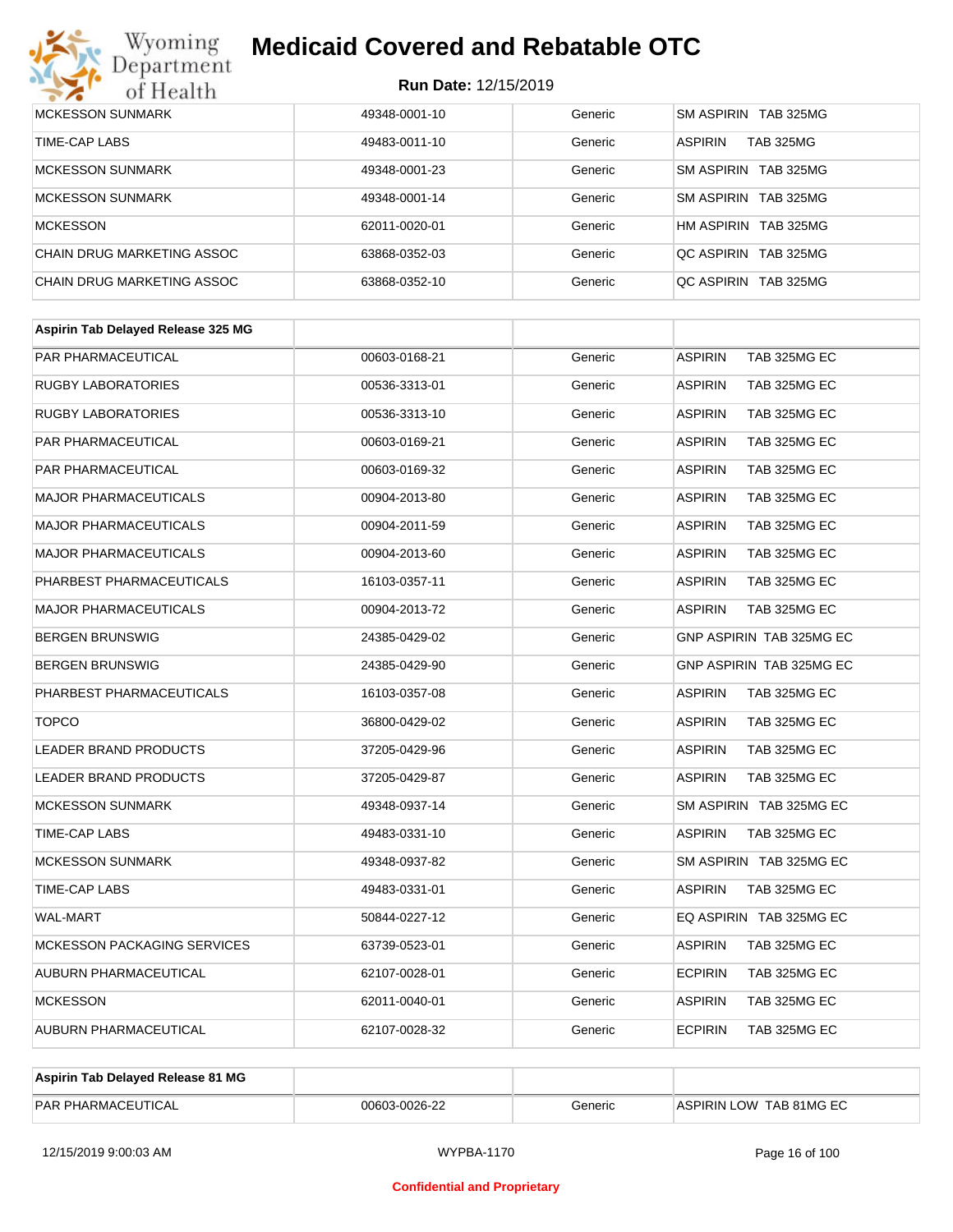| | | | |
|---|---|---|---|
| MCKESSON SUNMARK | 49348-0001-10 | Generic | SM ASPIRIN TAB 325MG |
| TIME-CAP LABS | 49483-0011-10 | Generic | ASPIRIN TAB 325MG |
| MCKESSON SUNMARK | 49348-0001-23 | Generic | SM ASPIRIN TAB 325MG |
| MCKESSON SUNMARK | 49348-0001-14 | Generic | SM ASPIRIN TAB 325MG |
| MCKESSON | 62011-0020-01 | Generic | HM ASPIRIN TAB 325MG |
| CHAIN DRUG MARKETING ASSOC | 63868-0352-03 | Generic | QC ASPIRIN TAB 325MG |
| CHAIN DRUG MARKETING ASSOC | 63868-0352-10 | Generic | QC ASPIRIN TAB 325MG |

| **Aspirin Tab Delayed Release 325 MG** | | | |
|---|---|---|---|
| PAR PHARMACEUTICAL | 00603-0168-21 | Generic | ASPIRIN TAB 325MG EC |
| RUGBY LABORATORIES | 00536-3313-01 | Generic | ASPIRIN TAB 325MG EC |
| RUGBY LABORATORIES | 00536-3313-10 | Generic | ASPIRIN TAB 325MG EC |
| PAR PHARMACEUTICAL | 00603-0169-21 | Generic | ASPIRIN TAB 325MG EC |
| PAR PHARMACEUTICAL | 00603-0169-32 | Generic | ASPIRIN TAB 325MG EC |
| MAJOR PHARMACEUTICALS | 00904-2013-80 | Generic | ASPIRIN TAB 325MG EC |
| MAJOR PHARMACEUTICALS | 00904-2011-59 | Generic | ASPIRIN TAB 325MG EC |
| MAJOR PHARMACEUTICALS | 00904-2013-60 | Generic | ASPIRIN TAB 325MG EC |
| PHARBEST PHARMACEUTICALS | 16103-0357-11 | Generic | ASPIRIN TAB 325MG EC |
| MAJOR PHARMACEUTICALS | 00904-2013-72 | Generic | ASPIRIN TAB 325MG EC |
| BERGEN BRUNSWIG | 24385-0429-02 | Generic | GNP ASPIRIN TAB 325MG EC |
| BERGEN BRUNSWIG | 24385-0429-90 | Generic | GNP ASPIRIN TAB 325MG EC |
| PHARBEST PHARMACEUTICALS | 16103-0357-08 | Generic | ASPIRIN TAB 325MG EC |
| TOPCO | 36800-0429-02 | Generic | ASPIRIN TAB 325MG EC |
| LEADER BRAND PRODUCTS | 37205-0429-96 | Generic | ASPIRIN TAB 325MG EC |
| LEADER BRAND PRODUCTS | 37205-0429-87 | Generic | ASPIRIN TAB 325MG EC |
| MCKESSON SUNMARK | 49348-0937-14 | Generic | SM ASPIRIN TAB 325MG EC |
| TIME-CAP LABS | 49483-0331-10 | Generic | ASPIRIN TAB 325MG EC |
| MCKESSON SUNMARK | 49348-0937-82 | Generic | SM ASPIRIN TAB 325MG EC |
| TIME-CAP LABS | 49483-0331-01 | Generic | ASPIRIN TAB 325MG EC |
| WAL-MART | 50844-0227-12 | Generic | EQ ASPIRIN TAB 325MG EC |
| MCKESSON PACKAGING SERVICES | 63739-0523-01 | Generic | ASPIRIN TAB 325MG EC |
| AUBURN PHARMACEUTICAL | 62107-0028-01 | Generic | ECPIRIN TAB 325MG EC |
| MCKESSON | 62011-0040-01 | Generic | ASPIRIN TAB 325MG EC |
| AUBURN PHARMACEUTICAL | 62107-0028-32 | Generic | ECPIRIN TAB 325MG EC |

| **Aspirin Tab Delayed Release 81 MG** | | | |
|---|---|---|---|
| PAR PHARMACEUTICAL | 00603-0026-22 | Generic | ASPIRIN LOW TAB 81MG EC |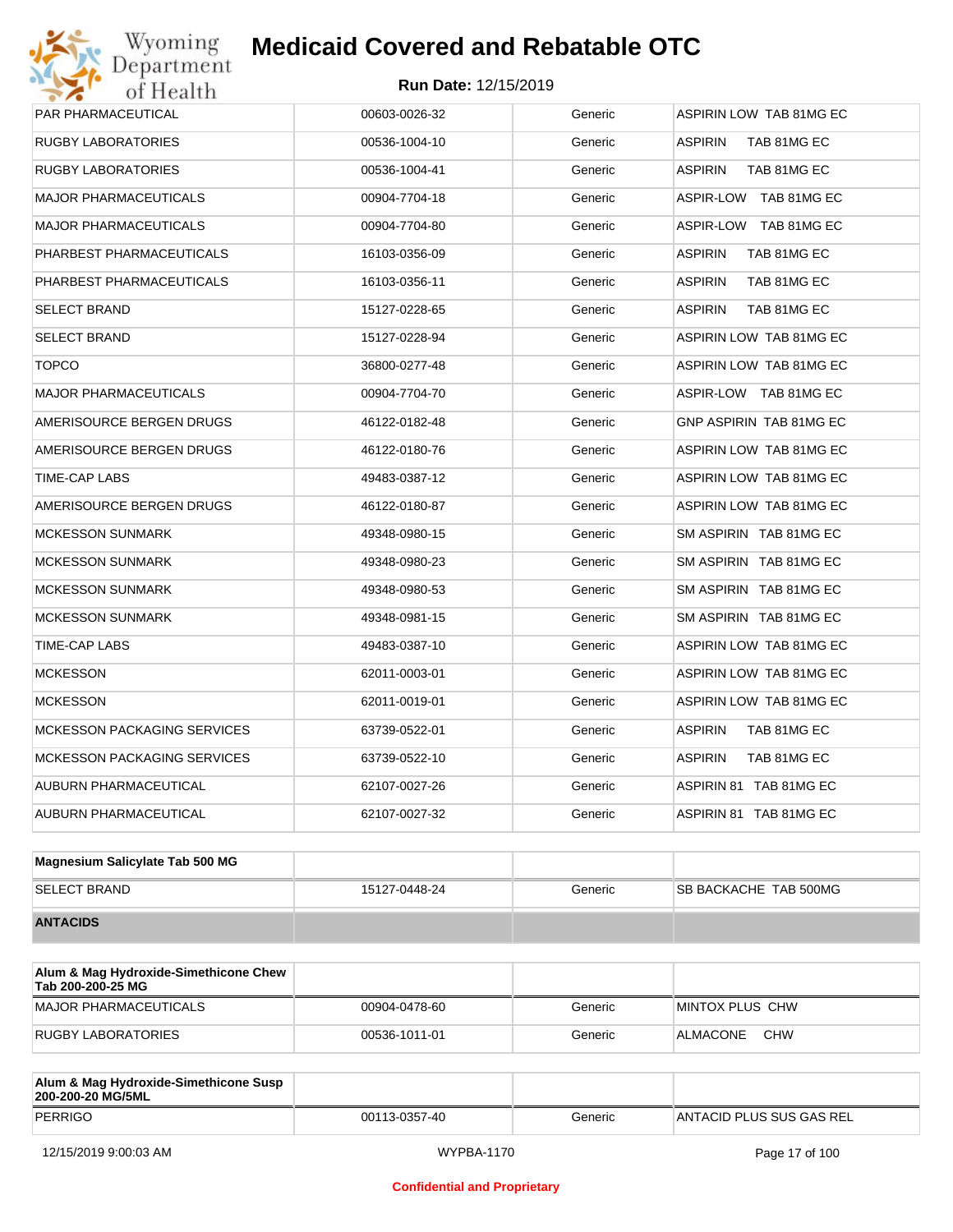# Medicaid Covered and Rebatable OTC

**Run Date:** 12/15/2019

| | | | |
|---|---|---|---|
| PAR PHARMACEUTICAL | 00603-0026-32 | Generic | ASPIRIN LOW TAB 81MG EC |
| RUGBY LABORATORIES | 00536-1004-10 | Generic | ASPIRIN TAB 81MG EC |
| RUGBY LABORATORIES | 00536-1004-41 | Generic | ASPIRIN TAB 81MG EC |
| MAJOR PHARMACEUTICALS | 00904-7704-18 | Generic | ASPIR-LOW TAB 81MG EC |
| MAJOR PHARMACEUTICALS | 00904-7704-80 | Generic | ASPIR-LOW TAB 81MG EC |
| PHARBEST PHARMACEUTICALS | 16103-0356-09 | Generic | ASPIRIN TAB 81MG EC |
| PHARBEST PHARMACEUTICALS | 16103-0356-11 | Generic | ASPIRIN TAB 81MG EC |
| SELECT BRAND | 15127-0228-65 | Generic | ASPIRIN TAB 81MG EC |
| SELECT BRAND | 15127-0228-94 | Generic | ASPIRIN LOW TAB 81MG EC |
| TOPCO | 36800-0277-48 | Generic | ASPIRIN LOW TAB 81MG EC |
| MAJOR PHARMACEUTICALS | 00904-7704-70 | Generic | ASPIR-LOW TAB 81MG EC |
| AMERISOURCE BERGEN DRUGS | 46122-0182-48 | Generic | GNP ASPIRIN TAB 81MG EC |
| AMERISOURCE BERGEN DRUGS | 46122-0180-76 | Generic | ASPIRIN LOW TAB 81MG EC |
| TIME-CAP LABS | 49483-0387-12 | Generic | ASPIRIN LOW TAB 81MG EC |
| AMERISOURCE BERGEN DRUGS | 46122-0180-87 | Generic | ASPIRIN LOW TAB 81MG EC |
| MCKESSON SUNMARK | 49348-0980-15 | Generic | SM ASPIRIN TAB 81MG EC |
| MCKESSON SUNMARK | 49348-0980-23 | Generic | SM ASPIRIN TAB 81MG EC |
| MCKESSON SUNMARK | 49348-0980-53 | Generic | SM ASPIRIN TAB 81MG EC |
| MCKESSON SUNMARK | 49348-0981-15 | Generic | SM ASPIRIN TAB 81MG EC |
| TIME-CAP LABS | 49483-0387-10 | Generic | ASPIRIN LOW TAB 81MG EC |
| MCKESSON | 62011-0003-01 | Generic | ASPIRIN LOW TAB 81MG EC |
| MCKESSON | 62011-0019-01 | Generic | ASPIRIN LOW TAB 81MG EC |
| MCKESSON PACKAGING SERVICES | 63739-0522-01 | Generic | ASPIRIN TAB 81MG EC |
| MCKESSON PACKAGING SERVICES | 63739-0522-10 | Generic | ASPIRIN TAB 81MG EC |
| AUBURN PHARMACEUTICAL | 62107-0027-26 | Generic | ASPIRIN 81 TAB 81MG EC |
| AUBURN PHARMACEUTICAL | 62107-0027-32 | Generic | ASPIRIN 81 TAB 81MG EC |

| **Magnesium Salicylate Tab 500 MG** | | | |
|---|---|---|---|
| SELECT BRAND | 15127-0448-24 | Generic | SB BACKACHE TAB 500MG |
| **ANTACIDS** | | | |

| **Alum & Mag Hydroxide-Simethicone Chew Tab 200-200-25 MG** | | | |
|---|---|---|---|
| MAJOR PHARMACEUTICALS | 00904-0478-60 | Generic | MINTOX PLUS CHW |
| RUGBY LABORATORIES | 00536-1011-01 | Generic | ALMACONE CHW |

| **Alum & Mag Hydroxide-Simethicone Susp 200-200-20 MG/5ML** | | | |
|---|---|---|---|
| PERRIGO | 00113-0357-40 | Generic | ANTACID PLUS SUS GAS REL |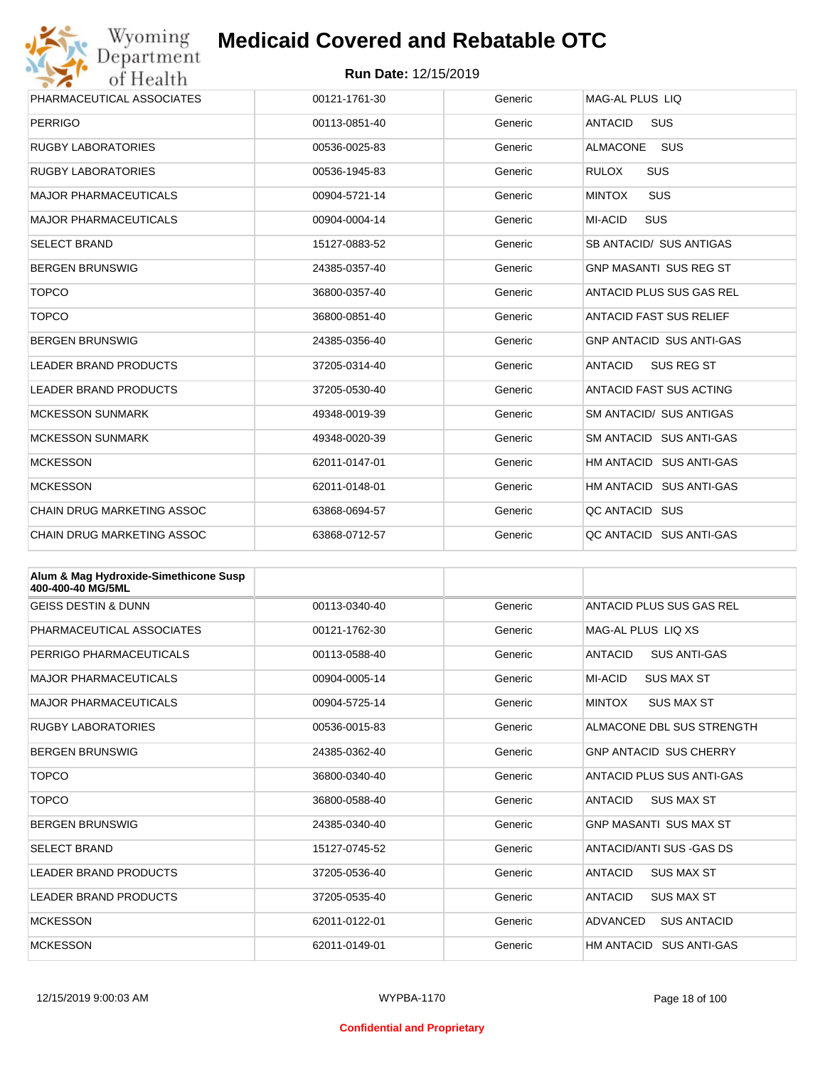# Medicaid Covered and Rebatable OTC

**Run Date:** 12/15/2019

| | | | |
|---|---|---|---|
| PHARMACEUTICAL ASSOCIATES | 00121-1761-30 | Generic | MAG-AL PLUS LIQ |
| PERRIGO | 00113-0851-40 | Generic | ANTACID SUS |
| RUGBY LABORATORIES | 00536-0025-83 | Generic | ALMACONE SUS |
| RUGBY LABORATORIES | 00536-1945-83 | Generic | RULOX SUS |
| MAJOR PHARMACEUTICALS | 00904-5721-14 | Generic | MINTOX SUS |
| MAJOR PHARMACEUTICALS | 00904-0004-14 | Generic | MI-ACID SUS |
| SELECT BRAND | 15127-0883-52 | Generic | SB ANTACID/ SUS ANTIGAS |
| BERGEN BRUNSWIG | 24385-0357-40 | Generic | GNP MASANTI SUS REG ST |
| TOPCO | 36800-0357-40 | Generic | ANTACID PLUS SUS GAS REL |
| TOPCO | 36800-0851-40 | Generic | ANTACID FAST SUS RELIEF |
| BERGEN BRUNSWIG | 24385-0356-40 | Generic | GNP ANTACID SUS ANTI-GAS |
| LEADER BRAND PRODUCTS | 37205-0314-40 | Generic | ANTACID SUS REG ST |
| LEADER BRAND PRODUCTS | 37205-0530-40 | Generic | ANTACID FAST SUS ACTING |
| MCKESSON SUNMARK | 49348-0019-39 | Generic | SM ANTACID/ SUS ANTIGAS |
| MCKESSON SUNMARK | 49348-0020-39 | Generic | SM ANTACID SUS ANTI-GAS |
| MCKESSON | 62011-0147-01 | Generic | HM ANTACID SUS ANTI-GAS |
| MCKESSON | 62011-0148-01 | Generic | HM ANTACID SUS ANTI-GAS |
| CHAIN DRUG MARKETING ASSOC | 63868-0694-57 | Generic | QC ANTACID SUS |
| CHAIN DRUG MARKETING ASSOC | 63868-0712-57 | Generic | QC ANTACID SUS ANTI-GAS |

| **Alum & Mag Hydroxide-Simethicone Susp 400-400-40 MG/5ML** | | | |
|---|---|---|---|
| GEISS DESTIN & DUNN | 00113-0340-40 | Generic | ANTACID PLUS SUS GAS REL |
| PHARMACEUTICAL ASSOCIATES | 00121-1762-30 | Generic | MAG-AL PLUS LIQ XS |
| PERRIGO PHARMACEUTICALS | 00113-0588-40 | Generic | ANTACID SUS ANTI-GAS |
| MAJOR PHARMACEUTICALS | 00904-0005-14 | Generic | MI-ACID SUS MAX ST |
| MAJOR PHARMACEUTICALS | 00904-5725-14 | Generic | MINTOX SUS MAX ST |
| RUGBY LABORATORIES | 00536-0015-83 | Generic | ALMACONE DBL SUS STRENGTH |
| BERGEN BRUNSWIG | 24385-0362-40 | Generic | GNP ANTACID SUS CHERRY |
| TOPCO | 36800-0340-40 | Generic | ANTACID PLUS SUS ANTI-GAS |
| TOPCO | 36800-0588-40 | Generic | ANTACID SUS MAX ST |
| BERGEN BRUNSWIG | 24385-0340-40 | Generic | GNP MASANTI SUS MAX ST |
| SELECT BRAND | 15127-0745-52 | Generic | ANTACID/ANTI SUS -GAS DS |
| LEADER BRAND PRODUCTS | 37205-0536-40 | Generic | ANTACID SUS MAX ST |
| LEADER BRAND PRODUCTS | 37205-0535-40 | Generic | ANTACID SUS MAX ST |
| MCKESSON | 62011-0122-01 | Generic | ADVANCED SUS ANTACID |
| MCKESSON | 62011-0149-01 | Generic | HM ANTACID SUS ANTI-GAS |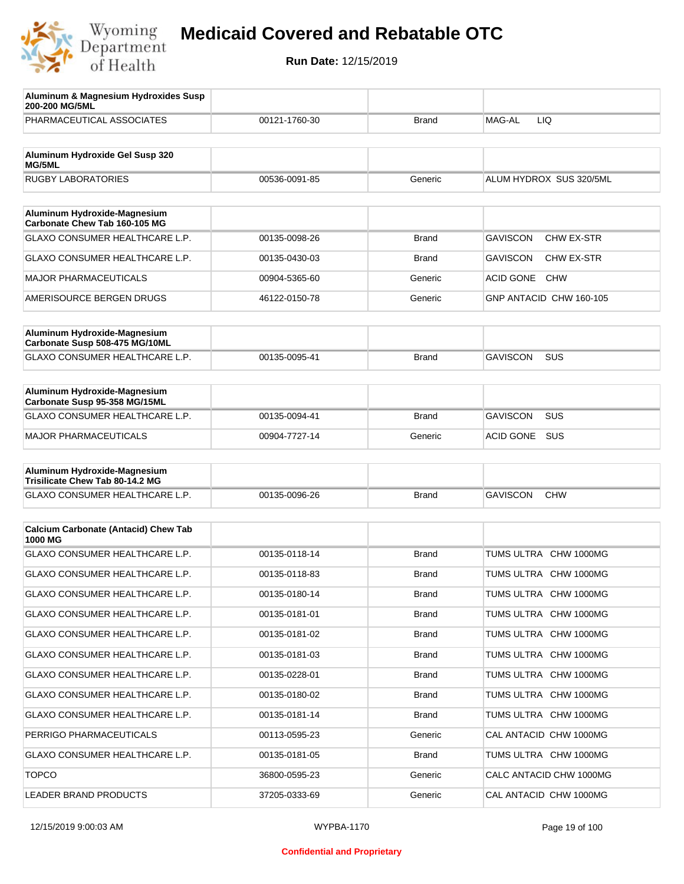# Medicaid Covered and Rebatable OTC

**Run Date:** 12/15/2019

| Aluminum & Magnesium Hydroxides Susp 200-200 MG/5ML | | | |
|---|---|---|---|
| PHARMACEUTICAL ASSOCIATES | 00121-1760-30 | Brand | MAG-AL LIQ |

| Aluminum Hydroxide Gel Susp 320 MG/5ML | | | |
|---|---|---|---|
| RUGBY LABORATORIES | 00536-0091-85 | Generic | ALUM HYDROX SUS 320/5ML |

| Aluminum Hydroxide-Magnesium Carbonate Chew Tab 160-105 MG | | | |
|---|---|---|---|
| GLAXO CONSUMER HEALTHCARE L.P. | 00135-0098-26 | Brand | GAVISCON CHW EX-STR |
| GLAXO CONSUMER HEALTHCARE L.P. | 00135-0430-03 | Brand | GAVISCON CHW EX-STR |
| MAJOR PHARMACEUTICALS | 00904-5365-60 | Generic | ACID GONE CHW |
| AMERISOURCE BERGEN DRUGS | 46122-0150-78 | Generic | GNP ANTACID CHW 160-105 |

| Aluminum Hydroxide-Magnesium Carbonate Susp 508-475 MG/10ML | | | |
|---|---|---|---|
| GLAXO CONSUMER HEALTHCARE L.P. | 00135-0095-41 | Brand | GAVISCON SUS |

| Aluminum Hydroxide-Magnesium Carbonate Susp 95-358 MG/15ML | | | |
|---|---|---|---|
| GLAXO CONSUMER HEALTHCARE L.P. | 00135-0094-41 | Brand | GAVISCON SUS |
| MAJOR PHARMACEUTICALS | 00904-7727-14 | Generic | ACID GONE SUS |

| Aluminum Hydroxide-Magnesium Trisilicate Chew Tab 80-14.2 MG | | | |
|---|---|---|---|
| GLAXO CONSUMER HEALTHCARE L.P. | 00135-0096-26 | Brand | GAVISCON CHW |

| Calcium Carbonate (Antacid) Chew Tab 1000 MG | | | |
|---|---|---|---|
| GLAXO CONSUMER HEALTHCARE L.P. | 00135-0118-14 | Brand | TUMS ULTRA CHW 1000MG |
| GLAXO CONSUMER HEALTHCARE L.P. | 00135-0118-83 | Brand | TUMS ULTRA CHW 1000MG |
| GLAXO CONSUMER HEALTHCARE L.P. | 00135-0180-14 | Brand | TUMS ULTRA CHW 1000MG |
| GLAXO CONSUMER HEALTHCARE L.P. | 00135-0181-01 | Brand | TUMS ULTRA CHW 1000MG |
| GLAXO CONSUMER HEALTHCARE L.P. | 00135-0181-02 | Brand | TUMS ULTRA CHW 1000MG |
| GLAXO CONSUMER HEALTHCARE L.P. | 00135-0181-03 | Brand | TUMS ULTRA CHW 1000MG |
| GLAXO CONSUMER HEALTHCARE L.P. | 00135-0228-01 | Brand | TUMS ULTRA CHW 1000MG |
| GLAXO CONSUMER HEALTHCARE L.P. | 00135-0180-02 | Brand | TUMS ULTRA CHW 1000MG |
| GLAXO CONSUMER HEALTHCARE L.P. | 00135-0181-14 | Brand | TUMS ULTRA CHW 1000MG |
| PERRIGO PHARMACEUTICALS | 00113-0595-23 | Generic | CAL ANTACID CHW 1000MG |
| GLAXO CONSUMER HEALTHCARE L.P. | 00135-0181-05 | Brand | TUMS ULTRA CHW 1000MG |
| TOPCO | 36800-0595-23 | Generic | CALC ANTACID CHW 1000MG |
| LEADER BRAND PRODUCTS | 37205-0333-69 | Generic | CAL ANTACID CHW 1000MG |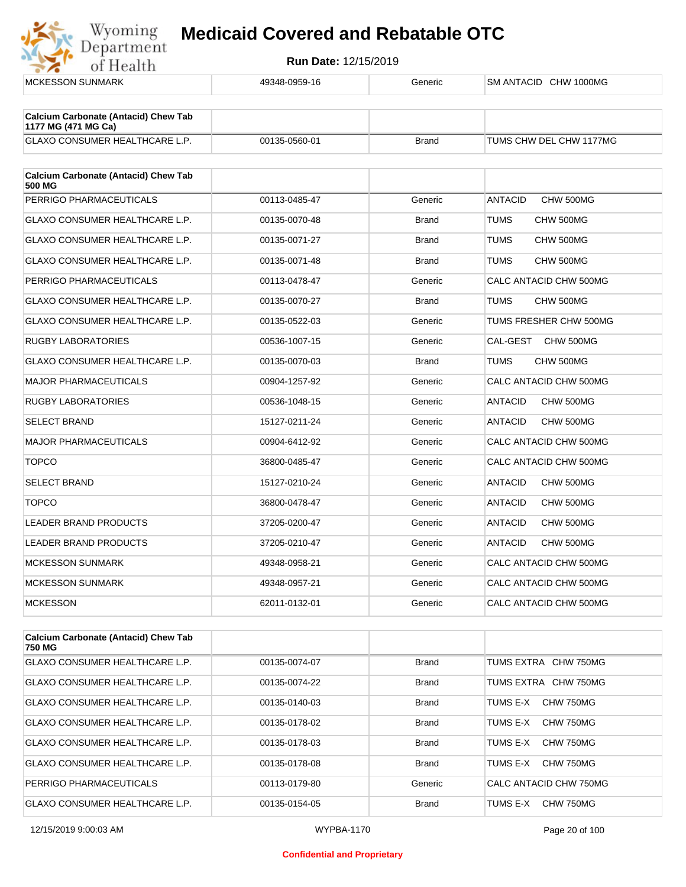| MCKESSON SUNMARK | 49348-0959-16 | Generic | SM ANTACID CHW 1000MG |
|---|---|---|---|

| Calcium Carbonate (Antacid) Chew Tab 1177 MG (471 MG Ca) | | | |
|---|---|---|---|
| GLAXO CONSUMER HEALTHCARE L.P. | 00135-0560-01 | Brand | TUMS CHW DEL CHW 1177MG |

| Calcium Carbonate (Antacid) Chew Tab 500 MG | | | |
|---|---|---|---|
| PERRIGO PHARMACEUTICALS | 00113-0485-47 | Generic | ANTACID CHW 500MG |
| GLAXO CONSUMER HEALTHCARE L.P. | 00135-0070-48 | Brand | TUMS CHW 500MG |
| GLAXO CONSUMER HEALTHCARE L.P. | 00135-0071-27 | Brand | TUMS CHW 500MG |
| GLAXO CONSUMER HEALTHCARE L.P. | 00135-0071-48 | Brand | TUMS CHW 500MG |
| PERRIGO PHARMACEUTICALS | 00113-0478-47 | Generic | CALC ANTACID CHW 500MG |
| GLAXO CONSUMER HEALTHCARE L.P. | 00135-0070-27 | Brand | TUMS CHW 500MG |
| GLAXO CONSUMER HEALTHCARE L.P. | 00135-0522-03 | Generic | TUMS FRESHER CHW 500MG |
| RUGBY LABORATORIES | 00536-1007-15 | Generic | CAL-GEST CHW 500MG |
| GLAXO CONSUMER HEALTHCARE L.P. | 00135-0070-03 | Brand | TUMS CHW 500MG |
| MAJOR PHARMACEUTICALS | 00904-1257-92 | Generic | CALC ANTACID CHW 500MG |
| RUGBY LABORATORIES | 00536-1048-15 | Generic | ANTACID CHW 500MG |
| SELECT BRAND | 15127-0211-24 | Generic | ANTACID CHW 500MG |
| MAJOR PHARMACEUTICALS | 00904-6412-92 | Generic | CALC ANTACID CHW 500MG |
| TOPCO | 36800-0485-47 | Generic | CALC ANTACID CHW 500MG |
| SELECT BRAND | 15127-0210-24 | Generic | ANTACID CHW 500MG |
| TOPCO | 36800-0478-47 | Generic | ANTACID CHW 500MG |
| LEADER BRAND PRODUCTS | 37205-0200-47 | Generic | ANTACID CHW 500MG |
| LEADER BRAND PRODUCTS | 37205-0210-47 | Generic | ANTACID CHW 500MG |
| MCKESSON SUNMARK | 49348-0958-21 | Generic | CALC ANTACID CHW 500MG |
| MCKESSON SUNMARK | 49348-0957-21 | Generic | CALC ANTACID CHW 500MG |
| MCKESSON | 62011-0132-01 | Generic | CALC ANTACID CHW 500MG |

| Calcium Carbonate (Antacid) Chew Tab 750 MG | | | |
|---|---|---|---|
| GLAXO CONSUMER HEALTHCARE L.P. | 00135-0074-07 | Brand | TUMS EXTRA CHW 750MG |
| GLAXO CONSUMER HEALTHCARE L.P. | 00135-0074-22 | Brand | TUMS EXTRA CHW 750MG |
| GLAXO CONSUMER HEALTHCARE L.P. | 00135-0140-03 | Brand | TUMS E-X CHW 750MG |
| GLAXO CONSUMER HEALTHCARE L.P. | 00135-0178-02 | Brand | TUMS E-X CHW 750MG |
| GLAXO CONSUMER HEALTHCARE L.P. | 00135-0178-03 | Brand | TUMS E-X CHW 750MG |
| GLAXO CONSUMER HEALTHCARE L.P. | 00135-0178-08 | Brand | TUMS E-X CHW 750MG |
| PERRIGO PHARMACEUTICALS | 00113-0179-80 | Generic | CALC ANTACID CHW 750MG |
| GLAXO CONSUMER HEALTHCARE L.P. | 00135-0154-05 | Brand | TUMS E-X CHW 750MG |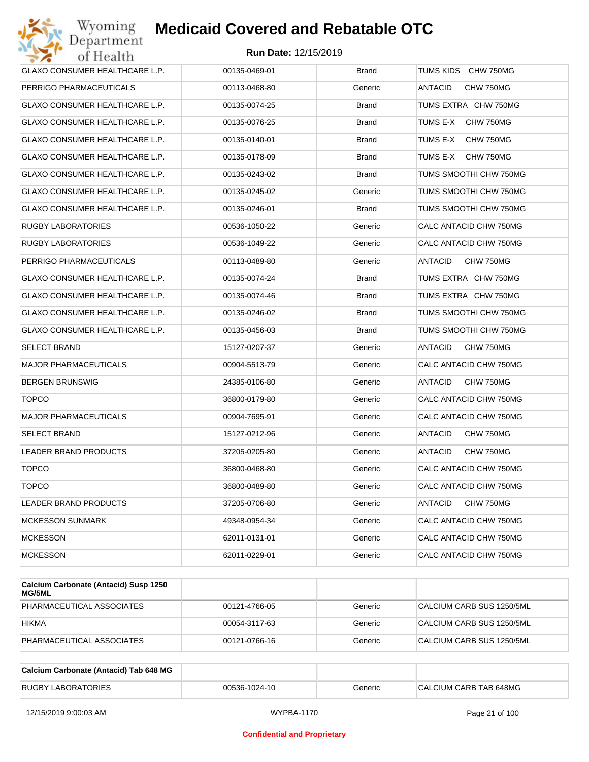| | | | |
|---|---|---|---|
| GLAXO CONSUMER HEALTHCARE L.P. | 00135-0469-01 | Brand | TUMS KIDS CHW 750MG |
| PERRIGO PHARMACEUTICALS | 00113-0468-80 | Generic | ANTACID CHW 750MG |
| GLAXO CONSUMER HEALTHCARE L.P. | 00135-0074-25 | Brand | TUMS EXTRA CHW 750MG |
| GLAXO CONSUMER HEALTHCARE L.P. | 00135-0076-25 | Brand | TUMS E-X CHW 750MG |
| GLAXO CONSUMER HEALTHCARE L.P. | 00135-0140-01 | Brand | TUMS E-X CHW 750MG |
| GLAXO CONSUMER HEALTHCARE L.P. | 00135-0178-09 | Brand | TUMS E-X CHW 750MG |
| GLAXO CONSUMER HEALTHCARE L.P. | 00135-0243-02 | Brand | TUMS SMOOTHI CHW 750MG |
| GLAXO CONSUMER HEALTHCARE L.P. | 00135-0245-02 | Generic | TUMS SMOOTHI CHW 750MG |
| GLAXO CONSUMER HEALTHCARE L.P. | 00135-0246-01 | Brand | TUMS SMOOTHI CHW 750MG |
| RUGBY LABORATORIES | 00536-1050-22 | Generic | CALC ANTACID CHW 750MG |
| RUGBY LABORATORIES | 00536-1049-22 | Generic | CALC ANTACID CHW 750MG |
| PERRIGO PHARMACEUTICALS | 00113-0489-80 | Generic | ANTACID CHW 750MG |
| GLAXO CONSUMER HEALTHCARE L.P. | 00135-0074-24 | Brand | TUMS EXTRA CHW 750MG |
| GLAXO CONSUMER HEALTHCARE L.P. | 00135-0074-46 | Brand | TUMS EXTRA CHW 750MG |
| GLAXO CONSUMER HEALTHCARE L.P. | 00135-0246-02 | Brand | TUMS SMOOTHI CHW 750MG |
| GLAXO CONSUMER HEALTHCARE L.P. | 00135-0456-03 | Brand | TUMS SMOOTHI CHW 750MG |
| SELECT BRAND | 15127-0207-37 | Generic | ANTACID CHW 750MG |
| MAJOR PHARMACEUTICALS | 00904-5513-79 | Generic | CALC ANTACID CHW 750MG |
| BERGEN BRUNSWIG | 24385-0106-80 | Generic | ANTACID CHW 750MG |
| TOPCO | 36800-0179-80 | Generic | CALC ANTACID CHW 750MG |
| MAJOR PHARMACEUTICALS | 00904-7695-91 | Generic | CALC ANTACID CHW 750MG |
| SELECT BRAND | 15127-0212-96 | Generic | ANTACID CHW 750MG |
| LEADER BRAND PRODUCTS | 37205-0205-80 | Generic | ANTACID CHW 750MG |
| TOPCO | 36800-0468-80 | Generic | CALC ANTACID CHW 750MG |
| TOPCO | 36800-0489-80 | Generic | CALC ANTACID CHW 750MG |
| LEADER BRAND PRODUCTS | 37205-0706-80 | Generic | ANTACID CHW 750MG |
| MCKESSON SUNMARK | 49348-0954-34 | Generic | CALC ANTACID CHW 750MG |
| MCKESSON | 62011-0131-01 | Generic | CALC ANTACID CHW 750MG |
| MCKESSON | 62011-0229-01 | Generic | CALC ANTACID CHW 750MG |

| **Calcium Carbonate (Antacid) Susp 1250 MG/5ML** | | | |
|---|---|---|---|
| PHARMACEUTICAL ASSOCIATES | 00121-4766-05 | Generic | CALCIUM CARB SUS 1250/5ML |
| HIKMA | 00054-3117-63 | Generic | CALCIUM CARB SUS 1250/5ML |
| PHARMACEUTICAL ASSOCIATES | 00121-0766-16 | Generic | CALCIUM CARB SUS 1250/5ML |

| **Calcium Carbonate (Antacid) Tab 648 MG** | | | |
|---|---|---|---|
| RUGBY LABORATORIES | 00536-1024-10 | Generic | CALCIUM CARB TAB 648MG |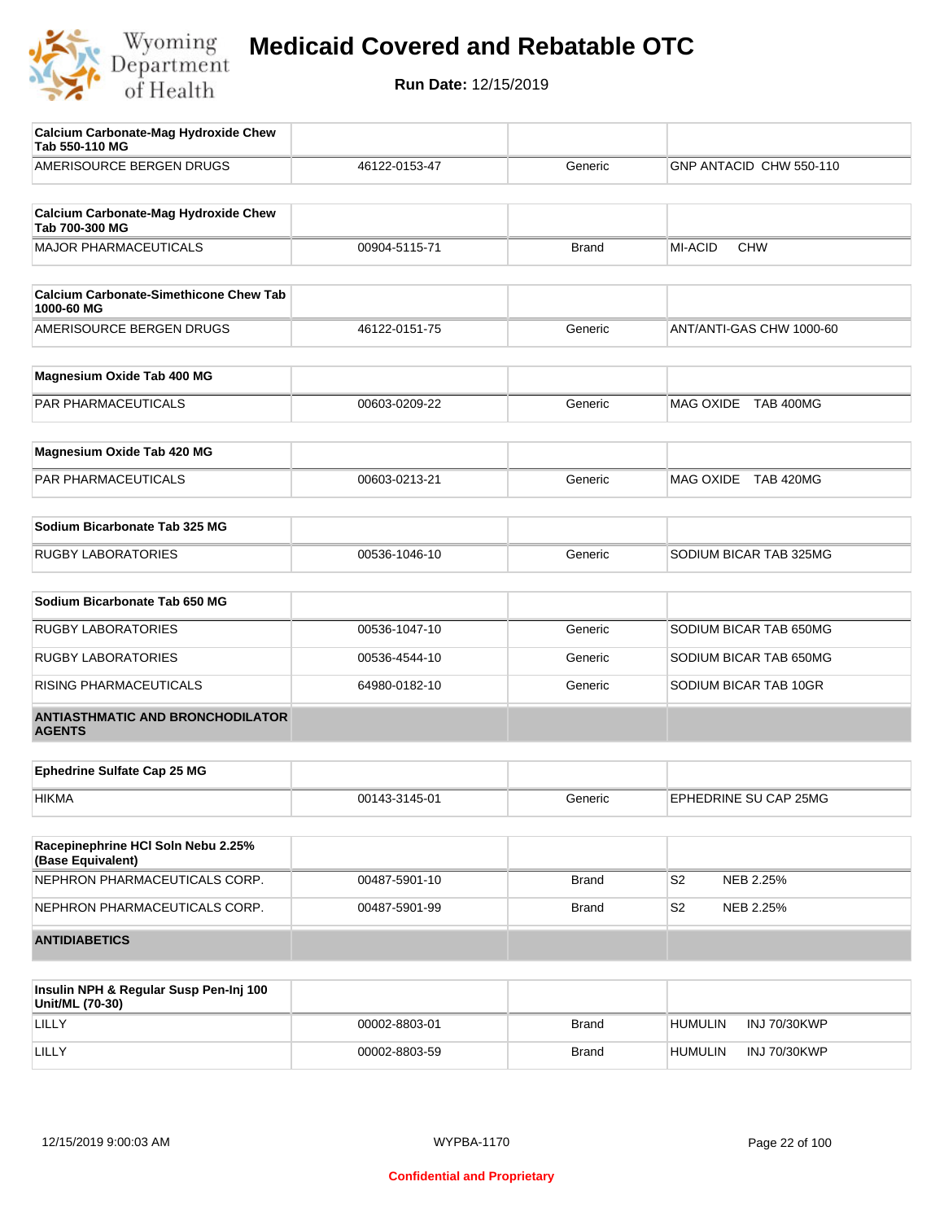# Medicaid Covered and Rebatable OTC

**Run Date:** 12/15/2019

| **Calcium Carbonate-Mag Hydroxide Chew Tab 550-110 MG** | | | |
|---|---|---|---|
| AMERISOURCE BERGEN DRUGS | 46122-0153-47 | Generic | GNP ANTACID CHW 550-110 |

| **Calcium Carbonate-Mag Hydroxide Chew Tab 700-300 MG** | | | |
|---|---|---|---|
| MAJOR PHARMACEUTICALS | 00904-5115-71 | Brand | MI-ACID CHW |

| **Calcium Carbonate-Simethicone Chew Tab 1000-60 MG** | | | |
|---|---|---|---|
| AMERISOURCE BERGEN DRUGS | 46122-0151-75 | Generic | ANT/ANTI-GAS CHW 1000-60 |

| **Magnesium Oxide Tab 400 MG** | | | |
|---|---|---|---|
| PAR PHARMACEUTICALS | 00603-0209-22 | Generic | MAG OXIDE TAB 400MG |

| **Magnesium Oxide Tab 420 MG** | | | |
|---|---|---|---|
| PAR PHARMACEUTICALS | 00603-0213-21 | Generic | MAG OXIDE TAB 420MG |

| **Sodium Bicarbonate Tab 325 MG** | | | |
|---|---|---|---|
| RUGBY LABORATORIES | 00536-1046-10 | Generic | SODIUM BICAR TAB 325MG |

| **Sodium Bicarbonate Tab 650 MG** | | | |
|---|---|---|---|
| RUGBY LABORATORIES | 00536-1047-10 | Generic | SODIUM BICAR TAB 650MG |
| RUGBY LABORATORIES | 00536-4544-10 | Generic | SODIUM BICAR TAB 650MG |
| RISING PHARMACEUTICALS | 64980-0182-10 | Generic | SODIUM BICAR TAB 10GR |

## ANTIASTHMATIC AND BRONCHODILATOR AGENTS

| **Ephedrine Sulfate Cap 25 MG** | | | |
|---|---|---|---|
| HIKMA | 00143-3145-01 | Generic | EPHEDRINE SU CAP 25MG |

| **Racepinephrine HCl Soln Nebu 2.25% (Base Equivalent)** | | | |
|---|---|---|---|
| NEPHRON PHARMACEUTICALS CORP. | 00487-5901-10 | Brand | S2 NEB 2.25% |
| NEPHRON PHARMACEUTICALS CORP. | 00487-5901-99 | Brand | S2 NEB 2.25% |

## ANTIDIABETICS

| **Insulin NPH & Regular Susp Pen-Inj 100 Unit/ML (70-30)** | | | |
|---|---|---|---|
| LILLY | 00002-8803-01 | Brand | HUMULIN INJ 70/30KWP |
| LILLY | 00002-8803-59 | Brand | HUMULIN INJ 70/30KWP |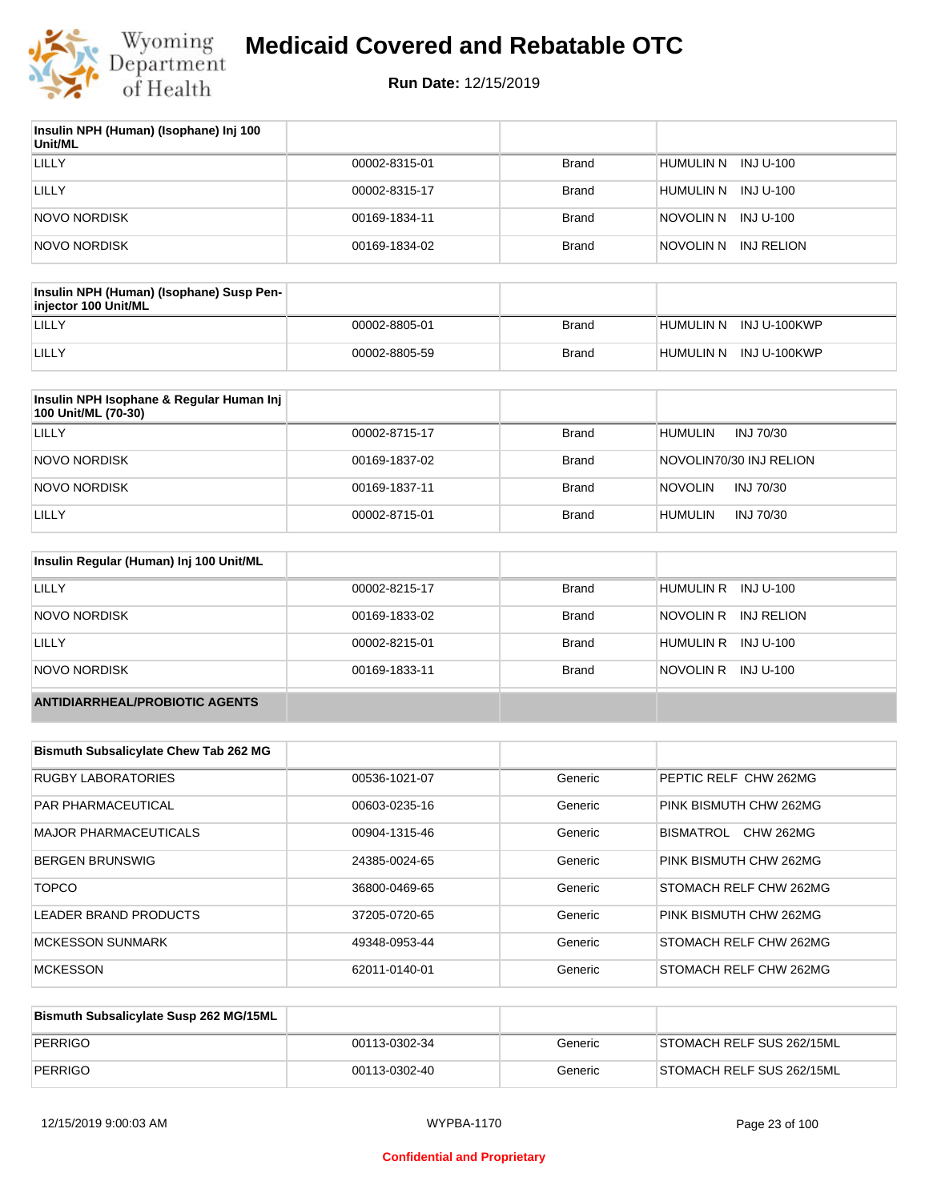| Insulin NPH (Human) (Isophane) Inj 100 Unit/ML | | | |
|---|---|---|---|
| LILLY | 00002-8315-01 | Brand | HUMULIN N INJ U-100 |
| LILLY | 00002-8315-17 | Brand | HUMULIN N INJ U-100 |
| NOVO NORDISK | 00169-1834-11 | Brand | NOVOLIN N INJ U-100 |
| NOVO NORDISK | 00169-1834-02 | Brand | NOVOLIN N INJ RELION |

| Insulin NPH (Human) (Isophane) Susp Pen-injector 100 Unit/ML | | | |
|---|---|---|---|
| LILLY | 00002-8805-01 | Brand | HUMULIN N INJ U-100KWP |
| LILLY | 00002-8805-59 | Brand | HUMULIN N INJ U-100KWP |

| Insulin NPH Isophane & Regular Human Inj 100 Unit/ML (70-30) | | | |
|---|---|---|---|
| LILLY | 00002-8715-17 | Brand | HUMULIN INJ 70/30 |
| NOVO NORDISK | 00169-1837-02 | Brand | NOVOLIN70/30 INJ RELION |
| NOVO NORDISK | 00169-1837-11 | Brand | NOVOLIN INJ 70/30 |
| LILLY | 00002-8715-01 | Brand | HUMULIN INJ 70/30 |

| Insulin Regular (Human) Inj 100 Unit/ML | | | |
|---|---|---|---|
| LILLY | 00002-8215-17 | Brand | HUMULIN R INJ U-100 |
| NOVO NORDISK | 00169-1833-02 | Brand | NOVOLIN R INJ RELION |
| LILLY | 00002-8215-01 | Brand | HUMULIN R INJ U-100 |
| NOVO NORDISK | 00169-1833-11 | Brand | NOVOLIN R INJ U-100 |

## ANTIDIARRHEAL/PROBIOTIC AGENTS

| Bismuth Subsalicylate Chew Tab 262 MG | | | |
|---|---|---|---|
| RUGBY LABORATORIES | 00536-1021-07 | Generic | PEPTIC RELF CHW 262MG |
| PAR PHARMACEUTICAL | 00603-0235-16 | Generic | PINK BISMUTH CHW 262MG |
| MAJOR PHARMACEUTICALS | 00904-1315-46 | Generic | BISMATROL CHW 262MG |
| BERGEN BRUNSWIG | 24385-0024-65 | Generic | PINK BISMUTH CHW 262MG |
| TOPCO | 36800-0469-65 | Generic | STOMACH RELF CHW 262MG |
| LEADER BRAND PRODUCTS | 37205-0720-65 | Generic | PINK BISMUTH CHW 262MG |
| MCKESSON SUNMARK | 49348-0953-44 | Generic | STOMACH RELF CHW 262MG |
| MCKESSON | 62011-0140-01 | Generic | STOMACH RELF CHW 262MG |

| Bismuth Subsalicylate Susp 262 MG/15ML | | | |
|---|---|---|---|
| PERRIGO | 00113-0302-34 | Generic | STOMACH RELF SUS 262/15ML |
| PERRIGO | 00113-0302-40 | Generic | STOMACH RELF SUS 262/15ML |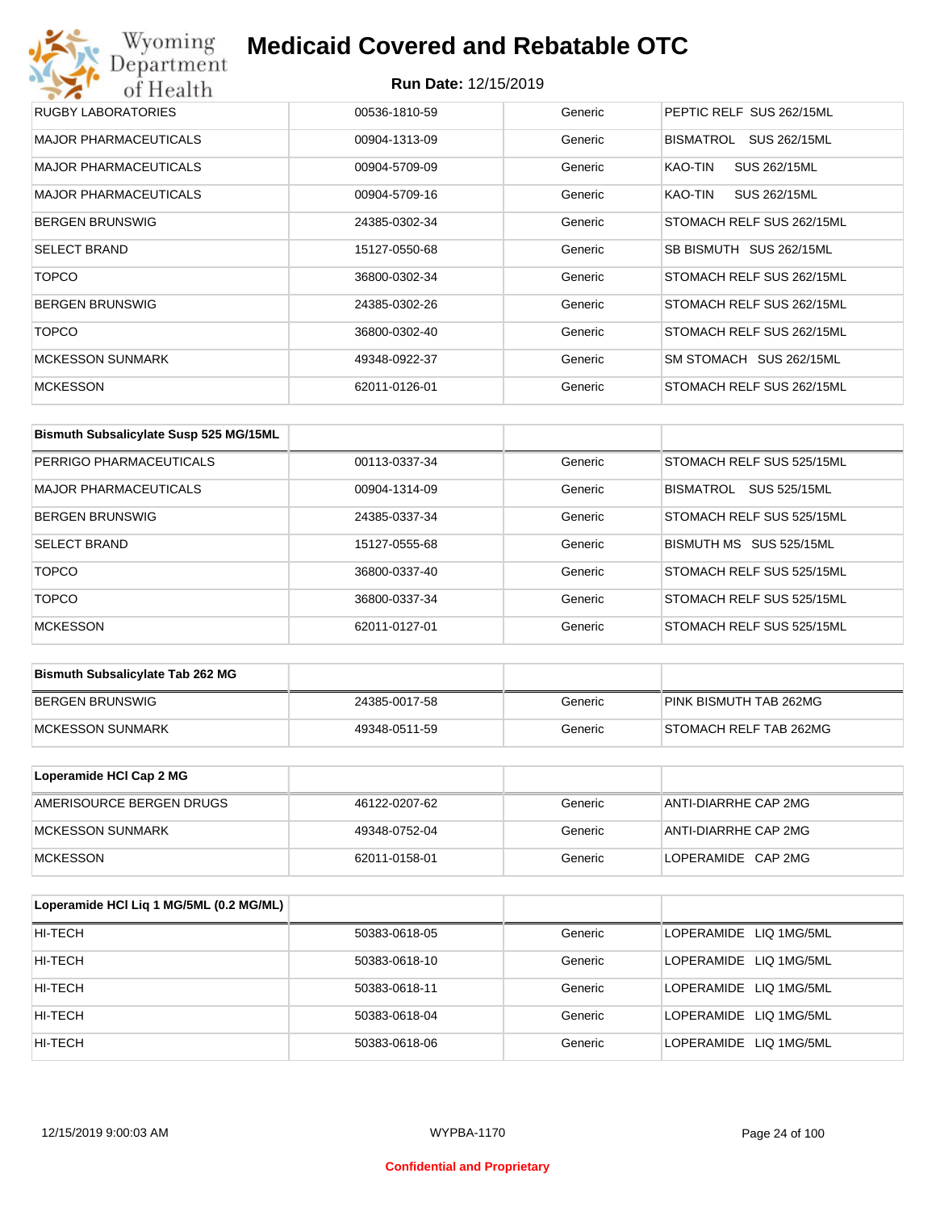| | | | |
|---|---|---|---|
| RUGBY LABORATORIES | 00536-1810-59 | Generic | PEPTIC RELF SUS 262/15ML |
| MAJOR PHARMACEUTICALS | 00904-1313-09 | Generic | BISMATROL SUS 262/15ML |
| MAJOR PHARMACEUTICALS | 00904-5709-09 | Generic | KAO-TIN SUS 262/15ML |
| MAJOR PHARMACEUTICALS | 00904-5709-16 | Generic | KAO-TIN SUS 262/15ML |
| BERGEN BRUNSWIG | 24385-0302-34 | Generic | STOMACH RELF SUS 262/15ML |
| SELECT BRAND | 15127-0550-68 | Generic | SB BISMUTH SUS 262/15ML |
| TOPCO | 36800-0302-34 | Generic | STOMACH RELF SUS 262/15ML |
| BERGEN BRUNSWIG | 24385-0302-26 | Generic | STOMACH RELF SUS 262/15ML |
| TOPCO | 36800-0302-40 | Generic | STOMACH RELF SUS 262/15ML |
| MCKESSON SUNMARK | 49348-0922-37 | Generic | SM STOMACH SUS 262/15ML |
| MCKESSON | 62011-0126-01 | Generic | STOMACH RELF SUS 262/15ML |

| Bismuth Subsalicylate Susp 525 MG/15ML | | | |
|---|---|---|---|
| PERRIGO PHARMACEUTICALS | 00113-0337-34 | Generic | STOMACH RELF SUS 525/15ML |
| MAJOR PHARMACEUTICALS | 00904-1314-09 | Generic | BISMATROL SUS 525/15ML |
| BERGEN BRUNSWIG | 24385-0337-34 | Generic | STOMACH RELF SUS 525/15ML |
| SELECT BRAND | 15127-0555-68 | Generic | BISMUTH MS SUS 525/15ML |
| TOPCO | 36800-0337-40 | Generic | STOMACH RELF SUS 525/15ML |
| TOPCO | 36800-0337-34 | Generic | STOMACH RELF SUS 525/15ML |
| MCKESSON | 62011-0127-01 | Generic | STOMACH RELF SUS 525/15ML |

| Bismuth Subsalicylate Tab 262 MG | | | |
|---|---|---|---|
| BERGEN BRUNSWIG | 24385-0017-58 | Generic | PINK BISMUTH TAB 262MG |
| MCKESSON SUNMARK | 49348-0511-59 | Generic | STOMACH RELF TAB 262MG |

| Loperamide HCl Cap 2 MG | | | |
|---|---|---|---|
| AMERISOURCE BERGEN DRUGS | 46122-0207-62 | Generic | ANTI-DIARRHE CAP 2MG |
| MCKESSON SUNMARK | 49348-0752-04 | Generic | ANTI-DIARRHE CAP 2MG |
| MCKESSON | 62011-0158-01 | Generic | LOPERAMIDE CAP 2MG |

| Loperamide HCl Liq 1 MG/5ML (0.2 MG/ML) | | | |
|---|---|---|---|
| HI-TECH | 50383-0618-05 | Generic | LOPERAMIDE LIQ 1MG/5ML |
| HI-TECH | 50383-0618-10 | Generic | LOPERAMIDE LIQ 1MG/5ML |
| HI-TECH | 50383-0618-11 | Generic | LOPERAMIDE LIQ 1MG/5ML |
| HI-TECH | 50383-0618-04 | Generic | LOPERAMIDE LIQ 1MG/5ML |
| HI-TECH | 50383-0618-06 | Generic | LOPERAMIDE LIQ 1MG/5ML |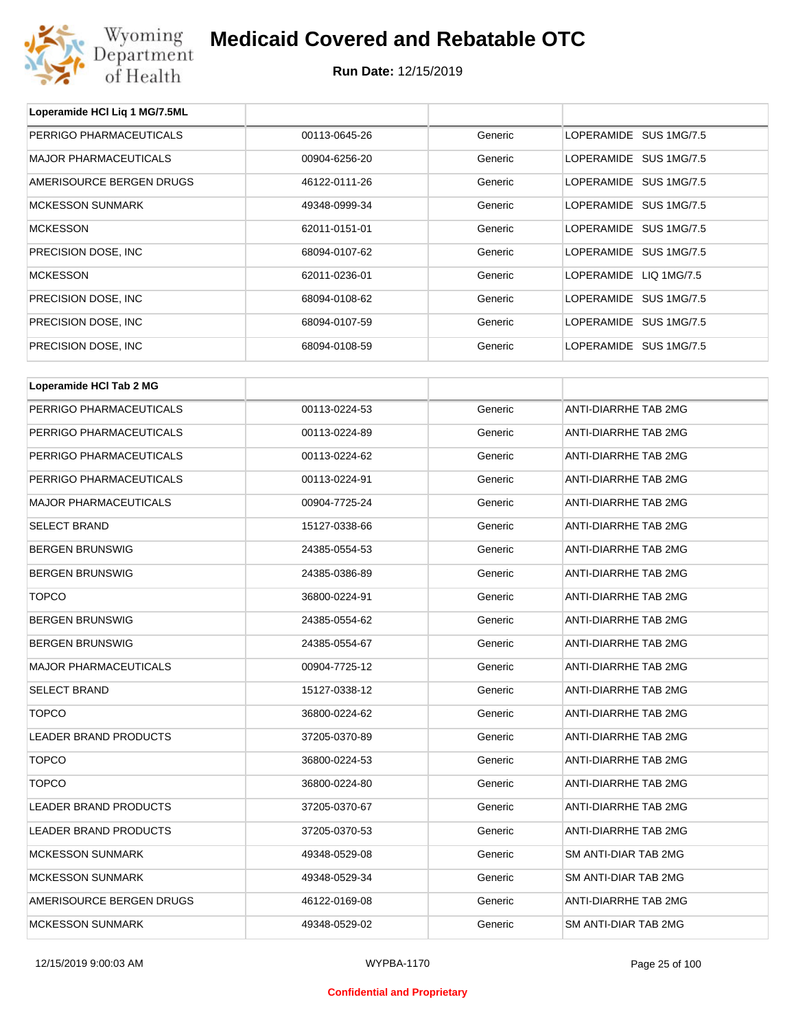| Loperamide HCl Liq 1 MG/7.5ML | | | |
|---|---|---|---|
| PERRIGO PHARMACEUTICALS | 00113-0645-26 | Generic | LOPERAMIDE SUS 1MG/7.5 |
| MAJOR PHARMACEUTICALS | 00904-6256-20 | Generic | LOPERAMIDE SUS 1MG/7.5 |
| AMERISOURCE BERGEN DRUGS | 46122-0111-26 | Generic | LOPERAMIDE SUS 1MG/7.5 |
| MCKESSON SUNMARK | 49348-0999-34 | Generic | LOPERAMIDE SUS 1MG/7.5 |
| MCKESSON | 62011-0151-01 | Generic | LOPERAMIDE SUS 1MG/7.5 |
| PRECISION DOSE, INC | 68094-0107-62 | Generic | LOPERAMIDE SUS 1MG/7.5 |
| MCKESSON | 62011-0236-01 | Generic | LOPERAMIDE LIQ 1MG/7.5 |
| PRECISION DOSE, INC | 68094-0108-62 | Generic | LOPERAMIDE SUS 1MG/7.5 |
| PRECISION DOSE, INC | 68094-0107-59 | Generic | LOPERAMIDE SUS 1MG/7.5 |
| PRECISION DOSE, INC | 68094-0108-59 | Generic | LOPERAMIDE SUS 1MG/7.5 |

| Loperamide HCl Tab 2 MG | | | |
|---|---|---|---|
| PERRIGO PHARMACEUTICALS | 00113-0224-53 | Generic | ANTI-DIARRHE TAB 2MG |
| PERRIGO PHARMACEUTICALS | 00113-0224-89 | Generic | ANTI-DIARRHE TAB 2MG |
| PERRIGO PHARMACEUTICALS | 00113-0224-62 | Generic | ANTI-DIARRHE TAB 2MG |
| PERRIGO PHARMACEUTICALS | 00113-0224-91 | Generic | ANTI-DIARRHE TAB 2MG |
| MAJOR PHARMACEUTICALS | 00904-7725-24 | Generic | ANTI-DIARRHE TAB 2MG |
| SELECT BRAND | 15127-0338-66 | Generic | ANTI-DIARRHE TAB 2MG |
| BERGEN BRUNSWIG | 24385-0554-53 | Generic | ANTI-DIARRHE TAB 2MG |
| BERGEN BRUNSWIG | 24385-0386-89 | Generic | ANTI-DIARRHE TAB 2MG |
| TOPCO | 36800-0224-91 | Generic | ANTI-DIARRHE TAB 2MG |
| BERGEN BRUNSWIG | 24385-0554-62 | Generic | ANTI-DIARRHE TAB 2MG |
| BERGEN BRUNSWIG | 24385-0554-67 | Generic | ANTI-DIARRHE TAB 2MG |
| MAJOR PHARMACEUTICALS | 00904-7725-12 | Generic | ANTI-DIARRHE TAB 2MG |
| SELECT BRAND | 15127-0338-12 | Generic | ANTI-DIARRHE TAB 2MG |
| TOPCO | 36800-0224-62 | Generic | ANTI-DIARRHE TAB 2MG |
| LEADER BRAND PRODUCTS | 37205-0370-89 | Generic | ANTI-DIARRHE TAB 2MG |
| TOPCO | 36800-0224-53 | Generic | ANTI-DIARRHE TAB 2MG |
| TOPCO | 36800-0224-80 | Generic | ANTI-DIARRHE TAB 2MG |
| LEADER BRAND PRODUCTS | 37205-0370-67 | Generic | ANTI-DIARRHE TAB 2MG |
| LEADER BRAND PRODUCTS | 37205-0370-53 | Generic | ANTI-DIARRHE TAB 2MG |
| MCKESSON SUNMARK | 49348-0529-08 | Generic | SM ANTI-DIAR TAB 2MG |
| MCKESSON SUNMARK | 49348-0529-34 | Generic | SM ANTI-DIAR TAB 2MG |
| AMERISOURCE BERGEN DRUGS | 46122-0169-08 | Generic | ANTI-DIARRHE TAB 2MG |
| MCKESSON SUNMARK | 49348-0529-02 | Generic | SM ANTI-DIAR TAB 2MG |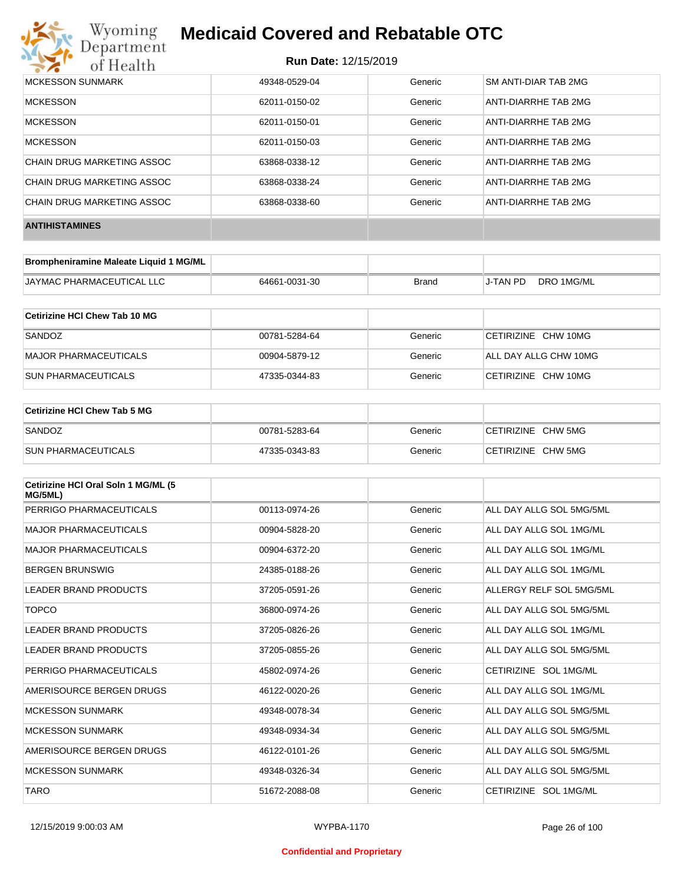| | | | |
|---|---|---|---|
| MCKESSON SUNMARK | 49348-0529-04 | Generic | SM ANTI-DIAR TAB 2MG |
| MCKESSON | 62011-0150-02 | Generic | ANTI-DIARRHE TAB 2MG |
| MCKESSON | 62011-0150-01 | Generic | ANTI-DIARRHE TAB 2MG |
| MCKESSON | 62011-0150-03 | Generic | ANTI-DIARRHE TAB 2MG |
| CHAIN DRUG MARKETING ASSOC | 63868-0338-12 | Generic | ANTI-DIARRHE TAB 2MG |
| CHAIN DRUG MARKETING ASSOC | 63868-0338-24 | Generic | ANTI-DIARRHE TAB 2MG |
| CHAIN DRUG MARKETING ASSOC | 63868-0338-60 | Generic | ANTI-DIARRHE TAB 2MG |

**ANTIHISTAMINES**

| Brompheniramine Maleate Liquid 1 MG/ML | | | |
|---|---|---|---|
| JAYMAC PHARMACEUTICAL LLC | 64661-0031-30 | Brand | J-TAN PD DRO 1MG/ML |

| Cetirizine HCl Chew Tab 10 MG | | | |
|---|---|---|---|
| SANDOZ | 00781-5284-64 | Generic | CETIRIZINE CHW 10MG |
| MAJOR PHARMACEUTICALS | 00904-5879-12 | Generic | ALL DAY ALLG CHW 10MG |
| SUN PHARMACEUTICALS | 47335-0344-83 | Generic | CETIRIZINE CHW 10MG |

| Cetirizine HCl Chew Tab 5 MG | | | |
|---|---|---|---|
| SANDOZ | 00781-5283-64 | Generic | CETIRIZINE CHW 5MG |
| SUN PHARMACEUTICALS | 47335-0343-83 | Generic | CETIRIZINE CHW 5MG |

| Cetirizine HCl Oral Soln 1 MG/ML (5 MG/5ML) | | | |
|---|---|---|---|
| PERRIGO PHARMACEUTICALS | 00113-0974-26 | Generic | ALL DAY ALLG SOL 5MG/5ML |
| MAJOR PHARMACEUTICALS | 00904-5828-20 | Generic | ALL DAY ALLG SOL 1MG/ML |
| MAJOR PHARMACEUTICALS | 00904-6372-20 | Generic | ALL DAY ALLG SOL 1MG/ML |
| BERGEN BRUNSWIG | 24385-0188-26 | Generic | ALL DAY ALLG SOL 1MG/ML |
| LEADER BRAND PRODUCTS | 37205-0591-26 | Generic | ALLERGY RELF SOL 5MG/5ML |
| TOPCO | 36800-0974-26 | Generic | ALL DAY ALLG SOL 5MG/5ML |
| LEADER BRAND PRODUCTS | 37205-0826-26 | Generic | ALL DAY ALLG SOL 1MG/ML |
| LEADER BRAND PRODUCTS | 37205-0855-26 | Generic | ALL DAY ALLG SOL 5MG/5ML |
| PERRIGO PHARMACEUTICALS | 45802-0974-26 | Generic | CETIRIZINE SOL 1MG/ML |
| AMERISOURCE BERGEN DRUGS | 46122-0020-26 | Generic | ALL DAY ALLG SOL 1MG/ML |
| MCKESSON SUNMARK | 49348-0078-34 | Generic | ALL DAY ALLG SOL 5MG/5ML |
| MCKESSON SUNMARK | 49348-0934-34 | Generic | ALL DAY ALLG SOL 5MG/5ML |
| AMERISOURCE BERGEN DRUGS | 46122-0101-26 | Generic | ALL DAY ALLG SOL 5MG/5ML |
| MCKESSON SUNMARK | 49348-0326-34 | Generic | ALL DAY ALLG SOL 5MG/5ML |
| TARO | 51672-2088-08 | Generic | CETIRIZINE SOL 1MG/ML |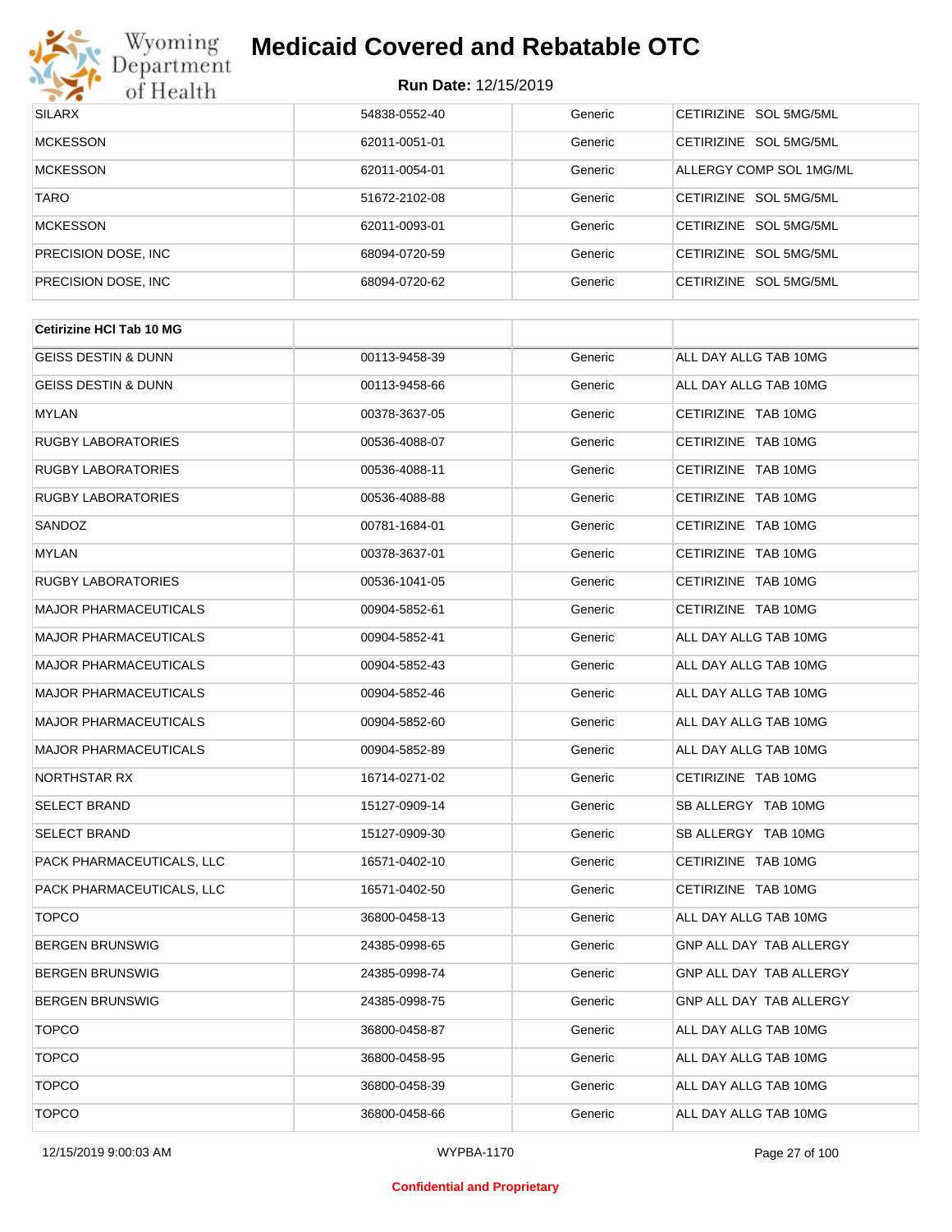| | | | |
|---|---|---|---|
| SILARX | 54838-0552-40 | Generic | CETIRIZINE SOL 5MG/5ML |
| MCKESSON | 62011-0051-01 | Generic | CETIRIZINE SOL 5MG/5ML |
| MCKESSON | 62011-0054-01 | Generic | ALLERGY COMP SOL 1MG/ML |
| TARO | 51672-2102-08 | Generic | CETIRIZINE SOL 5MG/5ML |
| MCKESSON | 62011-0093-01 | Generic | CETIRIZINE SOL 5MG/5ML |
| PRECISION DOSE, INC | 68094-0720-59 | Generic | CETIRIZINE SOL 5MG/5ML |
| PRECISION DOSE, INC | 68094-0720-62 | Generic | CETIRIZINE SOL 5MG/5ML |

| **Cetirizine HCl Tab 10 MG** | | | |
|---|---|---|---|
| GEISS DESTIN & DUNN | 00113-9458-39 | Generic | ALL DAY ALLG TAB 10MG |
| GEISS DESTIN & DUNN | 00113-9458-66 | Generic | ALL DAY ALLG TAB 10MG |
| MYLAN | 00378-3637-05 | Generic | CETIRIZINE TAB 10MG |
| RUGBY LABORATORIES | 00536-4088-07 | Generic | CETIRIZINE TAB 10MG |
| RUGBY LABORATORIES | 00536-4088-11 | Generic | CETIRIZINE TAB 10MG |
| RUGBY LABORATORIES | 00536-4088-88 | Generic | CETIRIZINE TAB 10MG |
| SANDOZ | 00781-1684-01 | Generic | CETIRIZINE TAB 10MG |
| MYLAN | 00378-3637-01 | Generic | CETIRIZINE TAB 10MG |
| RUGBY LABORATORIES | 00536-1041-05 | Generic | CETIRIZINE TAB 10MG |
| MAJOR PHARMACEUTICALS | 00904-5852-61 | Generic | CETIRIZINE TAB 10MG |
| MAJOR PHARMACEUTICALS | 00904-5852-41 | Generic | ALL DAY ALLG TAB 10MG |
| MAJOR PHARMACEUTICALS | 00904-5852-43 | Generic | ALL DAY ALLG TAB 10MG |
| MAJOR PHARMACEUTICALS | 00904-5852-46 | Generic | ALL DAY ALLG TAB 10MG |
| MAJOR PHARMACEUTICALS | 00904-5852-60 | Generic | ALL DAY ALLG TAB 10MG |
| MAJOR PHARMACEUTICALS | 00904-5852-89 | Generic | ALL DAY ALLG TAB 10MG |
| NORTHSTAR RX | 16714-0271-02 | Generic | CETIRIZINE TAB 10MG |
| SELECT BRAND | 15127-0909-14 | Generic | SB ALLERGY TAB 10MG |
| SELECT BRAND | 15127-0909-30 | Generic | SB ALLERGY TAB 10MG |
| PACK PHARMACEUTICALS, LLC | 16571-0402-10 | Generic | CETIRIZINE TAB 10MG |
| PACK PHARMACEUTICALS, LLC | 16571-0402-50 | Generic | CETIRIZINE TAB 10MG |
| TOPCO | 36800-0458-13 | Generic | ALL DAY ALLG TAB 10MG |
| BERGEN BRUNSWIG | 24385-0998-65 | Generic | GNP ALL DAY TAB ALLERGY |
| BERGEN BRUNSWIG | 24385-0998-74 | Generic | GNP ALL DAY TAB ALLERGY |
| BERGEN BRUNSWIG | 24385-0998-75 | Generic | GNP ALL DAY TAB ALLERGY |
| TOPCO | 36800-0458-87 | Generic | ALL DAY ALLG TAB 10MG |
| TOPCO | 36800-0458-95 | Generic | ALL DAY ALLG TAB 10MG |
| TOPCO | 36800-0458-39 | Generic | ALL DAY ALLG TAB 10MG |
| TOPCO | 36800-0458-66 | Generic | ALL DAY ALLG TAB 10MG |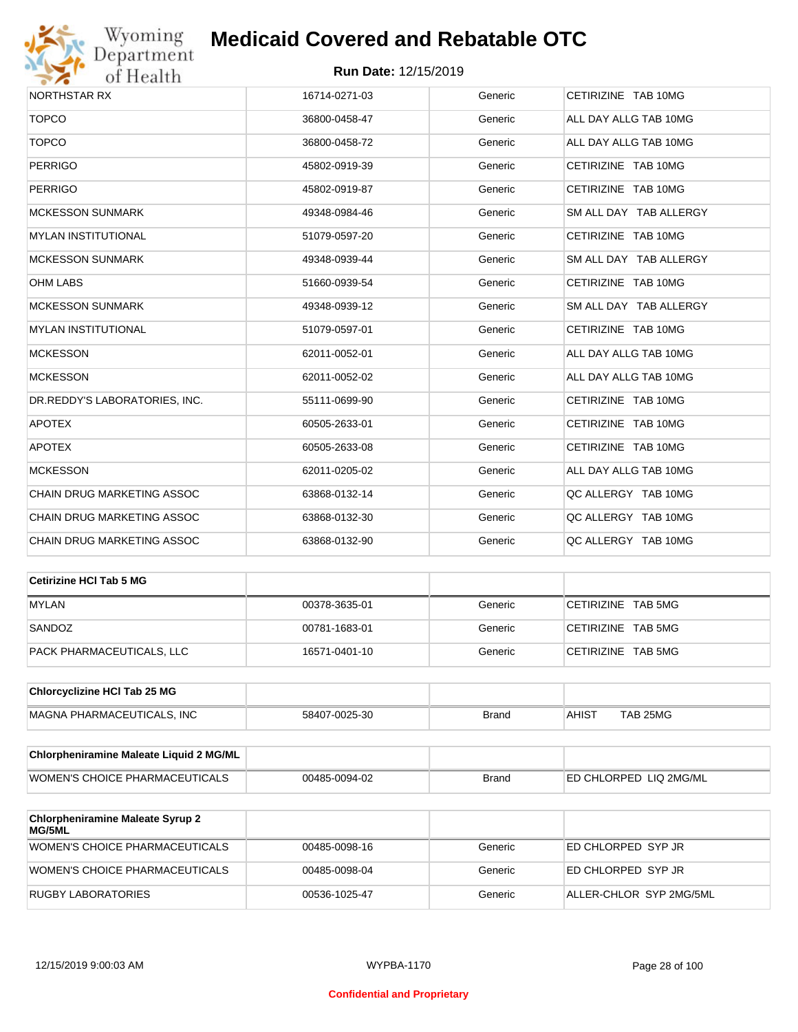| | | | |
|---|---|---|---|
| NORTHSTAR RX | 16714-0271-03 | Generic | CETIRIZINE TAB 10MG |
| TOPCO | 36800-0458-47 | Generic | ALL DAY ALLG TAB 10MG |
| TOPCO | 36800-0458-72 | Generic | ALL DAY ALLG TAB 10MG |
| PERRIGO | 45802-0919-39 | Generic | CETIRIZINE TAB 10MG |
| PERRIGO | 45802-0919-87 | Generic | CETIRIZINE TAB 10MG |
| MCKESSON SUNMARK | 49348-0984-46 | Generic | SM ALL DAY TAB ALLERGY |
| MYLAN INSTITUTIONAL | 51079-0597-20 | Generic | CETIRIZINE TAB 10MG |
| MCKESSON SUNMARK | 49348-0939-44 | Generic | SM ALL DAY TAB ALLERGY |
| OHM LABS | 51660-0939-54 | Generic | CETIRIZINE TAB 10MG |
| MCKESSON SUNMARK | 49348-0939-12 | Generic | SM ALL DAY TAB ALLERGY |
| MYLAN INSTITUTIONAL | 51079-0597-01 | Generic | CETIRIZINE TAB 10MG |
| MCKESSON | 62011-0052-01 | Generic | ALL DAY ALLG TAB 10MG |
| MCKESSON | 62011-0052-02 | Generic | ALL DAY ALLG TAB 10MG |
| DR.REDDY'S LABORATORIES, INC. | 55111-0699-90 | Generic | CETIRIZINE TAB 10MG |
| APOTEX | 60505-2633-01 | Generic | CETIRIZINE TAB 10MG |
| APOTEX | 60505-2633-08 | Generic | CETIRIZINE TAB 10MG |
| MCKESSON | 62011-0205-02 | Generic | ALL DAY ALLG TAB 10MG |
| CHAIN DRUG MARKETING ASSOC | 63868-0132-14 | Generic | QC ALLERGY TAB 10MG |
| CHAIN DRUG MARKETING ASSOC | 63868-0132-30 | Generic | QC ALLERGY TAB 10MG |
| CHAIN DRUG MARKETING ASSOC | 63868-0132-90 | Generic | QC ALLERGY TAB 10MG |

| **Cetirizine HCl Tab 5 MG** | | | |
|---|---|---|---|
| MYLAN | 00378-3635-01 | Generic | CETIRIZINE TAB 5MG |
| SANDOZ | 00781-1683-01 | Generic | CETIRIZINE TAB 5MG |
| PACK PHARMACEUTICALS, LLC | 16571-0401-10 | Generic | CETIRIZINE TAB 5MG |

| **Chlorcyclizine HCl Tab 25 MG** | | | |
|---|---|---|---|
| MAGNA PHARMACEUTICALS, INC | 58407-0025-30 | Brand | AHIST TAB 25MG |

| **Chlorpheniramine Maleate Liquid 2 MG/ML** | | | |
|---|---|---|---|
| WOMEN'S CHOICE PHARMACEUTICALS | 00485-0094-02 | Brand | ED CHLORPED LIQ 2MG/ML |

| **Chlorpheniramine Maleate Syrup 2 MG/5ML** | | | |
|---|---|---|---|
| WOMEN'S CHOICE PHARMACEUTICALS | 00485-0098-16 | Generic | ED CHLORPED SYP JR |
| WOMEN'S CHOICE PHARMACEUTICALS | 00485-0098-04 | Generic | ED CHLORPED SYP JR |
| RUGBY LABORATORIES | 00536-1025-47 | Generic | ALLER-CHLOR SYP 2MG/5ML |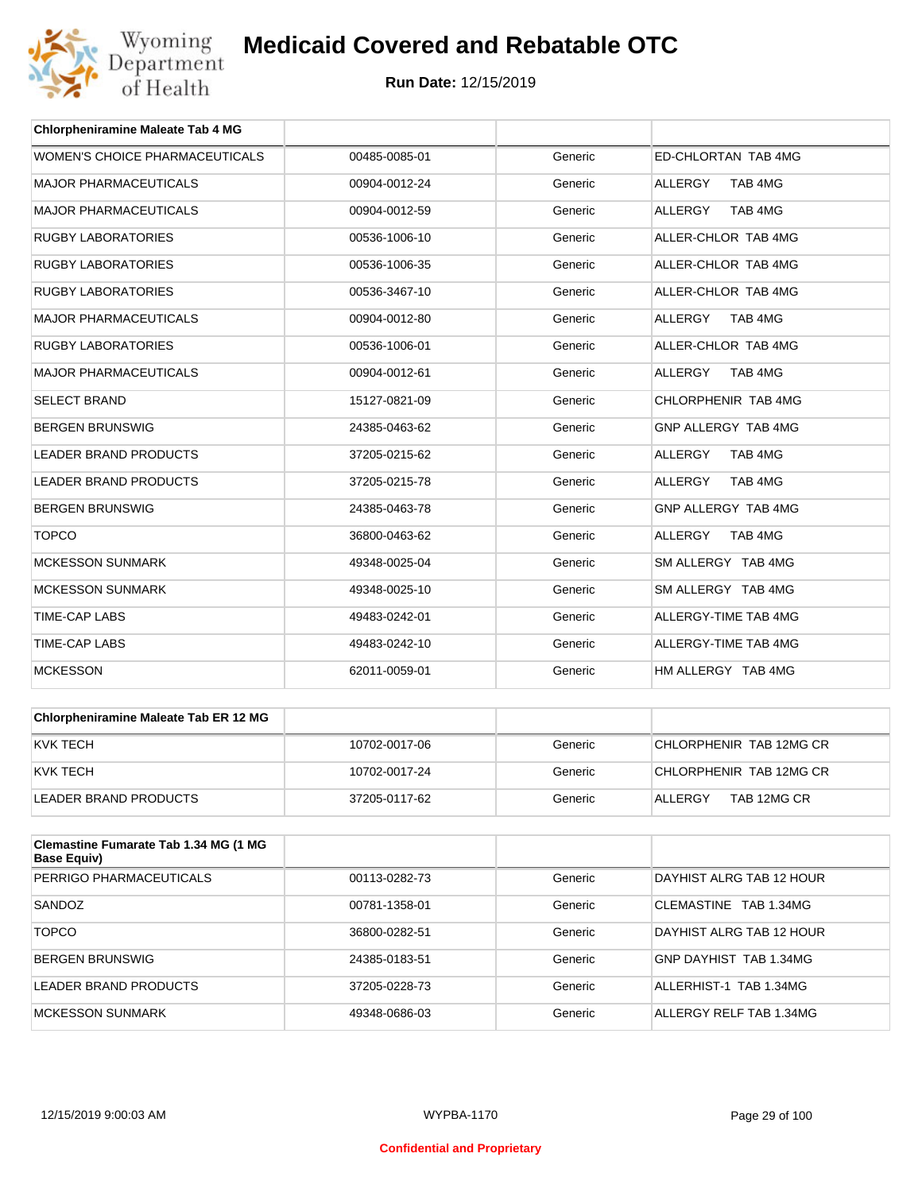# Medicaid Covered and Rebatable OTC

**Run Date:** 12/15/2019

| Chlorpheniramine Maleate Tab 4 MG | | | |
|---|---|---|---|
| WOMEN'S CHOICE PHARMACEUTICALS | 00485-0085-01 | Generic | ED-CHLORTAN TAB 4MG |
| MAJOR PHARMACEUTICALS | 00904-0012-24 | Generic | ALLERGY TAB 4MG |
| MAJOR PHARMACEUTICALS | 00904-0012-59 | Generic | ALLERGY TAB 4MG |
| RUGBY LABORATORIES | 00536-1006-10 | Generic | ALLER-CHLOR TAB 4MG |
| RUGBY LABORATORIES | 00536-1006-35 | Generic | ALLER-CHLOR TAB 4MG |
| RUGBY LABORATORIES | 00536-3467-10 | Generic | ALLER-CHLOR TAB 4MG |
| MAJOR PHARMACEUTICALS | 00904-0012-80 | Generic | ALLERGY TAB 4MG |
| RUGBY LABORATORIES | 00536-1006-01 | Generic | ALLER-CHLOR TAB 4MG |
| MAJOR PHARMACEUTICALS | 00904-0012-61 | Generic | ALLERGY TAB 4MG |
| SELECT BRAND | 15127-0821-09 | Generic | CHLORPHENIR TAB 4MG |
| BERGEN BRUNSWIG | 24385-0463-62 | Generic | GNP ALLERGY TAB 4MG |
| LEADER BRAND PRODUCTS | 37205-0215-62 | Generic | ALLERGY TAB 4MG |
| LEADER BRAND PRODUCTS | 37205-0215-78 | Generic | ALLERGY TAB 4MG |
| BERGEN BRUNSWIG | 24385-0463-78 | Generic | GNP ALLERGY TAB 4MG |
| TOPCO | 36800-0463-62 | Generic | ALLERGY TAB 4MG |
| MCKESSON SUNMARK | 49348-0025-04 | Generic | SM ALLERGY TAB 4MG |
| MCKESSON SUNMARK | 49348-0025-10 | Generic | SM ALLERGY TAB 4MG |
| TIME-CAP LABS | 49483-0242-01 | Generic | ALLERGY-TIME TAB 4MG |
| TIME-CAP LABS | 49483-0242-10 | Generic | ALLERGY-TIME TAB 4MG |
| MCKESSON | 62011-0059-01 | Generic | HM ALLERGY TAB 4MG |

| Chlorpheniramine Maleate Tab ER 12 MG | | | |
|---|---|---|---|
| KVK TECH | 10702-0017-06 | Generic | CHLORPHENIR TAB 12MG CR |
| KVK TECH | 10702-0017-24 | Generic | CHLORPHENIR TAB 12MG CR |
| LEADER BRAND PRODUCTS | 37205-0117-62 | Generic | ALLERGY TAB 12MG CR |

| Clemastine Fumarate Tab 1.34 MG (1 MG Base Equiv) | | | |
|---|---|---|---|
| PERRIGO PHARMACEUTICALS | 00113-0282-73 | Generic | DAYHIST ALRG TAB 12 HOUR |
| SANDOZ | 00781-1358-01 | Generic | CLEMASTINE TAB 1.34MG |
| TOPCO | 36800-0282-51 | Generic | DAYHIST ALRG TAB 12 HOUR |
| BERGEN BRUNSWIG | 24385-0183-51 | Generic | GNP DAYHIST TAB 1.34MG |
| LEADER BRAND PRODUCTS | 37205-0228-73 | Generic | ALLERHIST-1 TAB 1.34MG |
| MCKESSON SUNMARK | 49348-0686-03 | Generic | ALLERGY RELF TAB 1.34MG |

12/15/2019 9:00:03 AM WYPBA-1170

Confidential and Proprietary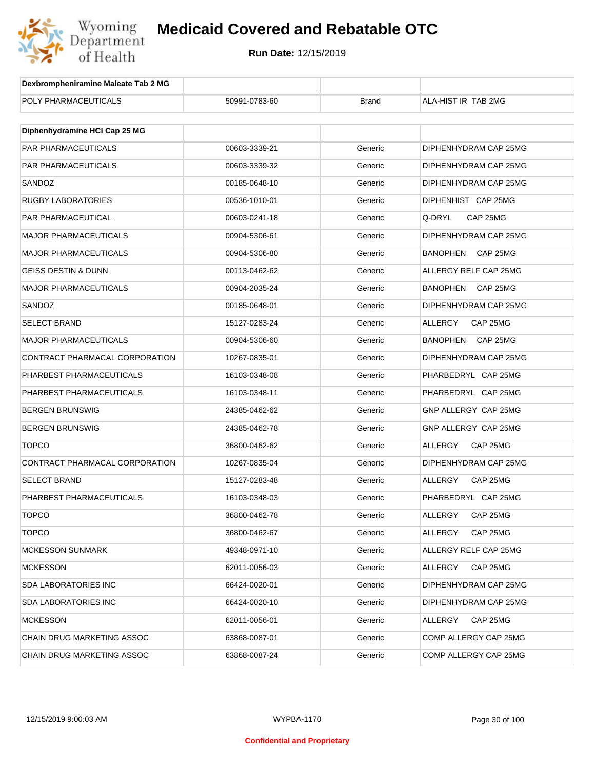| Dexbrompheniramine Maleate Tab 2 MG | | | |
|---|---|---|---|
| POLY PHARMACEUTICALS | 50991-0783-60 | Brand | ALA-HIST IR TAB 2MG |

| Diphenhydramine HCl Cap 25 MG | | | |
|---|---|---|---|
| PAR PHARMACEUTICALS | 00603-3339-21 | Generic | DIPHENHYDRAM CAP 25MG |
| PAR PHARMACEUTICALS | 00603-3339-32 | Generic | DIPHENHYDRAM CAP 25MG |
| SANDOZ | 00185-0648-10 | Generic | DIPHENHYDRAM CAP 25MG |
| RUGBY LABORATORIES | 00536-1010-01 | Generic | DIPHENHIST CAP 25MG |
| PAR PHARMACEUTICAL | 00603-0241-18 | Generic | Q-DRYL CAP 25MG |
| MAJOR PHARMACEUTICALS | 00904-5306-61 | Generic | DIPHENHYDRAM CAP 25MG |
| MAJOR PHARMACEUTICALS | 00904-5306-80 | Generic | BANOPHEN CAP 25MG |
| GEISS DESTIN & DUNN | 00113-0462-62 | Generic | ALLERGY RELF CAP 25MG |
| MAJOR PHARMACEUTICALS | 00904-2035-24 | Generic | BANOPHEN CAP 25MG |
| SANDOZ | 00185-0648-01 | Generic | DIPHENHYDRAM CAP 25MG |
| SELECT BRAND | 15127-0283-24 | Generic | ALLERGY CAP 25MG |
| MAJOR PHARMACEUTICALS | 00904-5306-60 | Generic | BANOPHEN CAP 25MG |
| CONTRACT PHARMACAL CORPORATION | 10267-0835-01 | Generic | DIPHENHYDRAM CAP 25MG |
| PHARBEST PHARMACEUTICALS | 16103-0348-08 | Generic | PHARBEDRYL CAP 25MG |
| PHARBEST PHARMACEUTICALS | 16103-0348-11 | Generic | PHARBEDRYL CAP 25MG |
| BERGEN BRUNSWIG | 24385-0462-62 | Generic | GNP ALLERGY CAP 25MG |
| BERGEN BRUNSWIG | 24385-0462-78 | Generic | GNP ALLERGY CAP 25MG |
| TOPCO | 36800-0462-62 | Generic | ALLERGY CAP 25MG |
| CONTRACT PHARMACAL CORPORATION | 10267-0835-04 | Generic | DIPHENHYDRAM CAP 25MG |
| SELECT BRAND | 15127-0283-48 | Generic | ALLERGY CAP 25MG |
| PHARBEST PHARMACEUTICALS | 16103-0348-03 | Generic | PHARBEDRYL CAP 25MG |
| TOPCO | 36800-0462-78 | Generic | ALLERGY CAP 25MG |
| TOPCO | 36800-0462-67 | Generic | ALLERGY CAP 25MG |
| MCKESSON SUNMARK | 49348-0971-10 | Generic | ALLERGY RELF CAP 25MG |
| MCKESSON | 62011-0056-03 | Generic | ALLERGY CAP 25MG |
| SDA LABORATORIES INC | 66424-0020-01 | Generic | DIPHENHYDRAM CAP 25MG |
| SDA LABORATORIES INC | 66424-0020-10 | Generic | DIPHENHYDRAM CAP 25MG |
| MCKESSON | 62011-0056-01 | Generic | ALLERGY CAP 25MG |
| CHAIN DRUG MARKETING ASSOC | 63868-0087-01 | Generic | COMP ALLERGY CAP 25MG |
| CHAIN DRUG MARKETING ASSOC | 63868-0087-24 | Generic | COMP ALLERGY CAP 25MG |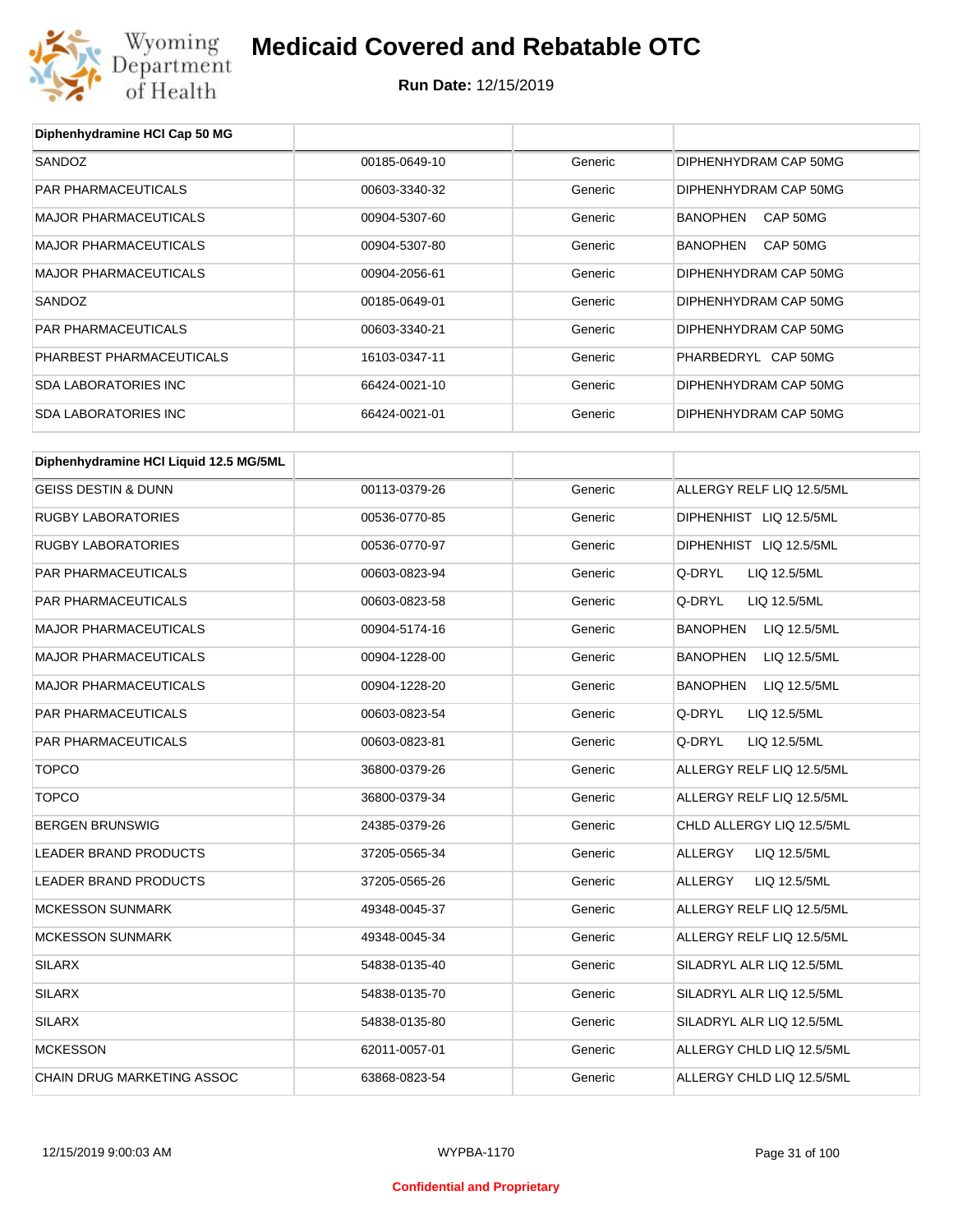# Medicaid Covered and Rebatable OTC

**Run Date:** 12/15/2019

| Diphenhydramine HCl Cap 50 MG | | | |
|---|---|---|---|
| SANDOZ | 00185-0649-10 | Generic | DIPHENHYDRAM CAP 50MG |
| PAR PHARMACEUTICALS | 00603-3340-32 | Generic | DIPHENHYDRAM CAP 50MG |
| MAJOR PHARMACEUTICALS | 00904-5307-60 | Generic | BANOPHEN CAP 50MG |
| MAJOR PHARMACEUTICALS | 00904-5307-80 | Generic | BANOPHEN CAP 50MG |
| MAJOR PHARMACEUTICALS | 00904-2056-61 | Generic | DIPHENHYDRAM CAP 50MG |
| SANDOZ | 00185-0649-01 | Generic | DIPHENHYDRAM CAP 50MG |
| PAR PHARMACEUTICALS | 00603-3340-21 | Generic | DIPHENHYDRAM CAP 50MG |
| PHARBEST PHARMACEUTICALS | 16103-0347-11 | Generic | PHARBEDRYL CAP 50MG |
| SDA LABORATORIES INC | 66424-0021-10 | Generic | DIPHENHYDRAM CAP 50MG |
| SDA LABORATORIES INC | 66424-0021-01 | Generic | DIPHENHYDRAM CAP 50MG |

| Diphenhydramine HCl Liquid 12.5 MG/5ML | | | |
|---|---|---|---|
| GEISS DESTIN & DUNN | 00113-0379-26 | Generic | ALLERGY RELF LIQ 12.5/5ML |
| RUGBY LABORATORIES | 00536-0770-85 | Generic | DIPHENHIST LIQ 12.5/5ML |
| RUGBY LABORATORIES | 00536-0770-97 | Generic | DIPHENHIST LIQ 12.5/5ML |
| PAR PHARMACEUTICALS | 00603-0823-94 | Generic | Q-DRYL LIQ 12.5/5ML |
| PAR PHARMACEUTICALS | 00603-0823-58 | Generic | Q-DRYL LIQ 12.5/5ML |
| MAJOR PHARMACEUTICALS | 00904-5174-16 | Generic | BANOPHEN LIQ 12.5/5ML |
| MAJOR PHARMACEUTICALS | 00904-1228-00 | Generic | BANOPHEN LIQ 12.5/5ML |
| MAJOR PHARMACEUTICALS | 00904-1228-20 | Generic | BANOPHEN LIQ 12.5/5ML |
| PAR PHARMACEUTICALS | 00603-0823-54 | Generic | Q-DRYL LIQ 12.5/5ML |
| PAR PHARMACEUTICALS | 00603-0823-81 | Generic | Q-DRYL LIQ 12.5/5ML |
| TOPCO | 36800-0379-26 | Generic | ALLERGY RELF LIQ 12.5/5ML |
| TOPCO | 36800-0379-34 | Generic | ALLERGY RELF LIQ 12.5/5ML |
| BERGEN BRUNSWIG | 24385-0379-26 | Generic | CHLD ALLERGY LIQ 12.5/5ML |
| LEADER BRAND PRODUCTS | 37205-0565-34 | Generic | ALLERGY LIQ 12.5/5ML |
| LEADER BRAND PRODUCTS | 37205-0565-26 | Generic | ALLERGY LIQ 12.5/5ML |
| MCKESSON SUNMARK | 49348-0045-37 | Generic | ALLERGY RELF LIQ 12.5/5ML |
| MCKESSON SUNMARK | 49348-0045-34 | Generic | ALLERGY RELF LIQ 12.5/5ML |
| SILARX | 54838-0135-40 | Generic | SILADRYL ALR LIQ 12.5/5ML |
| SILARX | 54838-0135-70 | Generic | SILADRYL ALR LIQ 12.5/5ML |
| SILARX | 54838-0135-80 | Generic | SILADRYL ALR LIQ 12.5/5ML |
| MCKESSON | 62011-0057-01 | Generic | ALLERGY CHLD LIQ 12.5/5ML |
| CHAIN DRUG MARKETING ASSOC | 63868-0823-54 | Generic | ALLERGY CHLD LIQ 12.5/5ML |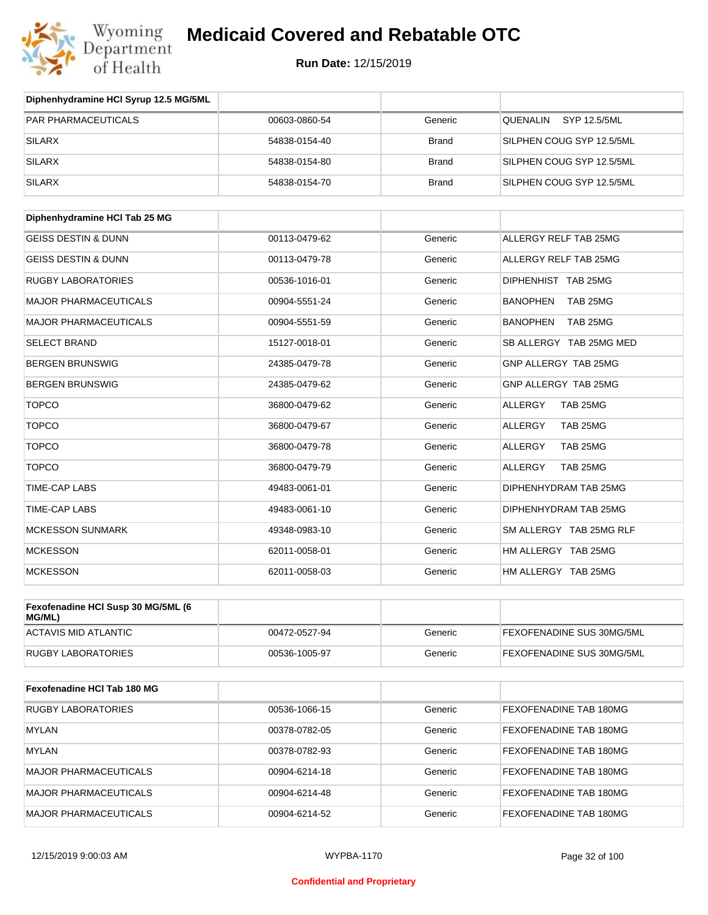# Medicaid Covered and Rebatable OTC

**Run Date:** 12/15/2019

| Diphenhydramine HCl Syrup 12.5 MG/5ML | | | |
|---|---|---|---|
| PAR PHARMACEUTICALS | 00603-0860-54 | Generic | QUENALIN SYP 12.5/5ML |
| SILARX | 54838-0154-40 | Brand | SILPHEN COUG SYP 12.5/5ML |
| SILARX | 54838-0154-80 | Brand | SILPHEN COUG SYP 12.5/5ML |
| SILARX | 54838-0154-70 | Brand | SILPHEN COUG SYP 12.5/5ML |

| Diphenhydramine HCl Tab 25 MG | | | |
|---|---|---|---|
| GEISS DESTIN & DUNN | 00113-0479-62 | Generic | ALLERGY RELF TAB 25MG |
| GEISS DESTIN & DUNN | 00113-0479-78 | Generic | ALLERGY RELF TAB 25MG |
| RUGBY LABORATORIES | 00536-1016-01 | Generic | DIPHENHIST TAB 25MG |
| MAJOR PHARMACEUTICALS | 00904-5551-24 | Generic | BANOPHEN TAB 25MG |
| MAJOR PHARMACEUTICALS | 00904-5551-59 | Generic | BANOPHEN TAB 25MG |
| SELECT BRAND | 15127-0018-01 | Generic | SB ALLERGY TAB 25MG MED |
| BERGEN BRUNSWIG | 24385-0479-78 | Generic | GNP ALLERGY TAB 25MG |
| BERGEN BRUNSWIG | 24385-0479-62 | Generic | GNP ALLERGY TAB 25MG |
| TOPCO | 36800-0479-62 | Generic | ALLERGY TAB 25MG |
| TOPCO | 36800-0479-67 | Generic | ALLERGY TAB 25MG |
| TOPCO | 36800-0479-78 | Generic | ALLERGY TAB 25MG |
| TOPCO | 36800-0479-79 | Generic | ALLERGY TAB 25MG |
| TIME-CAP LABS | 49483-0061-01 | Generic | DIPHENHYDRAM TAB 25MG |
| TIME-CAP LABS | 49483-0061-10 | Generic | DIPHENHYDRAM TAB 25MG |
| MCKESSON SUNMARK | 49348-0983-10 | Generic | SM ALLERGY TAB 25MG RLF |
| MCKESSON | 62011-0058-01 | Generic | HM ALLERGY TAB 25MG |
| MCKESSON | 62011-0058-03 | Generic | HM ALLERGY TAB 25MG |

| Fexofenadine HCl Susp 30 MG/5ML (6 MG/ML) | | | |
|---|---|---|---|
| ACTAVIS MID ATLANTIC | 00472-0527-94 | Generic | FEXOFENADINE SUS 30MG/5ML |
| RUGBY LABORATORIES | 00536-1005-97 | Generic | FEXOFENADINE SUS 30MG/5ML |

| Fexofenadine HCl Tab 180 MG | | | |
|---|---|---|---|
| RUGBY LABORATORIES | 00536-1066-15 | Generic | FEXOFENADINE TAB 180MG |
| MYLAN | 00378-0782-05 | Generic | FEXOFENADINE TAB 180MG |
| MYLAN | 00378-0782-93 | Generic | FEXOFENADINE TAB 180MG |
| MAJOR PHARMACEUTICALS | 00904-6214-18 | Generic | FEXOFENADINE TAB 180MG |
| MAJOR PHARMACEUTICALS | 00904-6214-48 | Generic | FEXOFENADINE TAB 180MG |
| MAJOR PHARMACEUTICALS | 00904-6214-52 | Generic | FEXOFENADINE TAB 180MG |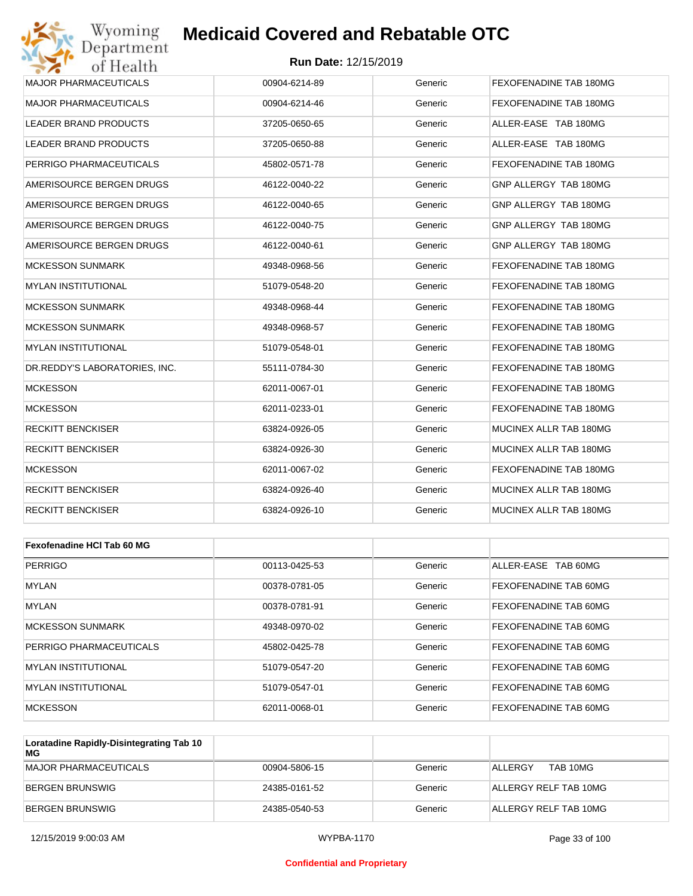| | | | |
|---|---|---|---|
| MAJOR PHARMACEUTICALS | 00904-6214-89 | Generic | FEXOFENADINE TAB 180MG |
| MAJOR PHARMACEUTICALS | 00904-6214-46 | Generic | FEXOFENADINE TAB 180MG |
| LEADER BRAND PRODUCTS | 37205-0650-65 | Generic | ALLER-EASE TAB 180MG |
| LEADER BRAND PRODUCTS | 37205-0650-88 | Generic | ALLER-EASE TAB 180MG |
| PERRIGO PHARMACEUTICALS | 45802-0571-78 | Generic | FEXOFENADINE TAB 180MG |
| AMERISOURCE BERGEN DRUGS | 46122-0040-22 | Generic | GNP ALLERGY TAB 180MG |
| AMERISOURCE BERGEN DRUGS | 46122-0040-65 | Generic | GNP ALLERGY TAB 180MG |
| AMERISOURCE BERGEN DRUGS | 46122-0040-75 | Generic | GNP ALLERGY TAB 180MG |
| AMERISOURCE BERGEN DRUGS | 46122-0040-61 | Generic | GNP ALLERGY TAB 180MG |
| MCKESSON SUNMARK | 49348-0968-56 | Generic | FEXOFENADINE TAB 180MG |
| MYLAN INSTITUTIONAL | 51079-0548-20 | Generic | FEXOFENADINE TAB 180MG |
| MCKESSON SUNMARK | 49348-0968-44 | Generic | FEXOFENADINE TAB 180MG |
| MCKESSON SUNMARK | 49348-0968-57 | Generic | FEXOFENADINE TAB 180MG |
| MYLAN INSTITUTIONAL | 51079-0548-01 | Generic | FEXOFENADINE TAB 180MG |
| DR.REDDY'S LABORATORIES, INC. | 55111-0784-30 | Generic | FEXOFENADINE TAB 180MG |
| MCKESSON | 62011-0067-01 | Generic | FEXOFENADINE TAB 180MG |
| MCKESSON | 62011-0233-01 | Generic | FEXOFENADINE TAB 180MG |
| RECKITT BENCKISER | 63824-0926-05 | Generic | MUCINEX ALLR TAB 180MG |
| RECKITT BENCKISER | 63824-0926-30 | Generic | MUCINEX ALLR TAB 180MG |
| MCKESSON | 62011-0067-02 | Generic | FEXOFENADINE TAB 180MG |
| RECKITT BENCKISER | 63824-0926-40 | Generic | MUCINEX ALLR TAB 180MG |
| RECKITT BENCKISER | 63824-0926-10 | Generic | MUCINEX ALLR TAB 180MG |

| **Fexofenadine HCl Tab 60 MG** | | | |
|---|---|---|---|
| PERRIGO | 00113-0425-53 | Generic | ALLER-EASE TAB 60MG |
| MYLAN | 00378-0781-05 | Generic | FEXOFENADINE TAB 60MG |
| MYLAN | 00378-0781-91 | Generic | FEXOFENADINE TAB 60MG |
| MCKESSON SUNMARK | 49348-0970-02 | Generic | FEXOFENADINE TAB 60MG |
| PERRIGO PHARMACEUTICALS | 45802-0425-78 | Generic | FEXOFENADINE TAB 60MG |
| MYLAN INSTITUTIONAL | 51079-0547-20 | Generic | FEXOFENADINE TAB 60MG |
| MYLAN INSTITUTIONAL | 51079-0547-01 | Generic | FEXOFENADINE TAB 60MG |
| MCKESSON | 62011-0068-01 | Generic | FEXOFENADINE TAB 60MG |

| **Loratadine Rapidly-Disintegrating Tab 10 MG** | | | |
|---|---|---|---|
| MAJOR PHARMACEUTICALS | 00904-5806-15 | Generic | ALLERGY TAB 10MG |
| BERGEN BRUNSWIG | 24385-0161-52 | Generic | ALLERGY RELF TAB 10MG |
| BERGEN BRUNSWIG | 24385-0540-53 | Generic | ALLERGY RELF TAB 10MG |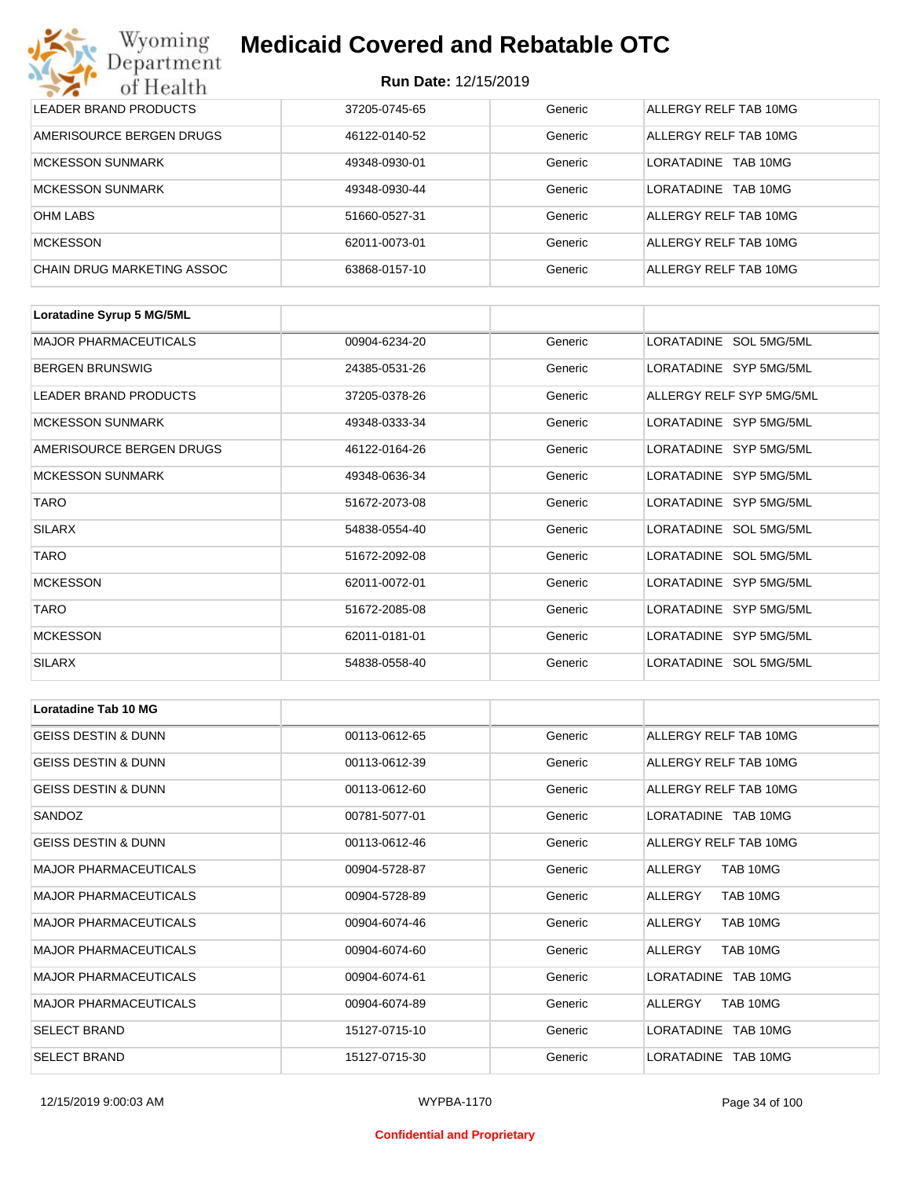| | | | |
|---|---|---|---|
| LEADER BRAND PRODUCTS | 37205-0745-65 | Generic | ALLERGY RELF TAB 10MG |
| AMERISOURCE BERGEN DRUGS | 46122-0140-52 | Generic | ALLERGY RELF TAB 10MG |
| MCKESSON SUNMARK | 49348-0930-01 | Generic | LORATADINE TAB 10MG |
| MCKESSON SUNMARK | 49348-0930-44 | Generic | LORATADINE TAB 10MG |
| OHM LABS | 51660-0527-31 | Generic | ALLERGY RELF TAB 10MG |
| MCKESSON | 62011-0073-01 | Generic | ALLERGY RELF TAB 10MG |
| CHAIN DRUG MARKETING ASSOC | 63868-0157-10 | Generic | ALLERGY RELF TAB 10MG |

| **Loratadine Syrup 5 MG/5ML** | | | |
|---|---|---|---|
| MAJOR PHARMACEUTICALS | 00904-6234-20 | Generic | LORATADINE SOL 5MG/5ML |
| BERGEN BRUNSWIG | 24385-0531-26 | Generic | LORATADINE SYP 5MG/5ML |
| LEADER BRAND PRODUCTS | 37205-0378-26 | Generic | ALLERGY RELF SYP 5MG/5ML |
| MCKESSON SUNMARK | 49348-0333-34 | Generic | LORATADINE SYP 5MG/5ML |
| AMERISOURCE BERGEN DRUGS | 46122-0164-26 | Generic | LORATADINE SYP 5MG/5ML |
| MCKESSON SUNMARK | 49348-0636-34 | Generic | LORATADINE SYP 5MG/5ML |
| TARO | 51672-2073-08 | Generic | LORATADINE SYP 5MG/5ML |
| SILARX | 54838-0554-40 | Generic | LORATADINE SOL 5MG/5ML |
| TARO | 51672-2092-08 | Generic | LORATADINE SOL 5MG/5ML |
| MCKESSON | 62011-0072-01 | Generic | LORATADINE SYP 5MG/5ML |
| TARO | 51672-2085-08 | Generic | LORATADINE SYP 5MG/5ML |
| MCKESSON | 62011-0181-01 | Generic | LORATADINE SYP 5MG/5ML |
| SILARX | 54838-0558-40 | Generic | LORATADINE SOL 5MG/5ML |

| **Loratadine Tab 10 MG** | | | |
|---|---|---|---|
| GEISS DESTIN & DUNN | 00113-0612-65 | Generic | ALLERGY RELF TAB 10MG |
| GEISS DESTIN & DUNN | 00113-0612-39 | Generic | ALLERGY RELF TAB 10MG |
| GEISS DESTIN & DUNN | 00113-0612-60 | Generic | ALLERGY RELF TAB 10MG |
| SANDOZ | 00781-5077-01 | Generic | LORATADINE TAB 10MG |
| GEISS DESTIN & DUNN | 00113-0612-46 | Generic | ALLERGY RELF TAB 10MG |
| MAJOR PHARMACEUTICALS | 00904-5728-87 | Generic | ALLERGY TAB 10MG |
| MAJOR PHARMACEUTICALS | 00904-5728-89 | Generic | ALLERGY TAB 10MG |
| MAJOR PHARMACEUTICALS | 00904-6074-46 | Generic | ALLERGY TAB 10MG |
| MAJOR PHARMACEUTICALS | 00904-6074-60 | Generic | ALLERGY TAB 10MG |
| MAJOR PHARMACEUTICALS | 00904-6074-61 | Generic | LORATADINE TAB 10MG |
| MAJOR PHARMACEUTICALS | 00904-6074-89 | Generic | ALLERGY TAB 10MG |
| SELECT BRAND | 15127-0715-10 | Generic | LORATADINE TAB 10MG |
| SELECT BRAND | 15127-0715-30 | Generic | LORATADINE TAB 10MG |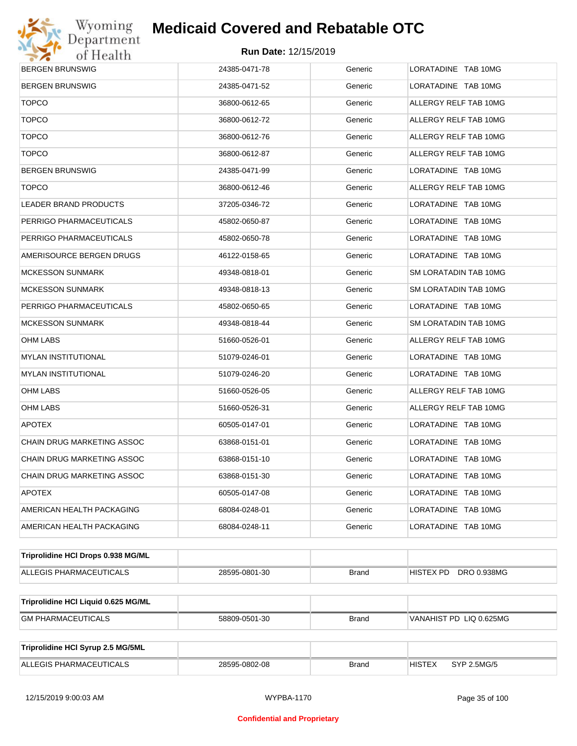| | | | |
|---|---|---|---|
| BERGEN BRUNSWIG | 24385-0471-78 | Generic | LORATADINE TAB 10MG |
| BERGEN BRUNSWIG | 24385-0471-52 | Generic | LORATADINE TAB 10MG |
| TOPCO | 36800-0612-65 | Generic | ALLERGY RELF TAB 10MG |
| TOPCO | 36800-0612-72 | Generic | ALLERGY RELF TAB 10MG |
| TOPCO | 36800-0612-76 | Generic | ALLERGY RELF TAB 10MG |
| TOPCO | 36800-0612-87 | Generic | ALLERGY RELF TAB 10MG |
| BERGEN BRUNSWIG | 24385-0471-99 | Generic | LORATADINE TAB 10MG |
| TOPCO | 36800-0612-46 | Generic | ALLERGY RELF TAB 10MG |
| LEADER BRAND PRODUCTS | 37205-0346-72 | Generic | LORATADINE TAB 10MG |
| PERRIGO PHARMACEUTICALS | 45802-0650-87 | Generic | LORATADINE TAB 10MG |
| PERRIGO PHARMACEUTICALS | 45802-0650-78 | Generic | LORATADINE TAB 10MG |
| AMERISOURCE BERGEN DRUGS | 46122-0158-65 | Generic | LORATADINE TAB 10MG |
| MCKESSON SUNMARK | 49348-0818-01 | Generic | SM LORATADIN TAB 10MG |
| MCKESSON SUNMARK | 49348-0818-13 | Generic | SM LORATADIN TAB 10MG |
| PERRIGO PHARMACEUTICALS | 45802-0650-65 | Generic | LORATADINE TAB 10MG |
| MCKESSON SUNMARK | 49348-0818-44 | Generic | SM LORATADIN TAB 10MG |
| OHM LABS | 51660-0526-01 | Generic | ALLERGY RELF TAB 10MG |
| MYLAN INSTITUTIONAL | 51079-0246-01 | Generic | LORATADINE TAB 10MG |
| MYLAN INSTITUTIONAL | 51079-0246-20 | Generic | LORATADINE TAB 10MG |
| OHM LABS | 51660-0526-05 | Generic | ALLERGY RELF TAB 10MG |
| OHM LABS | 51660-0526-31 | Generic | ALLERGY RELF TAB 10MG |
| APOTEX | 60505-0147-01 | Generic | LORATADINE TAB 10MG |
| CHAIN DRUG MARKETING ASSOC | 63868-0151-01 | Generic | LORATADINE TAB 10MG |
| CHAIN DRUG MARKETING ASSOC | 63868-0151-10 | Generic | LORATADINE TAB 10MG |
| CHAIN DRUG MARKETING ASSOC | 63868-0151-30 | Generic | LORATADINE TAB 10MG |
| APOTEX | 60505-0147-08 | Generic | LORATADINE TAB 10MG |
| AMERICAN HEALTH PACKAGING | 68084-0248-01 | Generic | LORATADINE TAB 10MG |
| AMERICAN HEALTH PACKAGING | 68084-0248-11 | Generic | LORATADINE TAB 10MG |

| **Triprolidine HCl Drops 0.938 MG/ML** | | | |
|---|---|---|---|
| ALLEGIS PHARMACEUTICALS | 28595-0801-30 | Brand | HISTEX PD DRO 0.938MG |

| **Triprolidine HCl Liquid 0.625 MG/ML** | | | |
|---|---|---|---|
| GM PHARMACEUTICALS | 58809-0501-30 | Brand | VANAHIST PD LIQ 0.625MG |

| **Triprolidine HCl Syrup 2.5 MG/5ML** | | | |
|---|---|---|---|
| ALLEGIS PHARMACEUTICALS | 28595-0802-08 | Brand | HISTEX SYP 2.5MG/5 |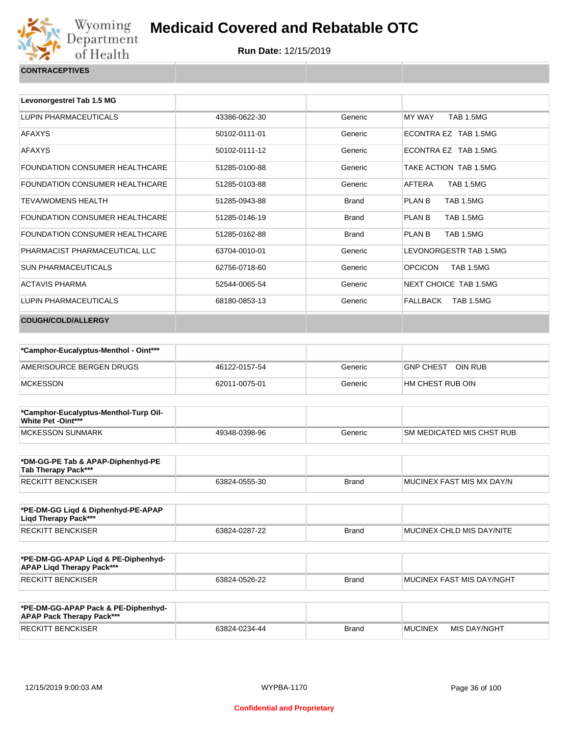# Medicaid Covered and Rebatable OTC

**Run Date:** 12/15/2019

| CONTRACEPTIVES | | | |
|---|---|---|---|

| Levonorgestrel Tab 1.5 MG | | | |
|---|---|---|---|
| LUPIN PHARMACEUTICALS | 43386-0622-30 | Generic | MY WAY TAB 1.5MG |
| AFAXYS | 50102-0111-01 | Generic | ECONTRA EZ TAB 1.5MG |
| AFAXYS | 50102-0111-12 | Generic | ECONTRA EZ TAB 1.5MG |
| FOUNDATION CONSUMER HEALTHCARE | 51285-0100-88 | Generic | TAKE ACTION TAB 1.5MG |
| FOUNDATION CONSUMER HEALTHCARE | 51285-0103-88 | Generic | AFTERA TAB 1.5MG |
| TEVA/WOMENS HEALTH | 51285-0943-88 | Brand | PLAN B TAB 1.5MG |
| FOUNDATION CONSUMER HEALTHCARE | 51285-0146-19 | Brand | PLAN B TAB 1.5MG |
| FOUNDATION CONSUMER HEALTHCARE | 51285-0162-88 | Brand | PLAN B TAB 1.5MG |
| PHARMACIST PHARMACEUTICAL LLC | 63704-0010-01 | Generic | LEVONORGESTR TAB 1.5MG |
| SUN PHARMACEUTICALS | 62756-0718-60 | Generic | OPCICON TAB 1.5MG |
| ACTAVIS PHARMA | 52544-0065-54 | Generic | NEXT CHOICE TAB 1.5MG |
| LUPIN PHARMACEUTICALS | 68180-0853-13 | Generic | FALLBACK TAB 1.5MG |

| COUGH/COLD/ALLERGY | | | |
|---|---|---|---|

| *Camphor-Eucalyptus-Menthol - Oint*** | | | |
|---|---|---|---|
| AMERISOURCE BERGEN DRUGS | 46122-0157-54 | Generic | GNP CHEST OIN RUB |
| MCKESSON | 62011-0075-01 | Generic | HM CHEST RUB OIN |

| *Camphor-Eucalyptus-Menthol-Turp Oil-White Pet -Oint*** | | | |
|---|---|---|---|
| MCKESSON SUNMARK | 49348-0398-96 | Generic | SM MEDICATED MIS CHST RUB |

| *DM-GG-PE Tab & APAP-Diphenhyd-PE Tab Therapy Pack*** | | | |
|---|---|---|---|
| RECKITT BENCKISER | 63824-0555-30 | Brand | MUCINEX FAST MIS MX DAY/N |

| *PE-DM-GG Liqd & Diphenhyd-PE-APAP Liqd Therapy Pack*** | | | |
|---|---|---|---|
| RECKITT BENCKISER | 63824-0287-22 | Brand | MUCINEX CHLD MIS DAY/NITE |

| *PE-DM-GG-APAP Liqd & PE-Diphenhyd-APAP Liqd Therapy Pack*** | | | |
|---|---|---|---|
| RECKITT BENCKISER | 63824-0526-22 | Brand | MUCINEX FAST MIS DAY/NGHT |

| *PE-DM-GG-APAP Pack & PE-Diphenhyd-APAP Pack Therapy Pack*** | | | |
|---|---|---|---|
| RECKITT BENCKISER | 63824-0234-44 | Brand | MUCINEX MIS DAY/NGHT |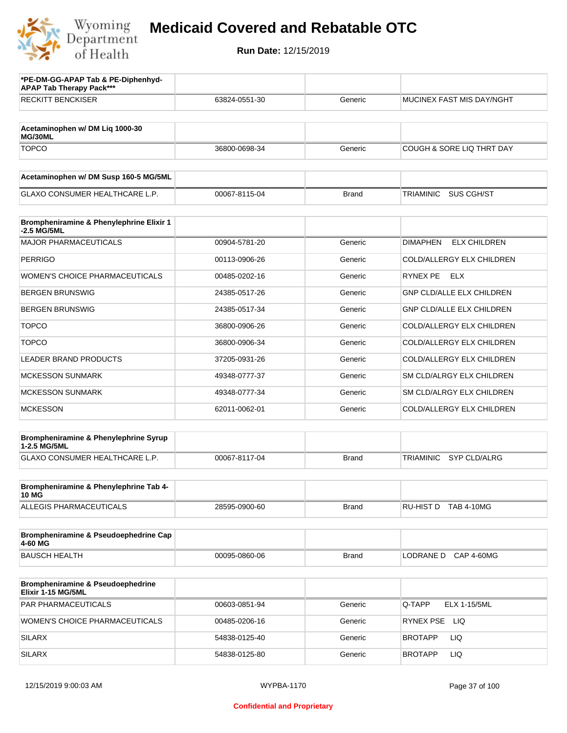# Medicaid Covered and Rebatable OTC

**Run Date:** 12/15/2019

| *PE-DM-GG-APAP Tab & PE-Diphenhyd-APAP Tab Therapy Pack*** | | | |
|---|---|---|---|
| RECKITT BENCKISER | 63824-0551-30 | Generic | MUCINEX FAST MIS DAY/NGHT |

| Acetaminophen w/ DM Liq 1000-30 MG/30ML | | | |
|---|---|---|---|
| TOPCO | 36800-0698-34 | Generic | COUGH & SORE LIQ THRT DAY |

| Acetaminophen w/ DM Susp 160-5 MG/5ML | | | |
|---|---|---|---|
| GLAXO CONSUMER HEALTHCARE L.P. | 00067-8115-04 | Brand | TRIAMINIC SUS CGH/ST |

| Brompheniramine & Phenylephrine Elixir 1-2.5 MG/5ML | | | |
|---|---|---|---|
| MAJOR PHARMACEUTICALS | 00904-5781-20 | Generic | DIMAPHEN ELX CHILDREN |
| PERRIGO | 00113-0906-26 | Generic | COLD/ALLERGY ELX CHILDREN |
| WOMEN'S CHOICE PHARMACEUTICALS | 00485-0202-16 | Generic | RYNEX PE ELX |
| BERGEN BRUNSWIG | 24385-0517-26 | Generic | GNP CLD/ALLE ELX CHILDREN |
| BERGEN BRUNSWIG | 24385-0517-34 | Generic | GNP CLD/ALLE ELX CHILDREN |
| TOPCO | 36800-0906-26 | Generic | COLD/ALLERGY ELX CHILDREN |
| TOPCO | 36800-0906-34 | Generic | COLD/ALLERGY ELX CHILDREN |
| LEADER BRAND PRODUCTS | 37205-0931-26 | Generic | COLD/ALLERGY ELX CHILDREN |
| MCKESSON SUNMARK | 49348-0777-37 | Generic | SM CLD/ALRGY ELX CHILDREN |
| MCKESSON SUNMARK | 49348-0777-34 | Generic | SM CLD/ALRGY ELX CHILDREN |
| MCKESSON | 62011-0062-01 | Generic | COLD/ALLERGY ELX CHILDREN |

| Brompheniramine & Phenylephrine Syrup 1-2.5 MG/5ML | | | |
|---|---|---|---|
| GLAXO CONSUMER HEALTHCARE L.P. | 00067-8117-04 | Brand | TRIAMINIC SYP CLD/ALRG |

| Brompheniramine & Phenylephrine Tab 4-10 MG | | | |
|---|---|---|---|
| ALLEGIS PHARMACEUTICALS | 28595-0900-60 | Brand | RU-HIST D TAB 4-10MG |

| Brompheniramine & Pseudoephedrine Cap 4-60 MG | | | |
|---|---|---|---|
| BAUSCH HEALTH | 00095-0860-06 | Brand | LODRANE D CAP 4-60MG |

| Brompheniramine & Pseudoephedrine Elixir 1-15 MG/5ML | | | |
|---|---|---|---|
| PAR PHARMACEUTICALS | 00603-0851-94 | Generic | Q-TAPP ELX 1-15/5ML |
| WOMEN'S CHOICE PHARMACEUTICALS | 00485-0206-16 | Generic | RYNEX PSE LIQ |
| SILARX | 54838-0125-40 | Generic | BROTAPP LIQ |
| SILARX | 54838-0125-80 | Generic | BROTAPP LIQ |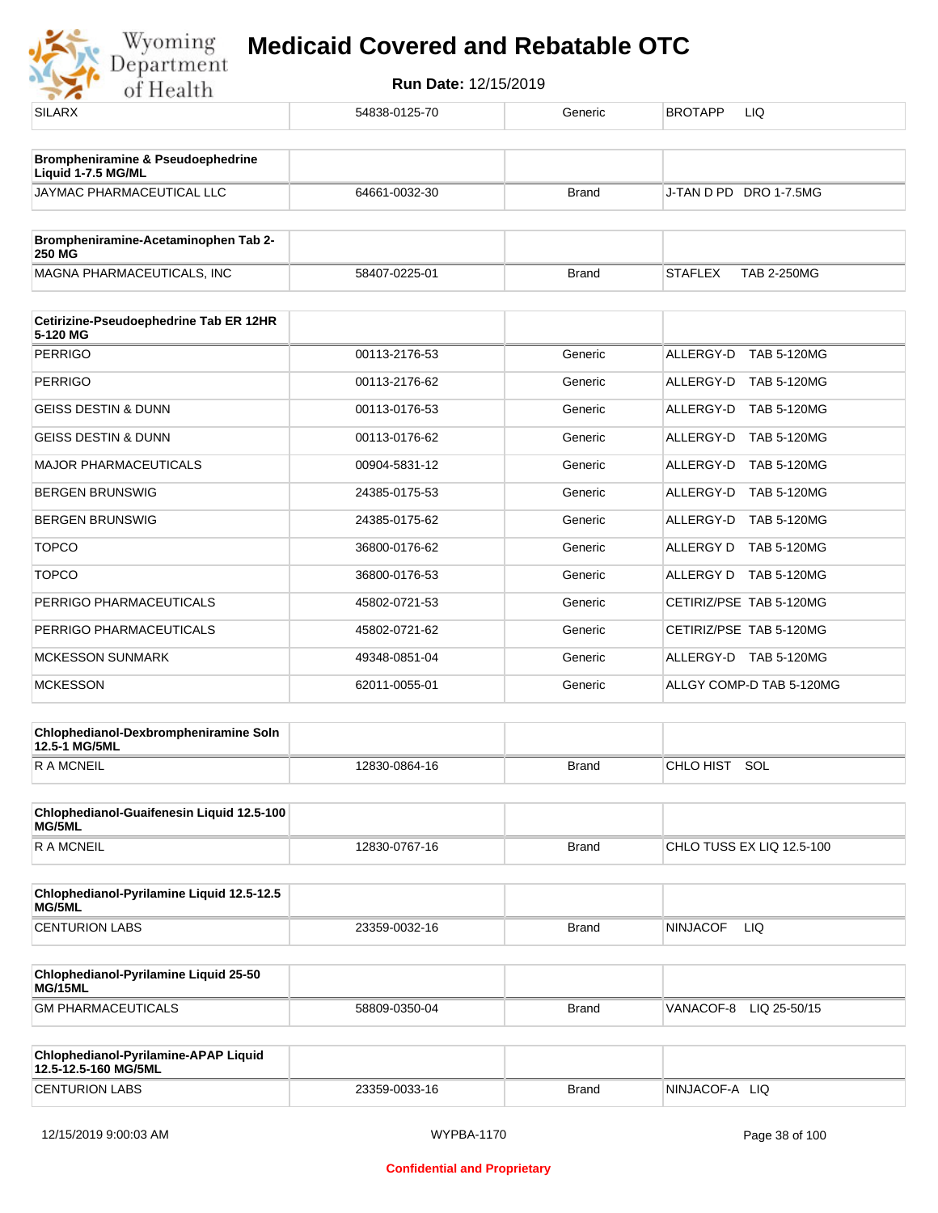| SILARX | 54838-0125-70 | Generic | BROTAPP LIQ |
|---|---|---|---|

| **Brompheniramine & Pseudoephedrine Liquid 1-7.5 MG/ML** | | | |
|---|---|---|---|
| JAYMAC PHARMACEUTICAL LLC | 64661-0032-30 | Brand | J-TAN D PD DRO 1-7.5MG |

| **Brompheniramine-Acetaminophen Tab 2-250 MG** | | | |
|---|---|---|---|
| MAGNA PHARMACEUTICALS, INC | 58407-0225-01 | Brand | STAFLEX TAB 2-250MG |

| **Cetirizine-Pseudoephedrine Tab ER 12HR 5-120 MG** | | | |
|---|---|---|---|
| PERRIGO | 00113-2176-53 | Generic | ALLERGY-D TAB 5-120MG |
| PERRIGO | 00113-2176-62 | Generic | ALLERGY-D TAB 5-120MG |
| GEISS DESTIN & DUNN | 00113-0176-53 | Generic | ALLERGY-D TAB 5-120MG |
| GEISS DESTIN & DUNN | 00113-0176-62 | Generic | ALLERGY-D TAB 5-120MG |
| MAJOR PHARMACEUTICALS | 00904-5831-12 | Generic | ALLERGY-D TAB 5-120MG |
| BERGEN BRUNSWIG | 24385-0175-53 | Generic | ALLERGY-D TAB 5-120MG |
| BERGEN BRUNSWIG | 24385-0175-62 | Generic | ALLERGY-D TAB 5-120MG |
| TOPCO | 36800-0176-62 | Generic | ALLERGY D TAB 5-120MG |
| TOPCO | 36800-0176-53 | Generic | ALLERGY D TAB 5-120MG |
| PERRIGO PHARMACEUTICALS | 45802-0721-53 | Generic | CETIRIZ/PSE TAB 5-120MG |
| PERRIGO PHARMACEUTICALS | 45802-0721-62 | Generic | CETIRIZ/PSE TAB 5-120MG |
| MCKESSON SUNMARK | 49348-0851-04 | Generic | ALLERGY-D TAB 5-120MG |
| MCKESSON | 62011-0055-01 | Generic | ALLGY COMP-D TAB 5-120MG |

| **Chlophedianol-Dexbrompheniramine Soln 12.5-1 MG/5ML** | | | |
|---|---|---|---|
| R A MCNEIL | 12830-0864-16 | Brand | CHLO HIST SOL |

| **Chlophedianol-Guaifenesin Liquid 12.5-100 MG/5ML** | | | |
|---|---|---|---|
| R A MCNEIL | 12830-0767-16 | Brand | CHLO TUSS EX LIQ 12.5-100 |

| **Chlophedianol-Pyrilamine Liquid 12.5-12.5 MG/5ML** | | | |
|---|---|---|---|
| CENTURION LABS | 23359-0032-16 | Brand | NINJACOF LIQ |

| **Chlophedianol-Pyrilamine Liquid 25-50 MG/15ML** | | | |
|---|---|---|---|
| GM PHARMACEUTICALS | 58809-0350-04 | Brand | VANACOF-8 LIQ 25-50/15 |

| **Chlophedianol-Pyrilamine-APAP Liquid 12.5-12.5-160 MG/5ML** | | | |
|---|---|---|---|
| CENTURION LABS | 23359-0033-16 | Brand | NINJACOF-A LIQ |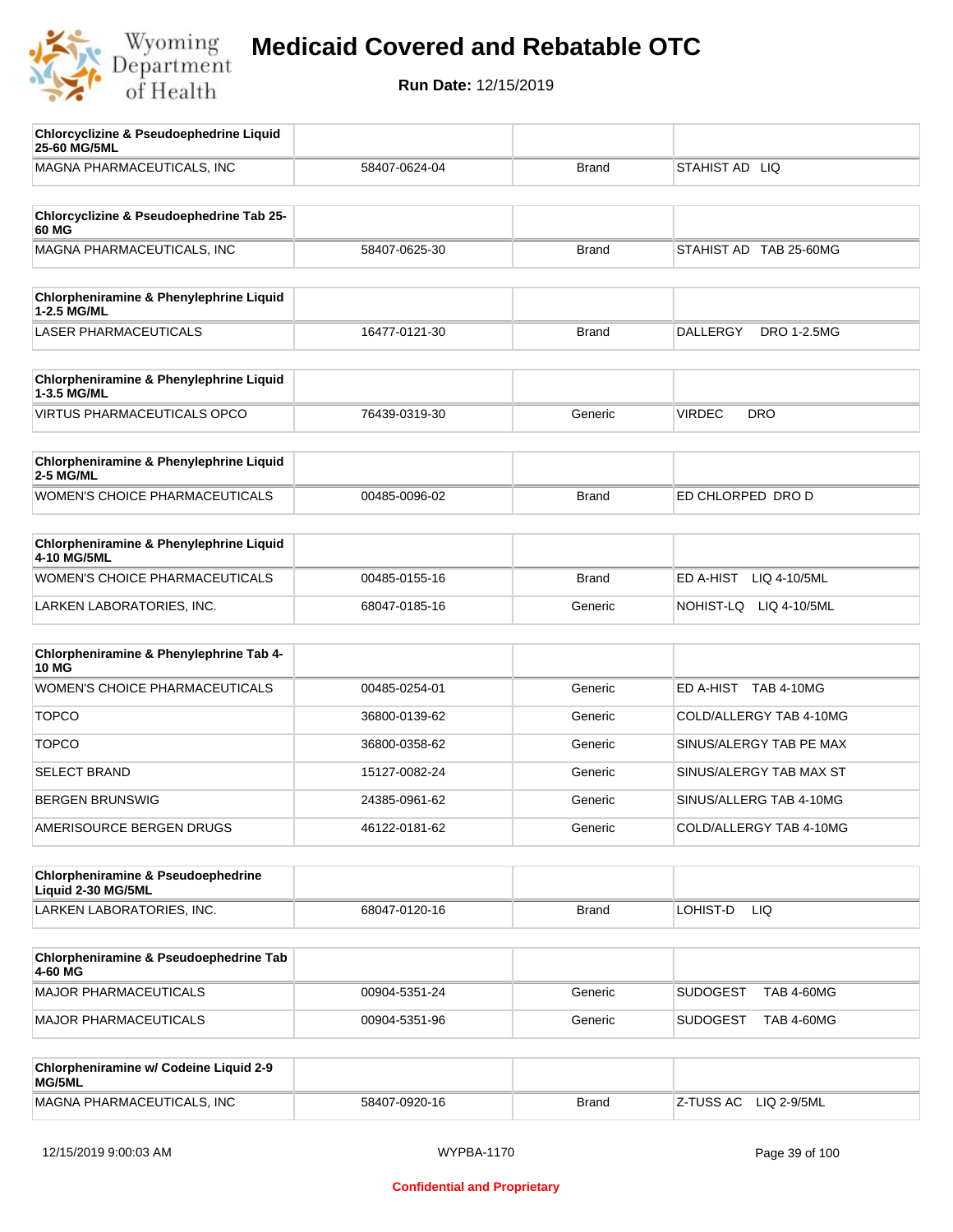# Medicaid Covered and Rebatable OTC

**Run Date:** 12/15/2019

| Chlorcyclizine & Pseudoephedrine Liquid 25-60 MG/5ML | | | |
|---|---|---|---|
| MAGNA PHARMACEUTICALS, INC | 58407-0624-04 | Brand | STAHIST AD LIQ |

| Chlorcyclizine & Pseudoephedrine Tab 25-60 MG | | | |
|---|---|---|---|
| MAGNA PHARMACEUTICALS, INC | 58407-0625-30 | Brand | STAHIST AD TAB 25-60MG |

| Chlorpheniramine & Phenylephrine Liquid 1-2.5 MG/ML | | | |
|---|---|---|---|
| LASER PHARMACEUTICALS | 16477-0121-30 | Brand | DALLERGY DRO 1-2.5MG |

| Chlorpheniramine & Phenylephrine Liquid 1-3.5 MG/ML | | | |
|---|---|---|---|
| VIRTUS PHARMACEUTICALS OPCO | 76439-0319-30 | Generic | VIRDEC DRO |

| Chlorpheniramine & Phenylephrine Liquid 2-5 MG/ML | | | |
|---|---|---|---|
| WOMEN'S CHOICE PHARMACEUTICALS | 00485-0096-02 | Brand | ED CHLORPED DRO D |

| Chlorpheniramine & Phenylephrine Liquid 4-10 MG/5ML | | | |
|---|---|---|---|
| WOMEN'S CHOICE PHARMACEUTICALS | 00485-0155-16 | Brand | ED A-HIST LIQ 4-10/5ML |
| LARKEN LABORATORIES, INC. | 68047-0185-16 | Generic | NOHIST-LQ LIQ 4-10/5ML |

| Chlorpheniramine & Phenylephrine Tab 4-10 MG | | | |
|---|---|---|---|
| WOMEN'S CHOICE PHARMACEUTICALS | 00485-0254-01 | Generic | ED A-HIST TAB 4-10MG |
| TOPCO | 36800-0139-62 | Generic | COLD/ALLERGY TAB 4-10MG |
| TOPCO | 36800-0358-62 | Generic | SINUS/ALERGY TAB PE MAX |
| SELECT BRAND | 15127-0082-24 | Generic | SINUS/ALERGY TAB MAX ST |
| BERGEN BRUNSWIG | 24385-0961-62 | Generic | SINUS/ALLERG TAB 4-10MG |
| AMERISOURCE BERGEN DRUGS | 46122-0181-62 | Generic | COLD/ALLERGY TAB 4-10MG |

| Chlorpheniramine & Pseudoephedrine Liquid 2-30 MG/5ML | | | |
|---|---|---|---|
| LARKEN LABORATORIES, INC. | 68047-0120-16 | Brand | LOHIST-D LIQ |

| Chlorpheniramine & Pseudoephedrine Tab 4-60 MG | | | |
|---|---|---|---|
| MAJOR PHARMACEUTICALS | 00904-5351-24 | Generic | SUDOGEST TAB 4-60MG |
| MAJOR PHARMACEUTICALS | 00904-5351-96 | Generic | SUDOGEST TAB 4-60MG |

| Chlorpheniramine w/ Codeine Liquid 2-9 MG/5ML | | | |
|---|---|---|---|
| MAGNA PHARMACEUTICALS, INC | 58407-0920-16 | Brand | Z-TUSS AC LIQ 2-9/5ML |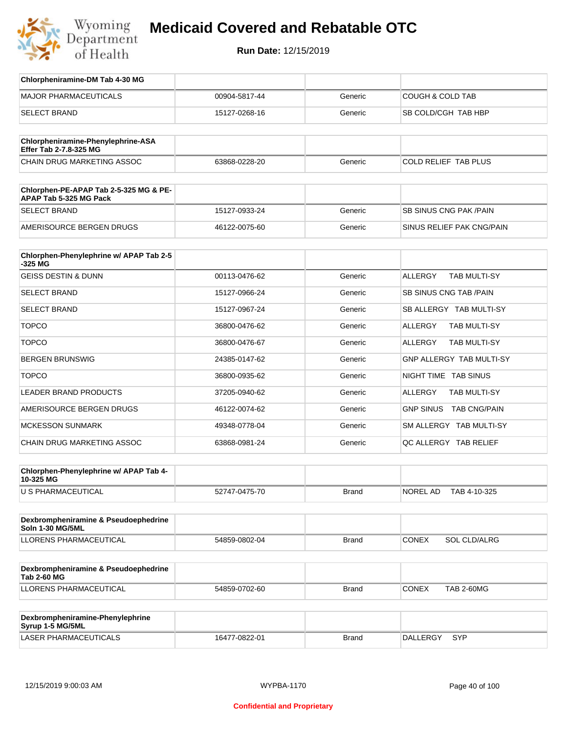# Medicaid Covered and Rebatable OTC

**Run Date:** 12/15/2019

| Chlorpheniramine-DM Tab 4-30 MG | | | |
|---|---|---|---|
| MAJOR PHARMACEUTICALS | 00904-5817-44 | Generic | COUGH & COLD TAB |
| SELECT BRAND | 15127-0268-16 | Generic | SB COLD/CGH TAB HBP |

| Chlorpheniramine-Phenylephrine-ASA Effer Tab 2-7.8-325 MG | | | |
|---|---|---|---|
| CHAIN DRUG MARKETING ASSOC | 63868-0228-20 | Generic | COLD RELIEF TAB PLUS |

| Chlorphen-PE-APAP Tab 2-5-325 MG & PE-APAP Tab 5-325 MG Pack | | | |
|---|---|---|---|
| SELECT BRAND | 15127-0933-24 | Generic | SB SINUS CNG PAK /PAIN |
| AMERISOURCE BERGEN DRUGS | 46122-0075-60 | Generic | SINUS RELIEF PAK CNG/PAIN |

| Chlorphen-Phenylephrine w/ APAP Tab 2-5-325 MG | | | |
|---|---|---|---|
| GEISS DESTIN & DUNN | 00113-0476-62 | Generic | ALLERGY TAB MULTI-SY |
| SELECT BRAND | 15127-0966-24 | Generic | SB SINUS CNG TAB /PAIN |
| SELECT BRAND | 15127-0967-24 | Generic | SB ALLERGY TAB MULTI-SY |
| TOPCO | 36800-0476-62 | Generic | ALLERGY TAB MULTI-SY |
| TOPCO | 36800-0476-67 | Generic | ALLERGY TAB MULTI-SY |
| BERGEN BRUNSWIG | 24385-0147-62 | Generic | GNP ALLERGY TAB MULTI-SY |
| TOPCO | 36800-0935-62 | Generic | NIGHT TIME TAB SINUS |
| LEADER BRAND PRODUCTS | 37205-0940-62 | Generic | ALLERGY TAB MULTI-SY |
| AMERISOURCE BERGEN DRUGS | 46122-0074-62 | Generic | GNP SINUS TAB CNG/PAIN |
| MCKESSON SUNMARK | 49348-0778-04 | Generic | SM ALLERGY TAB MULTI-SY |
| CHAIN DRUG MARKETING ASSOC | 63868-0981-24 | Generic | QC ALLERGY TAB RELIEF |

| Chlorphen-Phenylephrine w/ APAP Tab 4-10-325 MG | | | |
|---|---|---|---|
| U S PHARMACEUTICAL | 52747-0475-70 | Brand | NOREL AD TAB 4-10-325 |

| Dexbrompheniramine & Pseudoephedrine Soln 1-30 MG/5ML | | | |
|---|---|---|---|
| LLORENS PHARMACEUTICAL | 54859-0802-04 | Brand | CONEX SOL CLD/ALRG |

| Dexbrompheniramine & Pseudoephedrine Tab 2-60 MG | | | |
|---|---|---|---|
| LLORENS PHARMACEUTICAL | 54859-0702-60 | Brand | CONEX TAB 2-60MG |

| Dexbrompheniramine-Phenylephrine Syrup 1-5 MG/5ML | | | |
|---|---|---|---|
| LASER PHARMACEUTICALS | 16477-0822-01 | Brand | DALLERGY SYP |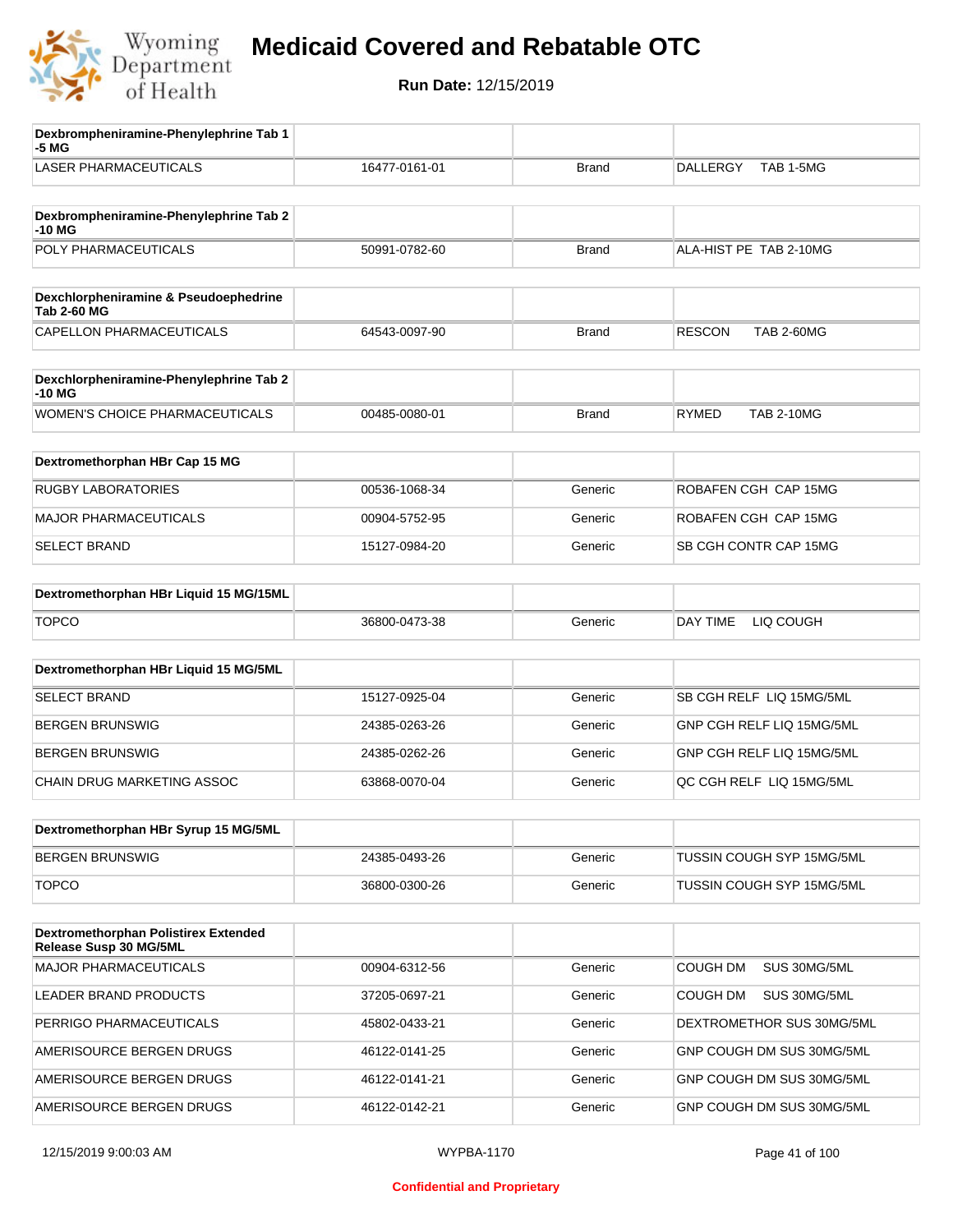# Medicaid Covered and Rebatable OTC

**Run Date:** 12/15/2019

| Dexbrompheniramine-Phenylephrine Tab 1-5 MG | | | |
|---|---|---|---|
| LASER PHARMACEUTICALS | 16477-0161-01 | Brand | DALLERGY TAB 1-5MG |

| Dexbrompheniramine-Phenylephrine Tab 2-10 MG | | | |
|---|---|---|---|
| POLY PHARMACEUTICALS | 50991-0782-60 | Brand | ALA-HIST PE TAB 2-10MG |

| Dexchlorpheniramine & Pseudoephedrine Tab 2-60 MG | | | |
|---|---|---|---|
| CAPELLON PHARMACEUTICALS | 64543-0097-90 | Brand | RESCON TAB 2-60MG |

| Dexchlorpheniramine-Phenylephrine Tab 2-10 MG | | | |
|---|---|---|---|
| WOMEN'S CHOICE PHARMACEUTICALS | 00485-0080-01 | Brand | RYMED TAB 2-10MG |

| Dextromethorphan HBr Cap 15 MG | | | |
|---|---|---|---|
| RUGBY LABORATORIES | 00536-1068-34 | Generic | ROBAFEN CGH CAP 15MG |
| MAJOR PHARMACEUTICALS | 00904-5752-95 | Generic | ROBAFEN CGH CAP 15MG |
| SELECT BRAND | 15127-0984-20 | Generic | SB CGH CONTR CAP 15MG |

| Dextromethorphan HBr Liquid 15 MG/15ML | | | |
|---|---|---|---|
| TOPCO | 36800-0473-38 | Generic | DAY TIME LIQ COUGH |

| Dextromethorphan HBr Liquid 15 MG/5ML | | | |
|---|---|---|---|
| SELECT BRAND | 15127-0925-04 | Generic | SB CGH RELF LIQ 15MG/5ML |
| BERGEN BRUNSWIG | 24385-0263-26 | Generic | GNP CGH RELF LIQ 15MG/5ML |
| BERGEN BRUNSWIG | 24385-0262-26 | Generic | GNP CGH RELF LIQ 15MG/5ML |
| CHAIN DRUG MARKETING ASSOC | 63868-0070-04 | Generic | QC CGH RELF LIQ 15MG/5ML |

| Dextromethorphan HBr Syrup 15 MG/5ML | | | |
|---|---|---|---|
| BERGEN BRUNSWIG | 24385-0493-26 | Generic | TUSSIN COUGH SYP 15MG/5ML |
| TOPCO | 36800-0300-26 | Generic | TUSSIN COUGH SYP 15MG/5ML |

| Dextromethorphan Polistirex Extended Release Susp 30 MG/5ML | | | |
|---|---|---|---|
| MAJOR PHARMACEUTICALS | 00904-6312-56 | Generic | COUGH DM SUS 30MG/5ML |
| LEADER BRAND PRODUCTS | 37205-0697-21 | Generic | COUGH DM SUS 30MG/5ML |
| PERRIGO PHARMACEUTICALS | 45802-0433-21 | Generic | DEXTROMETHOR SUS 30MG/5ML |
| AMERISOURCE BERGEN DRUGS | 46122-0141-25 | Generic | GNP COUGH DM SUS 30MG/5ML |
| AMERISOURCE BERGEN DRUGS | 46122-0141-21 | Generic | GNP COUGH DM SUS 30MG/5ML |
| AMERISOURCE BERGEN DRUGS | 46122-0142-21 | Generic | GNP COUGH DM SUS 30MG/5ML |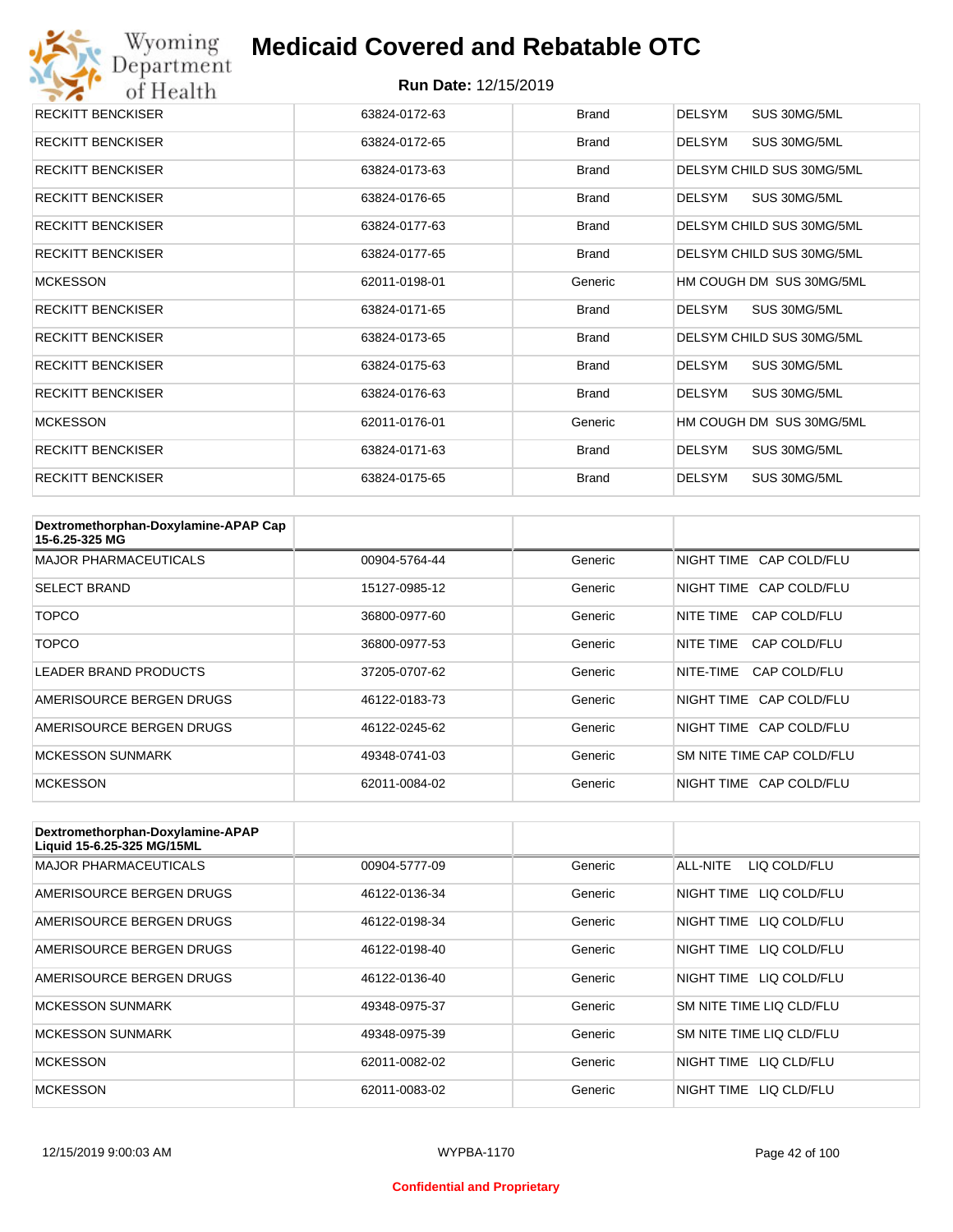| | | | |
|---|---|---|---|
| RECKITT BENCKISER | 63824-0172-63 | Brand | DELSYM SUS 30MG/5ML |
| RECKITT BENCKISER | 63824-0172-65 | Brand | DELSYM SUS 30MG/5ML |
| RECKITT BENCKISER | 63824-0173-63 | Brand | DELSYM CHILD SUS 30MG/5ML |
| RECKITT BENCKISER | 63824-0176-65 | Brand | DELSYM SUS 30MG/5ML |
| RECKITT BENCKISER | 63824-0177-63 | Brand | DELSYM CHILD SUS 30MG/5ML |
| RECKITT BENCKISER | 63824-0177-65 | Brand | DELSYM CHILD SUS 30MG/5ML |
| MCKESSON | 62011-0198-01 | Generic | HM COUGH DM SUS 30MG/5ML |
| RECKITT BENCKISER | 63824-0171-65 | Brand | DELSYM SUS 30MG/5ML |
| RECKITT BENCKISER | 63824-0173-65 | Brand | DELSYM CHILD SUS 30MG/5ML |
| RECKITT BENCKISER | 63824-0175-63 | Brand | DELSYM SUS 30MG/5ML |
| RECKITT BENCKISER | 63824-0176-63 | Brand | DELSYM SUS 30MG/5ML |
| MCKESSON | 62011-0176-01 | Generic | HM COUGH DM SUS 30MG/5ML |
| RECKITT BENCKISER | 63824-0171-63 | Brand | DELSYM SUS 30MG/5ML |
| RECKITT BENCKISER | 63824-0175-65 | Brand | DELSYM SUS 30MG/5ML |

| Dextromethorphan-Doxylamine-APAP Cap 15-6.25-325 MG | | | |
|---|---|---|---|
| MAJOR PHARMACEUTICALS | 00904-5764-44 | Generic | NIGHT TIME CAP COLD/FLU |
| SELECT BRAND | 15127-0985-12 | Generic | NIGHT TIME CAP COLD/FLU |
| TOPCO | 36800-0977-60 | Generic | NITE TIME CAP COLD/FLU |
| TOPCO | 36800-0977-53 | Generic | NITE TIME CAP COLD/FLU |
| LEADER BRAND PRODUCTS | 37205-0707-62 | Generic | NITE-TIME CAP COLD/FLU |
| AMERISOURCE BERGEN DRUGS | 46122-0183-73 | Generic | NIGHT TIME CAP COLD/FLU |
| AMERISOURCE BERGEN DRUGS | 46122-0245-62 | Generic | NIGHT TIME CAP COLD/FLU |
| MCKESSON SUNMARK | 49348-0741-03 | Generic | SM NITE TIME CAP COLD/FLU |
| MCKESSON | 62011-0084-02 | Generic | NIGHT TIME CAP COLD/FLU |

| Dextromethorphan-Doxylamine-APAP Liquid 15-6.25-325 MG/15ML | | | |
|---|---|---|---|
| MAJOR PHARMACEUTICALS | 00904-5777-09 | Generic | ALL-NITE LIQ COLD/FLU |
| AMERISOURCE BERGEN DRUGS | 46122-0136-34 | Generic | NIGHT TIME LIQ COLD/FLU |
| AMERISOURCE BERGEN DRUGS | 46122-0198-34 | Generic | NIGHT TIME LIQ COLD/FLU |
| AMERISOURCE BERGEN DRUGS | 46122-0198-40 | Generic | NIGHT TIME LIQ COLD/FLU |
| AMERISOURCE BERGEN DRUGS | 46122-0136-40 | Generic | NIGHT TIME LIQ COLD/FLU |
| MCKESSON SUNMARK | 49348-0975-37 | Generic | SM NITE TIME LIQ CLD/FLU |
| MCKESSON SUNMARK | 49348-0975-39 | Generic | SM NITE TIME LIQ CLD/FLU |
| MCKESSON | 62011-0082-02 | Generic | NIGHT TIME LIQ CLD/FLU |
| MCKESSON | 62011-0083-02 | Generic | NIGHT TIME LIQ CLD/FLU |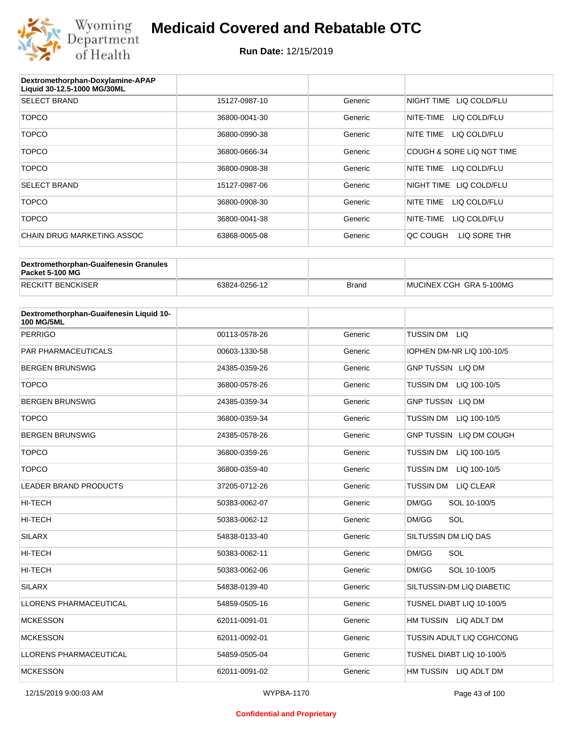| Dextromethorphan-Doxylamine-APAP Liquid 30-12.5-1000 MG/30ML | | | |
|---|---|---|---|
| SELECT BRAND | 15127-0987-10 | Generic | NIGHT TIME LIQ COLD/FLU |
| TOPCO | 36800-0041-30 | Generic | NITE-TIME LIQ COLD/FLU |
| TOPCO | 36800-0990-38 | Generic | NITE TIME LIQ COLD/FLU |
| TOPCO | 36800-0666-34 | Generic | COUGH & SORE LIQ NGT TIME |
| TOPCO | 36800-0908-38 | Generic | NITE TIME LIQ COLD/FLU |
| SELECT BRAND | 15127-0987-06 | Generic | NIGHT TIME LIQ COLD/FLU |
| TOPCO | 36800-0908-30 | Generic | NITE TIME LIQ COLD/FLU |
| TOPCO | 36800-0041-38 | Generic | NITE-TIME LIQ COLD/FLU |
| CHAIN DRUG MARKETING ASSOC | 63868-0065-08 | Generic | QC COUGH LIQ SORE THR |

| Dextromethorphan-Guaifenesin Granules Packet 5-100 MG | | | |
|---|---|---|---|
| RECKITT BENCKISER | 63824-0256-12 | Brand | MUCINEX CGH GRA 5-100MG |

| Dextromethorphan-Guaifenesin Liquid 10-100 MG/5ML | | | |
|---|---|---|---|
| PERRIGO | 00113-0578-26 | Generic | TUSSIN DM LIQ |
| PAR PHARMACEUTICALS | 00603-1330-58 | Generic | IOPHEN DM-NR LIQ 100-10/5 |
| BERGEN BRUNSWIG | 24385-0359-26 | Generic | GNP TUSSIN LIQ DM |
| TOPCO | 36800-0578-26 | Generic | TUSSIN DM LIQ 100-10/5 |
| BERGEN BRUNSWIG | 24385-0359-34 | Generic | GNP TUSSIN LIQ DM |
| TOPCO | 36800-0359-34 | Generic | TUSSIN DM LIQ 100-10/5 |
| BERGEN BRUNSWIG | 24385-0578-26 | Generic | GNP TUSSIN LIQ DM COUGH |
| TOPCO | 36800-0359-26 | Generic | TUSSIN DM LIQ 100-10/5 |
| TOPCO | 36800-0359-40 | Generic | TUSSIN DM LIQ 100-10/5 |
| LEADER BRAND PRODUCTS | 37205-0712-26 | Generic | TUSSIN DM LIQ CLEAR |
| HI-TECH | 50383-0062-07 | Generic | DM/GG SOL 10-100/5 |
| HI-TECH | 50383-0062-12 | Generic | DM/GG SOL |
| SILARX | 54838-0133-40 | Generic | SILTUSSIN DM LIQ DAS |
| HI-TECH | 50383-0062-11 | Generic | DM/GG SOL |
| HI-TECH | 50383-0062-06 | Generic | DM/GG SOL 10-100/5 |
| SILARX | 54838-0139-40 | Generic | SILTUSSIN-DM LIQ DIABETIC |
| LLORENS PHARMACEUTICAL | 54859-0505-16 | Generic | TUSNEL DIABT LIQ 10-100/5 |
| MCKESSON | 62011-0091-01 | Generic | HM TUSSIN LIQ ADLT DM |
| MCKESSON | 62011-0092-01 | Generic | TUSSIN ADULT LIQ CGH/CONG |
| LLORENS PHARMACEUTICAL | 54859-0505-04 | Generic | TUSNEL DIABT LIQ 10-100/5 |
| MCKESSON | 62011-0091-02 | Generic | HM TUSSIN LIQ ADLT DM |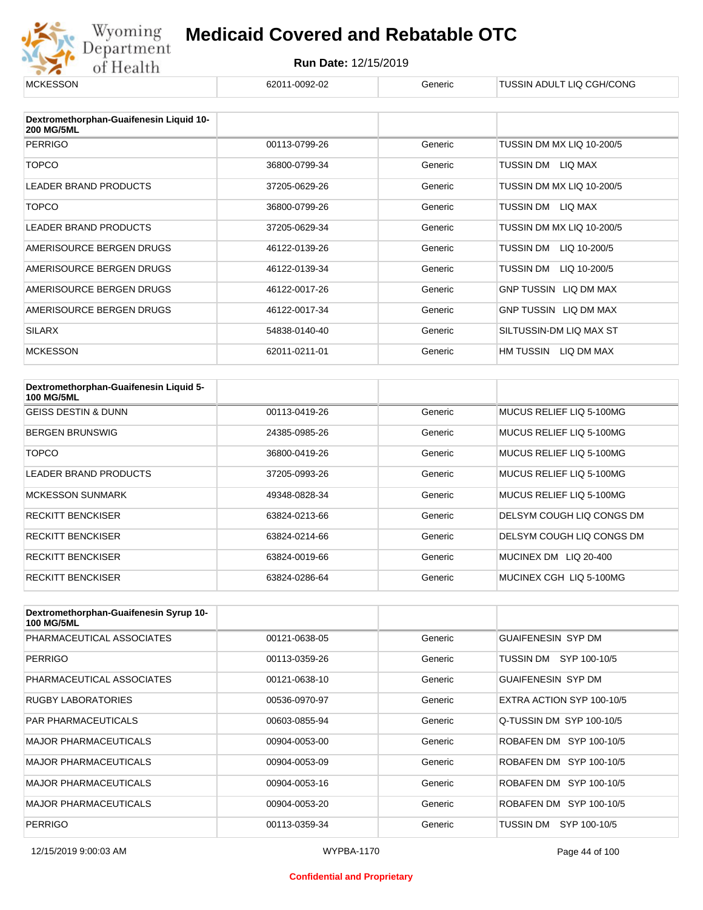| | | | |
|---|---|---|---|
| MCKESSON | 62011-0092-02 | Generic | TUSSIN ADULT LIQ CGH/CONG |

| Dextromethorphan-Guaifenesin Liquid 10-200 MG/5ML | | | |
|---|---|---|---|
| PERRIGO | 00113-0799-26 | Generic | TUSSIN DM MX LIQ 10-200/5 |
| TOPCO | 36800-0799-34 | Generic | TUSSIN DM LIQ MAX |
| LEADER BRAND PRODUCTS | 37205-0629-26 | Generic | TUSSIN DM MX LIQ 10-200/5 |
| TOPCO | 36800-0799-26 | Generic | TUSSIN DM LIQ MAX |
| LEADER BRAND PRODUCTS | 37205-0629-34 | Generic | TUSSIN DM MX LIQ 10-200/5 |
| AMERISOURCE BERGEN DRUGS | 46122-0139-26 | Generic | TUSSIN DM LIQ 10-200/5 |
| AMERISOURCE BERGEN DRUGS | 46122-0139-34 | Generic | TUSSIN DM LIQ 10-200/5 |
| AMERISOURCE BERGEN DRUGS | 46122-0017-26 | Generic | GNP TUSSIN LIQ DM MAX |
| AMERISOURCE BERGEN DRUGS | 46122-0017-34 | Generic | GNP TUSSIN LIQ DM MAX |
| SILARX | 54838-0140-40 | Generic | SILTUSSIN-DM LIQ MAX ST |
| MCKESSON | 62011-0211-01 | Generic | HM TUSSIN LIQ DM MAX |

| Dextromethorphan-Guaifenesin Liquid 5-100 MG/5ML | | | |
|---|---|---|---|
| GEISS DESTIN & DUNN | 00113-0419-26 | Generic | MUCUS RELIEF LIQ 5-100MG |
| BERGEN BRUNSWIG | 24385-0985-26 | Generic | MUCUS RELIEF LIQ 5-100MG |
| TOPCO | 36800-0419-26 | Generic | MUCUS RELIEF LIQ 5-100MG |
| LEADER BRAND PRODUCTS | 37205-0993-26 | Generic | MUCUS RELIEF LIQ 5-100MG |
| MCKESSON SUNMARK | 49348-0828-34 | Generic | MUCUS RELIEF LIQ 5-100MG |
| RECKITT BENCKISER | 63824-0213-66 | Generic | DELSYM COUGH LIQ CONGS DM |
| RECKITT BENCKISER | 63824-0214-66 | Generic | DELSYM COUGH LIQ CONGS DM |
| RECKITT BENCKISER | 63824-0019-66 | Generic | MUCINEX DM LIQ 20-400 |
| RECKITT BENCKISER | 63824-0286-64 | Generic | MUCINEX CGH LIQ 5-100MG |

| Dextromethorphan-Guaifenesin Syrup 10-100 MG/5ML | | | |
|---|---|---|---|
| PHARMACEUTICAL ASSOCIATES | 00121-0638-05 | Generic | GUAIFENESIN SYP DM |
| PERRIGO | 00113-0359-26 | Generic | TUSSIN DM SYP 100-10/5 |
| PHARMACEUTICAL ASSOCIATES | 00121-0638-10 | Generic | GUAIFENESIN SYP DM |
| RUGBY LABORATORIES | 00536-0970-97 | Generic | EXTRA ACTION SYP 100-10/5 |
| PAR PHARMACEUTICALS | 00603-0855-94 | Generic | Q-TUSSIN DM SYP 100-10/5 |
| MAJOR PHARMACEUTICALS | 00904-0053-00 | Generic | ROBAFEN DM SYP 100-10/5 |
| MAJOR PHARMACEUTICALS | 00904-0053-09 | Generic | ROBAFEN DM SYP 100-10/5 |
| MAJOR PHARMACEUTICALS | 00904-0053-16 | Generic | ROBAFEN DM SYP 100-10/5 |
| MAJOR PHARMACEUTICALS | 00904-0053-20 | Generic | ROBAFEN DM SYP 100-10/5 |
| PERRIGO | 00113-0359-34 | Generic | TUSSIN DM SYP 100-10/5 |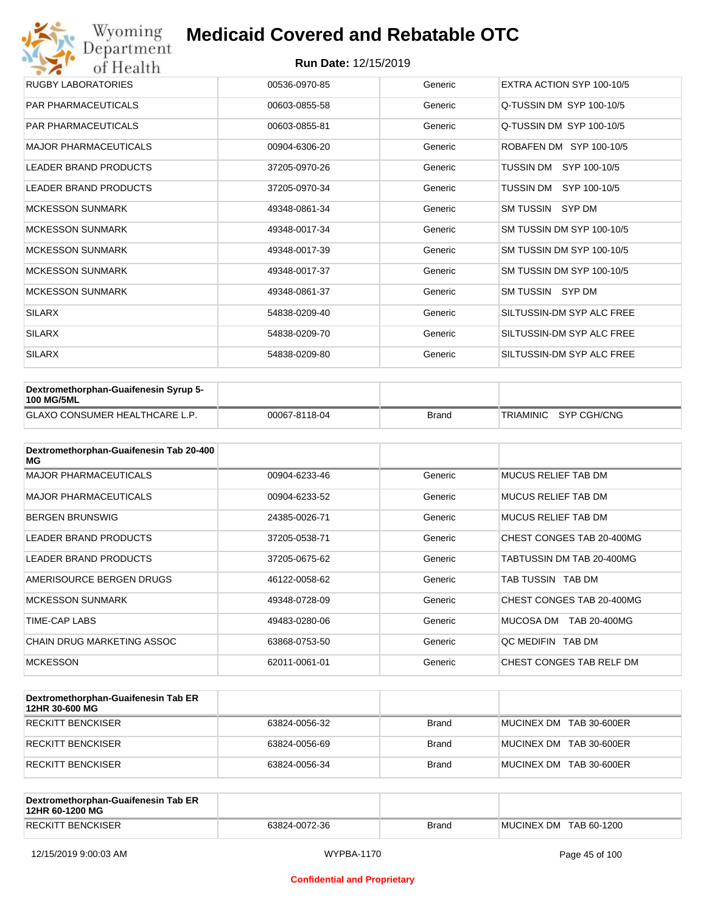# Medicaid Covered and Rebatable OTC

**Run Date:** 12/15/2019

| | | | |
|---|---|---|---|
| RUGBY LABORATORIES | 00536-0970-85 | Generic | EXTRA ACTION SYP 100-10/5 |
| PAR PHARMACEUTICALS | 00603-0855-58 | Generic | Q-TUSSIN DM SYP 100-10/5 |
| PAR PHARMACEUTICALS | 00603-0855-81 | Generic | Q-TUSSIN DM SYP 100-10/5 |
| MAJOR PHARMACEUTICALS | 00904-6306-20 | Generic | ROBAFEN DM SYP 100-10/5 |
| LEADER BRAND PRODUCTS | 37205-0970-26 | Generic | TUSSIN DM SYP 100-10/5 |
| LEADER BRAND PRODUCTS | 37205-0970-34 | Generic | TUSSIN DM SYP 100-10/5 |
| MCKESSON SUNMARK | 49348-0861-34 | Generic | SM TUSSIN SYP DM |
| MCKESSON SUNMARK | 49348-0017-34 | Generic | SM TUSSIN DM SYP 100-10/5 |
| MCKESSON SUNMARK | 49348-0017-39 | Generic | SM TUSSIN DM SYP 100-10/5 |
| MCKESSON SUNMARK | 49348-0017-37 | Generic | SM TUSSIN DM SYP 100-10/5 |
| MCKESSON SUNMARK | 49348-0861-37 | Generic | SM TUSSIN SYP DM |
| SILARX | 54838-0209-40 | Generic | SILTUSSIN-DM SYP ALC FREE |
| SILARX | 54838-0209-70 | Generic | SILTUSSIN-DM SYP ALC FREE |
| SILARX | 54838-0209-80 | Generic | SILTUSSIN-DM SYP ALC FREE |

| **Dextromethorphan-Guaifenesin Syrup 5-100 MG/5ML** | | | |
|---|---|---|---|
| GLAXO CONSUMER HEALTHCARE L.P. | 00067-8118-04 | Brand | TRIAMINIC SYP CGH/CNG |

| **Dextromethorphan-Guaifenesin Tab 20-400 MG** | | | |
|---|---|---|---|
| MAJOR PHARMACEUTICALS | 00904-6233-46 | Generic | MUCUS RELIEF TAB DM |
| MAJOR PHARMACEUTICALS | 00904-6233-52 | Generic | MUCUS RELIEF TAB DM |
| BERGEN BRUNSWIG | 24385-0026-71 | Generic | MUCUS RELIEF TAB DM |
| LEADER BRAND PRODUCTS | 37205-0538-71 | Generic | CHEST CONGES TAB 20-400MG |
| LEADER BRAND PRODUCTS | 37205-0675-62 | Generic | TABTUSSIN DM TAB 20-400MG |
| AMERISOURCE BERGEN DRUGS | 46122-0058-62 | Generic | TAB TUSSIN TAB DM |
| MCKESSON SUNMARK | 49348-0728-09 | Generic | CHEST CONGES TAB 20-400MG |
| TIME-CAP LABS | 49483-0280-06 | Generic | MUCOSA DM TAB 20-400MG |
| CHAIN DRUG MARKETING ASSOC | 63868-0753-50 | Generic | QC MEDIFIN TAB DM |
| MCKESSON | 62011-0061-01 | Generic | CHEST CONGES TAB RELF DM |

| **Dextromethorphan-Guaifenesin Tab ER 12HR 30-600 MG** | | | |
|---|---|---|---|
| RECKITT BENCKISER | 63824-0056-32 | Brand | MUCINEX DM TAB 30-600ER |
| RECKITT BENCKISER | 63824-0056-69 | Brand | MUCINEX DM TAB 30-600ER |
| RECKITT BENCKISER | 63824-0056-34 | Brand | MUCINEX DM TAB 30-600ER |

| **Dextromethorphan-Guaifenesin Tab ER 12HR 60-1200 MG** | | | |
|---|---|---|---|
| RECKITT BENCKISER | 63824-0072-36 | Brand | MUCINEX DM TAB 60-1200 |

12/15/2019 9:00:03 AM WYPBA-1170

Confidential and Proprietary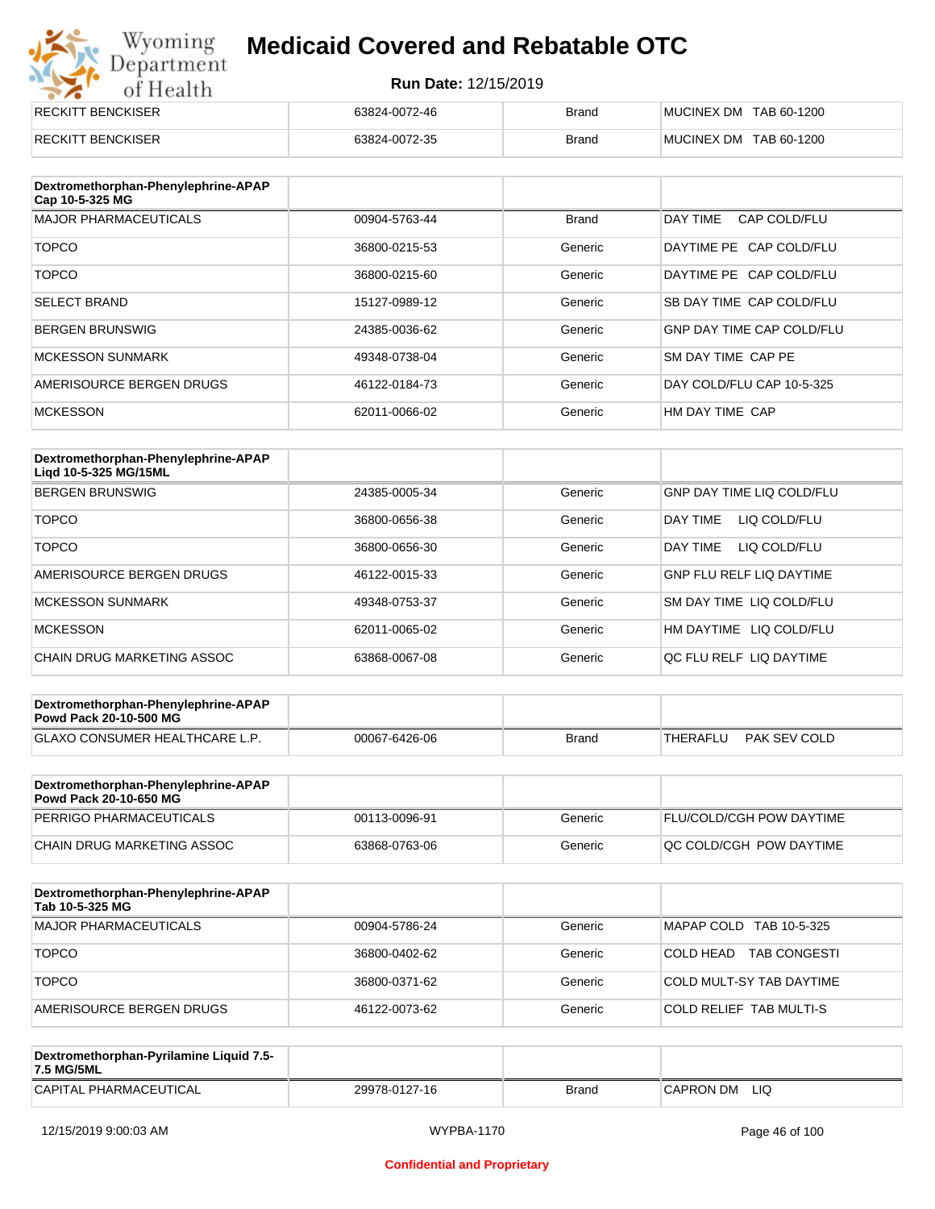| | | | |
|---|---|---|---|
| RECKITT BENCKISER | 63824-0072-46 | Brand | MUCINEX DM TAB 60-1200 |
| RECKITT BENCKISER | 63824-0072-35 | Brand | MUCINEX DM TAB 60-1200 |

| Dextromethorphan-Phenylephrine-APAP Cap 10-5-325 MG | | | |
|---|---|---|---|
| MAJOR PHARMACEUTICALS | 00904-5763-44 | Brand | DAY TIME CAP COLD/FLU |
| TOPCO | 36800-0215-53 | Generic | DAYTIME PE CAP COLD/FLU |
| TOPCO | 36800-0215-60 | Generic | DAYTIME PE CAP COLD/FLU |
| SELECT BRAND | 15127-0989-12 | Generic | SB DAY TIME CAP COLD/FLU |
| BERGEN BRUNSWIG | 24385-0036-62 | Generic | GNP DAY TIME CAP COLD/FLU |
| MCKESSON SUNMARK | 49348-0738-04 | Generic | SM DAY TIME CAP PE |
| AMERISOURCE BERGEN DRUGS | 46122-0184-73 | Generic | DAY COLD/FLU CAP 10-5-325 |
| MCKESSON | 62011-0066-02 | Generic | HM DAY TIME CAP |

| Dextromethorphan-Phenylephrine-APAP Liqd 10-5-325 MG/15ML | | | |
|---|---|---|---|
| BERGEN BRUNSWIG | 24385-0005-34 | Generic | GNP DAY TIME LIQ COLD/FLU |
| TOPCO | 36800-0656-38 | Generic | DAY TIME LIQ COLD/FLU |
| TOPCO | 36800-0656-30 | Generic | DAY TIME LIQ COLD/FLU |
| AMERISOURCE BERGEN DRUGS | 46122-0015-33 | Generic | GNP FLU RELF LIQ DAYTIME |
| MCKESSON SUNMARK | 49348-0753-37 | Generic | SM DAY TIME LIQ COLD/FLU |
| MCKESSON | 62011-0065-02 | Generic | HM DAYTIME LIQ COLD/FLU |
| CHAIN DRUG MARKETING ASSOC | 63868-0067-08 | Generic | QC FLU RELF LIQ DAYTIME |

| Dextromethorphan-Phenylephrine-APAP Powd Pack 20-10-500 MG | | | |
|---|---|---|---|
| GLAXO CONSUMER HEALTHCARE L.P. | 00067-6426-06 | Brand | THERAFLU PAK SEV COLD |

| Dextromethorphan-Phenylephrine-APAP Powd Pack 20-10-650 MG | | | |
|---|---|---|---|
| PERRIGO PHARMACEUTICALS | 00113-0096-91 | Generic | FLU/COLD/CGH POW DAYTIME |
| CHAIN DRUG MARKETING ASSOC | 63868-0763-06 | Generic | QC COLD/CGH POW DAYTIME |

| Dextromethorphan-Phenylephrine-APAP Tab 10-5-325 MG | | | |
|---|---|---|---|
| MAJOR PHARMACEUTICALS | 00904-5786-24 | Generic | MAPAP COLD TAB 10-5-325 |
| TOPCO | 36800-0402-62 | Generic | COLD HEAD TAB CONGESTI |
| TOPCO | 36800-0371-62 | Generic | COLD MULT-SY TAB DAYTIME |
| AMERISOURCE BERGEN DRUGS | 46122-0073-62 | Generic | COLD RELIEF TAB MULTI-S |

| Dextromethorphan-Pyrilamine Liquid 7.5-7.5 MG/5ML | | | |
|---|---|---|---|
| CAPITAL PHARMACEUTICAL | 29978-0127-16 | Brand | CAPRON DM LIQ |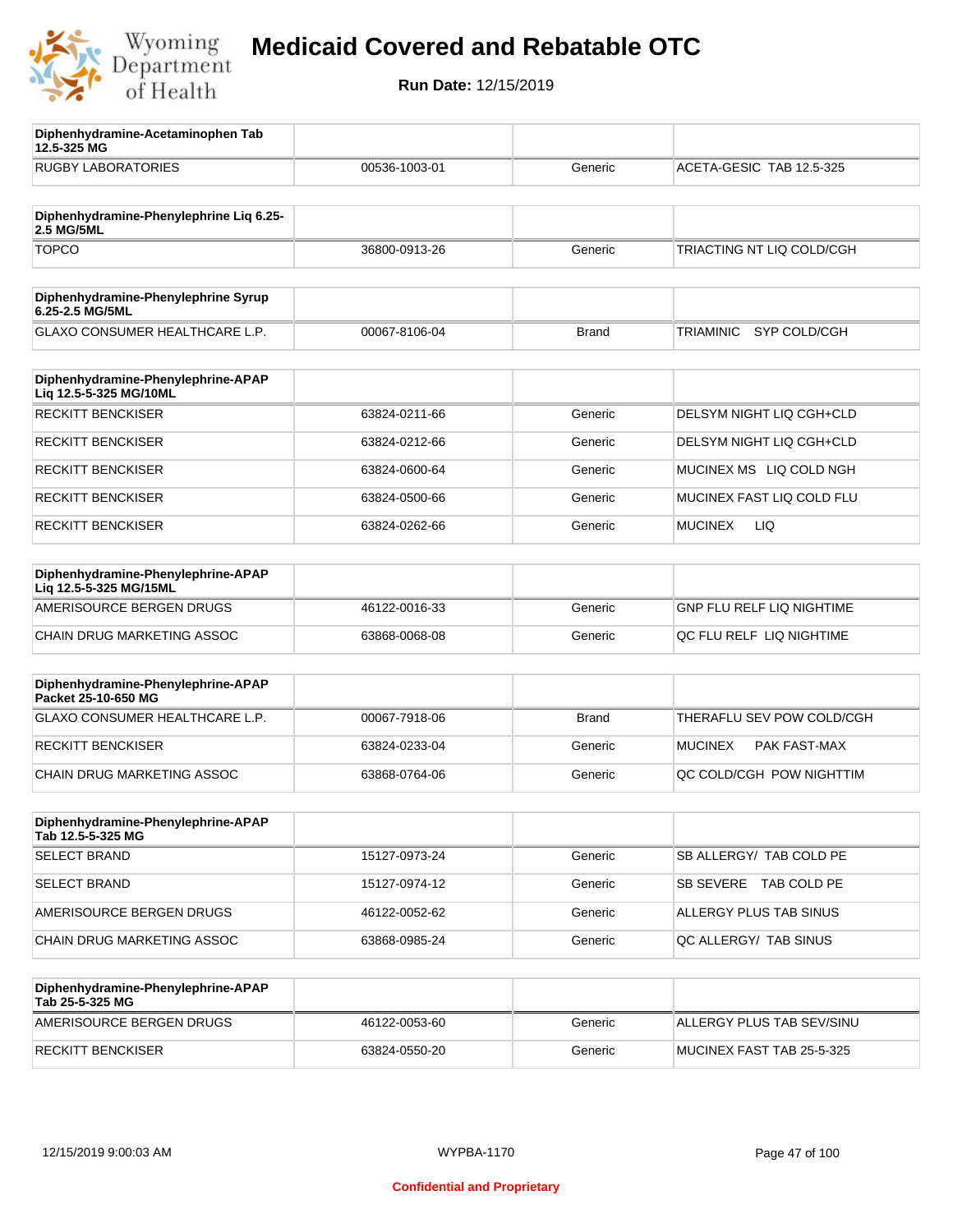| Diphenhydramine-Acetaminophen Tab 12.5-325 MG | | | |
|---|---|---|---|
| RUGBY LABORATORIES | 00536-1003-01 | Generic | ACETA-GESIC TAB 12.5-325 |

| Diphenhydramine-Phenylephrine Liq 6.25-2.5 MG/5ML | | | |
|---|---|---|---|
| TOPCO | 36800-0913-26 | Generic | TRIACTING NT LIQ COLD/CGH |

| Diphenhydramine-Phenylephrine Syrup 6.25-2.5 MG/5ML | | | |
|---|---|---|---|
| GLAXO CONSUMER HEALTHCARE L.P. | 00067-8106-04 | Brand | TRIAMINIC SYP COLD/CGH |

| Diphenhydramine-Phenylephrine-APAP Liq 12.5-5-325 MG/10ML | | | |
|---|---|---|---|
| RECKITT BENCKISER | 63824-0211-66 | Generic | DELSYM NIGHT LIQ CGH+CLD |
| RECKITT BENCKISER | 63824-0212-66 | Generic | DELSYM NIGHT LIQ CGH+CLD |
| RECKITT BENCKISER | 63824-0600-64 | Generic | MUCINEX MS LIQ COLD NGH |
| RECKITT BENCKISER | 63824-0500-66 | Generic | MUCINEX FAST LIQ COLD FLU |
| RECKITT BENCKISER | 63824-0262-66 | Generic | MUCINEX LIQ |

| Diphenhydramine-Phenylephrine-APAP Liq 12.5-5-325 MG/15ML | | | |
|---|---|---|---|
| AMERISOURCE BERGEN DRUGS | 46122-0016-33 | Generic | GNP FLU RELF LIQ NIGHTIME |
| CHAIN DRUG MARKETING ASSOC | 63868-0068-08 | Generic | QC FLU RELF LIQ NIGHTIME |

| Diphenhydramine-Phenylephrine-APAP Packet 25-10-650 MG | | | |
|---|---|---|---|
| GLAXO CONSUMER HEALTHCARE L.P. | 00067-7918-06 | Brand | THERAFLU SEV POW COLD/CGH |
| RECKITT BENCKISER | 63824-0233-04 | Generic | MUCINEX PAK FAST-MAX |
| CHAIN DRUG MARKETING ASSOC | 63868-0764-06 | Generic | QC COLD/CGH POW NIGHTTIM |

| Diphenhydramine-Phenylephrine-APAP Tab 12.5-5-325 MG | | | |
|---|---|---|---|
| SELECT BRAND | 15127-0973-24 | Generic | SB ALLERGY/ TAB COLD PE |
| SELECT BRAND | 15127-0974-12 | Generic | SB SEVERE TAB COLD PE |
| AMERISOURCE BERGEN DRUGS | 46122-0052-62 | Generic | ALLERGY PLUS TAB SINUS |
| CHAIN DRUG MARKETING ASSOC | 63868-0985-24 | Generic | QC ALLERGY/ TAB SINUS |

| Diphenhydramine-Phenylephrine-APAP Tab 25-5-325 MG | | | |
|---|---|---|---|
| AMERISOURCE BERGEN DRUGS | 46122-0053-60 | Generic | ALLERGY PLUS TAB SEV/SINU |
| RECKITT BENCKISER | 63824-0550-20 | Generic | MUCINEX FAST TAB 25-5-325 |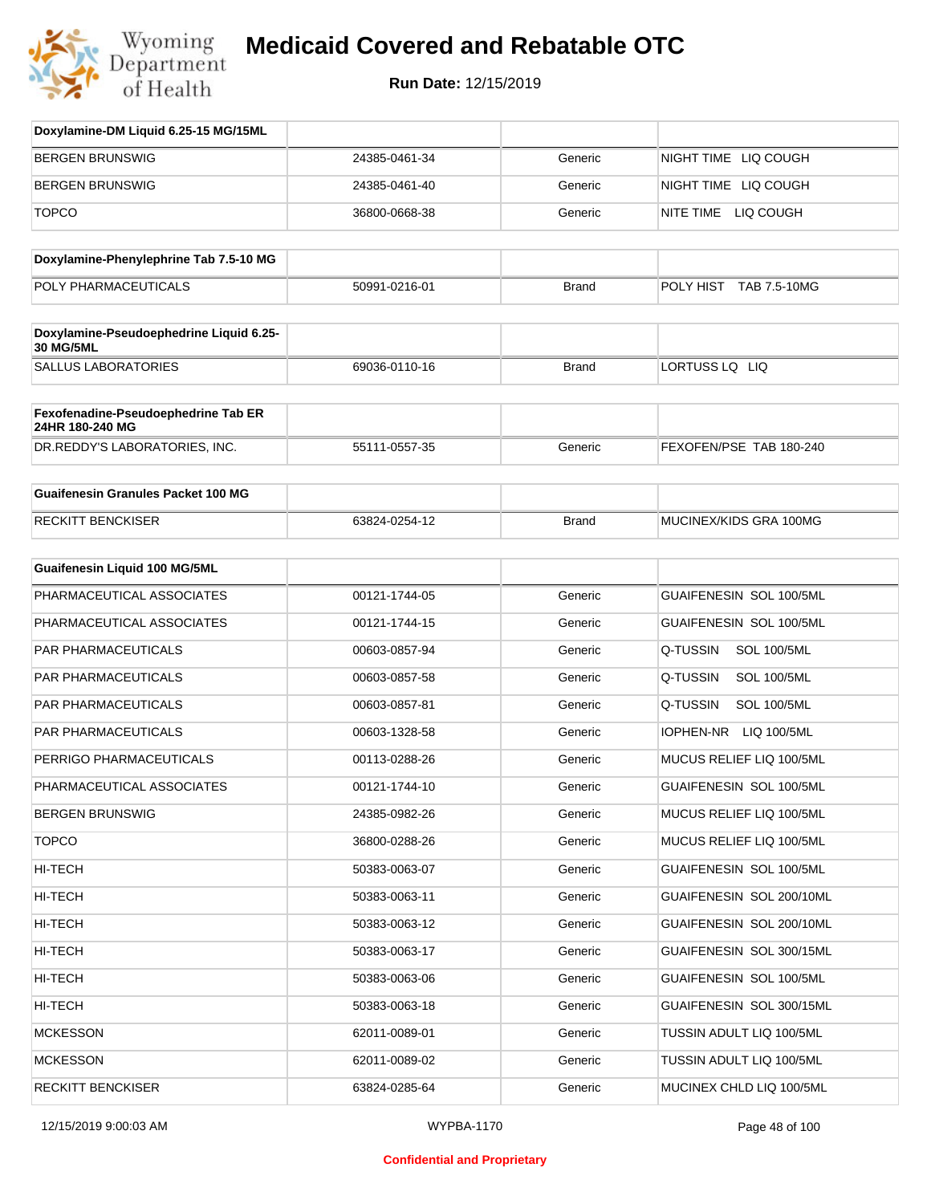| Doxylamine-DM Liquid 6.25-15 MG/15ML | | | |
|---|---|---|---|
| BERGEN BRUNSWIG | 24385-0461-34 | Generic | NIGHT TIME LIQ COUGH |
| BERGEN BRUNSWIG | 24385-0461-40 | Generic | NIGHT TIME LIQ COUGH |
| TOPCO | 36800-0668-38 | Generic | NITE TIME LIQ COUGH |

| Doxylamine-Phenylephrine Tab 7.5-10 MG | | | |
|---|---|---|---|
| POLY PHARMACEUTICALS | 50991-0216-01 | Brand | POLY HIST TAB 7.5-10MG |

| Doxylamine-Pseudoephedrine Liquid 6.25-30 MG/5ML | | | |
|---|---|---|---|
| SALLUS LABORATORIES | 69036-0110-16 | Brand | LORTUSS LQ LIQ |

| Fexofenadine-Pseudoephedrine Tab ER 24HR 180-240 MG | | | |
|---|---|---|---|
| DR.REDDY'S LABORATORIES, INC. | 55111-0557-35 | Generic | FEXOFEN/PSE TAB 180-240 |

| Guaifenesin Granules Packet 100 MG | | | |
|---|---|---|---|
| RECKITT BENCKISER | 63824-0254-12 | Brand | MUCINEX/KIDS GRA 100MG |

| Guaifenesin Liquid 100 MG/5ML | | | |
|---|---|---|---|
| PHARMACEUTICAL ASSOCIATES | 00121-1744-05 | Generic | GUAIFENESIN SOL 100/5ML |
| PHARMACEUTICAL ASSOCIATES | 00121-1744-15 | Generic | GUAIFENESIN SOL 100/5ML |
| PAR PHARMACEUTICALS | 00603-0857-94 | Generic | Q-TUSSIN SOL 100/5ML |
| PAR PHARMACEUTICALS | 00603-0857-58 | Generic | Q-TUSSIN SOL 100/5ML |
| PAR PHARMACEUTICALS | 00603-0857-81 | Generic | Q-TUSSIN SOL 100/5ML |
| PAR PHARMACEUTICALS | 00603-1328-58 | Generic | IOPHEN-NR LIQ 100/5ML |
| PERRIGO PHARMACEUTICALS | 00113-0288-26 | Generic | MUCUS RELIEF LIQ 100/5ML |
| PHARMACEUTICAL ASSOCIATES | 00121-1744-10 | Generic | GUAIFENESIN SOL 100/5ML |
| BERGEN BRUNSWIG | 24385-0982-26 | Generic | MUCUS RELIEF LIQ 100/5ML |
| TOPCO | 36800-0288-26 | Generic | MUCUS RELIEF LIQ 100/5ML |
| HI-TECH | 50383-0063-07 | Generic | GUAIFENESIN SOL 100/5ML |
| HI-TECH | 50383-0063-11 | Generic | GUAIFENESIN SOL 200/10ML |
| HI-TECH | 50383-0063-12 | Generic | GUAIFENESIN SOL 200/10ML |
| HI-TECH | 50383-0063-17 | Generic | GUAIFENESIN SOL 300/15ML |
| HI-TECH | 50383-0063-06 | Generic | GUAIFENESIN SOL 100/5ML |
| HI-TECH | 50383-0063-18 | Generic | GUAIFENESIN SOL 300/15ML |
| MCKESSON | 62011-0089-01 | Generic | TUSSIN ADULT LIQ 100/5ML |
| MCKESSON | 62011-0089-02 | Generic | TUSSIN ADULT LIQ 100/5ML |
| RECKITT BENCKISER | 63824-0285-64 | Generic | MUCINEX CHLD LIQ 100/5ML |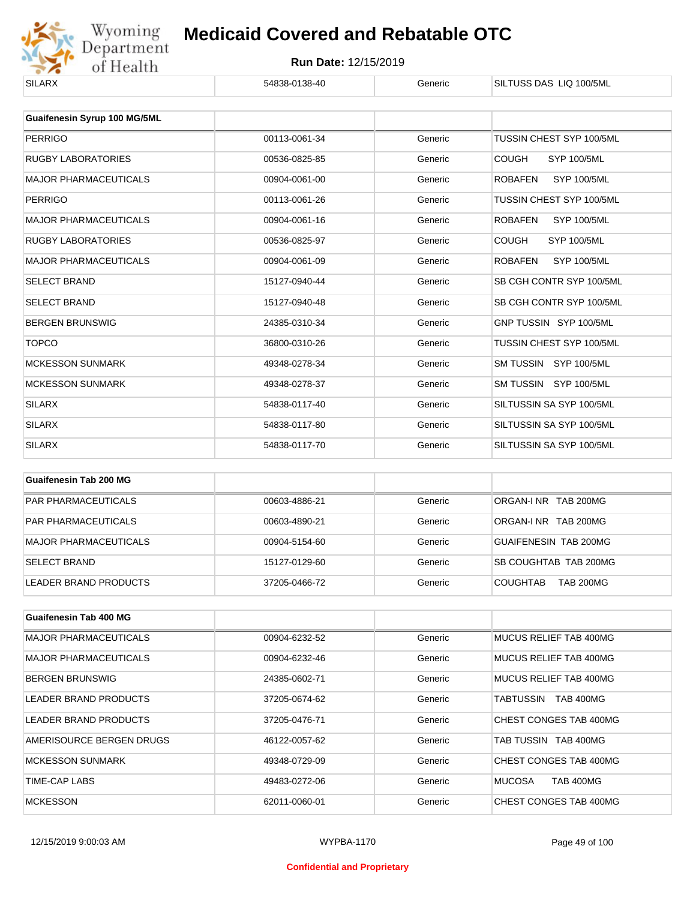| SILARX | 54838-0138-40 | Generic | SILTUSS DAS LIQ 100/5ML |
|---|---|---|---|

| Guaifenesin Syrup 100 MG/5ML | | | |
|---|---|---|---|
| PERRIGO | 00113-0061-34 | Generic | TUSSIN CHEST SYP 100/5ML |
| RUGBY LABORATORIES | 00536-0825-85 | Generic | COUGH SYP 100/5ML |
| MAJOR PHARMACEUTICALS | 00904-0061-00 | Generic | ROBAFEN SYP 100/5ML |
| PERRIGO | 00113-0061-26 | Generic | TUSSIN CHEST SYP 100/5ML |
| MAJOR PHARMACEUTICALS | 00904-0061-16 | Generic | ROBAFEN SYP 100/5ML |
| RUGBY LABORATORIES | 00536-0825-97 | Generic | COUGH SYP 100/5ML |
| MAJOR PHARMACEUTICALS | 00904-0061-09 | Generic | ROBAFEN SYP 100/5ML |
| SELECT BRAND | 15127-0940-44 | Generic | SB CGH CONTR SYP 100/5ML |
| SELECT BRAND | 15127-0940-48 | Generic | SB CGH CONTR SYP 100/5ML |
| BERGEN BRUNSWIG | 24385-0310-34 | Generic | GNP TUSSIN SYP 100/5ML |
| TOPCO | 36800-0310-26 | Generic | TUSSIN CHEST SYP 100/5ML |
| MCKESSON SUNMARK | 49348-0278-34 | Generic | SM TUSSIN SYP 100/5ML |
| MCKESSON SUNMARK | 49348-0278-37 | Generic | SM TUSSIN SYP 100/5ML |
| SILARX | 54838-0117-40 | Generic | SILTUSSIN SA SYP 100/5ML |
| SILARX | 54838-0117-80 | Generic | SILTUSSIN SA SYP 100/5ML |
| SILARX | 54838-0117-70 | Generic | SILTUSSIN SA SYP 100/5ML |

| Guaifenesin Tab 200 MG | | | |
|---|---|---|---|
| PAR PHARMACEUTICALS | 00603-4886-21 | Generic | ORGAN-I NR TAB 200MG |
| PAR PHARMACEUTICALS | 00603-4890-21 | Generic | ORGAN-I NR TAB 200MG |
| MAJOR PHARMACEUTICALS | 00904-5154-60 | Generic | GUAIFENESIN TAB 200MG |
| SELECT BRAND | 15127-0129-60 | Generic | SB COUGHTAB TAB 200MG |
| LEADER BRAND PRODUCTS | 37205-0466-72 | Generic | COUGHTAB TAB 200MG |

| Guaifenesin Tab 400 MG | | | |
|---|---|---|---|
| MAJOR PHARMACEUTICALS | 00904-6232-52 | Generic | MUCUS RELIEF TAB 400MG |
| MAJOR PHARMACEUTICALS | 00904-6232-46 | Generic | MUCUS RELIEF TAB 400MG |
| BERGEN BRUNSWIG | 24385-0602-71 | Generic | MUCUS RELIEF TAB 400MG |
| LEADER BRAND PRODUCTS | 37205-0674-62 | Generic | TABTUSSIN TAB 400MG |
| LEADER BRAND PRODUCTS | 37205-0476-71 | Generic | CHEST CONGES TAB 400MG |
| AMERISOURCE BERGEN DRUGS | 46122-0057-62 | Generic | TAB TUSSIN TAB 400MG |
| MCKESSON SUNMARK | 49348-0729-09 | Generic | CHEST CONGES TAB 400MG |
| TIME-CAP LABS | 49483-0272-06 | Generic | MUCOSA TAB 400MG |
| MCKESSON | 62011-0060-01 | Generic | CHEST CONGES TAB 400MG |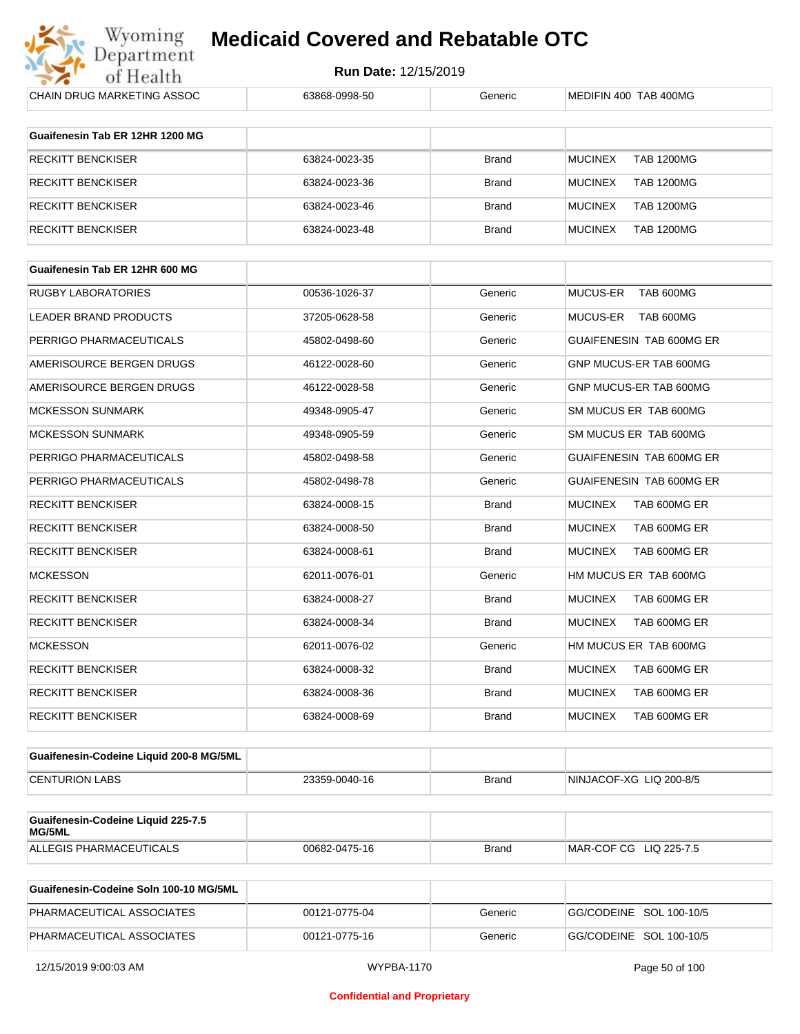| CHAIN DRUG MARKETING ASSOC | 63868-0998-50 | Generic | MEDIFIN 400 TAB 400MG |
|---|---|---|---|

| Guaifenesin Tab ER 12HR 1200 MG | | | |
|---|---|---|---|
| RECKITT BENCKISER | 63824-0023-35 | Brand | MUCINEX TAB 1200MG |
| RECKITT BENCKISER | 63824-0023-36 | Brand | MUCINEX TAB 1200MG |
| RECKITT BENCKISER | 63824-0023-46 | Brand | MUCINEX TAB 1200MG |
| RECKITT BENCKISER | 63824-0023-48 | Brand | MUCINEX TAB 1200MG |

| Guaifenesin Tab ER 12HR 600 MG | | | |
|---|---|---|---|
| RUGBY LABORATORIES | 00536-1026-37 | Generic | MUCUS-ER TAB 600MG |
| LEADER BRAND PRODUCTS | 37205-0628-58 | Generic | MUCUS-ER TAB 600MG |
| PERRIGO PHARMACEUTICALS | 45802-0498-60 | Generic | GUAIFENESIN TAB 600MG ER |
| AMERISOURCE BERGEN DRUGS | 46122-0028-60 | Generic | GNP MUCUS-ER TAB 600MG |
| AMERISOURCE BERGEN DRUGS | 46122-0028-58 | Generic | GNP MUCUS-ER TAB 600MG |
| MCKESSON SUNMARK | 49348-0905-47 | Generic | SM MUCUS ER TAB 600MG |
| MCKESSON SUNMARK | 49348-0905-59 | Generic | SM MUCUS ER TAB 600MG |
| PERRIGO PHARMACEUTICALS | 45802-0498-58 | Generic | GUAIFENESIN TAB 600MG ER |
| PERRIGO PHARMACEUTICALS | 45802-0498-78 | Generic | GUAIFENESIN TAB 600MG ER |
| RECKITT BENCKISER | 63824-0008-15 | Brand | MUCINEX TAB 600MG ER |
| RECKITT BENCKISER | 63824-0008-50 | Brand | MUCINEX TAB 600MG ER |
| RECKITT BENCKISER | 63824-0008-61 | Brand | MUCINEX TAB 600MG ER |
| MCKESSON | 62011-0076-01 | Generic | HM MUCUS ER TAB 600MG |
| RECKITT BENCKISER | 63824-0008-27 | Brand | MUCINEX TAB 600MG ER |
| RECKITT BENCKISER | 63824-0008-34 | Brand | MUCINEX TAB 600MG ER |
| MCKESSON | 62011-0076-02 | Generic | HM MUCUS ER TAB 600MG |
| RECKITT BENCKISER | 63824-0008-32 | Brand | MUCINEX TAB 600MG ER |
| RECKITT BENCKISER | 63824-0008-36 | Brand | MUCINEX TAB 600MG ER |
| RECKITT BENCKISER | 63824-0008-69 | Brand | MUCINEX TAB 600MG ER |

| Guaifenesin-Codeine Liquid 200-8 MG/5ML | | | |
|---|---|---|---|
| CENTURION LABS | 23359-0040-16 | Brand | NINJACOF-XG LIQ 200-8/5 |

| Guaifenesin-Codeine Liquid 225-7.5 MG/5ML | | | |
|---|---|---|---|
| ALLEGIS PHARMACEUTICALS | 00682-0475-16 | Brand | MAR-COF CG LIQ 225-7.5 |

| Guaifenesin-Codeine Soln 100-10 MG/5ML | | | |
|---|---|---|---|
| PHARMACEUTICAL ASSOCIATES | 00121-0775-04 | Generic | GG/CODEINE SOL 100-10/5 |
| PHARMACEUTICAL ASSOCIATES | 00121-0775-16 | Generic | GG/CODEINE SOL 100-10/5 |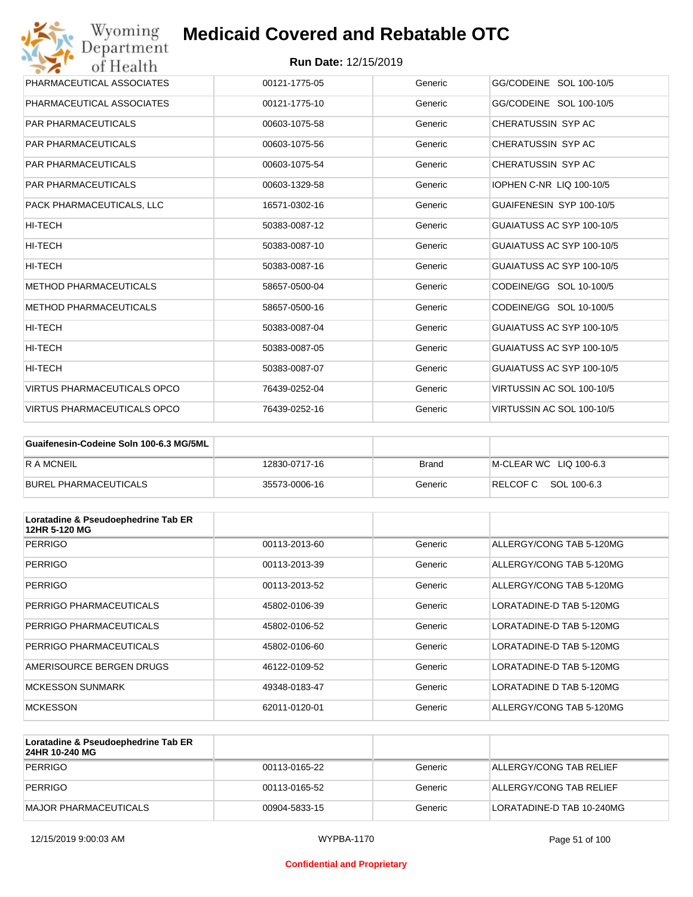# Medicaid Covered and Rebatable OTC

**Run Date:** 12/15/2019

| | | | |
|---|---|---|---|
| PHARMACEUTICAL ASSOCIATES | 00121-1775-05 | Generic | GG/CODEINE SOL 100-10/5 |
| PHARMACEUTICAL ASSOCIATES | 00121-1775-10 | Generic | GG/CODEINE SOL 100-10/5 |
| PAR PHARMACEUTICALS | 00603-1075-58 | Generic | CHERATUSSIN SYP AC |
| PAR PHARMACEUTICALS | 00603-1075-56 | Generic | CHERATUSSIN SYP AC |
| PAR PHARMACEUTICALS | 00603-1075-54 | Generic | CHERATUSSIN SYP AC |
| PAR PHARMACEUTICALS | 00603-1329-58 | Generic | IOPHEN C-NR LIQ 100-10/5 |
| PACK PHARMACEUTICALS, LLC | 16571-0302-16 | Generic | GUAIFENESIN SYP 100-10/5 |
| HI-TECH | 50383-0087-12 | Generic | GUAIATUSS AC SYP 100-10/5 |
| HI-TECH | 50383-0087-10 | Generic | GUAIATUSS AC SYP 100-10/5 |
| HI-TECH | 50383-0087-16 | Generic | GUAIATUSS AC SYP 100-10/5 |
| METHOD PHARMACEUTICALS | 58657-0500-04 | Generic | CODEINE/GG SOL 10-100/5 |
| METHOD PHARMACEUTICALS | 58657-0500-16 | Generic | CODEINE/GG SOL 10-100/5 |
| HI-TECH | 50383-0087-04 | Generic | GUAIATUSS AC SYP 100-10/5 |
| HI-TECH | 50383-0087-05 | Generic | GUAIATUSS AC SYP 100-10/5 |
| HI-TECH | 50383-0087-07 | Generic | GUAIATUSS AC SYP 100-10/5 |
| VIRTUS PHARMACEUTICALS OPCO | 76439-0252-04 | Generic | VIRTUSSIN AC SOL 100-10/5 |
| VIRTUS PHARMACEUTICALS OPCO | 76439-0252-16 | Generic | VIRTUSSIN AC SOL 100-10/5 |

| **Guaifenesin-Codeine Soln 100-6.3 MG/5ML** | | | |
|---|---|---|---|
| R A MCNEIL | 12830-0717-16 | Brand | M-CLEAR WC LIQ 100-6.3 |
| BUREL PHARMACEUTICALS | 35573-0006-16 | Generic | RELCOF C SOL 100-6.3 |

| **Loratadine & Pseudoephedrine Tab ER 12HR 5-120 MG** | | | |
|---|---|---|---|
| PERRIGO | 00113-2013-60 | Generic | ALLERGY/CONG TAB 5-120MG |
| PERRIGO | 00113-2013-39 | Generic | ALLERGY/CONG TAB 5-120MG |
| PERRIGO | 00113-2013-52 | Generic | ALLERGY/CONG TAB 5-120MG |
| PERRIGO PHARMACEUTICALS | 45802-0106-39 | Generic | LORATADINE-D TAB 5-120MG |
| PERRIGO PHARMACEUTICALS | 45802-0106-52 | Generic | LORATADINE-D TAB 5-120MG |
| PERRIGO PHARMACEUTICALS | 45802-0106-60 | Generic | LORATADINE-D TAB 5-120MG |
| AMERISOURCE BERGEN DRUGS | 46122-0109-52 | Generic | LORATADINE-D TAB 5-120MG |
| MCKESSON SUNMARK | 49348-0183-47 | Generic | LORATADINE D TAB 5-120MG |
| MCKESSON | 62011-0120-01 | Generic | ALLERGY/CONG TAB 5-120MG |

| **Loratadine & Pseudoephedrine Tab ER 24HR 10-240 MG** | | | |
|---|---|---|---|
| PERRIGO | 00113-0165-22 | Generic | ALLERGY/CONG TAB RELIEF |
| PERRIGO | 00113-0165-52 | Generic | ALLERGY/CONG TAB RELIEF |
| MAJOR PHARMACEUTICALS | 00904-5833-15 | Generic | LORATADINE-D TAB 10-240MG |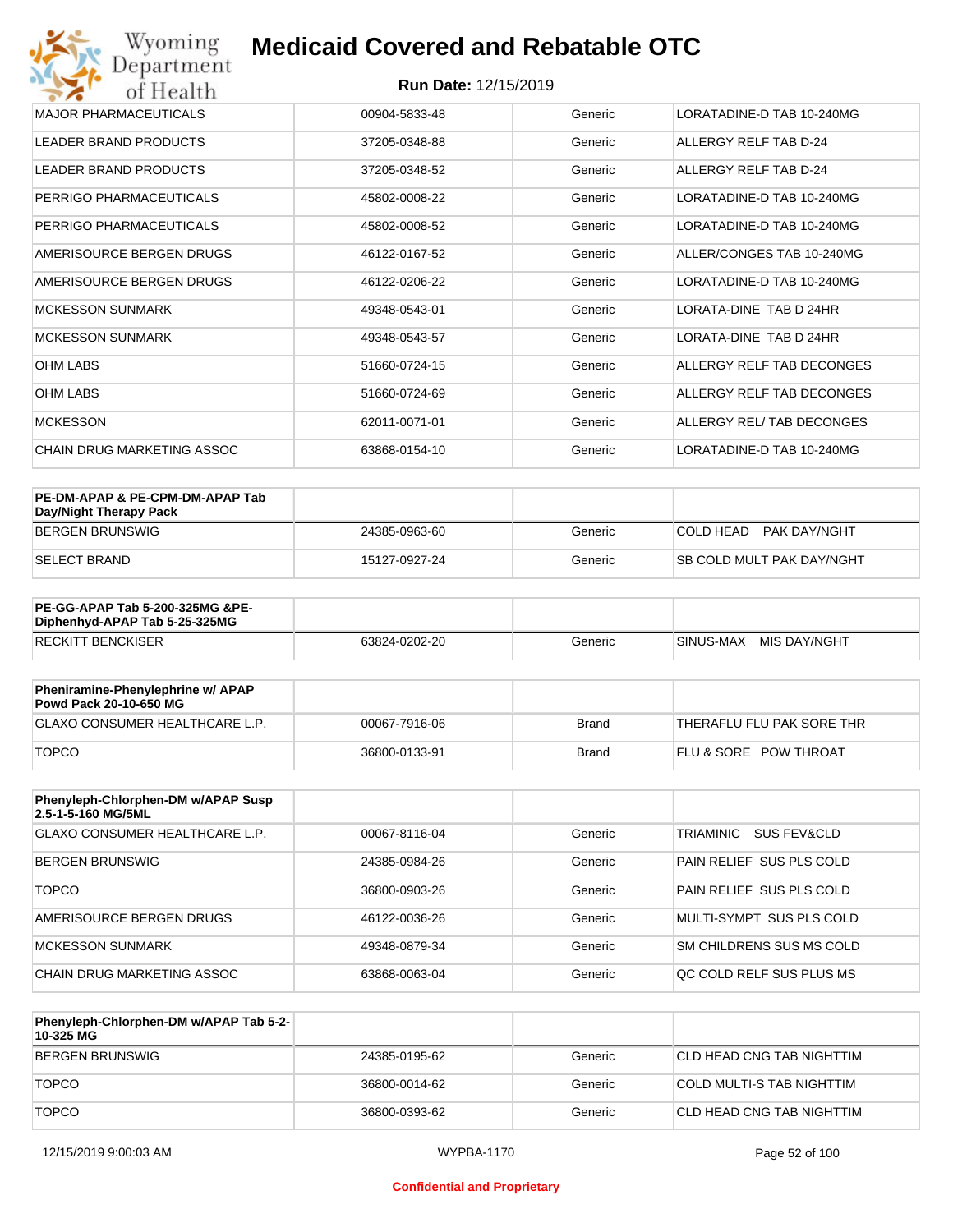| MAJOR PHARMACEUTICALS | 00904-5833-48 | Generic | LORATADINE-D TAB 10-240MG |
|---|---|---|---|
| LEADER BRAND PRODUCTS | 37205-0348-88 | Generic | ALLERGY RELF TAB D-24 |
| LEADER BRAND PRODUCTS | 37205-0348-52 | Generic | ALLERGY RELF TAB D-24 |
| PERRIGO PHARMACEUTICALS | 45802-0008-22 | Generic | LORATADINE-D TAB 10-240MG |
| PERRIGO PHARMACEUTICALS | 45802-0008-52 | Generic | LORATADINE-D TAB 10-240MG |
| AMERISOURCE BERGEN DRUGS | 46122-0167-52 | Generic | ALLER/CONGES TAB 10-240MG |
| AMERISOURCE BERGEN DRUGS | 46122-0206-22 | Generic | LORATADINE-D TAB 10-240MG |
| MCKESSON SUNMARK | 49348-0543-01 | Generic | LORATA-DINE TAB D 24HR |
| MCKESSON SUNMARK | 49348-0543-57 | Generic | LORATA-DINE TAB D 24HR |
| OHM LABS | 51660-0724-15 | Generic | ALLERGY RELF TAB DECONGES |
| OHM LABS | 51660-0724-69 | Generic | ALLERGY RELF TAB DECONGES |
| MCKESSON | 62011-0071-01 | Generic | ALLERGY REL/ TAB DECONGES |
| CHAIN DRUG MARKETING ASSOC | 63868-0154-10 | Generic | LORATADINE-D TAB 10-240MG |

| **PE-DM-APAP & PE-CPM-DM-APAP Tab Day/Night Therapy Pack** | | | |
|---|---|---|---|
| BERGEN BRUNSWIG | 24385-0963-60 | Generic | COLD HEAD PAK DAY/NGHT |
| SELECT BRAND | 15127-0927-24 | Generic | SB COLD MULT PAK DAY/NGHT |

| **PE-GG-APAP Tab 5-200-325MG &PE-Diphenhyd-APAP Tab 5-25-325MG** | | | |
|---|---|---|---|
| RECKITT BENCKISER | 63824-0202-20 | Generic | SINUS-MAX MIS DAY/NGHT |

| **Pheniramine-Phenylephrine w/ APAP Powd Pack 20-10-650 MG** | | | |
|---|---|---|---|
| GLAXO CONSUMER HEALTHCARE L.P. | 00067-7916-06 | Brand | THERAFLU FLU PAK SORE THR |
| TOPCO | 36800-0133-91 | Brand | FLU & SORE POW THROAT |

| **Phenyleph-Chlorphen-DM w/APAP Susp 2.5-1-5-160 MG/5ML** | | | |
|---|---|---|---|
| GLAXO CONSUMER HEALTHCARE L.P. | 00067-8116-04 | Generic | TRIAMINIC SUS FEV&CLD |
| BERGEN BRUNSWIG | 24385-0984-26 | Generic | PAIN RELIEF SUS PLS COLD |
| TOPCO | 36800-0903-26 | Generic | PAIN RELIEF SUS PLS COLD |
| AMERISOURCE BERGEN DRUGS | 46122-0036-26 | Generic | MULTI-SYMPT SUS PLS COLD |
| MCKESSON SUNMARK | 49348-0879-34 | Generic | SM CHILDRENS SUS MS COLD |
| CHAIN DRUG MARKETING ASSOC | 63868-0063-04 | Generic | QC COLD RELF SUS PLUS MS |

| **Phenyleph-Chlorphen-DM w/APAP Tab 5-2-10-325 MG** | | | |
|---|---|---|---|
| BERGEN BRUNSWIG | 24385-0195-62 | Generic | CLD HEAD CNG TAB NIGHTTIM |
| TOPCO | 36800-0014-62 | Generic | COLD MULTI-S TAB NIGHTTIM |
| TOPCO | 36800-0393-62 | Generic | CLD HEAD CNG TAB NIGHTTIM |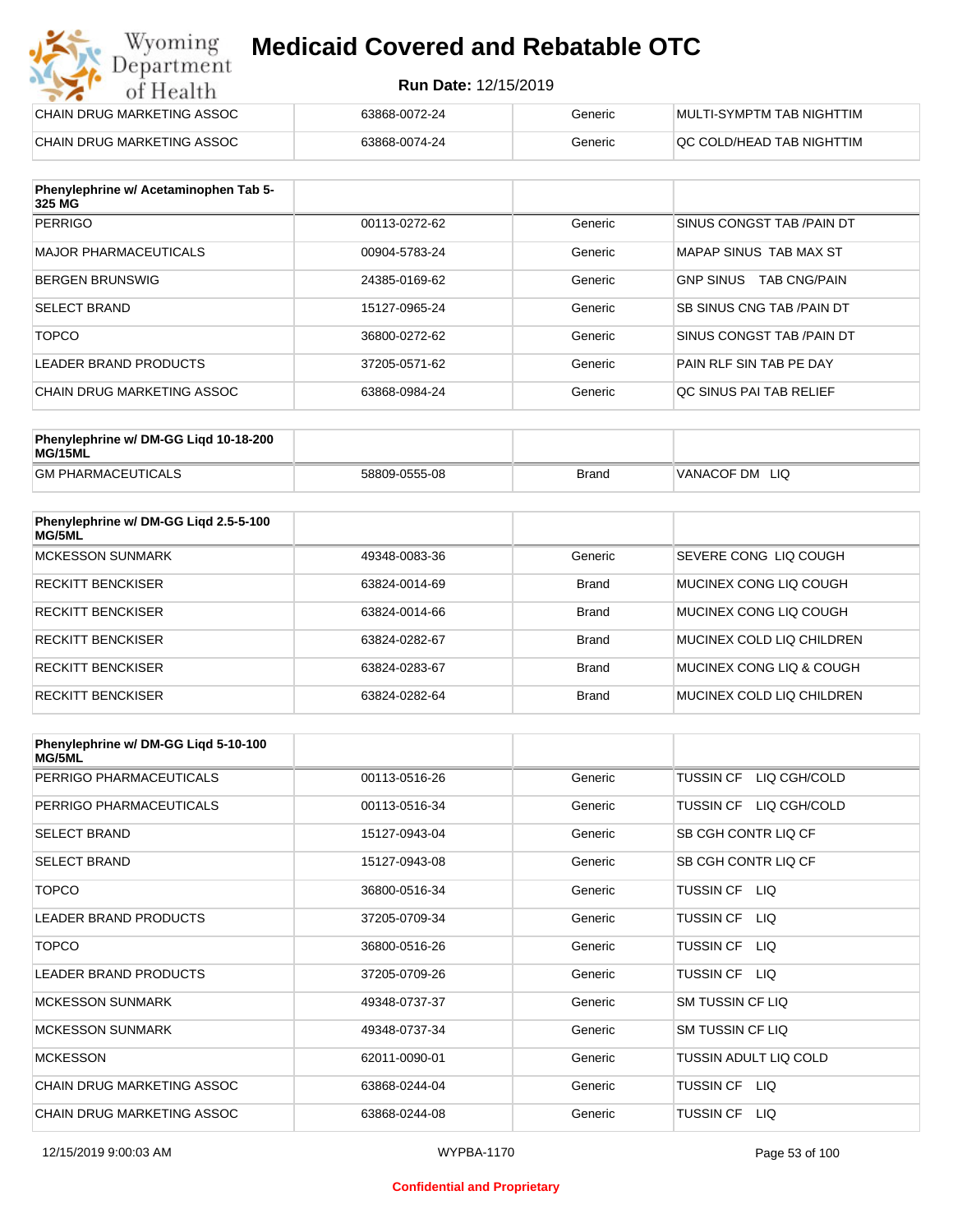| | | | |
|---|---|---|---|
| CHAIN DRUG MARKETING ASSOC | 63868-0072-24 | Generic | MULTI-SYMPTM TAB NIGHTTIM |
| CHAIN DRUG MARKETING ASSOC | 63868-0074-24 | Generic | QC COLD/HEAD TAB NIGHTTIM |

| Phenylephrine w/ Acetaminophen Tab 5-325 MG | | | |
|---|---|---|---|
| PERRIGO | 00113-0272-62 | Generic | SINUS CONGST TAB /PAIN DT |
| MAJOR PHARMACEUTICALS | 00904-5783-24 | Generic | MAPAP SINUS TAB MAX ST |
| BERGEN BRUNSWIG | 24385-0169-62 | Generic | GNP SINUS TAB CNG/PAIN |
| SELECT BRAND | 15127-0965-24 | Generic | SB SINUS CNG TAB /PAIN DT |
| TOPCO | 36800-0272-62 | Generic | SINUS CONGST TAB /PAIN DT |
| LEADER BRAND PRODUCTS | 37205-0571-62 | Generic | PAIN RLF SIN TAB PE DAY |
| CHAIN DRUG MARKETING ASSOC | 63868-0984-24 | Generic | QC SINUS PAI TAB RELIEF |

| Phenylephrine w/ DM-GG Liqd 10-18-200 MG/15ML | | | |
|---|---|---|---|
| GM PHARMACEUTICALS | 58809-0555-08 | Brand | VANACOF DM LIQ |

| Phenylephrine w/ DM-GG Liqd 2.5-5-100 MG/5ML | | | |
|---|---|---|---|
| MCKESSON SUNMARK | 49348-0083-36 | Generic | SEVERE CONG LIQ COUGH |
| RECKITT BENCKISER | 63824-0014-69 | Brand | MUCINEX CONG LIQ COUGH |
| RECKITT BENCKISER | 63824-0014-66 | Brand | MUCINEX CONG LIQ COUGH |
| RECKITT BENCKISER | 63824-0282-67 | Brand | MUCINEX COLD LIQ CHILDREN |
| RECKITT BENCKISER | 63824-0283-67 | Brand | MUCINEX CONG LIQ & COUGH |
| RECKITT BENCKISER | 63824-0282-64 | Brand | MUCINEX COLD LIQ CHILDREN |

| Phenylephrine w/ DM-GG Liqd 5-10-100 MG/5ML | | | |
|---|---|---|---|
| PERRIGO PHARMACEUTICALS | 00113-0516-26 | Generic | TUSSIN CF LIQ CGH/COLD |
| PERRIGO PHARMACEUTICALS | 00113-0516-34 | Generic | TUSSIN CF LIQ CGH/COLD |
| SELECT BRAND | 15127-0943-04 | Generic | SB CGH CONTR LIQ CF |
| SELECT BRAND | 15127-0943-08 | Generic | SB CGH CONTR LIQ CF |
| TOPCO | 36800-0516-34 | Generic | TUSSIN CF LIQ |
| LEADER BRAND PRODUCTS | 37205-0709-34 | Generic | TUSSIN CF LIQ |
| TOPCO | 36800-0516-26 | Generic | TUSSIN CF LIQ |
| LEADER BRAND PRODUCTS | 37205-0709-26 | Generic | TUSSIN CF LIQ |
| MCKESSON SUNMARK | 49348-0737-37 | Generic | SM TUSSIN CF LIQ |
| MCKESSON SUNMARK | 49348-0737-34 | Generic | SM TUSSIN CF LIQ |
| MCKESSON | 62011-0090-01 | Generic | TUSSIN ADULT LIQ COLD |
| CHAIN DRUG MARKETING ASSOC | 63868-0244-04 | Generic | TUSSIN CF LIQ |
| CHAIN DRUG MARKETING ASSOC | 63868-0244-08 | Generic | TUSSIN CF LIQ |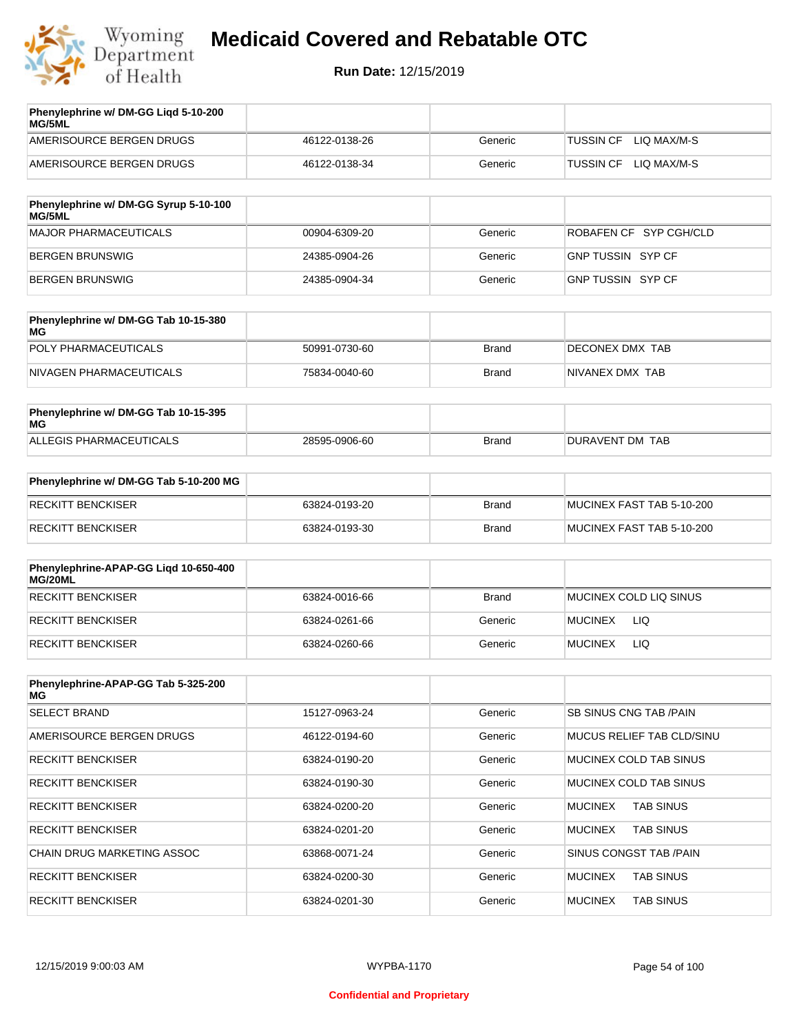| Phenylephrine w/ DM-GG Liqd 5-10-200 MG/5ML | | | |
|---|---|---|---|
| AMERISOURCE BERGEN DRUGS | 46122-0138-26 | Generic | TUSSIN CF LIQ MAX/M-S |
| AMERISOURCE BERGEN DRUGS | 46122-0138-34 | Generic | TUSSIN CF LIQ MAX/M-S |

| Phenylephrine w/ DM-GG Syrup 5-10-100 MG/5ML | | | |
|---|---|---|---|
| MAJOR PHARMACEUTICALS | 00904-6309-20 | Generic | ROBAFEN CF SYP CGH/CLD |
| BERGEN BRUNSWIG | 24385-0904-26 | Generic | GNP TUSSIN SYP CF |
| BERGEN BRUNSWIG | 24385-0904-34 | Generic | GNP TUSSIN SYP CF |

| Phenylephrine w/ DM-GG Tab 10-15-380 MG | | | |
|---|---|---|---|
| POLY PHARMACEUTICALS | 50991-0730-60 | Brand | DECONEX DMX TAB |
| NIVAGEN PHARMACEUTICALS | 75834-0040-60 | Brand | NIVANEX DMX TAB |

| Phenylephrine w/ DM-GG Tab 10-15-395 MG | | | |
|---|---|---|---|
| ALLEGIS PHARMACEUTICALS | 28595-0906-60 | Brand | DURAVENT DM TAB |

| Phenylephrine w/ DM-GG Tab 5-10-200 MG | | | |
|---|---|---|---|
| RECKITT BENCKISER | 63824-0193-20 | Brand | MUCINEX FAST TAB 5-10-200 |
| RECKITT BENCKISER | 63824-0193-30 | Brand | MUCINEX FAST TAB 5-10-200 |

| Phenylephrine-APAP-GG Liqd 10-650-400 MG/20ML | | | |
|---|---|---|---|
| RECKITT BENCKISER | 63824-0016-66 | Brand | MUCINEX COLD LIQ SINUS |
| RECKITT BENCKISER | 63824-0261-66 | Generic | MUCINEX LIQ |
| RECKITT BENCKISER | 63824-0260-66 | Generic | MUCINEX LIQ |

| Phenylephrine-APAP-GG Tab 5-325-200 MG | | | |
|---|---|---|---|
| SELECT BRAND | 15127-0963-24 | Generic | SB SINUS CNG TAB /PAIN |
| AMERISOURCE BERGEN DRUGS | 46122-0194-60 | Generic | MUCUS RELIEF TAB CLD/SINU |
| RECKITT BENCKISER | 63824-0190-20 | Generic | MUCINEX COLD TAB SINUS |
| RECKITT BENCKISER | 63824-0190-30 | Generic | MUCINEX COLD TAB SINUS |
| RECKITT BENCKISER | 63824-0200-20 | Generic | MUCINEX TAB SINUS |
| RECKITT BENCKISER | 63824-0201-20 | Generic | MUCINEX TAB SINUS |
| CHAIN DRUG MARKETING ASSOC | 63868-0071-24 | Generic | SINUS CONGST TAB /PAIN |
| RECKITT BENCKISER | 63824-0200-30 | Generic | MUCINEX TAB SINUS |
| RECKITT BENCKISER | 63824-0201-30 | Generic | MUCINEX TAB SINUS |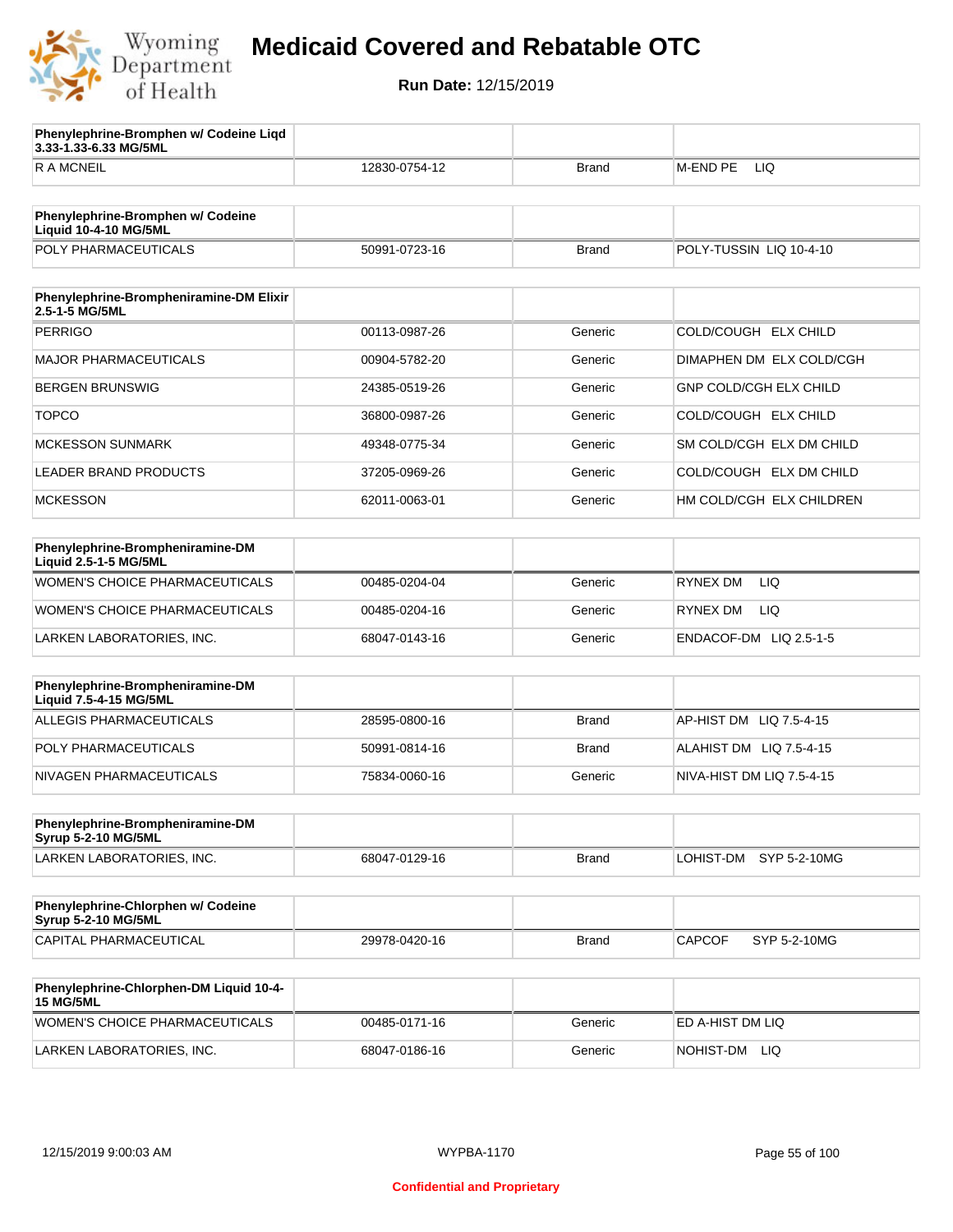# Medicaid Covered and Rebatable OTC

**Run Date:** 12/15/2019

| Phenylephrine-Bromphen w/ Codeine Liqd 3.33-1.33-6.33 MG/5ML | | | |
|---|---|---|---|
| R A MCNEIL | 12830-0754-12 | Brand | M-END PE LIQ |

| Phenylephrine-Bromphen w/ Codeine Liquid 10-4-10 MG/5ML | | | |
|---|---|---|---|
| POLY PHARMACEUTICALS | 50991-0723-16 | Brand | POLY-TUSSIN LIQ 10-4-10 |

| Phenylephrine-Brompheniramine-DM Elixir 2.5-1-5 MG/5ML | | | |
|---|---|---|---|
| PERRIGO | 00113-0987-26 | Generic | COLD/COUGH ELX CHILD |
| MAJOR PHARMACEUTICALS | 00904-5782-20 | Generic | DIMAPHEN DM ELX COLD/CGH |
| BERGEN BRUNSWIG | 24385-0519-26 | Generic | GNP COLD/CGH ELX CHILD |
| TOPCO | 36800-0987-26 | Generic | COLD/COUGH ELX CHILD |
| MCKESSON SUNMARK | 49348-0775-34 | Generic | SM COLD/CGH ELX DM CHILD |
| LEADER BRAND PRODUCTS | 37205-0969-26 | Generic | COLD/COUGH ELX DM CHILD |
| MCKESSON | 62011-0063-01 | Generic | HM COLD/CGH ELX CHILDREN |

| Phenylephrine-Brompheniramine-DM Liquid 2.5-1-5 MG/5ML | | | |
|---|---|---|---|
| WOMEN'S CHOICE PHARMACEUTICALS | 00485-0204-04 | Generic | RYNEX DM LIQ |
| WOMEN'S CHOICE PHARMACEUTICALS | 00485-0204-16 | Generic | RYNEX DM LIQ |
| LARKEN LABORATORIES, INC. | 68047-0143-16 | Generic | ENDACOF-DM LIQ 2.5-1-5 |

| Phenylephrine-Brompheniramine-DM Liquid 7.5-4-15 MG/5ML | | | |
|---|---|---|---|
| ALLEGIS PHARMACEUTICALS | 28595-0800-16 | Brand | AP-HIST DM LIQ 7.5-4-15 |
| POLY PHARMACEUTICALS | 50991-0814-16 | Brand | ALAHIST DM LIQ 7.5-4-15 |
| NIVAGEN PHARMACEUTICALS | 75834-0060-16 | Generic | NIVA-HIST DM LIQ 7.5-4-15 |

| Phenylephrine-Brompheniramine-DM Syrup 5-2-10 MG/5ML | | | |
|---|---|---|---|
| LARKEN LABORATORIES, INC. | 68047-0129-16 | Brand | LOHIST-DM SYP 5-2-10MG |

| Phenylephrine-Chlorphen w/ Codeine Syrup 5-2-10 MG/5ML | | | |
|---|---|---|---|
| CAPITAL PHARMACEUTICAL | 29978-0420-16 | Brand | CAPCOF SYP 5-2-10MG |

| Phenylephrine-Chlorphen-DM Liquid 10-4-15 MG/5ML | | | |
|---|---|---|---|
| WOMEN'S CHOICE PHARMACEUTICALS | 00485-0171-16 | Generic | ED A-HIST DM LIQ |
| LARKEN LABORATORIES, INC. | 68047-0186-16 | Generic | NOHIST-DM LIQ |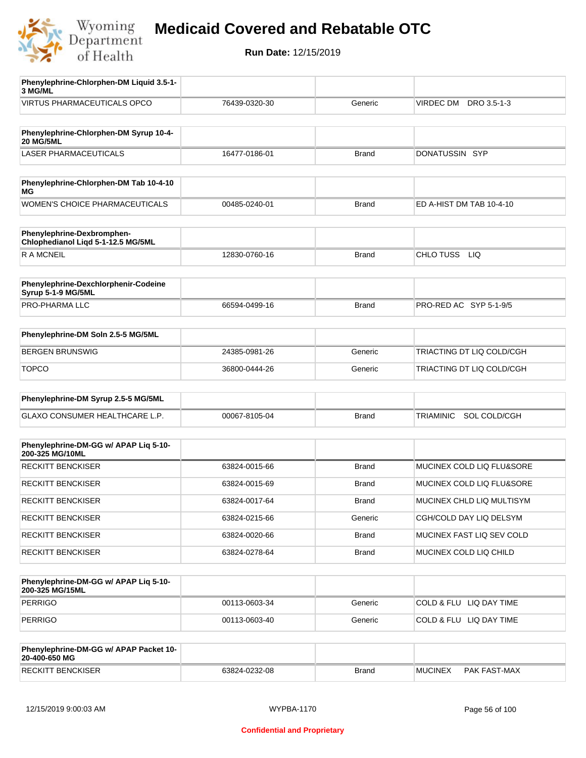# Medicaid Covered and Rebatable OTC

**Run Date:** 12/15/2019

| Phenylephrine-Chlorphen-DM Liquid 3.5-1-3 MG/ML | | | |
|---|---|---|---|
| VIRTUS PHARMACEUTICALS OPCO | 76439-0320-30 | Generic | VIRDEC DM DRO 3.5-1-3 |

| Phenylephrine-Chlorphen-DM Syrup 10-4-20 MG/5ML | | | |
|---|---|---|---|
| LASER PHARMACEUTICALS | 16477-0186-01 | Brand | DONATUSSIN SYP |

| Phenylephrine-Chlorphen-DM Tab 10-4-10 MG | | | |
|---|---|---|---|
| WOMEN'S CHOICE PHARMACEUTICALS | 00485-0240-01 | Brand | ED A-HIST DM TAB 10-4-10 |

| Phenylephrine-Dexbromphen-Chlophedianol Liqd 5-1-12.5 MG/5ML | | | |
|---|---|---|---|
| R A MCNEIL | 12830-0760-16 | Brand | CHLO TUSS LIQ |

| Phenylephrine-Dexchlorphenir-Codeine Syrup 5-1-9 MG/5ML | | | |
|---|---|---|---|
| PRO-PHARMA LLC | 66594-0499-16 | Brand | PRO-RED AC SYP 5-1-9/5 |

| Phenylephrine-DM Soln 2.5-5 MG/5ML | | | |
|---|---|---|---|
| BERGEN BRUNSWIG | 24385-0981-26 | Generic | TRIACTING DT LIQ COLD/CGH |
| TOPCO | 36800-0444-26 | Generic | TRIACTING DT LIQ COLD/CGH |

| Phenylephrine-DM Syrup 2.5-5 MG/5ML | | | |
|---|---|---|---|
| GLAXO CONSUMER HEALTHCARE L.P. | 00067-8105-04 | Brand | TRIAMINIC SOL COLD/CGH |

| Phenylephrine-DM-GG w/ APAP Liq 5-10-200-325 MG/10ML | | | |
|---|---|---|---|
| RECKITT BENCKISER | 63824-0015-66 | Brand | MUCINEX COLD LIQ FLU&SORE |
| RECKITT BENCKISER | 63824-0015-69 | Brand | MUCINEX COLD LIQ FLU&SORE |
| RECKITT BENCKISER | 63824-0017-64 | Brand | MUCINEX CHLD LIQ MULTISYM |
| RECKITT BENCKISER | 63824-0215-66 | Generic | CGH/COLD DAY LIQ DELSYM |
| RECKITT BENCKISER | 63824-0020-66 | Brand | MUCINEX FAST LIQ SEV COLD |
| RECKITT BENCKISER | 63824-0278-64 | Brand | MUCINEX COLD LIQ CHILD |

| Phenylephrine-DM-GG w/ APAP Liq 5-10-200-325 MG/15ML | | | |
|---|---|---|---|
| PERRIGO | 00113-0603-34 | Generic | COLD & FLU LIQ DAY TIME |
| PERRIGO | 00113-0603-40 | Generic | COLD & FLU LIQ DAY TIME |

| Phenylephrine-DM-GG w/ APAP Packet 10-20-400-650 MG | | | |
|---|---|---|---|
| RECKITT BENCKISER | 63824-0232-08 | Brand | MUCINEX PAK FAST-MAX |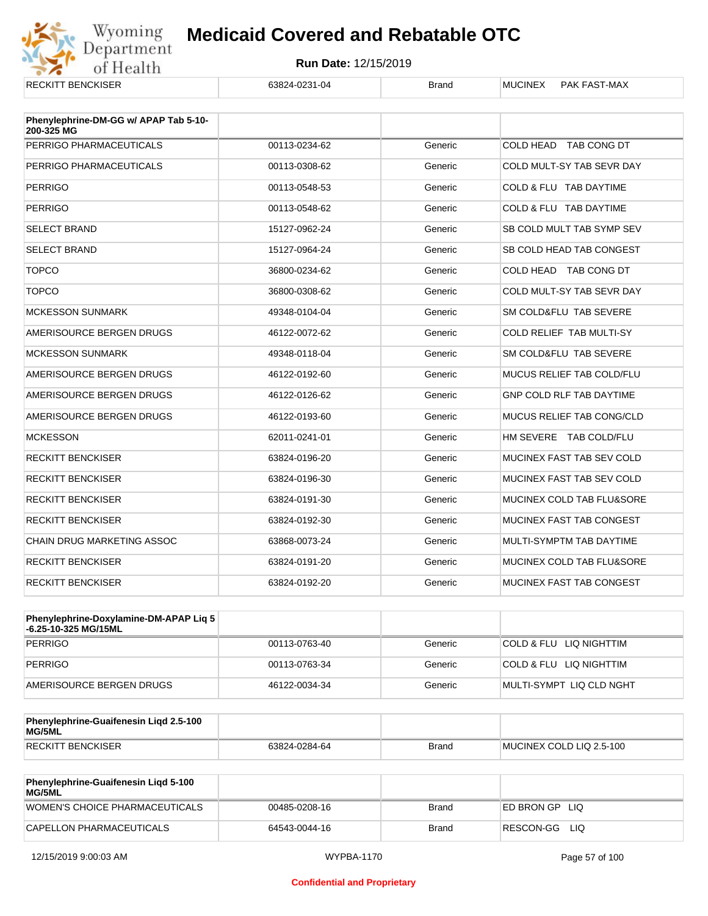| RECKITT BENCKISER | 63824-0231-04 | Brand | MUCINEX PAK FAST-MAX |
|---|---|---|---|

| Phenylephrine-DM-GG w/ APAP Tab 5-10-200-325 MG | | | |
|---|---|---|---|
| PERRIGO PHARMACEUTICALS | 00113-0234-62 | Generic | COLD HEAD TAB CONG DT |
| PERRIGO PHARMACEUTICALS | 00113-0308-62 | Generic | COLD MULT-SY TAB SEVR DAY |
| PERRIGO | 00113-0548-53 | Generic | COLD & FLU TAB DAYTIME |
| PERRIGO | 00113-0548-62 | Generic | COLD & FLU TAB DAYTIME |
| SELECT BRAND | 15127-0962-24 | Generic | SB COLD MULT TAB SYMP SEV |
| SELECT BRAND | 15127-0964-24 | Generic | SB COLD HEAD TAB CONGEST |
| TOPCO | 36800-0234-62 | Generic | COLD HEAD TAB CONG DT |
| TOPCO | 36800-0308-62 | Generic | COLD MULT-SY TAB SEVR DAY |
| MCKESSON SUNMARK | 49348-0104-04 | Generic | SM COLD&FLU TAB SEVERE |
| AMERISOURCE BERGEN DRUGS | 46122-0072-62 | Generic | COLD RELIEF TAB MULTI-SY |
| MCKESSON SUNMARK | 49348-0118-04 | Generic | SM COLD&FLU TAB SEVERE |
| AMERISOURCE BERGEN DRUGS | 46122-0192-60 | Generic | MUCUS RELIEF TAB COLD/FLU |
| AMERISOURCE BERGEN DRUGS | 46122-0126-62 | Generic | GNP COLD RLF TAB DAYTIME |
| AMERISOURCE BERGEN DRUGS | 46122-0193-60 | Generic | MUCUS RELIEF TAB CONG/CLD |
| MCKESSON | 62011-0241-01 | Generic | HM SEVERE TAB COLD/FLU |
| RECKITT BENCKISER | 63824-0196-20 | Generic | MUCINEX FAST TAB SEV COLD |
| RECKITT BENCKISER | 63824-0196-30 | Generic | MUCINEX FAST TAB SEV COLD |
| RECKITT BENCKISER | 63824-0191-30 | Generic | MUCINEX COLD TAB FLU&SORE |
| RECKITT BENCKISER | 63824-0192-30 | Generic | MUCINEX FAST TAB CONGEST |
| CHAIN DRUG MARKETING ASSOC | 63868-0073-24 | Generic | MULTI-SYMPTM TAB DAYTIME |
| RECKITT BENCKISER | 63824-0191-20 | Generic | MUCINEX COLD TAB FLU&SORE |
| RECKITT BENCKISER | 63824-0192-20 | Generic | MUCINEX FAST TAB CONGEST |

| Phenylephrine-Doxylamine-DM-APAP Liq 5-6.25-10-325 MG/15ML | | | |
|---|---|---|---|
| PERRIGO | 00113-0763-40 | Generic | COLD & FLU LIQ NIGHTTIM |
| PERRIGO | 00113-0763-34 | Generic | COLD & FLU LIQ NIGHTTIM |
| AMERISOURCE BERGEN DRUGS | 46122-0034-34 | Generic | MULTI-SYMPT LIQ CLD NGHT |

| Phenylephrine-Guaifenesin Liqd 2.5-100 MG/5ML | | | |
|---|---|---|---|
| RECKITT BENCKISER | 63824-0284-64 | Brand | MUCINEX COLD LIQ 2.5-100 |

| Phenylephrine-Guaifenesin Liqd 5-100 MG/5ML | | | |
|---|---|---|---|
| WOMEN'S CHOICE PHARMACEUTICALS | 00485-0208-16 | Brand | ED BRON GP LIQ |
| CAPELLON PHARMACEUTICALS | 64543-0044-16 | Brand | RESCON-GG LIQ |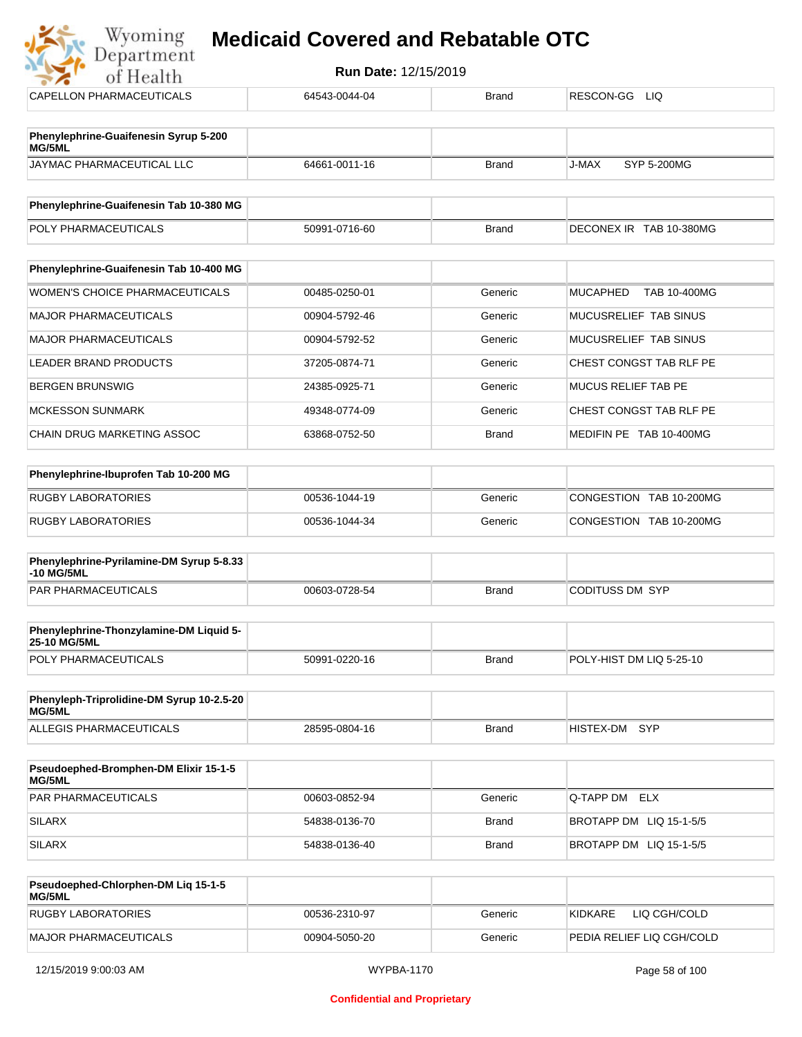| | | | |
|---|---|---|---|
| CAPELLON PHARMACEUTICALS | 64543-0044-04 | Brand | RESCON-GG LIQ |

| **Phenylephrine-Guaifenesin Syrup 5-200 MG/5ML** | | | |
|---|---|---|---|
| JAYMAC PHARMACEUTICAL LLC | 64661-0011-16 | Brand | J-MAX SYP 5-200MG |

| **Phenylephrine-Guaifenesin Tab 10-380 MG** | | | |
|---|---|---|---|
| POLY PHARMACEUTICALS | 50991-0716-60 | Brand | DECONEX IR TAB 10-380MG |

| **Phenylephrine-Guaifenesin Tab 10-400 MG** | | | |
|---|---|---|---|
| WOMEN'S CHOICE PHARMACEUTICALS | 00485-0250-01 | Generic | MUCAPHED TAB 10-400MG |
| MAJOR PHARMACEUTICALS | 00904-5792-46 | Generic | MUCUSRELIEF TAB SINUS |
| MAJOR PHARMACEUTICALS | 00904-5792-52 | Generic | MUCUSRELIEF TAB SINUS |
| LEADER BRAND PRODUCTS | 37205-0874-71 | Generic | CHEST CONGST TAB RLF PE |
| BERGEN BRUNSWIG | 24385-0925-71 | Generic | MUCUS RELIEF TAB PE |
| MCKESSON SUNMARK | 49348-0774-09 | Generic | CHEST CONGST TAB RLF PE |
| CHAIN DRUG MARKETING ASSOC | 63868-0752-50 | Brand | MEDIFIN PE TAB 10-400MG |

| **Phenylephrine-Ibuprofen Tab 10-200 MG** | | | |
|---|---|---|---|
| RUGBY LABORATORIES | 00536-1044-19 | Generic | CONGESTION TAB 10-200MG |
| RUGBY LABORATORIES | 00536-1044-34 | Generic | CONGESTION TAB 10-200MG |

| **Phenylephrine-Pyrilamine-DM Syrup 5-8.33 -10 MG/5ML** | | | |
|---|---|---|---|
| PAR PHARMACEUTICALS | 00603-0728-54 | Brand | CODITUSS DM SYP |

| **Phenylephrine-Thonzylamine-DM Liquid 5-25-10 MG/5ML** | | | |
|---|---|---|---|
| POLY PHARMACEUTICALS | 50991-0220-16 | Brand | POLY-HIST DM LIQ 5-25-10 |

| **Phenyleph-Triprolidine-DM Syrup 10-2.5-20 MG/5ML** | | | |
|---|---|---|---|
| ALLEGIS PHARMACEUTICALS | 28595-0804-16 | Brand | HISTEX-DM SYP |

| **Pseudoephed-Bromphen-DM Elixir 15-1-5 MG/5ML** | | | |
|---|---|---|---|
| PAR PHARMACEUTICALS | 00603-0852-94 | Generic | Q-TAPP DM ELX |
| SILARX | 54838-0136-70 | Brand | BROTAPP DM LIQ 15-1-5/5 |
| SILARX | 54838-0136-40 | Brand | BROTAPP DM LIQ 15-1-5/5 |

| **Pseudoephed-Chlorphen-DM Liq 15-1-5 MG/5ML** | | | |
|---|---|---|---|
| RUGBY LABORATORIES | 00536-2310-97 | Generic | KIDKARE LIQ CGH/COLD |
| MAJOR PHARMACEUTICALS | 00904-5050-20 | Generic | PEDIA RELIEF LIQ CGH/COLD |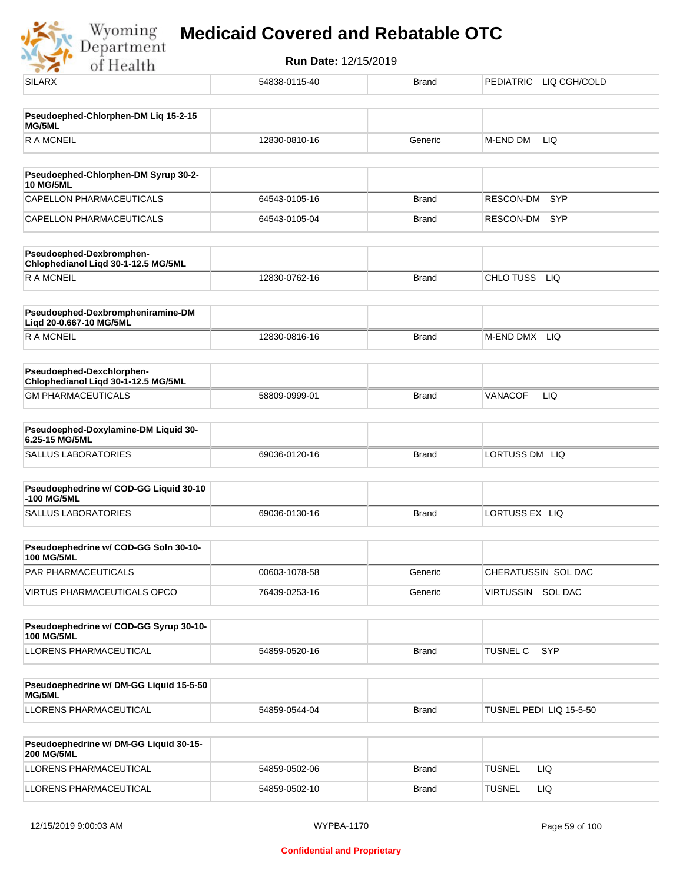| SILARX | 54838-0115-40 | Brand | PEDIATRIC LIQ CGH/COLD |
|---|---|---|---|

| Pseudoephed-Chlorphen-DM Liq 15-2-15 MG/5ML | | | |
|---|---|---|---|
| R A MCNEIL | 12830-0810-16 | Generic | M-END DM LIQ |

| Pseudoephed-Chlorphen-DM Syrup 30-2-10 MG/5ML | | | |
|---|---|---|---|
| CAPELLON PHARMACEUTICALS | 64543-0105-16 | Brand | RESCON-DM SYP |
| CAPELLON PHARMACEUTICALS | 64543-0105-04 | Brand | RESCON-DM SYP |

| Pseudoephed-Dexbromphen-Chlophedianol Liqd 30-1-12.5 MG/5ML | | | |
|---|---|---|---|
| R A MCNEIL | 12830-0762-16 | Brand | CHLO TUSS LIQ |

| Pseudoephed-Dexbrompheniramine-DM Liqd 20-0.667-10 MG/5ML | | | |
|---|---|---|---|
| R A MCNEIL | 12830-0816-16 | Brand | M-END DMX LIQ |

| Pseudoephed-Dexchlorphen-Chlophedianol Liqd 30-1-12.5 MG/5ML | | | |
|---|---|---|---|
| GM PHARMACEUTICALS | 58809-0999-01 | Brand | VANACOF LIQ |

| Pseudoephed-Doxylamine-DM Liquid 30-6.25-15 MG/5ML | | | |
|---|---|---|---|
| SALLUS LABORATORIES | 69036-0120-16 | Brand | LORTUSS DM LIQ |

| Pseudoephedrine w/ COD-GG Liquid 30-10-100 MG/5ML | | | |
|---|---|---|---|
| SALLUS LABORATORIES | 69036-0130-16 | Brand | LORTUSS EX LIQ |

| Pseudoephedrine w/ COD-GG Soln 30-10-100 MG/5ML | | | |
|---|---|---|---|
| PAR PHARMACEUTICALS | 00603-1078-58 | Generic | CHERATUSSIN SOL DAC |
| VIRTUS PHARMACEUTICALS OPCO | 76439-0253-16 | Generic | VIRTUSSIN SOL DAC |

| Pseudoephedrine w/ COD-GG Syrup 30-10-100 MG/5ML | | | |
|---|---|---|---|
| LLORENS PHARMACEUTICAL | 54859-0520-16 | Brand | TUSNEL C SYP |

| Pseudoephedrine w/ DM-GG Liquid 15-5-50 MG/5ML | | | |
|---|---|---|---|
| LLORENS PHARMACEUTICAL | 54859-0544-04 | Brand | TUSNEL PEDI LIQ 15-5-50 |

| Pseudoephedrine w/ DM-GG Liquid 30-15-200 MG/5ML | | | |
|---|---|---|---|
| LLORENS PHARMACEUTICAL | 54859-0502-06 | Brand | TUSNEL LIQ |
| LLORENS PHARMACEUTICAL | 54859-0502-10 | Brand | TUSNEL LIQ |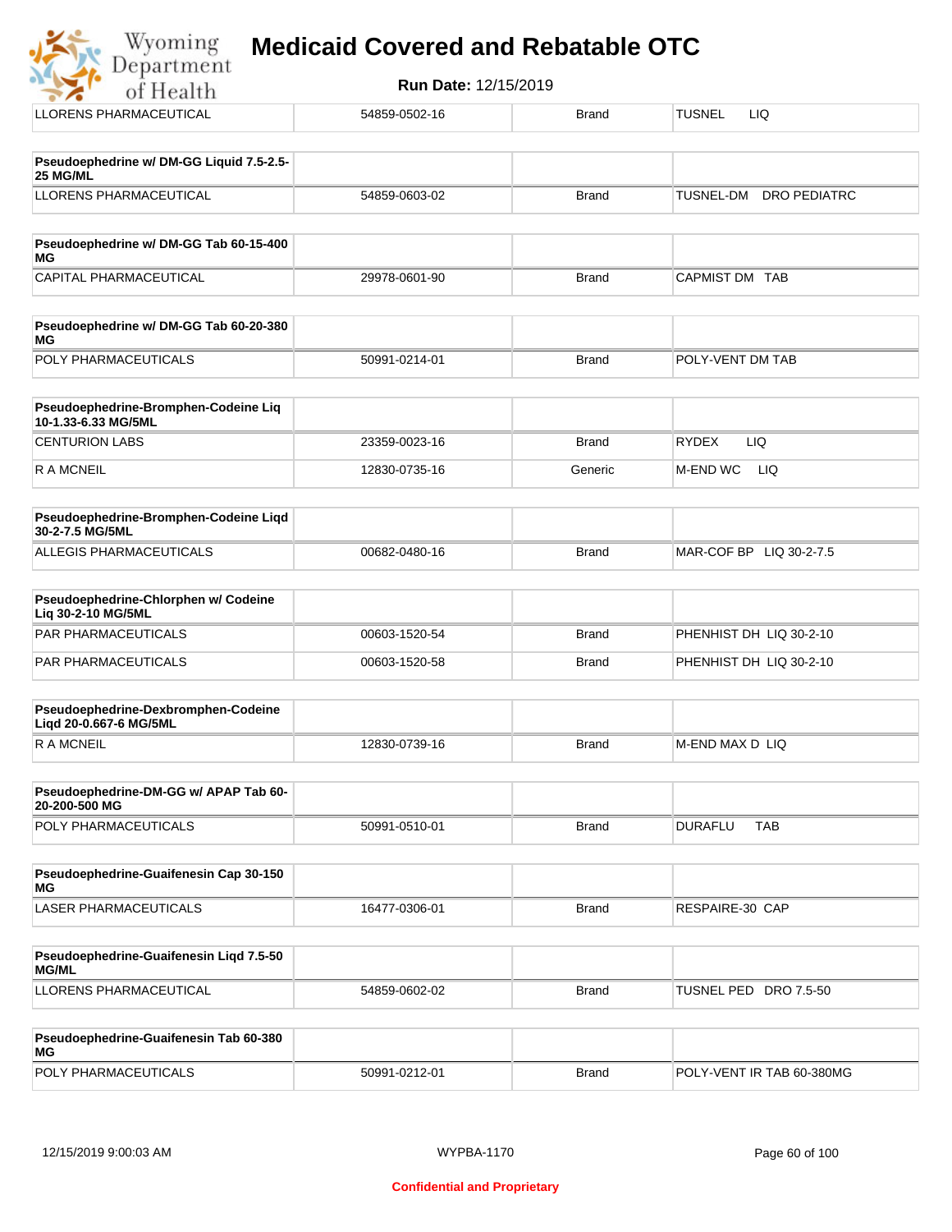| | | | |
|---|---|---|---|
| LLORENS PHARMACEUTICAL | 54859-0502-16 | Brand | TUSNEL LIQ |

| **Pseudoephedrine w/ DM-GG Liquid 7.5-2.5-25 MG/ML** | | | |
|---|---|---|---|
| LLORENS PHARMACEUTICAL | 54859-0603-02 | Brand | TUSNEL-DM DRO PEDIATRC |

| **Pseudoephedrine w/ DM-GG Tab 60-15-400 MG** | | | |
|---|---|---|---|
| CAPITAL PHARMACEUTICAL | 29978-0601-90 | Brand | CAPMIST DM TAB |

| **Pseudoephedrine w/ DM-GG Tab 60-20-380 MG** | | | |
|---|---|---|---|
| POLY PHARMACEUTICALS | 50991-0214-01 | Brand | POLY-VENT DM TAB |

| **Pseudoephedrine-Bromphen-Codeine Liq 10-1.33-6.33 MG/5ML** | | | |
|---|---|---|---|
| CENTURION LABS | 23359-0023-16 | Brand | RYDEX LIQ |
| R A MCNEIL | 12830-0735-16 | Generic | M-END WC LIQ |

| **Pseudoephedrine-Bromphen-Codeine Liqd 30-2-7.5 MG/5ML** | | | |
|---|---|---|---|
| ALLEGIS PHARMACEUTICALS | 00682-0480-16 | Brand | MAR-COF BP LIQ 30-2-7.5 |

| **Pseudoephedrine-Chlorphen w/ Codeine Liq 30-2-10 MG/5ML** | | | |
|---|---|---|---|
| PAR PHARMACEUTICALS | 00603-1520-54 | Brand | PHENHIST DH LIQ 30-2-10 |
| PAR PHARMACEUTICALS | 00603-1520-58 | Brand | PHENHIST DH LIQ 30-2-10 |

| **Pseudoephedrine-Dexbromphen-Codeine Liqd 20-0.667-6 MG/5ML** | | | |
|---|---|---|---|
| R A MCNEIL | 12830-0739-16 | Brand | M-END MAX D LIQ |

| **Pseudoephedrine-DM-GG w/ APAP Tab 60-20-200-500 MG** | | | |
|---|---|---|---|
| POLY PHARMACEUTICALS | 50991-0510-01 | Brand | DURAFLU TAB |

| **Pseudoephedrine-Guaifenesin Cap 30-150 MG** | | | |
|---|---|---|---|
| LASER PHARMACEUTICALS | 16477-0306-01 | Brand | RESPAIRE-30 CAP |

| **Pseudoephedrine-Guaifenesin Liqd 7.5-50 MG/ML** | | | |
|---|---|---|---|
| LLORENS PHARMACEUTICAL | 54859-0602-02 | Brand | TUSNEL PED DRO 7.5-50 |

| **Pseudoephedrine-Guaifenesin Tab 60-380 MG** | | | |
|---|---|---|---|
| POLY PHARMACEUTICALS | 50991-0212-01 | Brand | POLY-VENT IR TAB 60-380MG |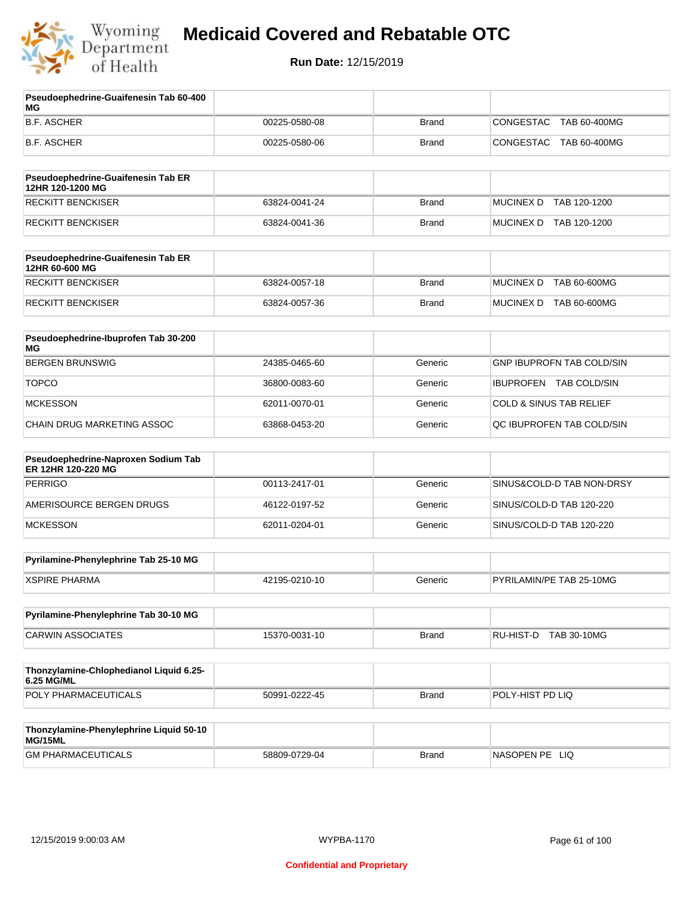# Medicaid Covered and Rebatable OTC

**Run Date:** 12/15/2019

| Pseudoephedrine-Guaifenesin Tab 60-400 MG | | | |
|---|---|---|---|
| B.F. ASCHER | 00225-0580-08 | Brand | CONGESTAC TAB 60-400MG |
| B.F. ASCHER | 00225-0580-06 | Brand | CONGESTAC TAB 60-400MG |

| Pseudoephedrine-Guaifenesin Tab ER 12HR 120-1200 MG | | | |
|---|---|---|---|
| RECKITT BENCKISER | 63824-0041-24 | Brand | MUCINEX D TAB 120-1200 |
| RECKITT BENCKISER | 63824-0041-36 | Brand | MUCINEX D TAB 120-1200 |

| Pseudoephedrine-Guaifenesin Tab ER 12HR 60-600 MG | | | |
|---|---|---|---|
| RECKITT BENCKISER | 63824-0057-18 | Brand | MUCINEX D TAB 60-600MG |
| RECKITT BENCKISER | 63824-0057-36 | Brand | MUCINEX D TAB 60-600MG |

| Pseudoephedrine-Ibuprofen Tab 30-200 MG | | | |
|---|---|---|---|
| BERGEN BRUNSWIG | 24385-0465-60 | Generic | GNP IBUPROFN TAB COLD/SIN |
| TOPCO | 36800-0083-60 | Generic | IBUPROFEN TAB COLD/SIN |
| MCKESSON | 62011-0070-01 | Generic | COLD & SINUS TAB RELIEF |
| CHAIN DRUG MARKETING ASSOC | 63868-0453-20 | Generic | QC IBUPROFEN TAB COLD/SIN |

| Pseudoephedrine-Naproxen Sodium Tab ER 12HR 120-220 MG | | | |
|---|---|---|---|
| PERRIGO | 00113-2417-01 | Generic | SINUS&COLD-D TAB NON-DRSY |
| AMERISOURCE BERGEN DRUGS | 46122-0197-52 | Generic | SINUS/COLD-D TAB 120-220 |
| MCKESSON | 62011-0204-01 | Generic | SINUS/COLD-D TAB 120-220 |

| Pyrilamine-Phenylephrine Tab 25-10 MG | | | |
|---|---|---|---|
| XSPIRE PHARMA | 42195-0210-10 | Generic | PYRILAMIN/PE TAB 25-10MG |

| Pyrilamine-Phenylephrine Tab 30-10 MG | | | |
|---|---|---|---|
| CARWIN ASSOCIATES | 15370-0031-10 | Brand | RU-HIST-D TAB 30-10MG |

| Thonzylamine-Chlophedianol Liquid 6.25-6.25 MG/ML | | | |
|---|---|---|---|
| POLY PHARMACEUTICALS | 50991-0222-45 | Brand | POLY-HIST PD LIQ |

| Thonzylamine-Phenylephrine Liquid 50-10 MG/15ML | | | |
|---|---|---|---|
| GM PHARMACEUTICALS | 58809-0729-04 | Brand | NASOPEN PE LIQ |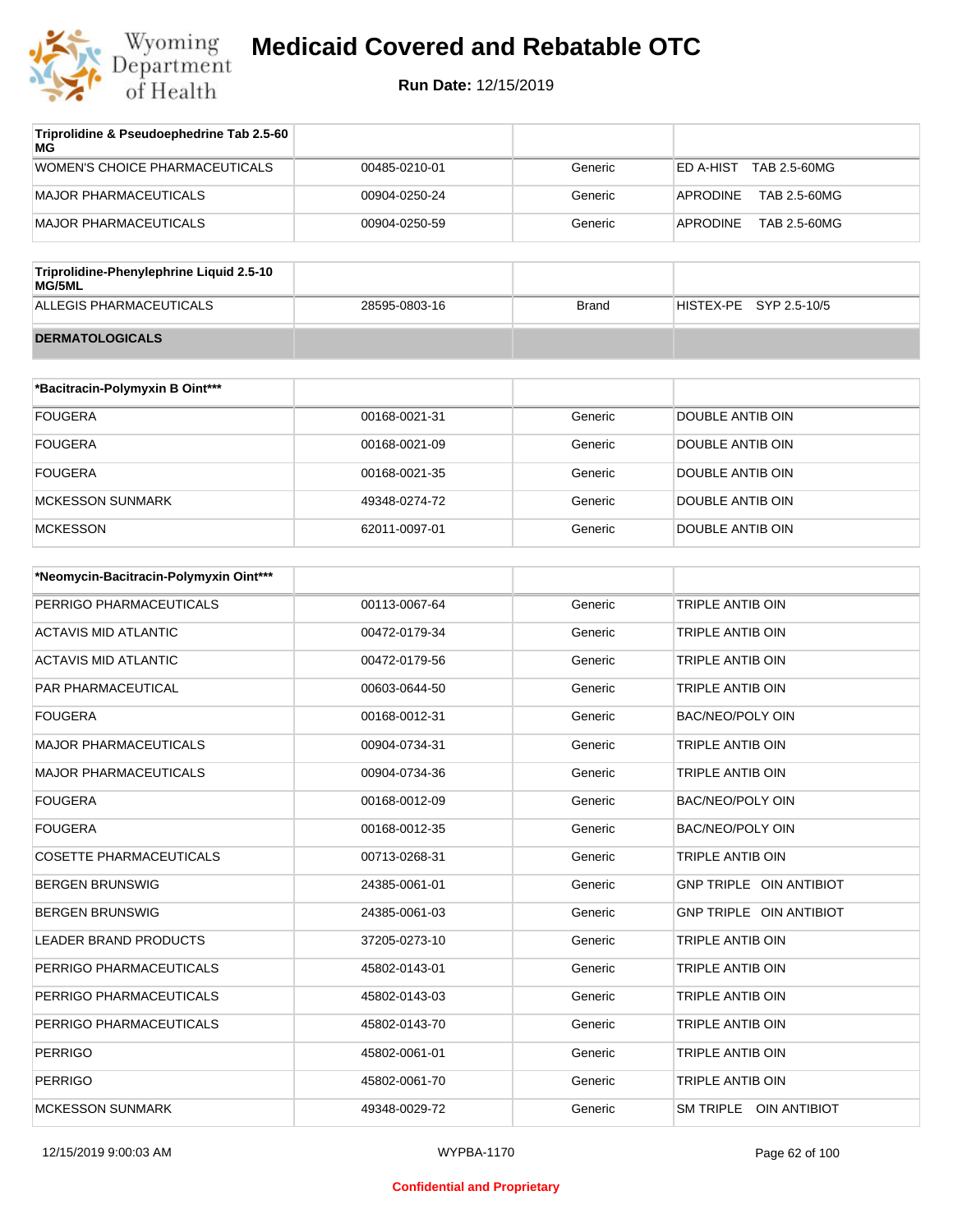| Triprolidine & Pseudoephedrine Tab 2.5-60 MG | | | |
|---|---|---|---|
| WOMEN'S CHOICE PHARMACEUTICALS | 00485-0210-01 | Generic | ED A-HIST TAB 2.5-60MG |
| MAJOR PHARMACEUTICALS | 00904-0250-24 | Generic | APRODINE TAB 2.5-60MG |
| MAJOR PHARMACEUTICALS | 00904-0250-59 | Generic | APRODINE TAB 2.5-60MG |

| Triprolidine-Phenylephrine Liquid 2.5-10 MG/5ML | | | |
|---|---|---|---|
| ALLEGIS PHARMACEUTICALS | 28595-0803-16 | Brand | HISTEX-PE SYP 2.5-10/5 |

## DERMATOLOGICALS

| *Bacitracin-Polymyxin B Oint*** | | | |
|---|---|---|---|
| FOUGERA | 00168-0021-31 | Generic | DOUBLE ANTIB OIN |
| FOUGERA | 00168-0021-09 | Generic | DOUBLE ANTIB OIN |
| FOUGERA | 00168-0021-35 | Generic | DOUBLE ANTIB OIN |
| MCKESSON SUNMARK | 49348-0274-72 | Generic | DOUBLE ANTIB OIN |
| MCKESSON | 62011-0097-01 | Generic | DOUBLE ANTIB OIN |

| *Neomycin-Bacitracin-Polymyxin Oint*** | | | |
|---|---|---|---|
| PERRIGO PHARMACEUTICALS | 00113-0067-64 | Generic | TRIPLE ANTIB OIN |
| ACTAVIS MID ATLANTIC | 00472-0179-34 | Generic | TRIPLE ANTIB OIN |
| ACTAVIS MID ATLANTIC | 00472-0179-56 | Generic | TRIPLE ANTIB OIN |
| PAR PHARMACEUTICAL | 00603-0644-50 | Generic | TRIPLE ANTIB OIN |
| FOUGERA | 00168-0012-31 | Generic | BAC/NEO/POLY OIN |
| MAJOR PHARMACEUTICALS | 00904-0734-31 | Generic | TRIPLE ANTIB OIN |
| MAJOR PHARMACEUTICALS | 00904-0734-36 | Generic | TRIPLE ANTIB OIN |
| FOUGERA | 00168-0012-09 | Generic | BAC/NEO/POLY OIN |
| FOUGERA | 00168-0012-35 | Generic | BAC/NEO/POLY OIN |
| COSETTE PHARMACEUTICALS | 00713-0268-31 | Generic | TRIPLE ANTIB OIN |
| BERGEN BRUNSWIG | 24385-0061-01 | Generic | GNP TRIPLE OIN ANTIBIOT |
| BERGEN BRUNSWIG | 24385-0061-03 | Generic | GNP TRIPLE OIN ANTIBIOT |
| LEADER BRAND PRODUCTS | 37205-0273-10 | Generic | TRIPLE ANTIB OIN |
| PERRIGO PHARMACEUTICALS | 45802-0143-01 | Generic | TRIPLE ANTIB OIN |
| PERRIGO PHARMACEUTICALS | 45802-0143-03 | Generic | TRIPLE ANTIB OIN |
| PERRIGO PHARMACEUTICALS | 45802-0143-70 | Generic | TRIPLE ANTIB OIN |
| PERRIGO | 45802-0061-01 | Generic | TRIPLE ANTIB OIN |
| PERRIGO | 45802-0061-70 | Generic | TRIPLE ANTIB OIN |
| MCKESSON SUNMARK | 49348-0029-72 | Generic | SM TRIPLE OIN ANTIBIOT |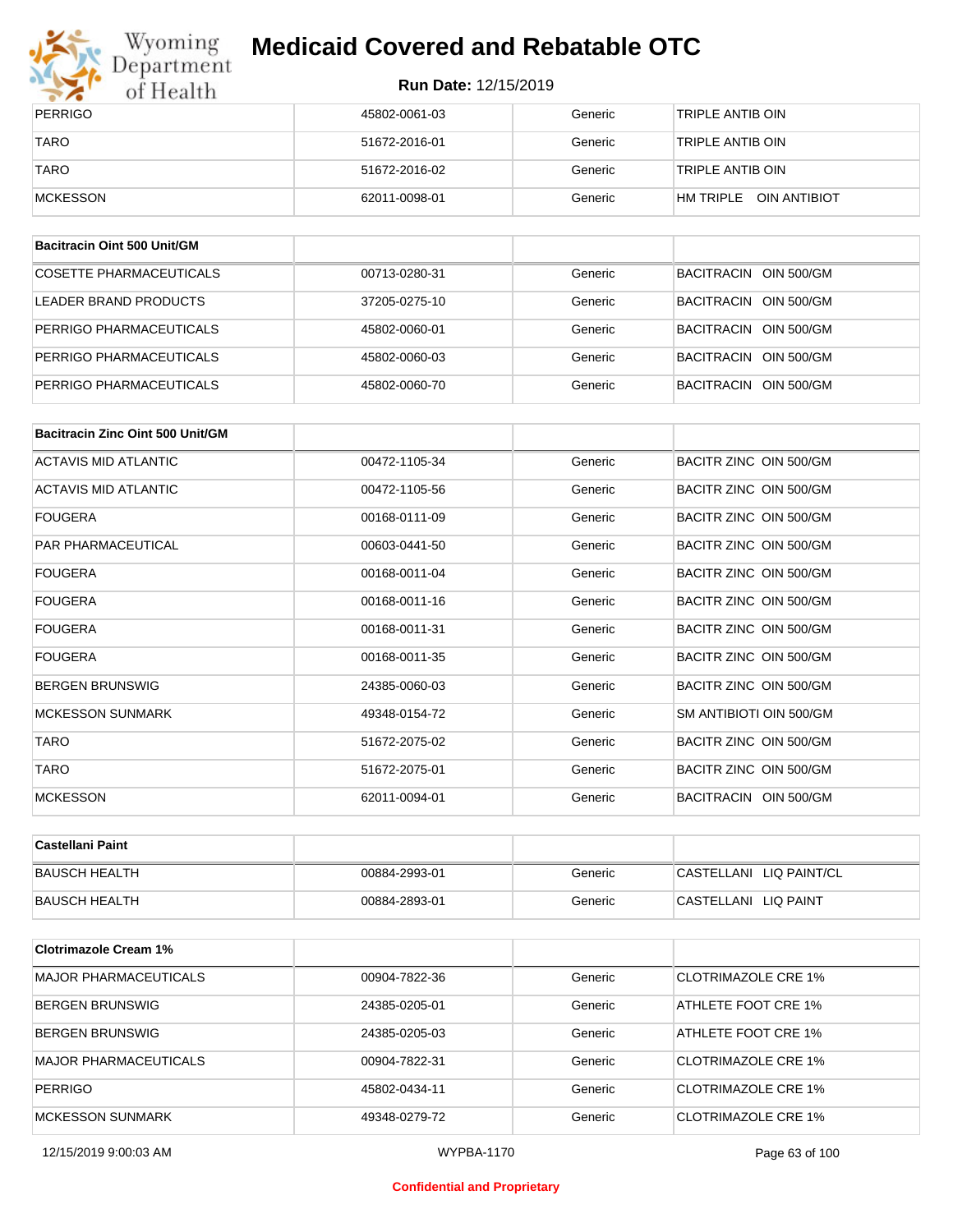| PERRIGO | 45802-0061-03 | Generic | TRIPLE ANTIB OIN |
|---|---|---|---|
| TARO | 51672-2016-01 | Generic | TRIPLE ANTIB OIN |
| TARO | 51672-2016-02 | Generic | TRIPLE ANTIB OIN |
| MCKESSON | 62011-0098-01 | Generic | HM TRIPLE OIN ANTIBIOT |

| Bacitracin Oint 500 Unit/GM | | | |
|---|---|---|---|
| COSETTE PHARMACEUTICALS | 00713-0280-31 | Generic | BACITRACIN OIN 500/GM |
| LEADER BRAND PRODUCTS | 37205-0275-10 | Generic | BACITRACIN OIN 500/GM |
| PERRIGO PHARMACEUTICALS | 45802-0060-01 | Generic | BACITRACIN OIN 500/GM |
| PERRIGO PHARMACEUTICALS | 45802-0060-03 | Generic | BACITRACIN OIN 500/GM |
| PERRIGO PHARMACEUTICALS | 45802-0060-70 | Generic | BACITRACIN OIN 500/GM |

| Bacitracin Zinc Oint 500 Unit/GM | | | |
|---|---|---|---|
| ACTAVIS MID ATLANTIC | 00472-1105-34 | Generic | BACITR ZINC OIN 500/GM |
| ACTAVIS MID ATLANTIC | 00472-1105-56 | Generic | BACITR ZINC OIN 500/GM |
| FOUGERA | 00168-0111-09 | Generic | BACITR ZINC OIN 500/GM |
| PAR PHARMACEUTICAL | 00603-0441-50 | Generic | BACITR ZINC OIN 500/GM |
| FOUGERA | 00168-0011-04 | Generic | BACITR ZINC OIN 500/GM |
| FOUGERA | 00168-0011-16 | Generic | BACITR ZINC OIN 500/GM |
| FOUGERA | 00168-0011-31 | Generic | BACITR ZINC OIN 500/GM |
| FOUGERA | 00168-0011-35 | Generic | BACITR ZINC OIN 500/GM |
| BERGEN BRUNSWIG | 24385-0060-03 | Generic | BACITR ZINC OIN 500/GM |
| MCKESSON SUNMARK | 49348-0154-72 | Generic | SM ANTIBIOTI OIN 500/GM |
| TARO | 51672-2075-02 | Generic | BACITR ZINC OIN 500/GM |
| TARO | 51672-2075-01 | Generic | BACITR ZINC OIN 500/GM |
| MCKESSON | 62011-0094-01 | Generic | BACITRACIN OIN 500/GM |

| Castellani Paint | | | |
|---|---|---|---|
| BAUSCH HEALTH | 00884-2993-01 | Generic | CASTELLANI LIQ PAINT/CL |
| BAUSCH HEALTH | 00884-2893-01 | Generic | CASTELLANI LIQ PAINT |

| Clotrimazole Cream 1% | | | |
|---|---|---|---|
| MAJOR PHARMACEUTICALS | 00904-7822-36 | Generic | CLOTRIMAZOLE CRE 1% |
| BERGEN BRUNSWIG | 24385-0205-01 | Generic | ATHLETE FOOT CRE 1% |
| BERGEN BRUNSWIG | 24385-0205-03 | Generic | ATHLETE FOOT CRE 1% |
| MAJOR PHARMACEUTICALS | 00904-7822-31 | Generic | CLOTRIMAZOLE CRE 1% |
| PERRIGO | 45802-0434-11 | Generic | CLOTRIMAZOLE CRE 1% |
| MCKESSON SUNMARK | 49348-0279-72 | Generic | CLOTRIMAZOLE CRE 1% |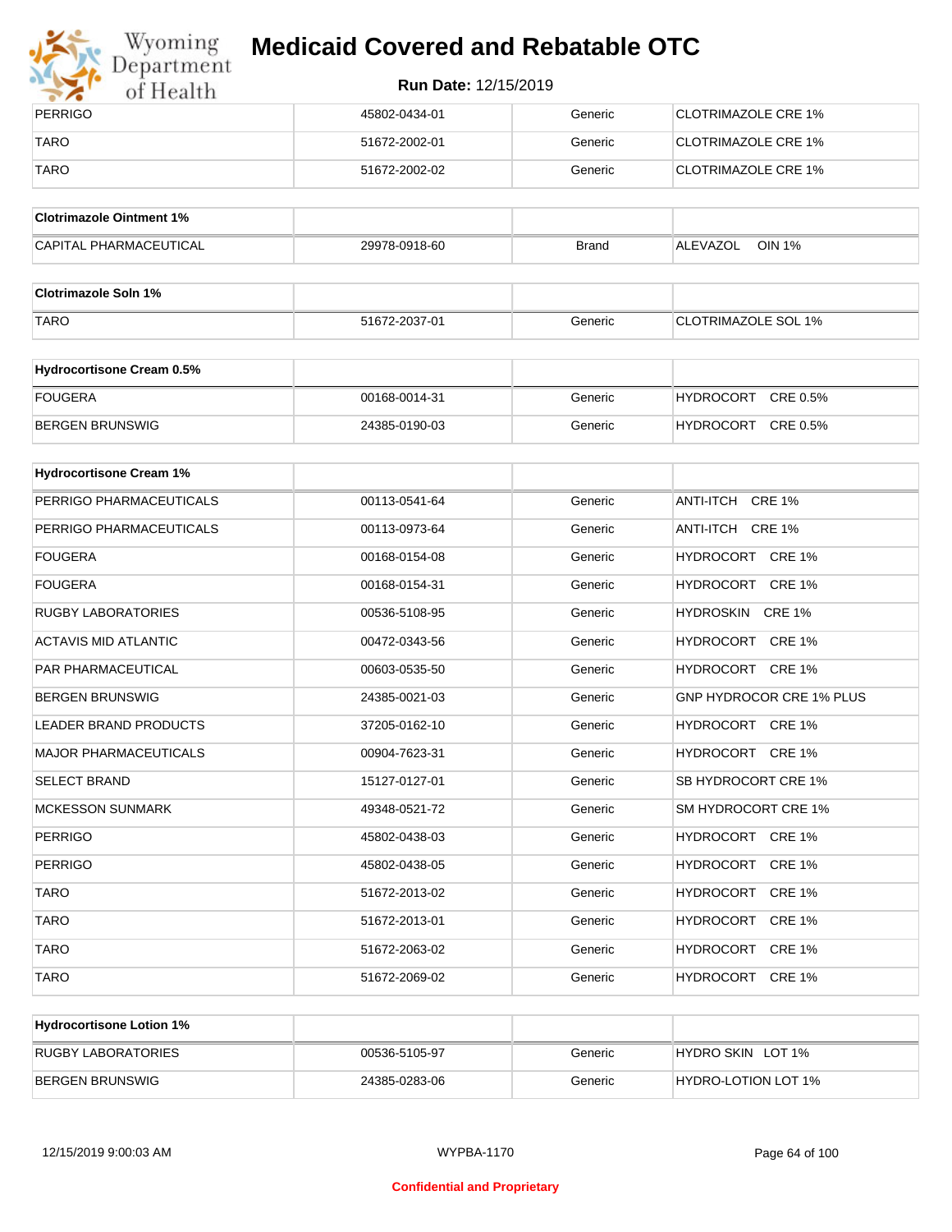| PERRIGO | 45802-0434-01 | Generic | CLOTRIMAZOLE CRE 1% |
|---|---|---|---|
| TARO | 51672-2002-01 | Generic | CLOTRIMAZOLE CRE 1% |
| TARO | 51672-2002-02 | Generic | CLOTRIMAZOLE CRE 1% |

| **Clotrimazole Ointment 1%** | | | |
|---|---|---|---|
| CAPITAL PHARMACEUTICAL | 29978-0918-60 | Brand | ALEVAZOL OIN 1% |

| **Clotrimazole Soln 1%** | | | |
|---|---|---|---|
| TARO | 51672-2037-01 | Generic | CLOTRIMAZOLE SOL 1% |

| **Hydrocortisone Cream 0.5%** | | | |
|---|---|---|---|
| FOUGERA | 00168-0014-31 | Generic | HYDROCORT CRE 0.5% |
| BERGEN BRUNSWIG | 24385-0190-03 | Generic | HYDROCORT CRE 0.5% |

| **Hydrocortisone Cream 1%** | | | |
|---|---|---|---|
| PERRIGO PHARMACEUTICALS | 00113-0541-64 | Generic | ANTI-ITCH CRE 1% |
| PERRIGO PHARMACEUTICALS | 00113-0973-64 | Generic | ANTI-ITCH CRE 1% |
| FOUGERA | 00168-0154-08 | Generic | HYDROCORT CRE 1% |
| FOUGERA | 00168-0154-31 | Generic | HYDROCORT CRE 1% |
| RUGBY LABORATORIES | 00536-5108-95 | Generic | HYDROSKIN CRE 1% |
| ACTAVIS MID ATLANTIC | 00472-0343-56 | Generic | HYDROCORT CRE 1% |
| PAR PHARMACEUTICAL | 00603-0535-50 | Generic | HYDROCORT CRE 1% |
| BERGEN BRUNSWIG | 24385-0021-03 | Generic | GNP HYDROCOR CRE 1% PLUS |
| LEADER BRAND PRODUCTS | 37205-0162-10 | Generic | HYDROCORT CRE 1% |
| MAJOR PHARMACEUTICALS | 00904-7623-31 | Generic | HYDROCORT CRE 1% |
| SELECT BRAND | 15127-0127-01 | Generic | SB HYDROCORT CRE 1% |
| MCKESSON SUNMARK | 49348-0521-72 | Generic | SM HYDROCORT CRE 1% |
| PERRIGO | 45802-0438-03 | Generic | HYDROCORT CRE 1% |
| PERRIGO | 45802-0438-05 | Generic | HYDROCORT CRE 1% |
| TARO | 51672-2013-02 | Generic | HYDROCORT CRE 1% |
| TARO | 51672-2013-01 | Generic | HYDROCORT CRE 1% |
| TARO | 51672-2063-02 | Generic | HYDROCORT CRE 1% |
| TARO | 51672-2069-02 | Generic | HYDROCORT CRE 1% |

| **Hydrocortisone Lotion 1%** | | | |
|---|---|---|---|
| RUGBY LABORATORIES | 00536-5105-97 | Generic | HYDRO SKIN LOT 1% |
| BERGEN BRUNSWIG | 24385-0283-06 | Generic | HYDRO-LOTION LOT 1% |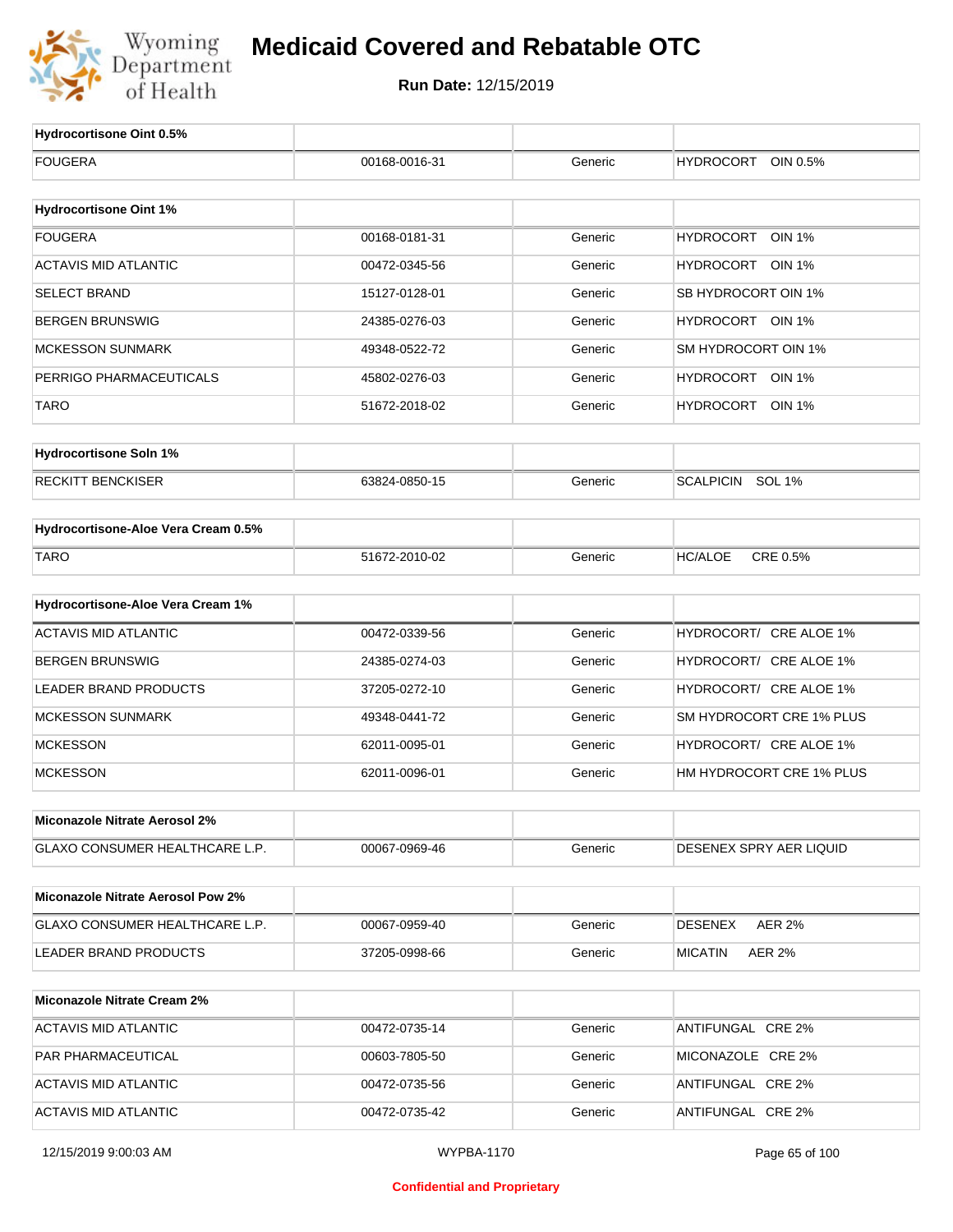# Medicaid Covered and Rebatable OTC

**Run Date:** 12/15/2019

| Hydrocortisone Oint 0.5% | | | |
|---|---|---|---|
| FOUGERA | 00168-0016-31 | Generic | HYDROCORT OIN 0.5% |

| Hydrocortisone Oint 1% | | | |
|---|---|---|---|
| FOUGERA | 00168-0181-31 | Generic | HYDROCORT OIN 1% |
| ACTAVIS MID ATLANTIC | 00472-0345-56 | Generic | HYDROCORT OIN 1% |
| SELECT BRAND | 15127-0128-01 | Generic | SB HYDROCORT OIN 1% |
| BERGEN BRUNSWIG | 24385-0276-03 | Generic | HYDROCORT OIN 1% |
| MCKESSON SUNMARK | 49348-0522-72 | Generic | SM HYDROCORT OIN 1% |
| PERRIGO PHARMACEUTICALS | 45802-0276-03 | Generic | HYDROCORT OIN 1% |
| TARO | 51672-2018-02 | Generic | HYDROCORT OIN 1% |

| Hydrocortisone Soln 1% | | | |
|---|---|---|---|
| RECKITT BENCKISER | 63824-0850-15 | Generic | SCALPICIN SOL 1% |

| Hydrocortisone-Aloe Vera Cream 0.5% | | | |
|---|---|---|---|
| TARO | 51672-2010-02 | Generic | HC/ALOE CRE 0.5% |

| Hydrocortisone-Aloe Vera Cream 1% | | | |
|---|---|---|---|
| ACTAVIS MID ATLANTIC | 00472-0339-56 | Generic | HYDROCORT/ CRE ALOE 1% |
| BERGEN BRUNSWIG | 24385-0274-03 | Generic | HYDROCORT/ CRE ALOE 1% |
| LEADER BRAND PRODUCTS | 37205-0272-10 | Generic | HYDROCORT/ CRE ALOE 1% |
| MCKESSON SUNMARK | 49348-0441-72 | Generic | SM HYDROCORT CRE 1% PLUS |
| MCKESSON | 62011-0095-01 | Generic | HYDROCORT/ CRE ALOE 1% |
| MCKESSON | 62011-0096-01 | Generic | HM HYDROCORT CRE 1% PLUS |

| Miconazole Nitrate Aerosol 2% | | | |
|---|---|---|---|
| GLAXO CONSUMER HEALTHCARE L.P. | 00067-0969-46 | Generic | DESENEX SPRY AER LIQUID |

| Miconazole Nitrate Aerosol Pow 2% | | | |
|---|---|---|---|
| GLAXO CONSUMER HEALTHCARE L.P. | 00067-0959-40 | Generic | DESENEX AER 2% |
| LEADER BRAND PRODUCTS | 37205-0998-66 | Generic | MICATIN AER 2% |

| Miconazole Nitrate Cream 2% | | | |
|---|---|---|---|
| ACTAVIS MID ATLANTIC | 00472-0735-14 | Generic | ANTIFUNGAL CRE 2% |
| PAR PHARMACEUTICAL | 00603-7805-50 | Generic | MICONAZOLE CRE 2% |
| ACTAVIS MID ATLANTIC | 00472-0735-56 | Generic | ANTIFUNGAL CRE 2% |
| ACTAVIS MID ATLANTIC | 00472-0735-42 | Generic | ANTIFUNGAL CRE 2% |

12/15/2019 9:00:03 AM WYPBA-1170

Confidential and Proprietary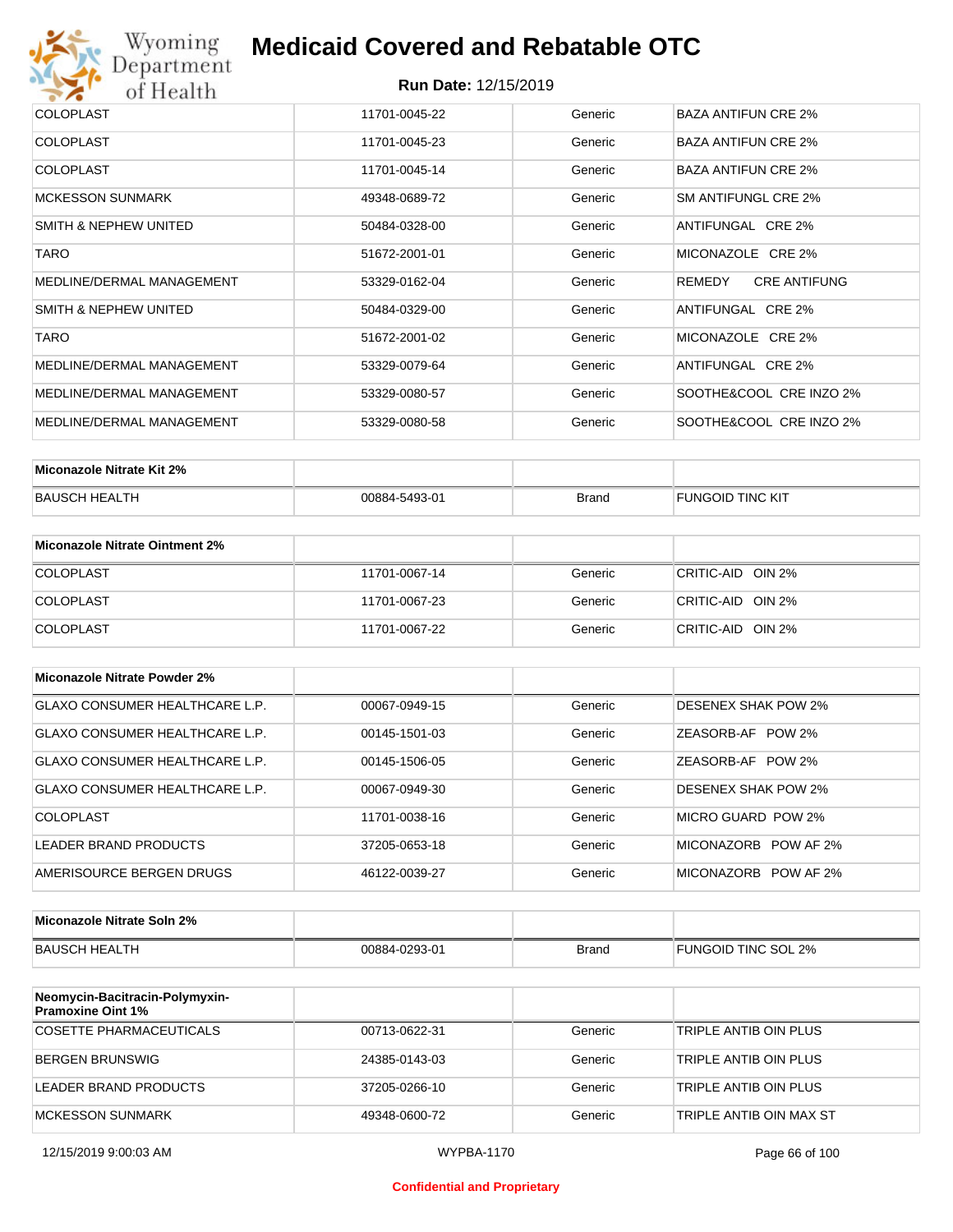| | | | |
|---|---|---|---|
| COLOPLAST | 11701-0045-22 | Generic | BAZA ANTIFUN CRE 2% |
| COLOPLAST | 11701-0045-23 | Generic | BAZA ANTIFUN CRE 2% |
| COLOPLAST | 11701-0045-14 | Generic | BAZA ANTIFUN CRE 2% |
| MCKESSON SUNMARK | 49348-0689-72 | Generic | SM ANTIFUNGL CRE 2% |
| SMITH & NEPHEW UNITED | 50484-0328-00 | Generic | ANTIFUNGAL CRE 2% |
| TARO | 51672-2001-01 | Generic | MICONAZOLE CRE 2% |
| MEDLINE/DERMAL MANAGEMENT | 53329-0162-04 | Generic | REMEDY CRE ANTIFUNG |
| SMITH & NEPHEW UNITED | 50484-0329-00 | Generic | ANTIFUNGAL CRE 2% |
| TARO | 51672-2001-02 | Generic | MICONAZOLE CRE 2% |
| MEDLINE/DERMAL MANAGEMENT | 53329-0079-64 | Generic | ANTIFUNGAL CRE 2% |
| MEDLINE/DERMAL MANAGEMENT | 53329-0080-57 | Generic | SOOTHE&COOL CRE INZO 2% |
| MEDLINE/DERMAL MANAGEMENT | 53329-0080-58 | Generic | SOOTHE&COOL CRE INZO 2% |

| Miconazole Nitrate Kit 2% | | | |
|---|---|---|---|
| BAUSCH HEALTH | 00884-5493-01 | Brand | FUNGOID TINC KIT |

| Miconazole Nitrate Ointment 2% | | | |
|---|---|---|---|
| COLOPLAST | 11701-0067-14 | Generic | CRITIC-AID OIN 2% |
| COLOPLAST | 11701-0067-23 | Generic | CRITIC-AID OIN 2% |
| COLOPLAST | 11701-0067-22 | Generic | CRITIC-AID OIN 2% |

| Miconazole Nitrate Powder 2% | | | |
|---|---|---|---|
| GLAXO CONSUMER HEALTHCARE L.P. | 00067-0949-15 | Generic | DESENEX SHAK POW 2% |
| GLAXO CONSUMER HEALTHCARE L.P. | 00145-1501-03 | Generic | ZEASORB-AF POW 2% |
| GLAXO CONSUMER HEALTHCARE L.P. | 00145-1506-05 | Generic | ZEASORB-AF POW 2% |
| GLAXO CONSUMER HEALTHCARE L.P. | 00067-0949-30 | Generic | DESENEX SHAK POW 2% |
| COLOPLAST | 11701-0038-16 | Generic | MICRO GUARD POW 2% |
| LEADER BRAND PRODUCTS | 37205-0653-18 | Generic | MICONAZORB POW AF 2% |
| AMERISOURCE BERGEN DRUGS | 46122-0039-27 | Generic | MICONAZORB POW AF 2% |

| Miconazole Nitrate Soln 2% | | | |
|---|---|---|---|
| BAUSCH HEALTH | 00884-0293-01 | Brand | FUNGOID TINC SOL 2% |

| Neomycin-Bacitracin-Polymyxin-Pramoxine Oint 1% | | | |
|---|---|---|---|
| COSETTE PHARMACEUTICALS | 00713-0622-31 | Generic | TRIPLE ANTIB OIN PLUS |
| BERGEN BRUNSWIG | 24385-0143-03 | Generic | TRIPLE ANTIB OIN PLUS |
| LEADER BRAND PRODUCTS | 37205-0266-10 | Generic | TRIPLE ANTIB OIN PLUS |
| MCKESSON SUNMARK | 49348-0600-72 | Generic | TRIPLE ANTIB OIN MAX ST |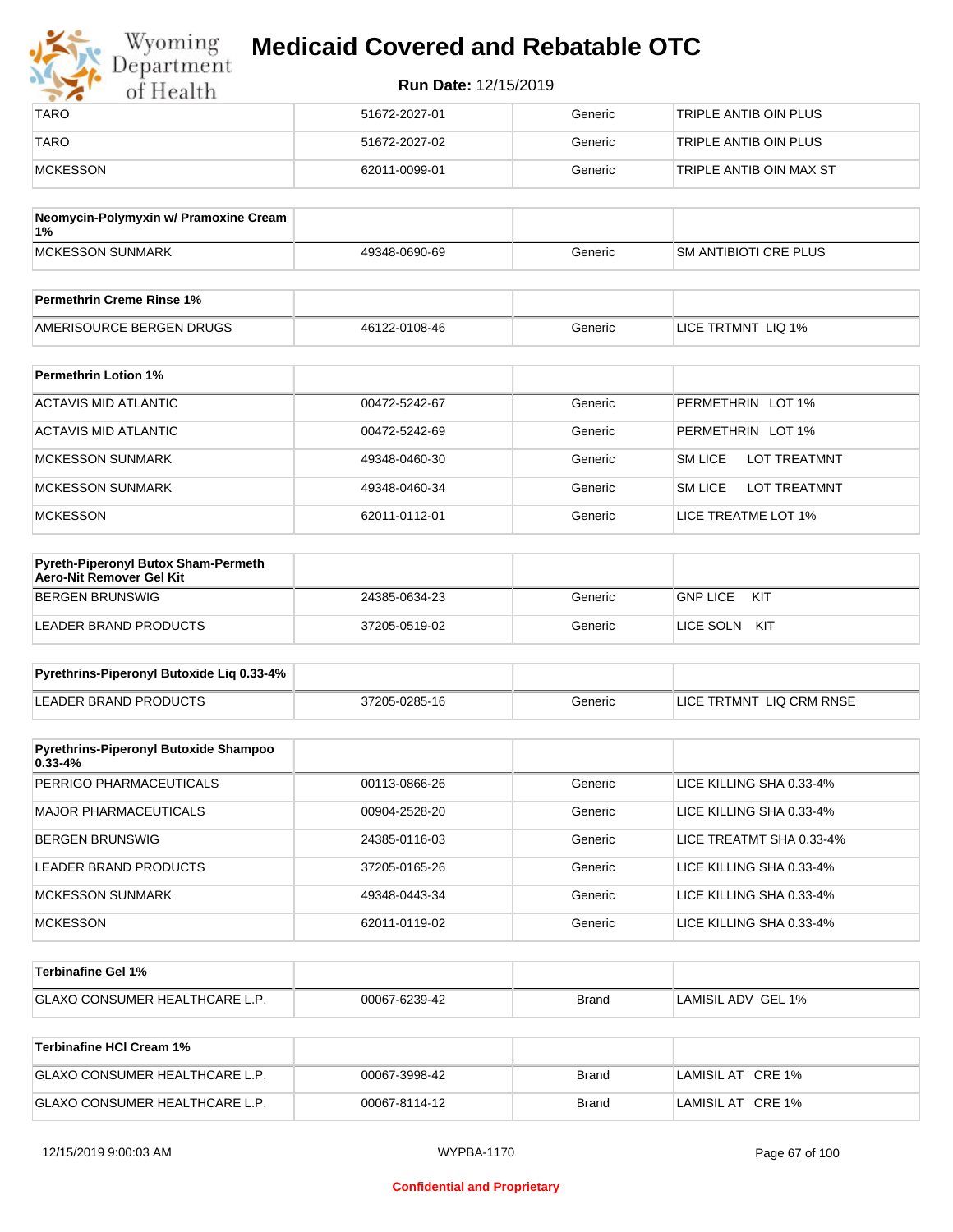# Medicaid Covered and Rebatable OTC

**Run Date:** 12/15/2019

| | | | |
|---|---|---|---|
| TARO | 51672-2027-01 | Generic | TRIPLE ANTIB OIN PLUS |
| TARO | 51672-2027-02 | Generic | TRIPLE ANTIB OIN PLUS |
| MCKESSON | 62011-0099-01 | Generic | TRIPLE ANTIB OIN MAX ST |

| **Neomycin-Polymyxin w/ Pramoxine Cream 1%** | | | |
|---|---|---|---|
| MCKESSON SUNMARK | 49348-0690-69 | Generic | SM ANTIBIOTI CRE PLUS |

| **Permethrin Creme Rinse 1%** | | | |
|---|---|---|---|
| AMERISOURCE BERGEN DRUGS | 46122-0108-46 | Generic | LICE TRTMNT LIQ 1% |

| **Permethrin Lotion 1%** | | | |
|---|---|---|---|
| ACTAVIS MID ATLANTIC | 00472-5242-67 | Generic | PERMETHRIN LOT 1% |
| ACTAVIS MID ATLANTIC | 00472-5242-69 | Generic | PERMETHRIN LOT 1% |
| MCKESSON SUNMARK | 49348-0460-30 | Generic | SM LICE LOT TREATMNT |
| MCKESSON SUNMARK | 49348-0460-34 | Generic | SM LICE LOT TREATMNT |
| MCKESSON | 62011-0112-01 | Generic | LICE TREATME LOT 1% |

| **Pyreth-Piperonyl Butox Sham-Permeth Aero-Nit Remover Gel Kit** | | | |
|---|---|---|---|
| BERGEN BRUNSWIG | 24385-0634-23 | Generic | GNP LICE KIT |
| LEADER BRAND PRODUCTS | 37205-0519-02 | Generic | LICE SOLN KIT |

| **Pyrethrins-Piperonyl Butoxide Liq 0.33-4%** | | | |
|---|---|---|---|
| LEADER BRAND PRODUCTS | 37205-0285-16 | Generic | LICE TRTMNT LIQ CRM RNSE |

| **Pyrethrins-Piperonyl Butoxide Shampoo 0.33-4%** | | | |
|---|---|---|---|
| PERRIGO PHARMACEUTICALS | 00113-0866-26 | Generic | LICE KILLING SHA 0.33-4% |
| MAJOR PHARMACEUTICALS | 00904-2528-20 | Generic | LICE KILLING SHA 0.33-4% |
| BERGEN BRUNSWIG | 24385-0116-03 | Generic | LICE TREATMT SHA 0.33-4% |
| LEADER BRAND PRODUCTS | 37205-0165-26 | Generic | LICE KILLING SHA 0.33-4% |
| MCKESSON SUNMARK | 49348-0443-34 | Generic | LICE KILLING SHA 0.33-4% |
| MCKESSON | 62011-0119-02 | Generic | LICE KILLING SHA 0.33-4% |

| **Terbinafine Gel 1%** | | | |
|---|---|---|---|
| GLAXO CONSUMER HEALTHCARE L.P. | 00067-6239-42 | Brand | LAMISIL ADV GEL 1% |

| **Terbinafine HCl Cream 1%** | | | |
|---|---|---|---|
| GLAXO CONSUMER HEALTHCARE L.P. | 00067-3998-42 | Brand | LAMISIL AT CRE 1% |
| GLAXO CONSUMER HEALTHCARE L.P. | 00067-8114-12 | Brand | LAMISIL AT CRE 1% |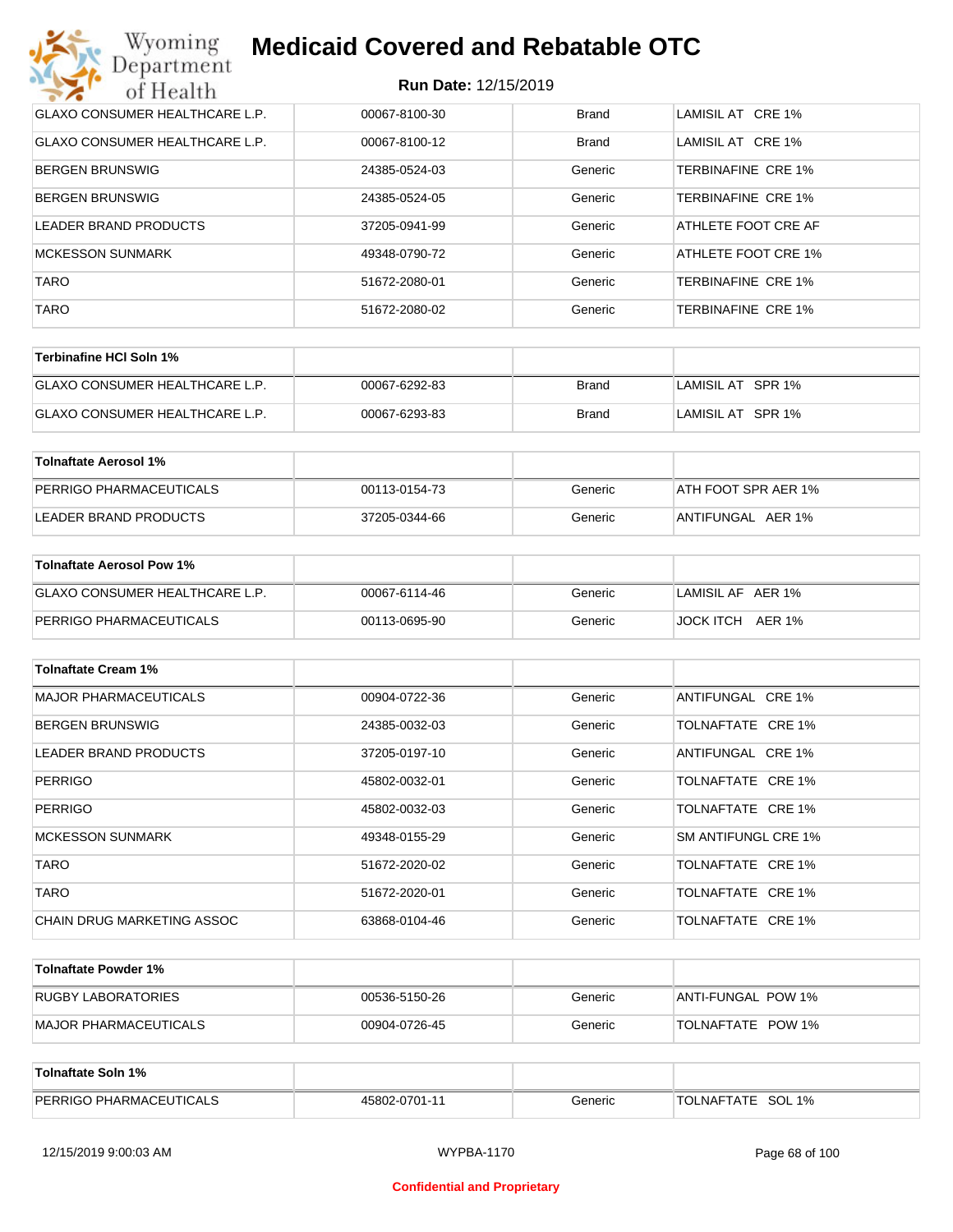# Medicaid Covered and Rebatable OTC

**Run Date:** 12/15/2019

| | | | |
|---|---|---|---|
| GLAXO CONSUMER HEALTHCARE L.P. | 00067-8100-30 | Brand | LAMISIL AT CRE 1% |
| GLAXO CONSUMER HEALTHCARE L.P. | 00067-8100-12 | Brand | LAMISIL AT CRE 1% |
| BERGEN BRUNSWIG | 24385-0524-03 | Generic | TERBINAFINE CRE 1% |
| BERGEN BRUNSWIG | 24385-0524-05 | Generic | TERBINAFINE CRE 1% |
| LEADER BRAND PRODUCTS | 37205-0941-99 | Generic | ATHLETE FOOT CRE AF |
| MCKESSON SUNMARK | 49348-0790-72 | Generic | ATHLETE FOOT CRE 1% |
| TARO | 51672-2080-01 | Generic | TERBINAFINE CRE 1% |
| TARO | 51672-2080-02 | Generic | TERBINAFINE CRE 1% |

| **Terbinafine HCl Soln 1%** | | | |
|---|---|---|---|
| GLAXO CONSUMER HEALTHCARE L.P. | 00067-6292-83 | Brand | LAMISIL AT SPR 1% |
| GLAXO CONSUMER HEALTHCARE L.P. | 00067-6293-83 | Brand | LAMISIL AT SPR 1% |

| **Tolnaftate Aerosol 1%** | | | |
|---|---|---|---|
| PERRIGO PHARMACEUTICALS | 00113-0154-73 | Generic | ATH FOOT SPR AER 1% |
| LEADER BRAND PRODUCTS | 37205-0344-66 | Generic | ANTIFUNGAL AER 1% |

| **Tolnaftate Aerosol Pow 1%** | | | |
|---|---|---|---|
| GLAXO CONSUMER HEALTHCARE L.P. | 00067-6114-46 | Generic | LAMISIL AF AER 1% |
| PERRIGO PHARMACEUTICALS | 00113-0695-90 | Generic | JOCK ITCH AER 1% |

| **Tolnaftate Cream 1%** | | | |
|---|---|---|---|
| MAJOR PHARMACEUTICALS | 00904-0722-36 | Generic | ANTIFUNGAL CRE 1% |
| BERGEN BRUNSWIG | 24385-0032-03 | Generic | TOLNAFTATE CRE 1% |
| LEADER BRAND PRODUCTS | 37205-0197-10 | Generic | ANTIFUNGAL CRE 1% |
| PERRIGO | 45802-0032-01 | Generic | TOLNAFTATE CRE 1% |
| PERRIGO | 45802-0032-03 | Generic | TOLNAFTATE CRE 1% |
| MCKESSON SUNMARK | 49348-0155-29 | Generic | SM ANTIFUNGL CRE 1% |
| TARO | 51672-2020-02 | Generic | TOLNAFTATE CRE 1% |
| TARO | 51672-2020-01 | Generic | TOLNAFTATE CRE 1% |
| CHAIN DRUG MARKETING ASSOC | 63868-0104-46 | Generic | TOLNAFTATE CRE 1% |

| **Tolnaftate Powder 1%** | | | |
|---|---|---|---|
| RUGBY LABORATORIES | 00536-5150-26 | Generic | ANTI-FUNGAL POW 1% |
| MAJOR PHARMACEUTICALS | 00904-0726-45 | Generic | TOLNAFTATE POW 1% |

| **Tolnaftate Soln 1%** | | | |
|---|---|---|---|
| PERRIGO PHARMACEUTICALS | 45802-0701-11 | Generic | TOLNAFTATE SOL 1% |

Confidential and Proprietary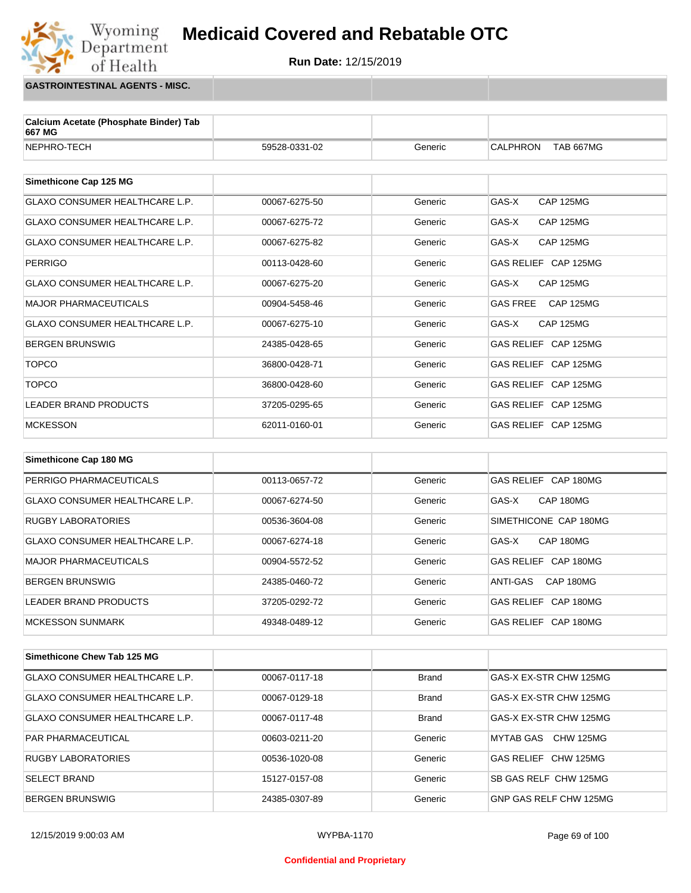# Medicaid Covered and Rebatable OTC

**Run Date:** 12/15/2019

## GASTROINTESTINAL AGENTS - MISC.

| Calcium Acetate (Phosphate Binder) Tab 667 MG | | | |
|---|---|---|---|
| NEPHRO-TECH | 59528-0331-02 | Generic | CALPHRON TAB 667MG |

| Simethicone Cap 125 MG | | | |
|---|---|---|---|
| GLAXO CONSUMER HEALTHCARE L.P. | 00067-6275-50 | Generic | GAS-X CAP 125MG |
| GLAXO CONSUMER HEALTHCARE L.P. | 00067-6275-72 | Generic | GAS-X CAP 125MG |
| GLAXO CONSUMER HEALTHCARE L.P. | 00067-6275-82 | Generic | GAS-X CAP 125MG |
| PERRIGO | 00113-0428-60 | Generic | GAS RELIEF CAP 125MG |
| GLAXO CONSUMER HEALTHCARE L.P. | 00067-6275-20 | Generic | GAS-X CAP 125MG |
| MAJOR PHARMACEUTICALS | 00904-5458-46 | Generic | GAS FREE CAP 125MG |
| GLAXO CONSUMER HEALTHCARE L.P. | 00067-6275-10 | Generic | GAS-X CAP 125MG |
| BERGEN BRUNSWIG | 24385-0428-65 | Generic | GAS RELIEF CAP 125MG |
| TOPCO | 36800-0428-71 | Generic | GAS RELIEF CAP 125MG |
| TOPCO | 36800-0428-60 | Generic | GAS RELIEF CAP 125MG |
| LEADER BRAND PRODUCTS | 37205-0295-65 | Generic | GAS RELIEF CAP 125MG |
| MCKESSON | 62011-0160-01 | Generic | GAS RELIEF CAP 125MG |

| Simethicone Cap 180 MG | | | |
|---|---|---|---|
| PERRIGO PHARMACEUTICALS | 00113-0657-72 | Generic | GAS RELIEF CAP 180MG |
| GLAXO CONSUMER HEALTHCARE L.P. | 00067-6274-50 | Generic | GAS-X CAP 180MG |
| RUGBY LABORATORIES | 00536-3604-08 | Generic | SIMETHICONE CAP 180MG |
| GLAXO CONSUMER HEALTHCARE L.P. | 00067-6274-18 | Generic | GAS-X CAP 180MG |
| MAJOR PHARMACEUTICALS | 00904-5572-52 | Generic | GAS RELIEF CAP 180MG |
| BERGEN BRUNSWIG | 24385-0460-72 | Generic | ANTI-GAS CAP 180MG |
| LEADER BRAND PRODUCTS | 37205-0292-72 | Generic | GAS RELIEF CAP 180MG |
| MCKESSON SUNMARK | 49348-0489-12 | Generic | GAS RELIEF CAP 180MG |

| Simethicone Chew Tab 125 MG | | | |
|---|---|---|---|
| GLAXO CONSUMER HEALTHCARE L.P. | 00067-0117-18 | Brand | GAS-X EX-STR CHW 125MG |
| GLAXO CONSUMER HEALTHCARE L.P. | 00067-0129-18 | Brand | GAS-X EX-STR CHW 125MG |
| GLAXO CONSUMER HEALTHCARE L.P. | 00067-0117-48 | Brand | GAS-X EX-STR CHW 125MG |
| PAR PHARMACEUTICAL | 00603-0211-20 | Generic | MYTAB GAS CHW 125MG |
| RUGBY LABORATORIES | 00536-1020-08 | Generic | GAS RELIEF CHW 125MG |
| SELECT BRAND | 15127-0157-08 | Generic | SB GAS RELF CHW 125MG |
| BERGEN BRUNSWIG | 24385-0307-89 | Generic | GNP GAS RELF CHW 125MG |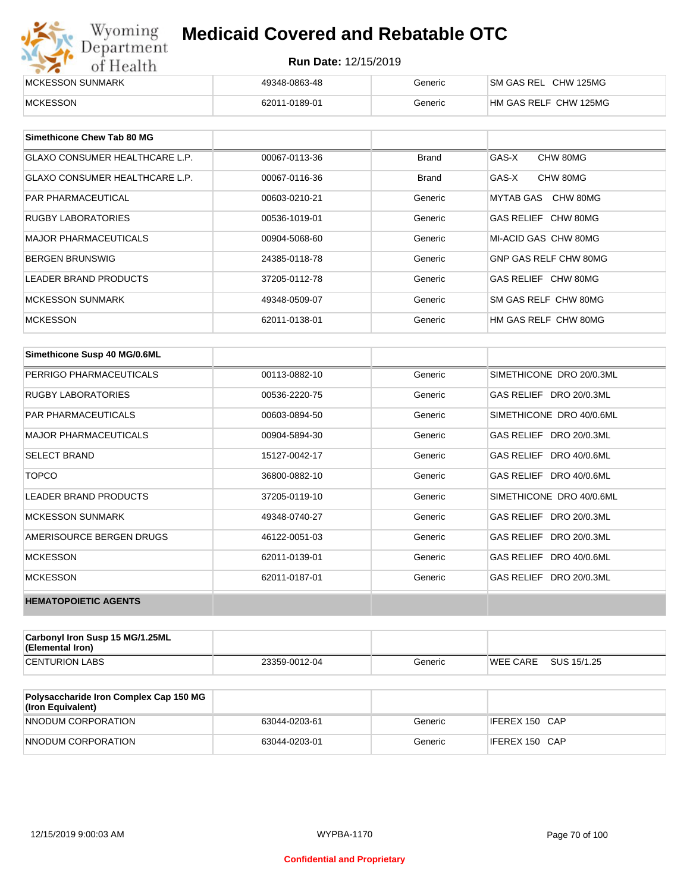| | | | |
|---|---|---|---|
| MCKESSON SUNMARK | 49348-0863-48 | Generic | SM GAS REL CHW 125MG |
| MCKESSON | 62011-0189-01 | Generic | HM GAS RELF CHW 125MG |

| Simethicone Chew Tab 80 MG | | | |
|---|---|---|---|
| GLAXO CONSUMER HEALTHCARE L.P. | 00067-0113-36 | Brand | GAS-X CHW 80MG |
| GLAXO CONSUMER HEALTHCARE L.P. | 00067-0116-36 | Brand | GAS-X CHW 80MG |
| PAR PHARMACEUTICAL | 00603-0210-21 | Generic | MYTAB GAS CHW 80MG |
| RUGBY LABORATORIES | 00536-1019-01 | Generic | GAS RELIEF CHW 80MG |
| MAJOR PHARMACEUTICALS | 00904-5068-60 | Generic | MI-ACID GAS CHW 80MG |
| BERGEN BRUNSWIG | 24385-0118-78 | Generic | GNP GAS RELF CHW 80MG |
| LEADER BRAND PRODUCTS | 37205-0112-78 | Generic | GAS RELIEF CHW 80MG |
| MCKESSON SUNMARK | 49348-0509-07 | Generic | SM GAS RELF CHW 80MG |
| MCKESSON | 62011-0138-01 | Generic | HM GAS RELF CHW 80MG |

| Simethicone Susp 40 MG/0.6ML | | | |
|---|---|---|---|
| PERRIGO PHARMACEUTICALS | 00113-0882-10 | Generic | SIMETHICONE DRO 20/0.3ML |
| RUGBY LABORATORIES | 00536-2220-75 | Generic | GAS RELIEF DRO 20/0.3ML |
| PAR PHARMACEUTICALS | 00603-0894-50 | Generic | SIMETHICONE DRO 40/0.6ML |
| MAJOR PHARMACEUTICALS | 00904-5894-30 | Generic | GAS RELIEF DRO 20/0.3ML |
| SELECT BRAND | 15127-0042-17 | Generic | GAS RELIEF DRO 40/0.6ML |
| TOPCO | 36800-0882-10 | Generic | GAS RELIEF DRO 40/0.6ML |
| LEADER BRAND PRODUCTS | 37205-0119-10 | Generic | SIMETHICONE DRO 40/0.6ML |
| MCKESSON SUNMARK | 49348-0740-27 | Generic | GAS RELIEF DRO 20/0.3ML |
| AMERISOURCE BERGEN DRUGS | 46122-0051-03 | Generic | GAS RELIEF DRO 20/0.3ML |
| MCKESSON | 62011-0139-01 | Generic | GAS RELIEF DRO 40/0.6ML |
| MCKESSON | 62011-0187-01 | Generic | GAS RELIEF DRO 20/0.3ML |
| **HEMATOPOIETIC AGENTS** | | | |

| Carbonyl Iron Susp 15 MG/1.25ML (Elemental Iron) | | | |
|---|---|---|---|
| CENTURION LABS | 23359-0012-04 | Generic | WEE CARE SUS 15/1.25 |

| Polysaccharide Iron Complex Cap 150 MG (Iron Equivalent) | | | |
|---|---|---|---|
| NNODUM CORPORATION | 63044-0203-61 | Generic | IFEREX 150 CAP |
| NNODUM CORPORATION | 63044-0203-01 | Generic | IFEREX 150 CAP |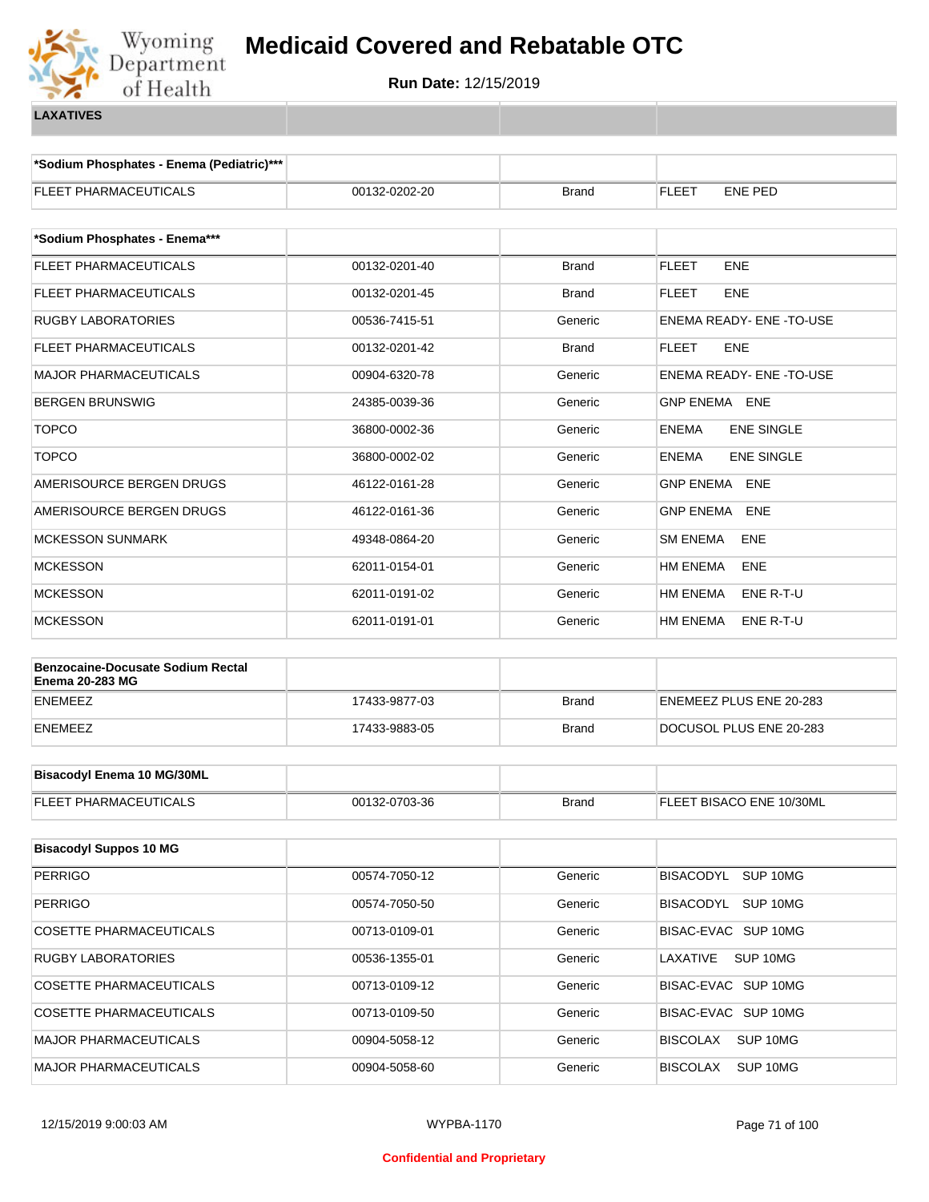# Medicaid Covered and Rebatable OTC

**Run Date:** 12/15/2019

**LAXATIVES**

| *Sodium Phosphates - Enema (Pediatric)*** | | | |
|---|---|---|---|
| FLEET PHARMACEUTICALS | 00132-0202-20 | Brand | FLEET ENE PED |

| *Sodium Phosphates - Enema*** | | | |
|---|---|---|---|
| FLEET PHARMACEUTICALS | 00132-0201-40 | Brand | FLEET ENE |
| FLEET PHARMACEUTICALS | 00132-0201-45 | Brand | FLEET ENE |
| RUGBY LABORATORIES | 00536-7415-51 | Generic | ENEMA READY- ENE -TO-USE |
| FLEET PHARMACEUTICALS | 00132-0201-42 | Brand | FLEET ENE |
| MAJOR PHARMACEUTICALS | 00904-6320-78 | Generic | ENEMA READY- ENE -TO-USE |
| BERGEN BRUNSWIG | 24385-0039-36 | Generic | GNP ENEMA ENE |
| TOPCO | 36800-0002-36 | Generic | ENEMA ENE SINGLE |
| TOPCO | 36800-0002-02 | Generic | ENEMA ENE SINGLE |
| AMERISOURCE BERGEN DRUGS | 46122-0161-28 | Generic | GNP ENEMA ENE |
| AMERISOURCE BERGEN DRUGS | 46122-0161-36 | Generic | GNP ENEMA ENE |
| MCKESSON SUNMARK | 49348-0864-20 | Generic | SM ENEMA ENE |
| MCKESSON | 62011-0154-01 | Generic | HM ENEMA ENE |
| MCKESSON | 62011-0191-02 | Generic | HM ENEMA ENE R-T-U |
| MCKESSON | 62011-0191-01 | Generic | HM ENEMA ENE R-T-U |

| Benzocaine-Docusate Sodium Rectal Enema 20-283 MG | | | |
|---|---|---|---|
| ENEMEEZ | 17433-9877-03 | Brand | ENEMEEZ PLUS ENE 20-283 |
| ENEMEEZ | 17433-9883-05 | Brand | DOCUSOL PLUS ENE 20-283 |

| Bisacodyl Enema 10 MG/30ML | | | |
|---|---|---|---|
| FLEET PHARMACEUTICALS | 00132-0703-36 | Brand | FLEET BISACO ENE 10/30ML |

| Bisacodyl Suppos 10 MG | | | |
|---|---|---|---|
| PERRIGO | 00574-7050-12 | Generic | BISACODYL SUP 10MG |
| PERRIGO | 00574-7050-50 | Generic | BISACODYL SUP 10MG |
| COSETTE PHARMACEUTICALS | 00713-0109-01 | Generic | BISAC-EVAC SUP 10MG |
| RUGBY LABORATORIES | 00536-1355-01 | Generic | LAXATIVE SUP 10MG |
| COSETTE PHARMACEUTICALS | 00713-0109-12 | Generic | BISAC-EVAC SUP 10MG |
| COSETTE PHARMACEUTICALS | 00713-0109-50 | Generic | BISAC-EVAC SUP 10MG |
| MAJOR PHARMACEUTICALS | 00904-5058-12 | Generic | BISCOLAX SUP 10MG |
| MAJOR PHARMACEUTICALS | 00904-5058-60 | Generic | BISCOLAX SUP 10MG |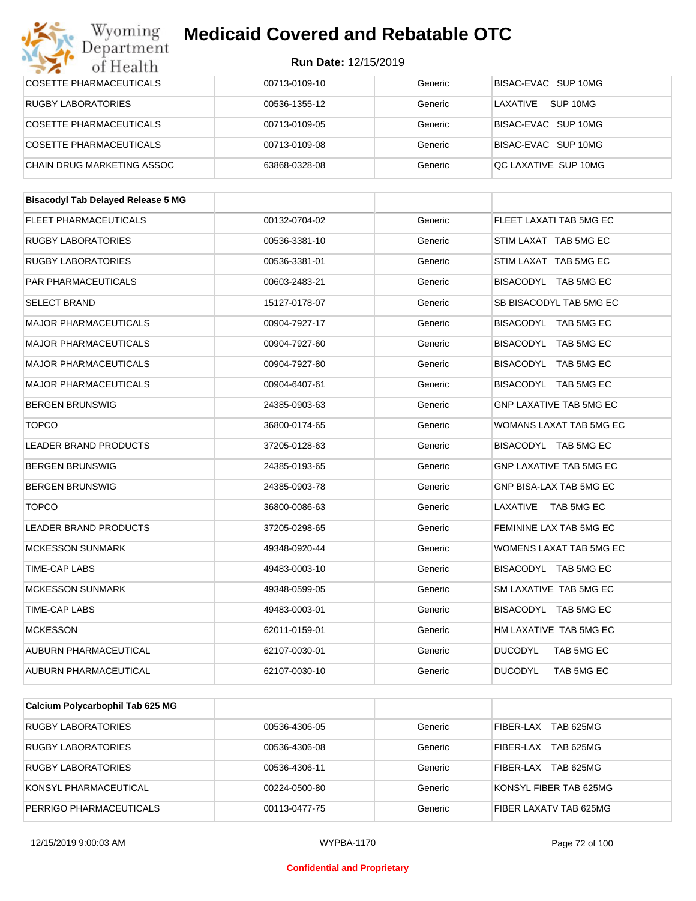| | | | |
|---|---|---|---|
| COSETTE PHARMACEUTICALS | 00713-0109-10 | Generic | BISAC-EVAC SUP 10MG |
| RUGBY LABORATORIES | 00536-1355-12 | Generic | LAXATIVE SUP 10MG |
| COSETTE PHARMACEUTICALS | 00713-0109-05 | Generic | BISAC-EVAC SUP 10MG |
| COSETTE PHARMACEUTICALS | 00713-0109-08 | Generic | BISAC-EVAC SUP 10MG |
| CHAIN DRUG MARKETING ASSOC | 63868-0328-08 | Generic | QC LAXATIVE SUP 10MG |

| **Bisacodyl Tab Delayed Release 5 MG** | | | |
|---|---|---|---|
| FLEET PHARMACEUTICALS | 00132-0704-02 | Generic | FLEET LAXATI TAB 5MG EC |
| RUGBY LABORATORIES | 00536-3381-10 | Generic | STIM LAXAT TAB 5MG EC |
| RUGBY LABORATORIES | 00536-3381-01 | Generic | STIM LAXAT TAB 5MG EC |
| PAR PHARMACEUTICALS | 00603-2483-21 | Generic | BISACODYL TAB 5MG EC |
| SELECT BRAND | 15127-0178-07 | Generic | SB BISACODYL TAB 5MG EC |
| MAJOR PHARMACEUTICALS | 00904-7927-17 | Generic | BISACODYL TAB 5MG EC |
| MAJOR PHARMACEUTICALS | 00904-7927-60 | Generic | BISACODYL TAB 5MG EC |
| MAJOR PHARMACEUTICALS | 00904-7927-80 | Generic | BISACODYL TAB 5MG EC |
| MAJOR PHARMACEUTICALS | 00904-6407-61 | Generic | BISACODYL TAB 5MG EC |
| BERGEN BRUNSWIG | 24385-0903-63 | Generic | GNP LAXATIVE TAB 5MG EC |
| TOPCO | 36800-0174-65 | Generic | WOMANS LAXAT TAB 5MG EC |
| LEADER BRAND PRODUCTS | 37205-0128-63 | Generic | BISACODYL TAB 5MG EC |
| BERGEN BRUNSWIG | 24385-0193-65 | Generic | GNP LAXATIVE TAB 5MG EC |
| BERGEN BRUNSWIG | 24385-0903-78 | Generic | GNP BISA-LAX TAB 5MG EC |
| TOPCO | 36800-0086-63 | Generic | LAXATIVE TAB 5MG EC |
| LEADER BRAND PRODUCTS | 37205-0298-65 | Generic | FEMININE LAX TAB 5MG EC |
| MCKESSON SUNMARK | 49348-0920-44 | Generic | WOMENS LAXAT TAB 5MG EC |
| TIME-CAP LABS | 49483-0003-10 | Generic | BISACODYL TAB 5MG EC |
| MCKESSON SUNMARK | 49348-0599-05 | Generic | SM LAXATIVE TAB 5MG EC |
| TIME-CAP LABS | 49483-0003-01 | Generic | BISACODYL TAB 5MG EC |
| MCKESSON | 62011-0159-01 | Generic | HM LAXATIVE TAB 5MG EC |
| AUBURN PHARMACEUTICAL | 62107-0030-01 | Generic | DUCODYL TAB 5MG EC |
| AUBURN PHARMACEUTICAL | 62107-0030-10 | Generic | DUCODYL TAB 5MG EC |

| **Calcium Polycarbophil Tab 625 MG** | | | |
|---|---|---|---|
| RUGBY LABORATORIES | 00536-4306-05 | Generic | FIBER-LAX TAB 625MG |
| RUGBY LABORATORIES | 00536-4306-08 | Generic | FIBER-LAX TAB 625MG |
| RUGBY LABORATORIES | 00536-4306-11 | Generic | FIBER-LAX TAB 625MG |
| KONSYL PHARMACEUTICAL | 00224-0500-80 | Generic | KONSYL FIBER TAB 625MG |
| PERRIGO PHARMACEUTICALS | 00113-0477-75 | Generic | FIBER LAXATV TAB 625MG |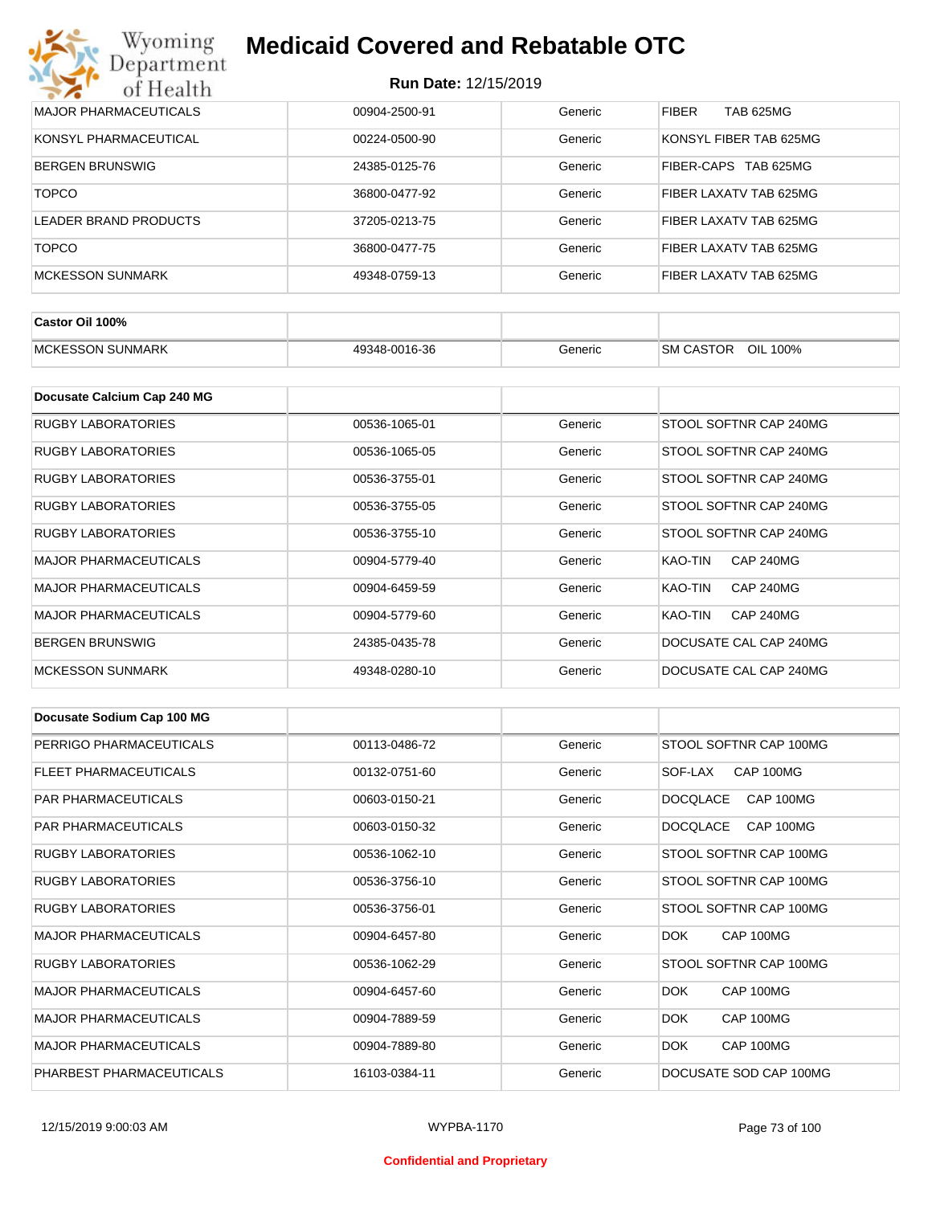# Medicaid Covered and Rebatable OTC

**Run Date:** 12/15/2019

| | | | |
|---|---|---|---|
| MAJOR PHARMACEUTICALS | 00904-2500-91 | Generic | FIBER TAB 625MG |
| KONSYL PHARMACEUTICAL | 00224-0500-90 | Generic | KONSYL FIBER TAB 625MG |
| BERGEN BRUNSWIG | 24385-0125-76 | Generic | FIBER-CAPS TAB 625MG |
| TOPCO | 36800-0477-92 | Generic | FIBER LAXATV TAB 625MG |
| LEADER BRAND PRODUCTS | 37205-0213-75 | Generic | FIBER LAXATV TAB 625MG |
| TOPCO | 36800-0477-75 | Generic | FIBER LAXATV TAB 625MG |
| MCKESSON SUNMARK | 49348-0759-13 | Generic | FIBER LAXATV TAB 625MG |

| **Castor Oil 100%** | | | |
|---|---|---|---|
| MCKESSON SUNMARK | 49348-0016-36 | Generic | SM CASTOR OIL 100% |

| **Docusate Calcium Cap 240 MG** | | | |
|---|---|---|---|
| RUGBY LABORATORIES | 00536-1065-01 | Generic | STOOL SOFTNR CAP 240MG |
| RUGBY LABORATORIES | 00536-1065-05 | Generic | STOOL SOFTNR CAP 240MG |
| RUGBY LABORATORIES | 00536-3755-01 | Generic | STOOL SOFTNR CAP 240MG |
| RUGBY LABORATORIES | 00536-3755-05 | Generic | STOOL SOFTNR CAP 240MG |
| RUGBY LABORATORIES | 00536-3755-10 | Generic | STOOL SOFTNR CAP 240MG |
| MAJOR PHARMACEUTICALS | 00904-5779-40 | Generic | KAO-TIN CAP 240MG |
| MAJOR PHARMACEUTICALS | 00904-6459-59 | Generic | KAO-TIN CAP 240MG |
| MAJOR PHARMACEUTICALS | 00904-5779-60 | Generic | KAO-TIN CAP 240MG |
| BERGEN BRUNSWIG | 24385-0435-78 | Generic | DOCUSATE CAL CAP 240MG |
| MCKESSON SUNMARK | 49348-0280-10 | Generic | DOCUSATE CAL CAP 240MG |

| **Docusate Sodium Cap 100 MG** | | | |
|---|---|---|---|
| PERRIGO PHARMACEUTICALS | 00113-0486-72 | Generic | STOOL SOFTNR CAP 100MG |
| FLEET PHARMACEUTICALS | 00132-0751-60 | Generic | SOF-LAX CAP 100MG |
| PAR PHARMACEUTICALS | 00603-0150-21 | Generic | DOCQLACE CAP 100MG |
| PAR PHARMACEUTICALS | 00603-0150-32 | Generic | DOCQLACE CAP 100MG |
| RUGBY LABORATORIES | 00536-1062-10 | Generic | STOOL SOFTNR CAP 100MG |
| RUGBY LABORATORIES | 00536-3756-10 | Generic | STOOL SOFTNR CAP 100MG |
| RUGBY LABORATORIES | 00536-3756-01 | Generic | STOOL SOFTNR CAP 100MG |
| MAJOR PHARMACEUTICALS | 00904-6457-80 | Generic | DOK CAP 100MG |
| RUGBY LABORATORIES | 00536-1062-29 | Generic | STOOL SOFTNR CAP 100MG |
| MAJOR PHARMACEUTICALS | 00904-6457-60 | Generic | DOK CAP 100MG |
| MAJOR PHARMACEUTICALS | 00904-7889-59 | Generic | DOK CAP 100MG |
| MAJOR PHARMACEUTICALS | 00904-7889-80 | Generic | DOK CAP 100MG |
| PHARBEST PHARMACEUTICALS | 16103-0384-11 | Generic | DOCUSATE SOD CAP 100MG |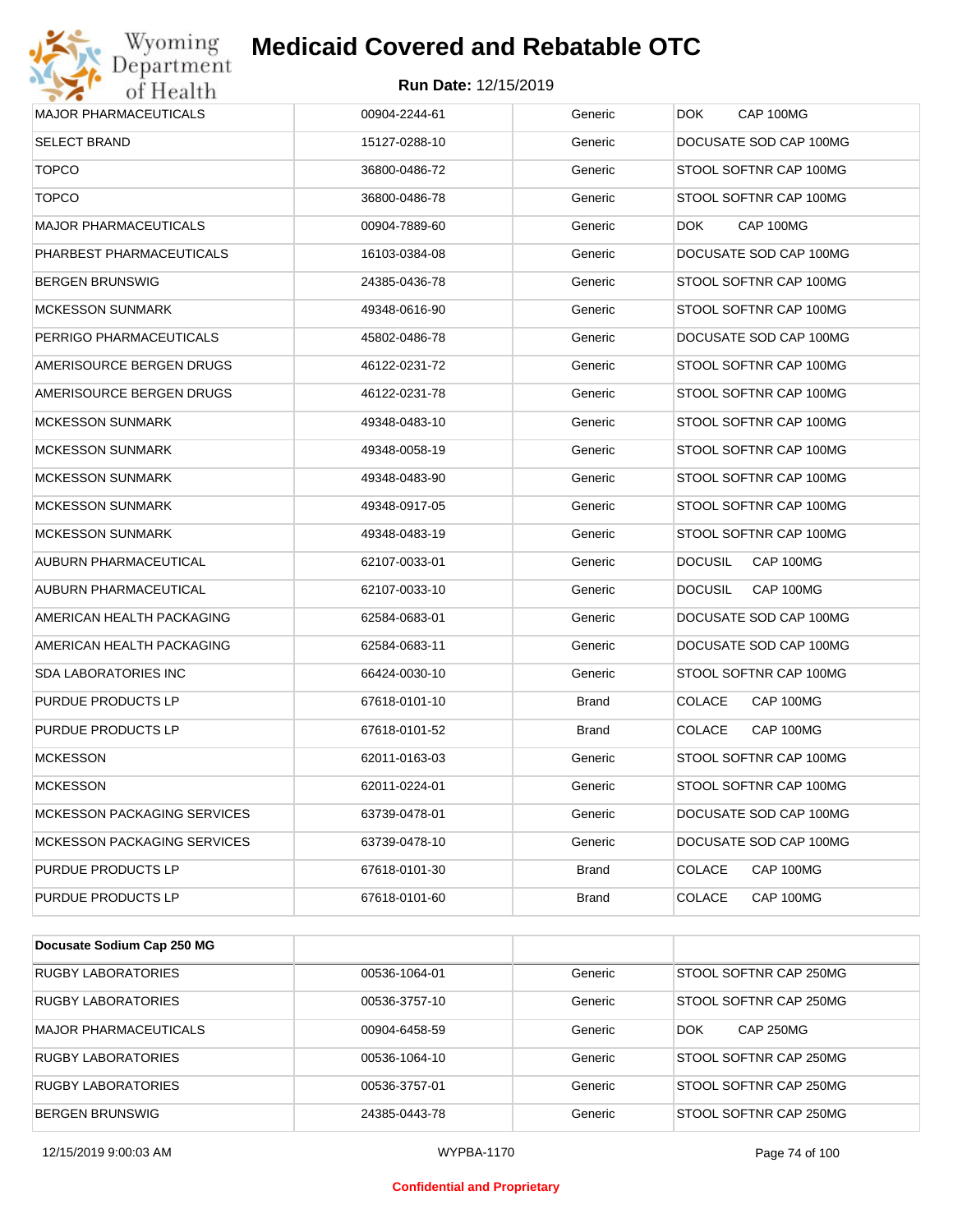| MAJOR PHARMACEUTICALS | 00904-2244-61 | Generic | DOK CAP 100MG |
|---|---|---|---|
| SELECT BRAND | 15127-0288-10 | Generic | DOCUSATE SOD CAP 100MG |
| TOPCO | 36800-0486-72 | Generic | STOOL SOFTNR CAP 100MG |
| TOPCO | 36800-0486-78 | Generic | STOOL SOFTNR CAP 100MG |
| MAJOR PHARMACEUTICALS | 00904-7889-60 | Generic | DOK CAP 100MG |
| PHARBEST PHARMACEUTICALS | 16103-0384-08 | Generic | DOCUSATE SOD CAP 100MG |
| BERGEN BRUNSWIG | 24385-0436-78 | Generic | STOOL SOFTNR CAP 100MG |
| MCKESSON SUNMARK | 49348-0616-90 | Generic | STOOL SOFTNR CAP 100MG |
| PERRIGO PHARMACEUTICALS | 45802-0486-78 | Generic | DOCUSATE SOD CAP 100MG |
| AMERISOURCE BERGEN DRUGS | 46122-0231-72 | Generic | STOOL SOFTNR CAP 100MG |
| AMERISOURCE BERGEN DRUGS | 46122-0231-78 | Generic | STOOL SOFTNR CAP 100MG |
| MCKESSON SUNMARK | 49348-0483-10 | Generic | STOOL SOFTNR CAP 100MG |
| MCKESSON SUNMARK | 49348-0058-19 | Generic | STOOL SOFTNR CAP 100MG |
| MCKESSON SUNMARK | 49348-0483-90 | Generic | STOOL SOFTNR CAP 100MG |
| MCKESSON SUNMARK | 49348-0917-05 | Generic | STOOL SOFTNR CAP 100MG |
| MCKESSON SUNMARK | 49348-0483-19 | Generic | STOOL SOFTNR CAP 100MG |
| AUBURN PHARMACEUTICAL | 62107-0033-01 | Generic | DOCUSIL CAP 100MG |
| AUBURN PHARMACEUTICAL | 62107-0033-10 | Generic | DOCUSIL CAP 100MG |
| AMERICAN HEALTH PACKAGING | 62584-0683-01 | Generic | DOCUSATE SOD CAP 100MG |
| AMERICAN HEALTH PACKAGING | 62584-0683-11 | Generic | DOCUSATE SOD CAP 100MG |
| SDA LABORATORIES INC | 66424-0030-10 | Generic | STOOL SOFTNR CAP 100MG |
| PURDUE PRODUCTS LP | 67618-0101-10 | Brand | COLACE CAP 100MG |
| PURDUE PRODUCTS LP | 67618-0101-52 | Brand | COLACE CAP 100MG |
| MCKESSON | 62011-0163-03 | Generic | STOOL SOFTNR CAP 100MG |
| MCKESSON | 62011-0224-01 | Generic | STOOL SOFTNR CAP 100MG |
| MCKESSON PACKAGING SERVICES | 63739-0478-01 | Generic | DOCUSATE SOD CAP 100MG |
| MCKESSON PACKAGING SERVICES | 63739-0478-10 | Generic | DOCUSATE SOD CAP 100MG |
| PURDUE PRODUCTS LP | 67618-0101-30 | Brand | COLACE CAP 100MG |
| PURDUE PRODUCTS LP | 67618-0101-60 | Brand | COLACE CAP 100MG |

| **Docusate Sodium Cap 250 MG** | | | |
|---|---|---|---|
| RUGBY LABORATORIES | 00536-1064-01 | Generic | STOOL SOFTNR CAP 250MG |
| RUGBY LABORATORIES | 00536-3757-10 | Generic | STOOL SOFTNR CAP 250MG |
| MAJOR PHARMACEUTICALS | 00904-6458-59 | Generic | DOK CAP 250MG |
| RUGBY LABORATORIES | 00536-1064-10 | Generic | STOOL SOFTNR CAP 250MG |
| RUGBY LABORATORIES | 00536-3757-01 | Generic | STOOL SOFTNR CAP 250MG |
| BERGEN BRUNSWIG | 24385-0443-78 | Generic | STOOL SOFTNR CAP 250MG |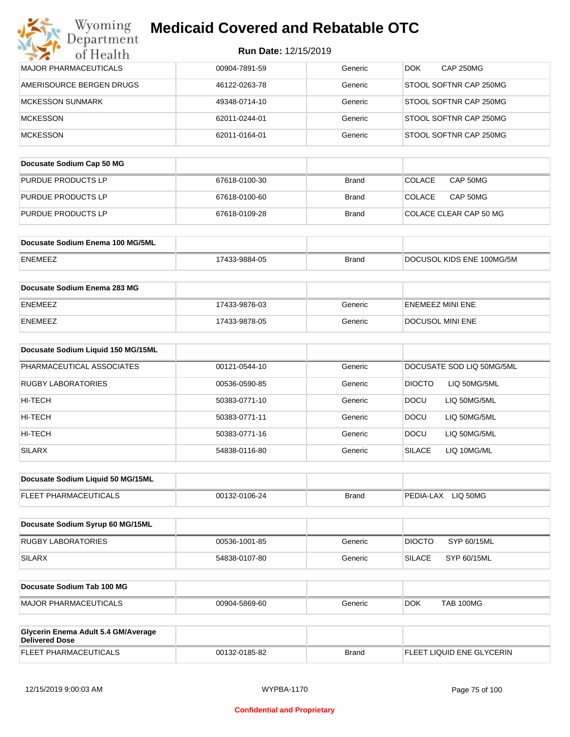| MAJOR PHARMACEUTICALS | 00904-7891-59 | Generic | DOK CAP 250MG |
|---|---|---|---|
| AMERISOURCE BERGEN DRUGS | 46122-0263-78 | Generic | STOOL SOFTNR CAP 250MG |
| MCKESSON SUNMARK | 49348-0714-10 | Generic | STOOL SOFTNR CAP 250MG |
| MCKESSON | 62011-0244-01 | Generic | STOOL SOFTNR CAP 250MG |
| MCKESSON | 62011-0164-01 | Generic | STOOL SOFTNR CAP 250MG |

| Docusate Sodium Cap 50 MG | | | |
|---|---|---|---|
| PURDUE PRODUCTS LP | 67618-0100-30 | Brand | COLACE CAP 50MG |
| PURDUE PRODUCTS LP | 67618-0100-60 | Brand | COLACE CAP 50MG |
| PURDUE PRODUCTS LP | 67618-0109-28 | Brand | COLACE CLEAR CAP 50 MG |

| Docusate Sodium Enema 100 MG/5ML | | | |
|---|---|---|---|
| ENEMEEZ | 17433-9884-05 | Brand | DOCUSOL KIDS ENE 100MG/5M |

| Docusate Sodium Enema 283 MG | | | |
|---|---|---|---|
| ENEMEEZ | 17433-9876-03 | Generic | ENEMEEZ MINI ENE |
| ENEMEEZ | 17433-9878-05 | Generic | DOCUSOL MINI ENE |

| Docusate Sodium Liquid 150 MG/15ML | | | |
|---|---|---|---|
| PHARMACEUTICAL ASSOCIATES | 00121-0544-10 | Generic | DOCUSATE SOD LIQ 50MG/5ML |
| RUGBY LABORATORIES | 00536-0590-85 | Generic | DIOCTO LIQ 50MG/5ML |
| HI-TECH | 50383-0771-10 | Generic | DOCU LIQ 50MG/5ML |
| HI-TECH | 50383-0771-11 | Generic | DOCU LIQ 50MG/5ML |
| HI-TECH | 50383-0771-16 | Generic | DOCU LIQ 50MG/5ML |
| SILARX | 54838-0116-80 | Generic | SILACE LIQ 10MG/ML |

| Docusate Sodium Liquid 50 MG/15ML | | | |
|---|---|---|---|
| FLEET PHARMACEUTICALS | 00132-0106-24 | Brand | PEDIA-LAX LIQ 50MG |

| Docusate Sodium Syrup 60 MG/15ML | | | |
|---|---|---|---|
| RUGBY LABORATORIES | 00536-1001-85 | Generic | DIOCTO SYP 60/15ML |
| SILARX | 54838-0107-80 | Generic | SILACE SYP 60/15ML |

| Docusate Sodium Tab 100 MG | | | |
|---|---|---|---|
| MAJOR PHARMACEUTICALS | 00904-5869-60 | Generic | DOK TAB 100MG |

| Glycerin Enema Adult 5.4 GM/Average Delivered Dose | | | |
|---|---|---|---|
| FLEET PHARMACEUTICALS | 00132-0185-82 | Brand | FLEET LIQUID ENE GLYCERIN |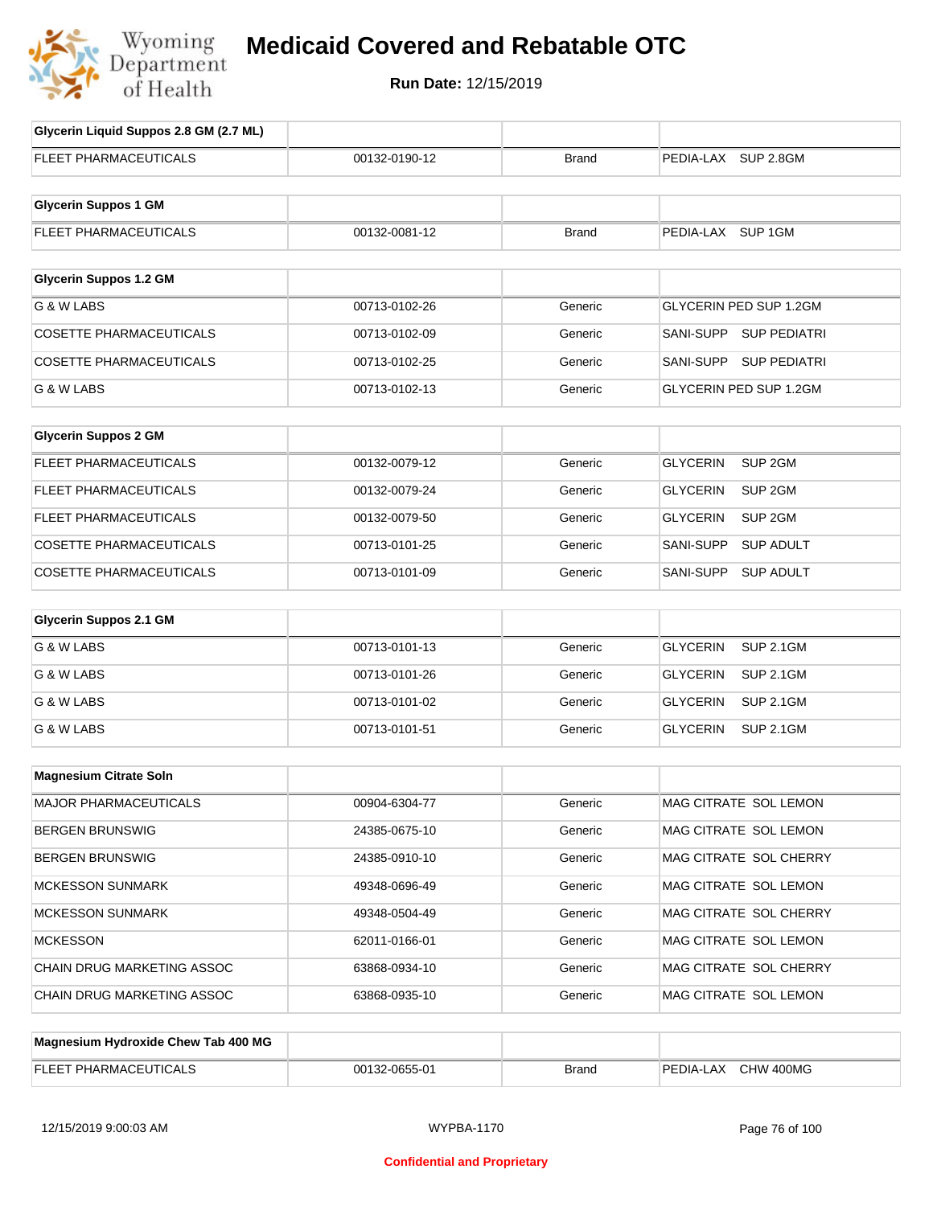# Medicaid Covered and Rebatable OTC

**Run Date:** 12/15/2019

| Glycerin Liquid Suppos 2.8 GM (2.7 ML) | | | |
|---|---|---|---|
| FLEET PHARMACEUTICALS | 00132-0190-12 | Brand | PEDIA-LAX SUP 2.8GM |

| Glycerin Suppos 1 GM | | | |
|---|---|---|---|
| FLEET PHARMACEUTICALS | 00132-0081-12 | Brand | PEDIA-LAX SUP 1GM |

| Glycerin Suppos 1.2 GM | | | |
|---|---|---|---|
| G & W LABS | 00713-0102-26 | Generic | GLYCERIN PED SUP 1.2GM |
| COSETTE PHARMACEUTICALS | 00713-0102-09 | Generic | SANI-SUPP SUP PEDIATRI |
| COSETTE PHARMACEUTICALS | 00713-0102-25 | Generic | SANI-SUPP SUP PEDIATRI |
| G & W LABS | 00713-0102-13 | Generic | GLYCERIN PED SUP 1.2GM |

| Glycerin Suppos 2 GM | | | |
|---|---|---|---|
| FLEET PHARMACEUTICALS | 00132-0079-12 | Generic | GLYCERIN SUP 2GM |
| FLEET PHARMACEUTICALS | 00132-0079-24 | Generic | GLYCERIN SUP 2GM |
| FLEET PHARMACEUTICALS | 00132-0079-50 | Generic | GLYCERIN SUP 2GM |
| COSETTE PHARMACEUTICALS | 00713-0101-25 | Generic | SANI-SUPP SUP ADULT |
| COSETTE PHARMACEUTICALS | 00713-0101-09 | Generic | SANI-SUPP SUP ADULT |

| Glycerin Suppos 2.1 GM | | | |
|---|---|---|---|
| G & W LABS | 00713-0101-13 | Generic | GLYCERIN SUP 2.1GM |
| G & W LABS | 00713-0101-26 | Generic | GLYCERIN SUP 2.1GM |
| G & W LABS | 00713-0101-02 | Generic | GLYCERIN SUP 2.1GM |
| G & W LABS | 00713-0101-51 | Generic | GLYCERIN SUP 2.1GM |

| Magnesium Citrate Soln | | | |
|---|---|---|---|
| MAJOR PHARMACEUTICALS | 00904-6304-77 | Generic | MAG CITRATE SOL LEMON |
| BERGEN BRUNSWIG | 24385-0675-10 | Generic | MAG CITRATE SOL LEMON |
| BERGEN BRUNSWIG | 24385-0910-10 | Generic | MAG CITRATE SOL CHERRY |
| MCKESSON SUNMARK | 49348-0696-49 | Generic | MAG CITRATE SOL LEMON |
| MCKESSON SUNMARK | 49348-0504-49 | Generic | MAG CITRATE SOL CHERRY |
| MCKESSON | 62011-0166-01 | Generic | MAG CITRATE SOL LEMON |
| CHAIN DRUG MARKETING ASSOC | 63868-0934-10 | Generic | MAG CITRATE SOL CHERRY |
| CHAIN DRUG MARKETING ASSOC | 63868-0935-10 | Generic | MAG CITRATE SOL LEMON |

| Magnesium Hydroxide Chew Tab 400 MG | | | |
|---|---|---|---|
| FLEET PHARMACEUTICALS | 00132-0655-01 | Brand | PEDIA-LAX CHW 400MG |

12/15/2019 9:00:03 AM WYPBA-1170

**Confidential and Proprietary**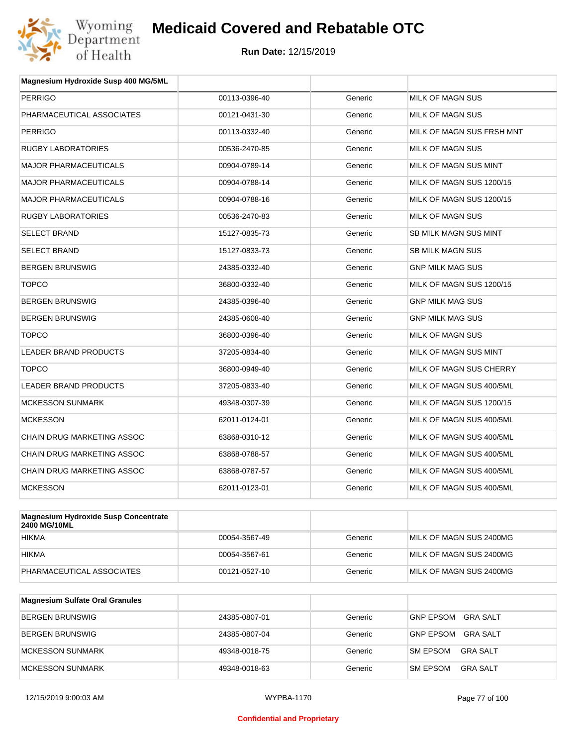# Medicaid Covered and Rebatable OTC

**Run Date:** 12/15/2019

| Magnesium Hydroxide Susp 400 MG/5ML | | | |
|---|---|---|---|
| PERRIGO | 00113-0396-40 | Generic | MILK OF MAGN SUS |
| PHARMACEUTICAL ASSOCIATES | 00121-0431-30 | Generic | MILK OF MAGN SUS |
| PERRIGO | 00113-0332-40 | Generic | MILK OF MAGN SUS FRSH MNT |
| RUGBY LABORATORIES | 00536-2470-85 | Generic | MILK OF MAGN SUS |
| MAJOR PHARMACEUTICALS | 00904-0789-14 | Generic | MILK OF MAGN SUS MINT |
| MAJOR PHARMACEUTICALS | 00904-0788-14 | Generic | MILK OF MAGN SUS 1200/15 |
| MAJOR PHARMACEUTICALS | 00904-0788-16 | Generic | MILK OF MAGN SUS 1200/15 |
| RUGBY LABORATORIES | 00536-2470-83 | Generic | MILK OF MAGN SUS |
| SELECT BRAND | 15127-0835-73 | Generic | SB MILK MAGN SUS MINT |
| SELECT BRAND | 15127-0833-73 | Generic | SB MILK MAGN SUS |
| BERGEN BRUNSWIG | 24385-0332-40 | Generic | GNP MILK MAG SUS |
| TOPCO | 36800-0332-40 | Generic | MILK OF MAGN SUS 1200/15 |
| BERGEN BRUNSWIG | 24385-0396-40 | Generic | GNP MILK MAG SUS |
| BERGEN BRUNSWIG | 24385-0608-40 | Generic | GNP MILK MAG SUS |
| TOPCO | 36800-0396-40 | Generic | MILK OF MAGN SUS |
| LEADER BRAND PRODUCTS | 37205-0834-40 | Generic | MILK OF MAGN SUS MINT |
| TOPCO | 36800-0949-40 | Generic | MILK OF MAGN SUS CHERRY |
| LEADER BRAND PRODUCTS | 37205-0833-40 | Generic | MILK OF MAGN SUS 400/5ML |
| MCKESSON SUNMARK | 49348-0307-39 | Generic | MILK OF MAGN SUS 1200/15 |
| MCKESSON | 62011-0124-01 | Generic | MILK OF MAGN SUS 400/5ML |
| CHAIN DRUG MARKETING ASSOC | 63868-0310-12 | Generic | MILK OF MAGN SUS 400/5ML |
| CHAIN DRUG MARKETING ASSOC | 63868-0788-57 | Generic | MILK OF MAGN SUS 400/5ML |
| CHAIN DRUG MARKETING ASSOC | 63868-0787-57 | Generic | MILK OF MAGN SUS 400/5ML |
| MCKESSON | 62011-0123-01 | Generic | MILK OF MAGN SUS 400/5ML |

| Magnesium Hydroxide Susp Concentrate 2400 MG/10ML | | | |
|---|---|---|---|
| HIKMA | 00054-3567-49 | Generic | MILK OF MAGN SUS 2400MG |
| HIKMA | 00054-3567-61 | Generic | MILK OF MAGN SUS 2400MG |
| PHARMACEUTICAL ASSOCIATES | 00121-0527-10 | Generic | MILK OF MAGN SUS 2400MG |

| Magnesium Sulfate Oral Granules | | | |
|---|---|---|---|
| BERGEN BRUNSWIG | 24385-0807-01 | Generic | GNP EPSOM GRA SALT |
| BERGEN BRUNSWIG | 24385-0807-04 | Generic | GNP EPSOM GRA SALT |
| MCKESSON SUNMARK | 49348-0018-75 | Generic | SM EPSOM GRA SALT |
| MCKESSON SUNMARK | 49348-0018-63 | Generic | SM EPSOM GRA SALT |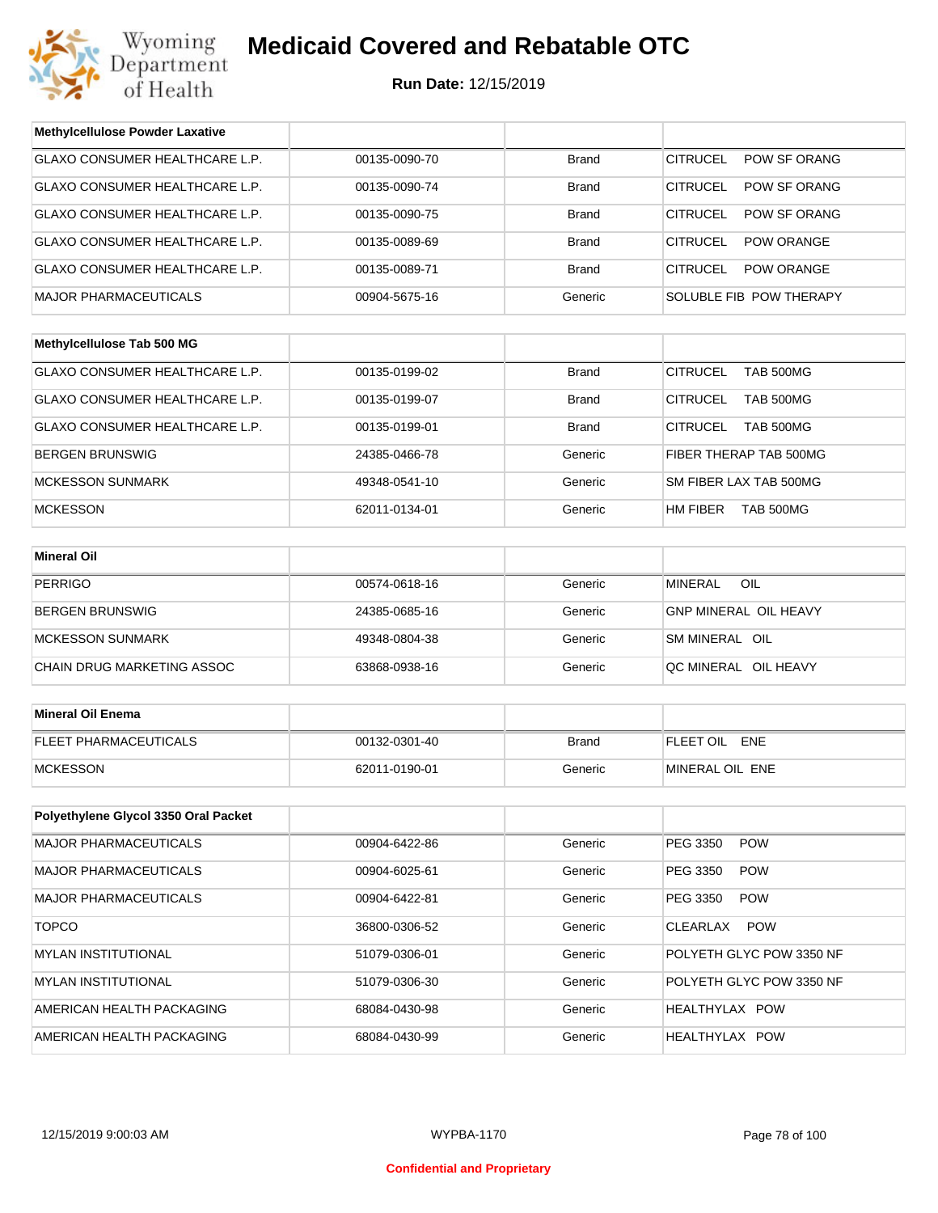# Medicaid Covered and Rebatable OTC

**Run Date:** 12/15/2019

| Methylcellulose Powder Laxative | | | |
|---|---|---|---|
| GLAXO CONSUMER HEALTHCARE L.P. | 00135-0090-70 | Brand | CITRUCEL POW SF ORANG |
| GLAXO CONSUMER HEALTHCARE L.P. | 00135-0090-74 | Brand | CITRUCEL POW SF ORANG |
| GLAXO CONSUMER HEALTHCARE L.P. | 00135-0090-75 | Brand | CITRUCEL POW SF ORANG |
| GLAXO CONSUMER HEALTHCARE L.P. | 00135-0089-69 | Brand | CITRUCEL POW ORANGE |
| GLAXO CONSUMER HEALTHCARE L.P. | 00135-0089-71 | Brand | CITRUCEL POW ORANGE |
| MAJOR PHARMACEUTICALS | 00904-5675-16 | Generic | SOLUBLE FIB POW THERAPY |

| Methylcellulose Tab 500 MG | | | |
|---|---|---|---|
| GLAXO CONSUMER HEALTHCARE L.P. | 00135-0199-02 | Brand | CITRUCEL TAB 500MG |
| GLAXO CONSUMER HEALTHCARE L.P. | 00135-0199-07 | Brand | CITRUCEL TAB 500MG |
| GLAXO CONSUMER HEALTHCARE L.P. | 00135-0199-01 | Brand | CITRUCEL TAB 500MG |
| BERGEN BRUNSWIG | 24385-0466-78 | Generic | FIBER THERAP TAB 500MG |
| MCKESSON SUNMARK | 49348-0541-10 | Generic | SM FIBER LAX TAB 500MG |
| MCKESSON | 62011-0134-01 | Generic | HM FIBER TAB 500MG |

| Mineral Oil | | | |
|---|---|---|---|
| PERRIGO | 00574-0618-16 | Generic | MINERAL OIL |
| BERGEN BRUNSWIG | 24385-0685-16 | Generic | GNP MINERAL OIL HEAVY |
| MCKESSON SUNMARK | 49348-0804-38 | Generic | SM MINERAL OIL |
| CHAIN DRUG MARKETING ASSOC | 63868-0938-16 | Generic | QC MINERAL OIL HEAVY |

| Mineral Oil Enema | | | |
|---|---|---|---|
| FLEET PHARMACEUTICALS | 00132-0301-40 | Brand | FLEET OIL ENE |
| MCKESSON | 62011-0190-01 | Generic | MINERAL OIL ENE |

| Polyethylene Glycol 3350 Oral Packet | | | |
|---|---|---|---|
| MAJOR PHARMACEUTICALS | 00904-6422-86 | Generic | PEG 3350 POW |
| MAJOR PHARMACEUTICALS | 00904-6025-61 | Generic | PEG 3350 POW |
| MAJOR PHARMACEUTICALS | 00904-6422-81 | Generic | PEG 3350 POW |
| TOPCO | 36800-0306-52 | Generic | CLEARLAX POW |
| MYLAN INSTITUTIONAL | 51079-0306-01 | Generic | POLYETH GLYC POW 3350 NF |
| MYLAN INSTITUTIONAL | 51079-0306-30 | Generic | POLYETH GLYC POW 3350 NF |
| AMERICAN HEALTH PACKAGING | 68084-0430-98 | Generic | HEALTHYLAX POW |
| AMERICAN HEALTH PACKAGING | 68084-0430-99 | Generic | HEALTHYLAX POW |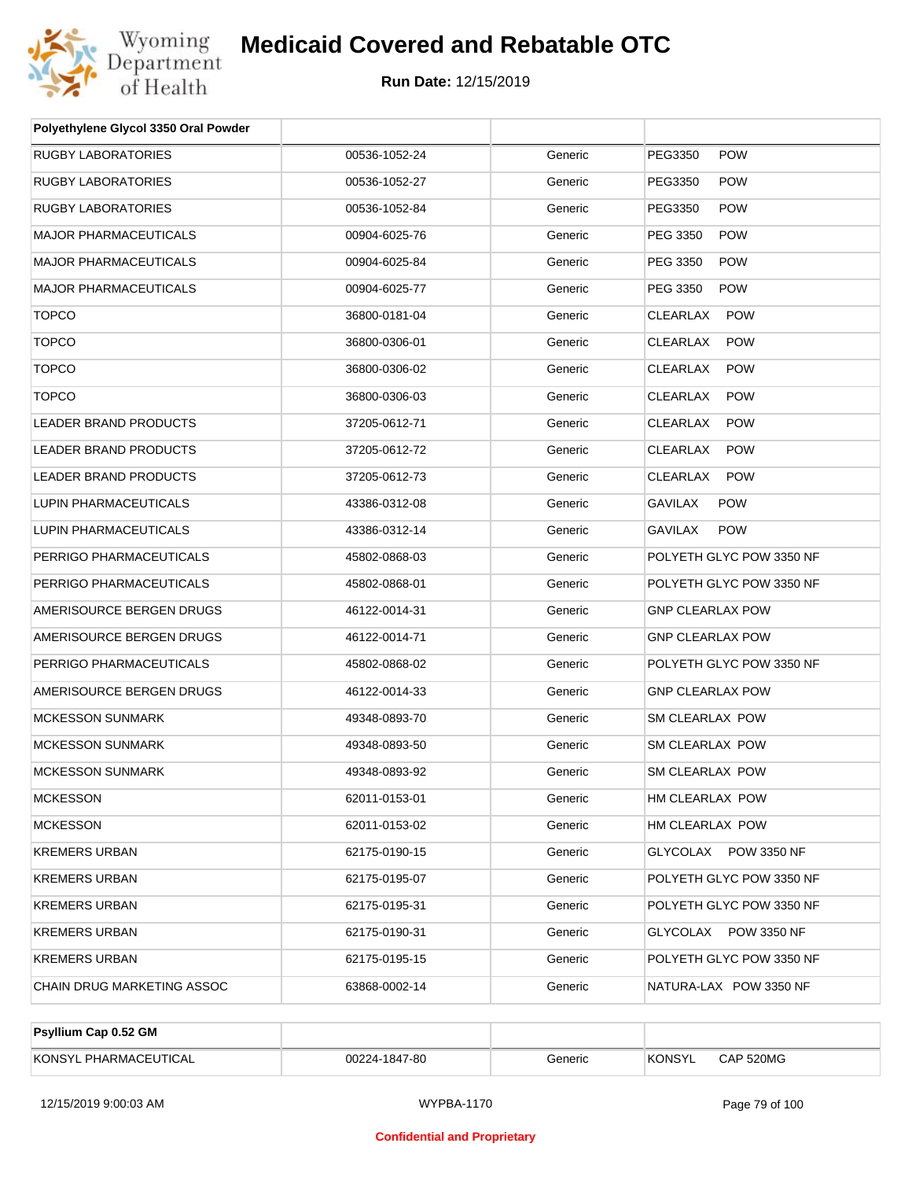# Medicaid Covered and Rebatable OTC

**Run Date:** 12/15/2019

| Polyethylene Glycol 3350 Oral Powder | | | |
|---|---|---|---|
| RUGBY LABORATORIES | 00536-1052-24 | Generic | PEG3350 POW |
| RUGBY LABORATORIES | 00536-1052-27 | Generic | PEG3350 POW |
| RUGBY LABORATORIES | 00536-1052-84 | Generic | PEG3350 POW |
| MAJOR PHARMACEUTICALS | 00904-6025-76 | Generic | PEG 3350 POW |
| MAJOR PHARMACEUTICALS | 00904-6025-84 | Generic | PEG 3350 POW |
| MAJOR PHARMACEUTICALS | 00904-6025-77 | Generic | PEG 3350 POW |
| TOPCO | 36800-0181-04 | Generic | CLEARLAX POW |
| TOPCO | 36800-0306-01 | Generic | CLEARLAX POW |
| TOPCO | 36800-0306-02 | Generic | CLEARLAX POW |
| TOPCO | 36800-0306-03 | Generic | CLEARLAX POW |
| LEADER BRAND PRODUCTS | 37205-0612-71 | Generic | CLEARLAX POW |
| LEADER BRAND PRODUCTS | 37205-0612-72 | Generic | CLEARLAX POW |
| LEADER BRAND PRODUCTS | 37205-0612-73 | Generic | CLEARLAX POW |
| LUPIN PHARMACEUTICALS | 43386-0312-08 | Generic | GAVILAX POW |
| LUPIN PHARMACEUTICALS | 43386-0312-14 | Generic | GAVILAX POW |
| PERRIGO PHARMACEUTICALS | 45802-0868-03 | Generic | POLYETH GLYC POW 3350 NF |
| PERRIGO PHARMACEUTICALS | 45802-0868-01 | Generic | POLYETH GLYC POW 3350 NF |
| AMERISOURCE BERGEN DRUGS | 46122-0014-31 | Generic | GNP CLEARLAX POW |
| AMERISOURCE BERGEN DRUGS | 46122-0014-71 | Generic | GNP CLEARLAX POW |
| PERRIGO PHARMACEUTICALS | 45802-0868-02 | Generic | POLYETH GLYC POW 3350 NF |
| AMERISOURCE BERGEN DRUGS | 46122-0014-33 | Generic | GNP CLEARLAX POW |
| MCKESSON SUNMARK | 49348-0893-70 | Generic | SM CLEARLAX POW |
| MCKESSON SUNMARK | 49348-0893-50 | Generic | SM CLEARLAX POW |
| MCKESSON SUNMARK | 49348-0893-92 | Generic | SM CLEARLAX POW |
| MCKESSON | 62011-0153-01 | Generic | HM CLEARLAX POW |
| MCKESSON | 62011-0153-02 | Generic | HM CLEARLAX POW |
| KREMERS URBAN | 62175-0190-15 | Generic | GLYCOLAX POW 3350 NF |
| KREMERS URBAN | 62175-0195-07 | Generic | POLYETH GLYC POW 3350 NF |
| KREMERS URBAN | 62175-0195-31 | Generic | POLYETH GLYC POW 3350 NF |
| KREMERS URBAN | 62175-0190-31 | Generic | GLYCOLAX POW 3350 NF |
| KREMERS URBAN | 62175-0195-15 | Generic | POLYETH GLYC POW 3350 NF |
| CHAIN DRUG MARKETING ASSOC | 63868-0002-14 | Generic | NATURA-LAX POW 3350 NF |

| Psyllium Cap 0.52 GM | | | |
|---|---|---|---|
| KONSYL PHARMACEUTICAL | 00224-1847-80 | Generic | KONSYL CAP 520MG |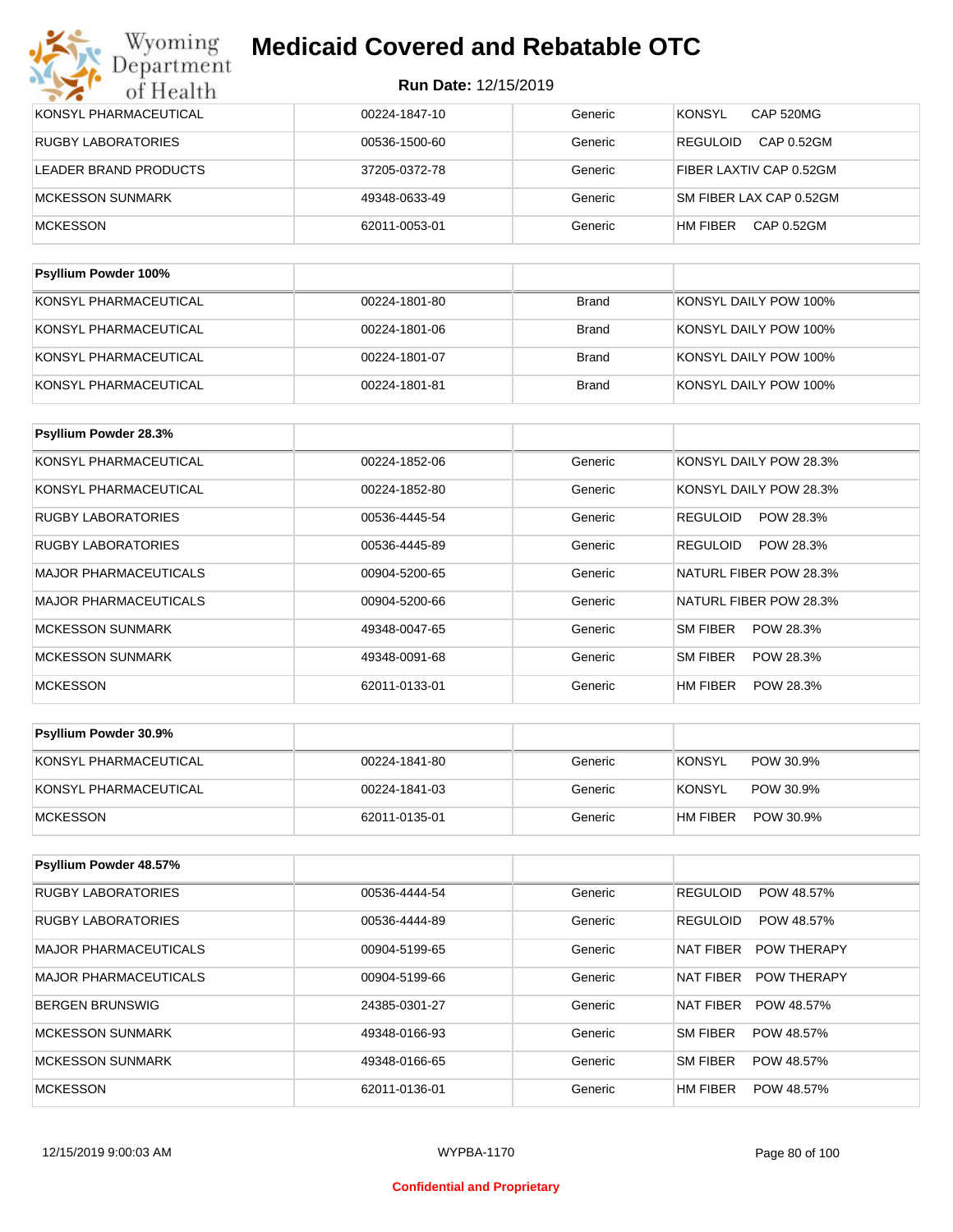| KONSYL PHARMACEUTICAL | 00224-1847-10 | Generic | KONSYL CAP 520MG |
|---|---|---|---|
| RUGBY LABORATORIES | 00536-1500-60 | Generic | REGULOID CAP 0.52GM |
| LEADER BRAND PRODUCTS | 37205-0372-78 | Generic | FIBER LAXTIV CAP 0.52GM |
| MCKESSON SUNMARK | 49348-0633-49 | Generic | SM FIBER LAX CAP 0.52GM |
| MCKESSON | 62011-0053-01 | Generic | HM FIBER CAP 0.52GM |

| Psyllium Powder 100% | | | |
|---|---|---|---|
| KONSYL PHARMACEUTICAL | 00224-1801-80 | Brand | KONSYL DAILY POW 100% |
| KONSYL PHARMACEUTICAL | 00224-1801-06 | Brand | KONSYL DAILY POW 100% |
| KONSYL PHARMACEUTICAL | 00224-1801-07 | Brand | KONSYL DAILY POW 100% |
| KONSYL PHARMACEUTICAL | 00224-1801-81 | Brand | KONSYL DAILY POW 100% |

| Psyllium Powder 28.3% | | | |
|---|---|---|---|
| KONSYL PHARMACEUTICAL | 00224-1852-06 | Generic | KONSYL DAILY POW 28.3% |
| KONSYL PHARMACEUTICAL | 00224-1852-80 | Generic | KONSYL DAILY POW 28.3% |
| RUGBY LABORATORIES | 00536-4445-54 | Generic | REGULOID POW 28.3% |
| RUGBY LABORATORIES | 00536-4445-89 | Generic | REGULOID POW 28.3% |
| MAJOR PHARMACEUTICALS | 00904-5200-65 | Generic | NATURL FIBER POW 28.3% |
| MAJOR PHARMACEUTICALS | 00904-5200-66 | Generic | NATURL FIBER POW 28.3% |
| MCKESSON SUNMARK | 49348-0047-65 | Generic | SM FIBER POW 28.3% |
| MCKESSON SUNMARK | 49348-0091-68 | Generic | SM FIBER POW 28.3% |
| MCKESSON | 62011-0133-01 | Generic | HM FIBER POW 28.3% |

| Psyllium Powder 30.9% | | | |
|---|---|---|---|
| KONSYL PHARMACEUTICAL | 00224-1841-80 | Generic | KONSYL POW 30.9% |
| KONSYL PHARMACEUTICAL | 00224-1841-03 | Generic | KONSYL POW 30.9% |
| MCKESSON | 62011-0135-01 | Generic | HM FIBER POW 30.9% |

| Psyllium Powder 48.57% | | | |
|---|---|---|---|
| RUGBY LABORATORIES | 00536-4444-54 | Generic | REGULOID POW 48.57% |
| RUGBY LABORATORIES | 00536-4444-89 | Generic | REGULOID POW 48.57% |
| MAJOR PHARMACEUTICALS | 00904-5199-65 | Generic | NAT FIBER POW THERAPY |
| MAJOR PHARMACEUTICALS | 00904-5199-66 | Generic | NAT FIBER POW THERAPY |
| BERGEN BRUNSWIG | 24385-0301-27 | Generic | NAT FIBER POW 48.57% |
| MCKESSON SUNMARK | 49348-0166-93 | Generic | SM FIBER POW 48.57% |
| MCKESSON SUNMARK | 49348-0166-65 | Generic | SM FIBER POW 48.57% |
| MCKESSON | 62011-0136-01 | Generic | HM FIBER POW 48.57% |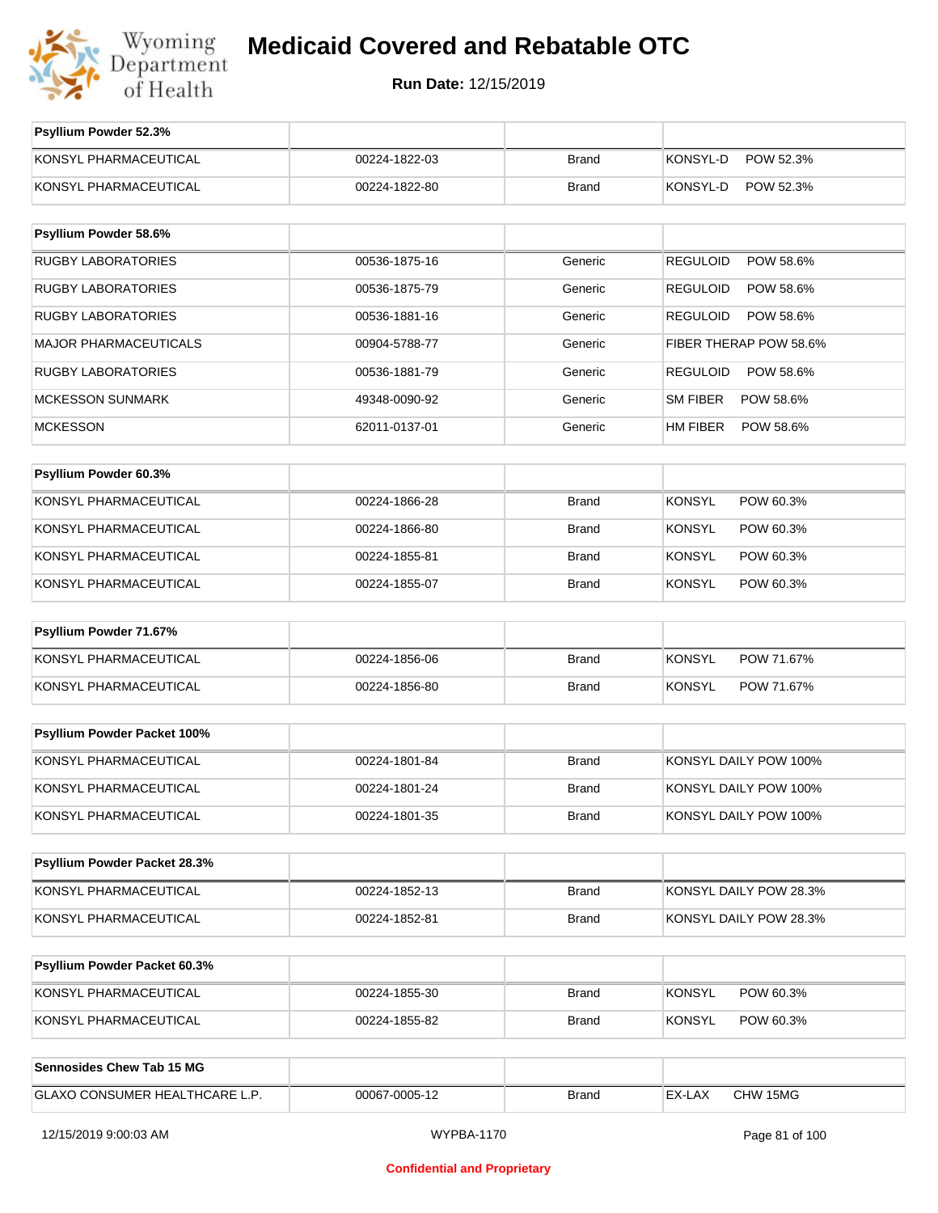# Medicaid Covered and Rebatable OTC

**Run Date:** 12/15/2019

| Psyllium Powder 52.3% | | | |
|---|---|---|---|
| KONSYL PHARMACEUTICAL | 00224-1822-03 | Brand | KONSYL-D POW 52.3% |
| KONSYL PHARMACEUTICAL | 00224-1822-80 | Brand | KONSYL-D POW 52.3% |

| Psyllium Powder 58.6% | | | |
|---|---|---|---|
| RUGBY LABORATORIES | 00536-1875-16 | Generic | REGULOID POW 58.6% |
| RUGBY LABORATORIES | 00536-1875-79 | Generic | REGULOID POW 58.6% |
| RUGBY LABORATORIES | 00536-1881-16 | Generic | REGULOID POW 58.6% |
| MAJOR PHARMACEUTICALS | 00904-5788-77 | Generic | FIBER THERAP POW 58.6% |
| RUGBY LABORATORIES | 00536-1881-79 | Generic | REGULOID POW 58.6% |
| MCKESSON SUNMARK | 49348-0090-92 | Generic | SM FIBER POW 58.6% |
| MCKESSON | 62011-0137-01 | Generic | HM FIBER POW 58.6% |

| Psyllium Powder 60.3% | | | |
|---|---|---|---|
| KONSYL PHARMACEUTICAL | 00224-1866-28 | Brand | KONSYL POW 60.3% |
| KONSYL PHARMACEUTICAL | 00224-1866-80 | Brand | KONSYL POW 60.3% |
| KONSYL PHARMACEUTICAL | 00224-1855-81 | Brand | KONSYL POW 60.3% |
| KONSYL PHARMACEUTICAL | 00224-1855-07 | Brand | KONSYL POW 60.3% |

| Psyllium Powder 71.67% | | | |
|---|---|---|---|
| KONSYL PHARMACEUTICAL | 00224-1856-06 | Brand | KONSYL POW 71.67% |
| KONSYL PHARMACEUTICAL | 00224-1856-80 | Brand | KONSYL POW 71.67% |

| Psyllium Powder Packet 100% | | | |
|---|---|---|---|
| KONSYL PHARMACEUTICAL | 00224-1801-84 | Brand | KONSYL DAILY POW 100% |
| KONSYL PHARMACEUTICAL | 00224-1801-24 | Brand | KONSYL DAILY POW 100% |
| KONSYL PHARMACEUTICAL | 00224-1801-35 | Brand | KONSYL DAILY POW 100% |

| Psyllium Powder Packet 28.3% | | | |
|---|---|---|---|
| KONSYL PHARMACEUTICAL | 00224-1852-13 | Brand | KONSYL DAILY POW 28.3% |
| KONSYL PHARMACEUTICAL | 00224-1852-81 | Brand | KONSYL DAILY POW 28.3% |

| Psyllium Powder Packet 60.3% | | | |
|---|---|---|---|
| KONSYL PHARMACEUTICAL | 00224-1855-30 | Brand | KONSYL POW 60.3% |
| KONSYL PHARMACEUTICAL | 00224-1855-82 | Brand | KONSYL POW 60.3% |

| Sennosides Chew Tab 15 MG | | | |
|---|---|---|---|
| GLAXO CONSUMER HEALTHCARE L.P. | 00067-0005-12 | Brand | EX-LAX CHW 15MG |

12/15/2019 9:00:03 AM WYPBA-1170

Confidential and Proprietary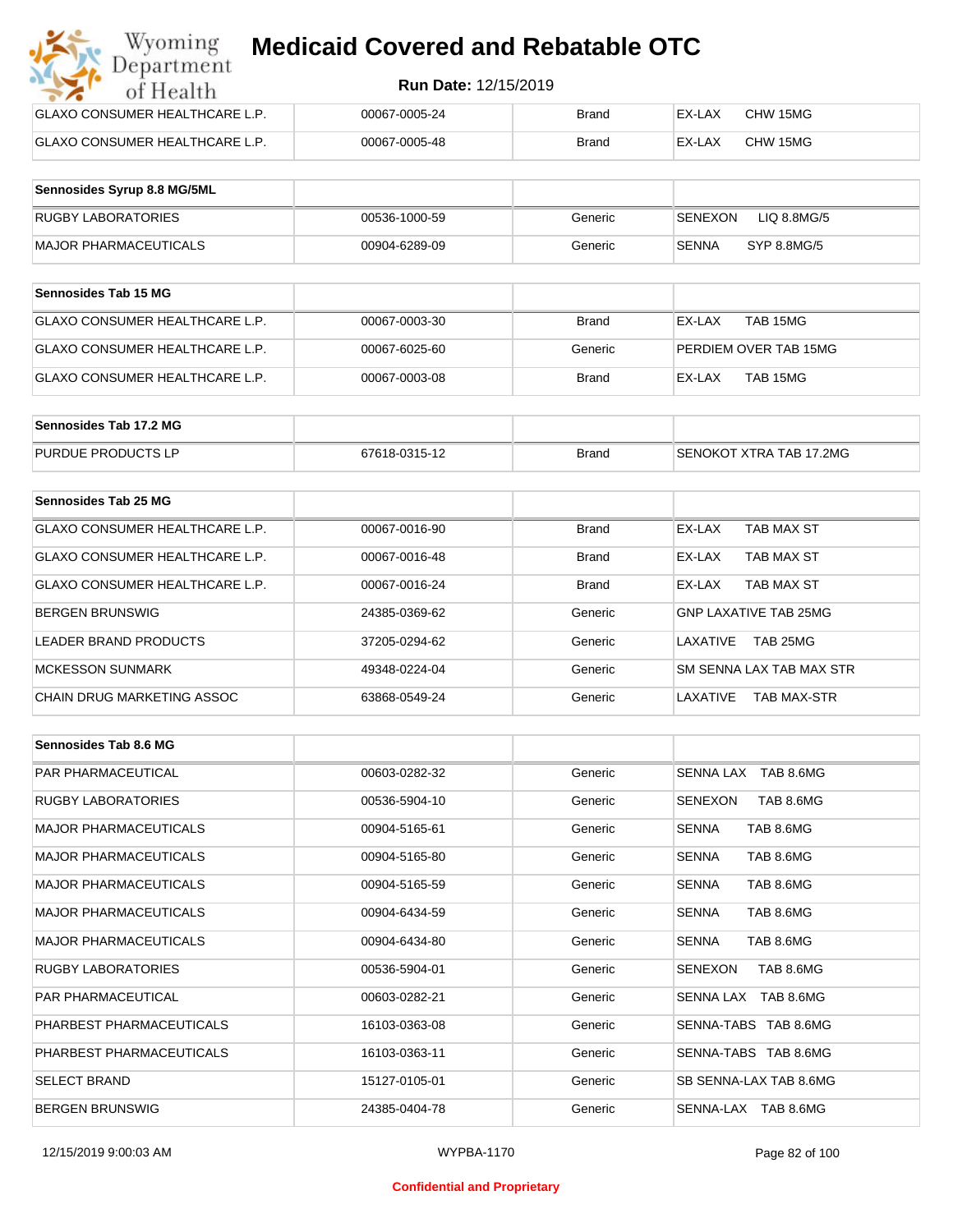| | | | |
|---|---|---|---|
| GLAXO CONSUMER HEALTHCARE L.P. | 00067-0005-24 | Brand | EX-LAX CHW 15MG |
| GLAXO CONSUMER HEALTHCARE L.P. | 00067-0005-48 | Brand | EX-LAX CHW 15MG |

| Sennosides Syrup 8.8 MG/5ML | | | |
|---|---|---|---|
| RUGBY LABORATORIES | 00536-1000-59 | Generic | SENEXON LIQ 8.8MG/5 |
| MAJOR PHARMACEUTICALS | 00904-6289-09 | Generic | SENNA SYP 8.8MG/5 |

| Sennosides Tab 15 MG | | | |
|---|---|---|---|
| GLAXO CONSUMER HEALTHCARE L.P. | 00067-0003-30 | Brand | EX-LAX TAB 15MG |
| GLAXO CONSUMER HEALTHCARE L.P. | 00067-6025-60 | Generic | PERDIEM OVER TAB 15MG |
| GLAXO CONSUMER HEALTHCARE L.P. | 00067-0003-08 | Brand | EX-LAX TAB 15MG |

| Sennosides Tab 17.2 MG | | | |
|---|---|---|---|
| PURDUE PRODUCTS LP | 67618-0315-12 | Brand | SENOKOT XTRA TAB 17.2MG |

| Sennosides Tab 25 MG | | | |
|---|---|---|---|
| GLAXO CONSUMER HEALTHCARE L.P. | 00067-0016-90 | Brand | EX-LAX TAB MAX ST |
| GLAXO CONSUMER HEALTHCARE L.P. | 00067-0016-48 | Brand | EX-LAX TAB MAX ST |
| GLAXO CONSUMER HEALTHCARE L.P. | 00067-0016-24 | Brand | EX-LAX TAB MAX ST |
| BERGEN BRUNSWIG | 24385-0369-62 | Generic | GNP LAXATIVE TAB 25MG |
| LEADER BRAND PRODUCTS | 37205-0294-62 | Generic | LAXATIVE TAB 25MG |
| MCKESSON SUNMARK | 49348-0224-04 | Generic | SM SENNA LAX TAB MAX STR |
| CHAIN DRUG MARKETING ASSOC | 63868-0549-24 | Generic | LAXATIVE TAB MAX-STR |

| Sennosides Tab 8.6 MG | | | |
|---|---|---|---|
| PAR PHARMACEUTICAL | 00603-0282-32 | Generic | SENNA LAX TAB 8.6MG |
| RUGBY LABORATORIES | 00536-5904-10 | Generic | SENEXON TAB 8.6MG |
| MAJOR PHARMACEUTICALS | 00904-5165-61 | Generic | SENNA TAB 8.6MG |
| MAJOR PHARMACEUTICALS | 00904-5165-80 | Generic | SENNA TAB 8.6MG |
| MAJOR PHARMACEUTICALS | 00904-5165-59 | Generic | SENNA TAB 8.6MG |
| MAJOR PHARMACEUTICALS | 00904-6434-59 | Generic | SENNA TAB 8.6MG |
| MAJOR PHARMACEUTICALS | 00904-6434-80 | Generic | SENNA TAB 8.6MG |
| RUGBY LABORATORIES | 00536-5904-01 | Generic | SENEXON TAB 8.6MG |
| PAR PHARMACEUTICAL | 00603-0282-21 | Generic | SENNA LAX TAB 8.6MG |
| PHARBEST PHARMACEUTICALS | 16103-0363-08 | Generic | SENNA-TABS TAB 8.6MG |
| PHARBEST PHARMACEUTICALS | 16103-0363-11 | Generic | SENNA-TABS TAB 8.6MG |
| SELECT BRAND | 15127-0105-01 | Generic | SB SENNA-LAX TAB 8.6MG |
| BERGEN BRUNSWIG | 24385-0404-78 | Generic | SENNA-LAX TAB 8.6MG |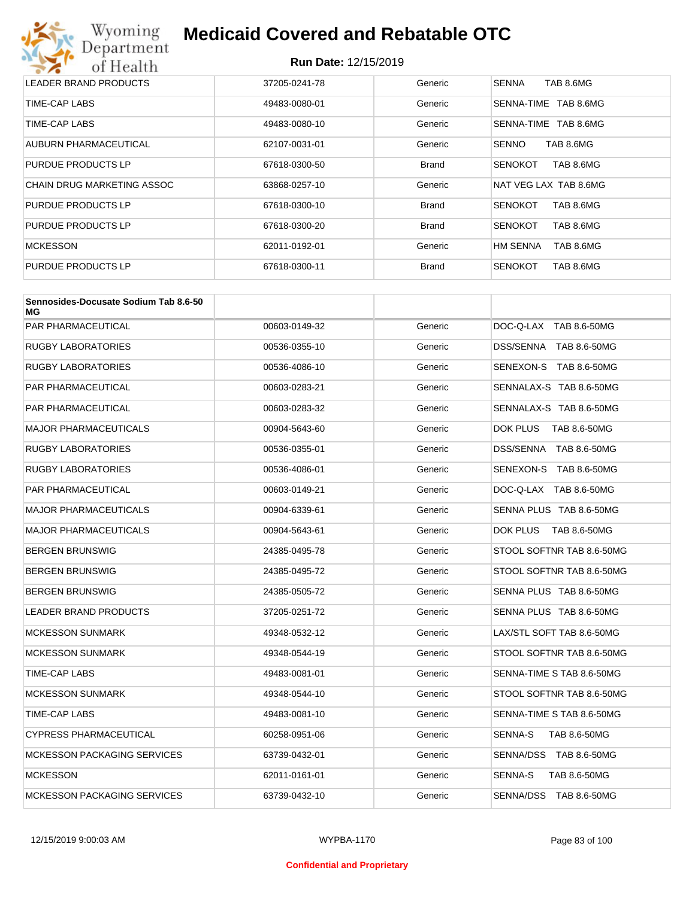| | | | |
|---|---|---|---|
| LEADER BRAND PRODUCTS | 37205-0241-78 | Generic | SENNA TAB 8.6MG |
| TIME-CAP LABS | 49483-0080-01 | Generic | SENNA-TIME TAB 8.6MG |
| TIME-CAP LABS | 49483-0080-10 | Generic | SENNA-TIME TAB 8.6MG |
| AUBURN PHARMACEUTICAL | 62107-0031-01 | Generic | SENNO TAB 8.6MG |
| PURDUE PRODUCTS LP | 67618-0300-50 | Brand | SENOKOT TAB 8.6MG |
| CHAIN DRUG MARKETING ASSOC | 63868-0257-10 | Generic | NAT VEG LAX TAB 8.6MG |
| PURDUE PRODUCTS LP | 67618-0300-10 | Brand | SENOKOT TAB 8.6MG |
| PURDUE PRODUCTS LP | 67618-0300-20 | Brand | SENOKOT TAB 8.6MG |
| MCKESSON | 62011-0192-01 | Generic | HM SENNA TAB 8.6MG |
| PURDUE PRODUCTS LP | 67618-0300-11 | Brand | SENOKOT TAB 8.6MG |

| Sennosides-Docusate Sodium Tab 8.6-50 MG | | | |
|---|---|---|---|
| PAR PHARMACEUTICAL | 00603-0149-32 | Generic | DOC-Q-LAX TAB 8.6-50MG |
| RUGBY LABORATORIES | 00536-0355-10 | Generic | DSS/SENNA TAB 8.6-50MG |
| RUGBY LABORATORIES | 00536-4086-10 | Generic | SENEXON-S TAB 8.6-50MG |
| PAR PHARMACEUTICAL | 00603-0283-21 | Generic | SENNALAX-S TAB 8.6-50MG |
| PAR PHARMACEUTICAL | 00603-0283-32 | Generic | SENNALAX-S TAB 8.6-50MG |
| MAJOR PHARMACEUTICALS | 00904-5643-60 | Generic | DOK PLUS TAB 8.6-50MG |
| RUGBY LABORATORIES | 00536-0355-01 | Generic | DSS/SENNA TAB 8.6-50MG |
| RUGBY LABORATORIES | 00536-4086-01 | Generic | SENEXON-S TAB 8.6-50MG |
| PAR PHARMACEUTICAL | 00603-0149-21 | Generic | DOC-Q-LAX TAB 8.6-50MG |
| MAJOR PHARMACEUTICALS | 00904-6339-61 | Generic | SENNA PLUS TAB 8.6-50MG |
| MAJOR PHARMACEUTICALS | 00904-5643-61 | Generic | DOK PLUS TAB 8.6-50MG |
| BERGEN BRUNSWIG | 24385-0495-78 | Generic | STOOL SOFTNR TAB 8.6-50MG |
| BERGEN BRUNSWIG | 24385-0495-72 | Generic | STOOL SOFTNR TAB 8.6-50MG |
| BERGEN BRUNSWIG | 24385-0505-72 | Generic | SENNA PLUS TAB 8.6-50MG |
| LEADER BRAND PRODUCTS | 37205-0251-72 | Generic | SENNA PLUS TAB 8.6-50MG |
| MCKESSON SUNMARK | 49348-0532-12 | Generic | LAX/STL SOFT TAB 8.6-50MG |
| MCKESSON SUNMARK | 49348-0544-19 | Generic | STOOL SOFTNR TAB 8.6-50MG |
| TIME-CAP LABS | 49483-0081-01 | Generic | SENNA-TIME S TAB 8.6-50MG |
| MCKESSON SUNMARK | 49348-0544-10 | Generic | STOOL SOFTNR TAB 8.6-50MG |
| TIME-CAP LABS | 49483-0081-10 | Generic | SENNA-TIME S TAB 8.6-50MG |
| CYPRESS PHARMACEUTICAL | 60258-0951-06 | Generic | SENNA-S TAB 8.6-50MG |
| MCKESSON PACKAGING SERVICES | 63739-0432-01 | Generic | SENNA/DSS TAB 8.6-50MG |
| MCKESSON | 62011-0161-01 | Generic | SENNA-S TAB 8.6-50MG |
| MCKESSON PACKAGING SERVICES | 63739-0432-10 | Generic | SENNA/DSS TAB 8.6-50MG |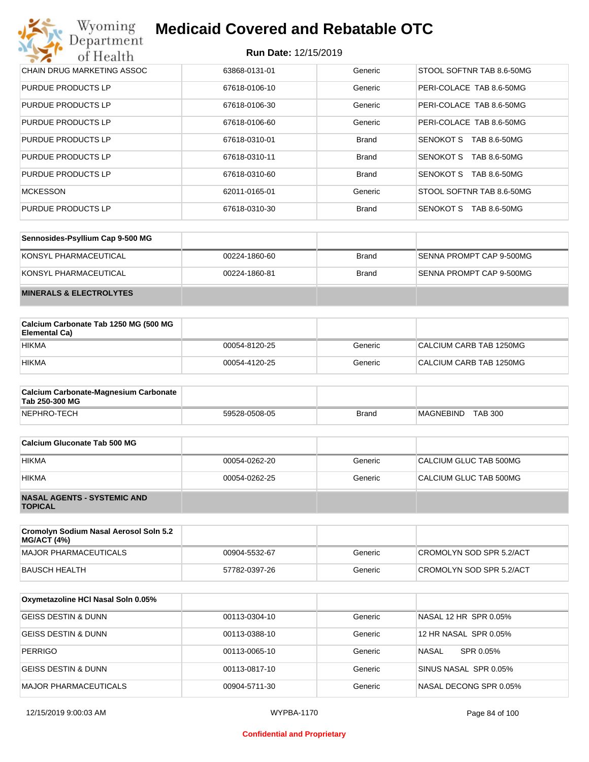| | | | |
|---|---|---|---|
| CHAIN DRUG MARKETING ASSOC | 63868-0131-01 | Generic | STOOL SOFTNR TAB 8.6-50MG |
| PURDUE PRODUCTS LP | 67618-0106-10 | Generic | PERI-COLACE TAB 8.6-50MG |
| PURDUE PRODUCTS LP | 67618-0106-30 | Generic | PERI-COLACE TAB 8.6-50MG |
| PURDUE PRODUCTS LP | 67618-0106-60 | Generic | PERI-COLACE TAB 8.6-50MG |
| PURDUE PRODUCTS LP | 67618-0310-01 | Brand | SENOKOT S TAB 8.6-50MG |
| PURDUE PRODUCTS LP | 67618-0310-11 | Brand | SENOKOT S TAB 8.6-50MG |
| PURDUE PRODUCTS LP | 67618-0310-60 | Brand | SENOKOT S TAB 8.6-50MG |
| MCKESSON | 62011-0165-01 | Generic | STOOL SOFTNR TAB 8.6-50MG |
| PURDUE PRODUCTS LP | 67618-0310-30 | Brand | SENOKOT S TAB 8.6-50MG |

| **Sennosides-Psyllium Cap 9-500 MG** | | | |
|---|---|---|---|
| KONSYL PHARMACEUTICAL | 00224-1860-60 | Brand | SENNA PROMPT CAP 9-500MG |
| KONSYL PHARMACEUTICAL | 00224-1860-81 | Brand | SENNA PROMPT CAP 9-500MG |

**MINERALS & ELECTROLYTES**

| **Calcium Carbonate Tab 1250 MG (500 MG Elemental Ca)** | | | |
|---|---|---|---|
| HIKMA | 00054-8120-25 | Generic | CALCIUM CARB TAB 1250MG |
| HIKMA | 00054-4120-25 | Generic | CALCIUM CARB TAB 1250MG |

| **Calcium Carbonate-Magnesium Carbonate Tab 250-300 MG** | | | |
|---|---|---|---|
| NEPHRO-TECH | 59528-0508-05 | Brand | MAGNEBIND TAB 300 |

| **Calcium Gluconate Tab 500 MG** | | | |
|---|---|---|---|
| HIKMA | 00054-0262-20 | Generic | CALCIUM GLUC TAB 500MG |
| HIKMA | 00054-0262-25 | Generic | CALCIUM GLUC TAB 500MG |

**NASAL AGENTS - SYSTEMIC AND TOPICAL**

| **Cromolyn Sodium Nasal Aerosol Soln 5.2 MG/ACT (4%)** | | | |
|---|---|---|---|
| MAJOR PHARMACEUTICALS | 00904-5532-67 | Generic | CROMOLYN SOD SPR 5.2/ACT |
| BAUSCH HEALTH | 57782-0397-26 | Generic | CROMOLYN SOD SPR 5.2/ACT |

| **Oxymetazoline HCl Nasal Soln 0.05%** | | | |
|---|---|---|---|
| GEISS DESTIN & DUNN | 00113-0304-10 | Generic | NASAL 12 HR SPR 0.05% |
| GEISS DESTIN & DUNN | 00113-0388-10 | Generic | 12 HR NASAL SPR 0.05% |
| PERRIGO | 00113-0065-10 | Generic | NASAL SPR 0.05% |
| GEISS DESTIN & DUNN | 00113-0817-10 | Generic | SINUS NASAL SPR 0.05% |
| MAJOR PHARMACEUTICALS | 00904-5711-30 | Generic | NASAL DECONG SPR 0.05% |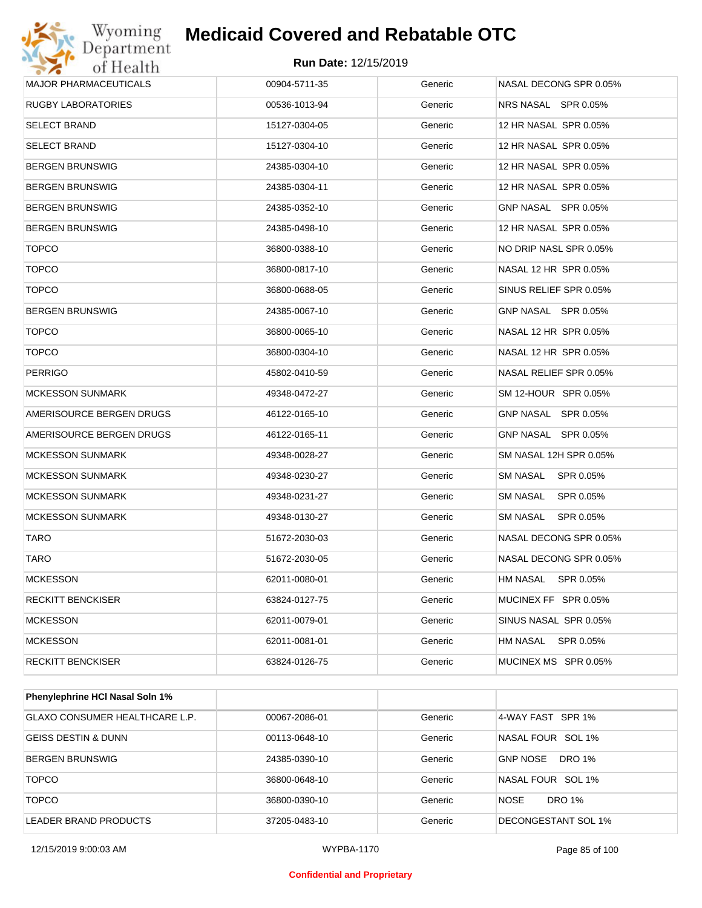| | | | |
|---|---|---|---|
| MAJOR PHARMACEUTICALS | 00904-5711-35 | Generic | NASAL DECONG SPR 0.05% |
| RUGBY LABORATORIES | 00536-1013-94 | Generic | NRS NASAL SPR 0.05% |
| SELECT BRAND | 15127-0304-05 | Generic | 12 HR NASAL SPR 0.05% |
| SELECT BRAND | 15127-0304-10 | Generic | 12 HR NASAL SPR 0.05% |
| BERGEN BRUNSWIG | 24385-0304-10 | Generic | 12 HR NASAL SPR 0.05% |
| BERGEN BRUNSWIG | 24385-0304-11 | Generic | 12 HR NASAL SPR 0.05% |
| BERGEN BRUNSWIG | 24385-0352-10 | Generic | GNP NASAL SPR 0.05% |
| BERGEN BRUNSWIG | 24385-0498-10 | Generic | 12 HR NASAL SPR 0.05% |
| TOPCO | 36800-0388-10 | Generic | NO DRIP NASL SPR 0.05% |
| TOPCO | 36800-0817-10 | Generic | NASAL 12 HR SPR 0.05% |
| TOPCO | 36800-0688-05 | Generic | SINUS RELIEF SPR 0.05% |
| BERGEN BRUNSWIG | 24385-0067-10 | Generic | GNP NASAL SPR 0.05% |
| TOPCO | 36800-0065-10 | Generic | NASAL 12 HR SPR 0.05% |
| TOPCO | 36800-0304-10 | Generic | NASAL 12 HR SPR 0.05% |
| PERRIGO | 45802-0410-59 | Generic | NASAL RELIEF SPR 0.05% |
| MCKESSON SUNMARK | 49348-0472-27 | Generic | SM 12-HOUR SPR 0.05% |
| AMERISOURCE BERGEN DRUGS | 46122-0165-10 | Generic | GNP NASAL SPR 0.05% |
| AMERISOURCE BERGEN DRUGS | 46122-0165-11 | Generic | GNP NASAL SPR 0.05% |
| MCKESSON SUNMARK | 49348-0028-27 | Generic | SM NASAL 12H SPR 0.05% |
| MCKESSON SUNMARK | 49348-0230-27 | Generic | SM NASAL SPR 0.05% |
| MCKESSON SUNMARK | 49348-0231-27 | Generic | SM NASAL SPR 0.05% |
| MCKESSON SUNMARK | 49348-0130-27 | Generic | SM NASAL SPR 0.05% |
| TARO | 51672-2030-03 | Generic | NASAL DECONG SPR 0.05% |
| TARO | 51672-2030-05 | Generic | NASAL DECONG SPR 0.05% |
| MCKESSON | 62011-0080-01 | Generic | HM NASAL SPR 0.05% |
| RECKITT BENCKISER | 63824-0127-75 | Generic | MUCINEX FF SPR 0.05% |
| MCKESSON | 62011-0079-01 | Generic | SINUS NASAL SPR 0.05% |
| MCKESSON | 62011-0081-01 | Generic | HM NASAL SPR 0.05% |
| RECKITT BENCKISER | 63824-0126-75 | Generic | MUCINEX MS SPR 0.05% |

| **Phenylephrine HCl Nasal Soln 1%** | | | |
|---|---|---|---|
| GLAXO CONSUMER HEALTHCARE L.P. | 00067-2086-01 | Generic | 4-WAY FAST SPR 1% |
| GEISS DESTIN & DUNN | 00113-0648-10 | Generic | NASAL FOUR SOL 1% |
| BERGEN BRUNSWIG | 24385-0390-10 | Generic | GNP NOSE DRO 1% |
| TOPCO | 36800-0648-10 | Generic | NASAL FOUR SOL 1% |
| TOPCO | 36800-0390-10 | Generic | NOSE DRO 1% |
| LEADER BRAND PRODUCTS | 37205-0483-10 | Generic | DECONGESTANT SOL 1% |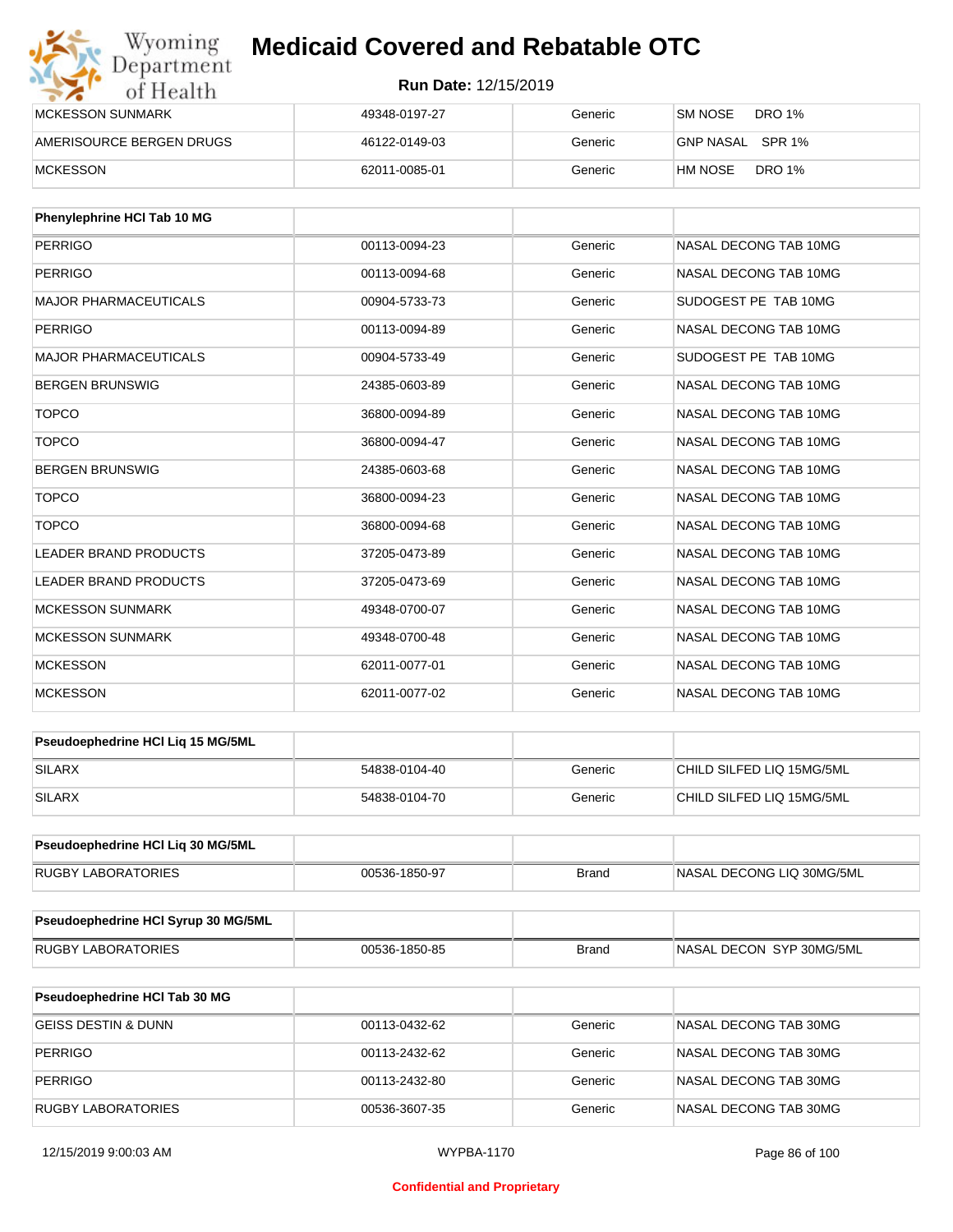| MCKESSON SUNMARK | 49348-0197-27 | Generic | SM NOSE DRO 1% |
|---|---|---|---|
| AMERISOURCE BERGEN DRUGS | 46122-0149-03 | Generic | GNP NASAL SPR 1% |
| MCKESSON | 62011-0085-01 | Generic | HM NOSE DRO 1% |

| Phenylephrine HCl Tab 10 MG | | | |
|---|---|---|---|
| PERRIGO | 00113-0094-23 | Generic | NASAL DECONG TAB 10MG |
| PERRIGO | 00113-0094-68 | Generic | NASAL DECONG TAB 10MG |
| MAJOR PHARMACEUTICALS | 00904-5733-73 | Generic | SUDOGEST PE TAB 10MG |
| PERRIGO | 00113-0094-89 | Generic | NASAL DECONG TAB 10MG |
| MAJOR PHARMACEUTICALS | 00904-5733-49 | Generic | SUDOGEST PE TAB 10MG |
| BERGEN BRUNSWIG | 24385-0603-89 | Generic | NASAL DECONG TAB 10MG |
| TOPCO | 36800-0094-89 | Generic | NASAL DECONG TAB 10MG |
| TOPCO | 36800-0094-47 | Generic | NASAL DECONG TAB 10MG |
| BERGEN BRUNSWIG | 24385-0603-68 | Generic | NASAL DECONG TAB 10MG |
| TOPCO | 36800-0094-23 | Generic | NASAL DECONG TAB 10MG |
| TOPCO | 36800-0094-68 | Generic | NASAL DECONG TAB 10MG |
| LEADER BRAND PRODUCTS | 37205-0473-89 | Generic | NASAL DECONG TAB 10MG |
| LEADER BRAND PRODUCTS | 37205-0473-69 | Generic | NASAL DECONG TAB 10MG |
| MCKESSON SUNMARK | 49348-0700-07 | Generic | NASAL DECONG TAB 10MG |
| MCKESSON SUNMARK | 49348-0700-48 | Generic | NASAL DECONG TAB 10MG |
| MCKESSON | 62011-0077-01 | Generic | NASAL DECONG TAB 10MG |
| MCKESSON | 62011-0077-02 | Generic | NASAL DECONG TAB 10MG |

| Pseudoephedrine HCl Liq 15 MG/5ML | | | |
|---|---|---|---|
| SILARX | 54838-0104-40 | Generic | CHILD SILFED LIQ 15MG/5ML |
| SILARX | 54838-0104-70 | Generic | CHILD SILFED LIQ 15MG/5ML |

| Pseudoephedrine HCl Liq 30 MG/5ML | | | |
|---|---|---|---|
| RUGBY LABORATORIES | 00536-1850-97 | Brand | NASAL DECONG LIQ 30MG/5ML |

| Pseudoephedrine HCl Syrup 30 MG/5ML | | | |
|---|---|---|---|
| RUGBY LABORATORIES | 00536-1850-85 | Brand | NASAL DECON SYP 30MG/5ML |

| Pseudoephedrine HCl Tab 30 MG | | | |
|---|---|---|---|
| GEISS DESTIN & DUNN | 00113-0432-62 | Generic | NASAL DECONG TAB 30MG |
| PERRIGO | 00113-2432-62 | Generic | NASAL DECONG TAB 30MG |
| PERRIGO | 00113-2432-80 | Generic | NASAL DECONG TAB 30MG |
| RUGBY LABORATORIES | 00536-3607-35 | Generic | NASAL DECONG TAB 30MG |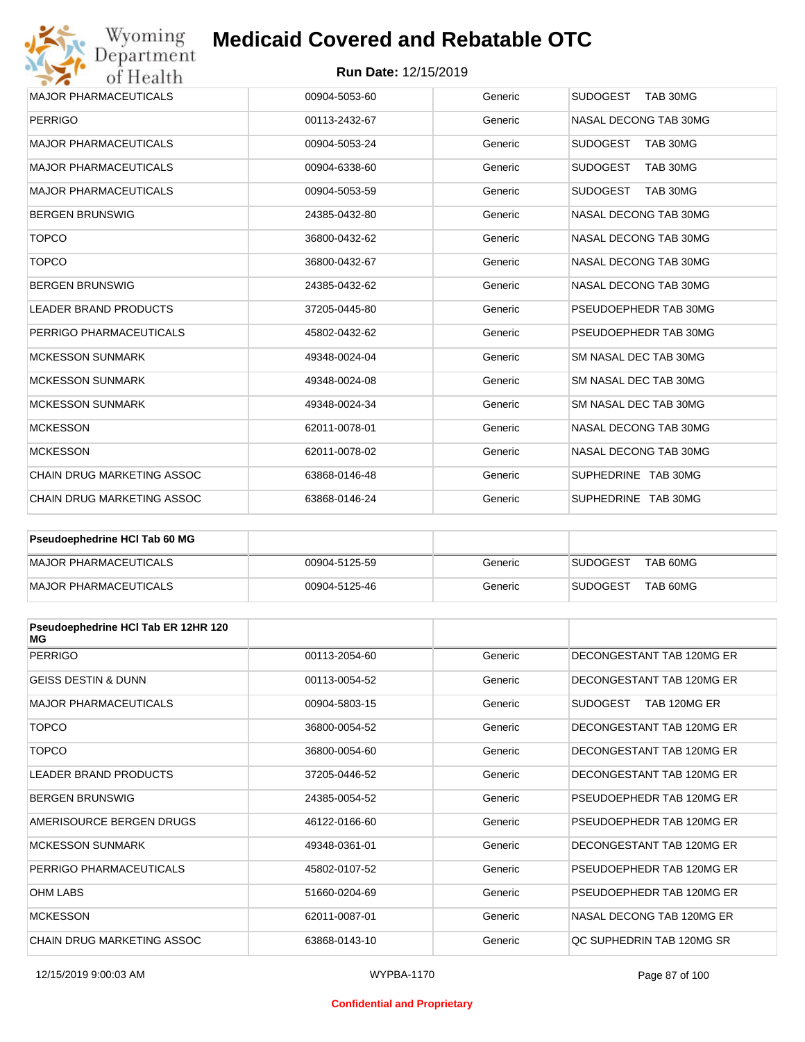| | | | |
|---|---|---|---|
| MAJOR PHARMACEUTICALS | 00904-5053-60 | Generic | SUDOGEST TAB 30MG |
| PERRIGO | 00113-2432-67 | Generic | NASAL DECONG TAB 30MG |
| MAJOR PHARMACEUTICALS | 00904-5053-24 | Generic | SUDOGEST TAB 30MG |
| MAJOR PHARMACEUTICALS | 00904-6338-60 | Generic | SUDOGEST TAB 30MG |
| MAJOR PHARMACEUTICALS | 00904-5053-59 | Generic | SUDOGEST TAB 30MG |
| BERGEN BRUNSWIG | 24385-0432-80 | Generic | NASAL DECONG TAB 30MG |
| TOPCO | 36800-0432-62 | Generic | NASAL DECONG TAB 30MG |
| TOPCO | 36800-0432-67 | Generic | NASAL DECONG TAB 30MG |
| BERGEN BRUNSWIG | 24385-0432-62 | Generic | NASAL DECONG TAB 30MG |
| LEADER BRAND PRODUCTS | 37205-0445-80 | Generic | PSEUDOEPHEDR TAB 30MG |
| PERRIGO PHARMACEUTICALS | 45802-0432-62 | Generic | PSEUDOEPHEDR TAB 30MG |
| MCKESSON SUNMARK | 49348-0024-04 | Generic | SM NASAL DEC TAB 30MG |
| MCKESSON SUNMARK | 49348-0024-08 | Generic | SM NASAL DEC TAB 30MG |
| MCKESSON SUNMARK | 49348-0024-34 | Generic | SM NASAL DEC TAB 30MG |
| MCKESSON | 62011-0078-01 | Generic | NASAL DECONG TAB 30MG |
| MCKESSON | 62011-0078-02 | Generic | NASAL DECONG TAB 30MG |
| CHAIN DRUG MARKETING ASSOC | 63868-0146-48 | Generic | SUPHEDRINE TAB 30MG |
| CHAIN DRUG MARKETING ASSOC | 63868-0146-24 | Generic | SUPHEDRINE TAB 30MG |

| **Pseudoephedrine HCl Tab 60 MG** | | | |
|---|---|---|---|
| MAJOR PHARMACEUTICALS | 00904-5125-59 | Generic | SUDOGEST TAB 60MG |
| MAJOR PHARMACEUTICALS | 00904-5125-46 | Generic | SUDOGEST TAB 60MG |

| **Pseudoephedrine HCl Tab ER 12HR 120 MG** | | | |
|---|---|---|---|
| PERRIGO | 00113-2054-60 | Generic | DECONGESTANT TAB 120MG ER |
| GEISS DESTIN & DUNN | 00113-0054-52 | Generic | DECONGESTANT TAB 120MG ER |
| MAJOR PHARMACEUTICALS | 00904-5803-15 | Generic | SUDOGEST TAB 120MG ER |
| TOPCO | 36800-0054-52 | Generic | DECONGESTANT TAB 120MG ER |
| TOPCO | 36800-0054-60 | Generic | DECONGESTANT TAB 120MG ER |
| LEADER BRAND PRODUCTS | 37205-0446-52 | Generic | DECONGESTANT TAB 120MG ER |
| BERGEN BRUNSWIG | 24385-0054-52 | Generic | PSEUDOEPHEDR TAB 120MG ER |
| AMERISOURCE BERGEN DRUGS | 46122-0166-60 | Generic | PSEUDOEPHEDR TAB 120MG ER |
| MCKESSON SUNMARK | 49348-0361-01 | Generic | DECONGESTANT TAB 120MG ER |
| PERRIGO PHARMACEUTICALS | 45802-0107-52 | Generic | PSEUDOEPHEDR TAB 120MG ER |
| OHM LABS | 51660-0204-69 | Generic | PSEUDOEPHEDR TAB 120MG ER |
| MCKESSON | 62011-0087-01 | Generic | NASAL DECONG TAB 120MG ER |
| CHAIN DRUG MARKETING ASSOC | 63868-0143-10 | Generic | QC SUPHEDRIN TAB 120MG SR |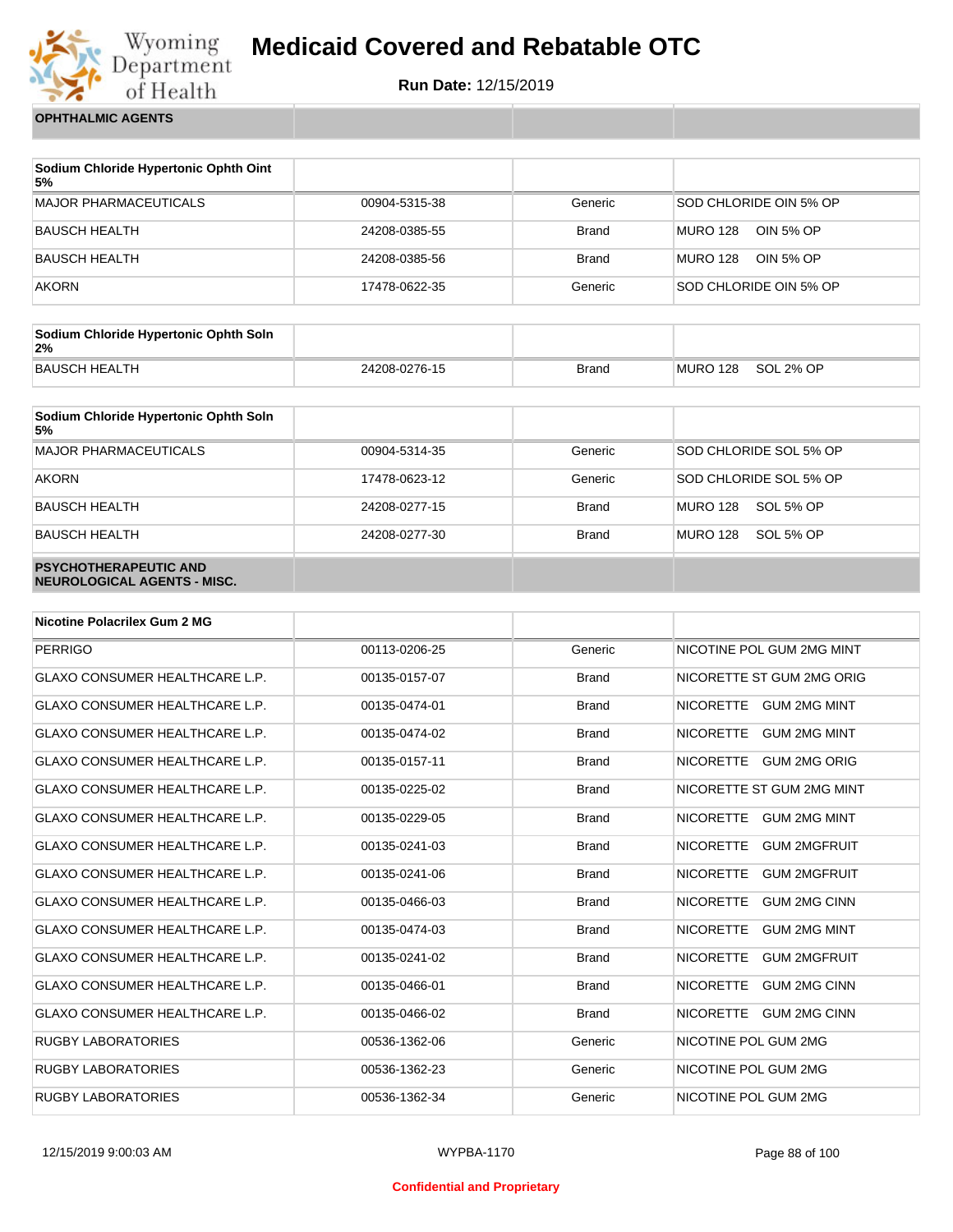# Medicaid Covered and Rebatable OTC

**Run Date:** 12/15/2019

**OPHTHALMIC AGENTS**

| Sodium Chloride Hypertonic Ophth Oint 5% | | | |
|---|---|---|---|
| MAJOR PHARMACEUTICALS | 00904-5315-38 | Generic | SOD CHLORIDE OIN 5% OP |
| BAUSCH HEALTH | 24208-0385-55 | Brand | MURO 128 OIN 5% OP |
| BAUSCH HEALTH | 24208-0385-56 | Brand | MURO 128 OIN 5% OP |
| AKORN | 17478-0622-35 | Generic | SOD CHLORIDE OIN 5% OP |

| Sodium Chloride Hypertonic Ophth Soln 2% | | | |
|---|---|---|---|
| BAUSCH HEALTH | 24208-0276-15 | Brand | MURO 128 SOL 2% OP |

| Sodium Chloride Hypertonic Ophth Soln 5% | | | |
|---|---|---|---|
| MAJOR PHARMACEUTICALS | 00904-5314-35 | Generic | SOD CHLORIDE SOL 5% OP |
| AKORN | 17478-0623-12 | Generic | SOD CHLORIDE SOL 5% OP |
| BAUSCH HEALTH | 24208-0277-15 | Brand | MURO 128 SOL 5% OP |
| BAUSCH HEALTH | 24208-0277-30 | Brand | MURO 128 SOL 5% OP |

**PSYCHOTHERAPEUTIC AND NEUROLOGICAL AGENTS - MISC.**

| Nicotine Polacrilex Gum 2 MG | | | |
|---|---|---|---|
| PERRIGO | 00113-0206-25 | Generic | NICOTINE POL GUM 2MG MINT |
| GLAXO CONSUMER HEALTHCARE L.P. | 00135-0157-07 | Brand | NICORETTE ST GUM 2MG ORIG |
| GLAXO CONSUMER HEALTHCARE L.P. | 00135-0474-01 | Brand | NICORETTE GUM 2MG MINT |
| GLAXO CONSUMER HEALTHCARE L.P. | 00135-0474-02 | Brand | NICORETTE GUM 2MG MINT |
| GLAXO CONSUMER HEALTHCARE L.P. | 00135-0157-11 | Brand | NICORETTE GUM 2MG ORIG |
| GLAXO CONSUMER HEALTHCARE L.P. | 00135-0225-02 | Brand | NICORETTE ST GUM 2MG MINT |
| GLAXO CONSUMER HEALTHCARE L.P. | 00135-0229-05 | Brand | NICORETTE GUM 2MG MINT |
| GLAXO CONSUMER HEALTHCARE L.P. | 00135-0241-03 | Brand | NICORETTE GUM 2MGFRUIT |
| GLAXO CONSUMER HEALTHCARE L.P. | 00135-0241-06 | Brand | NICORETTE GUM 2MGFRUIT |
| GLAXO CONSUMER HEALTHCARE L.P. | 00135-0466-03 | Brand | NICORETTE GUM 2MG CINN |
| GLAXO CONSUMER HEALTHCARE L.P. | 00135-0474-03 | Brand | NICORETTE GUM 2MG MINT |
| GLAXO CONSUMER HEALTHCARE L.P. | 00135-0241-02 | Brand | NICORETTE GUM 2MGFRUIT |
| GLAXO CONSUMER HEALTHCARE L.P. | 00135-0466-01 | Brand | NICORETTE GUM 2MG CINN |
| GLAXO CONSUMER HEALTHCARE L.P. | 00135-0466-02 | Brand | NICORETTE GUM 2MG CINN |
| RUGBY LABORATORIES | 00536-1362-06 | Generic | NICOTINE POL GUM 2MG |
| RUGBY LABORATORIES | 00536-1362-23 | Generic | NICOTINE POL GUM 2MG |
| RUGBY LABORATORIES | 00536-1362-34 | Generic | NICOTINE POL GUM 2MG |

12/15/2019 9:00:03 AM WYPBA-1170

Confidential and Proprietary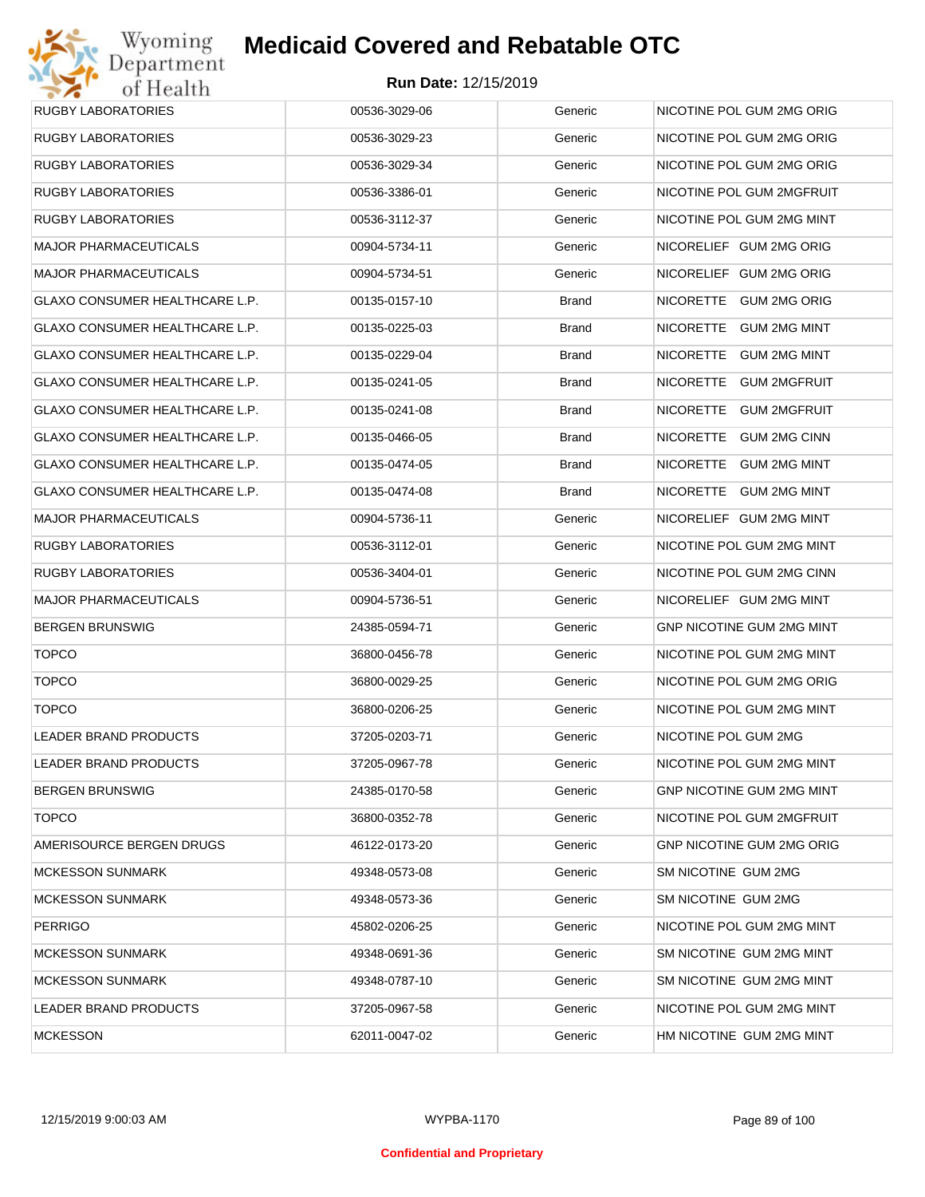# Medicaid Covered and Rebatable OTC

**Run Date:** 12/15/2019

| | | | |
|---|---|---|---|
| RUGBY LABORATORIES | 00536-3029-06 | Generic | NICOTINE POL GUM 2MG ORIG |
| RUGBY LABORATORIES | 00536-3029-23 | Generic | NICOTINE POL GUM 2MG ORIG |
| RUGBY LABORATORIES | 00536-3029-34 | Generic | NICOTINE POL GUM 2MG ORIG |
| RUGBY LABORATORIES | 00536-3386-01 | Generic | NICOTINE POL GUM 2MGFRUIT |
| RUGBY LABORATORIES | 00536-3112-37 | Generic | NICOTINE POL GUM 2MG MINT |
| MAJOR PHARMACEUTICALS | 00904-5734-11 | Generic | NICORELIEF GUM 2MG ORIG |
| MAJOR PHARMACEUTICALS | 00904-5734-51 | Generic | NICORELIEF GUM 2MG ORIG |
| GLAXO CONSUMER HEALTHCARE L.P. | 00135-0157-10 | Brand | NICORETTE GUM 2MG ORIG |
| GLAXO CONSUMER HEALTHCARE L.P. | 00135-0225-03 | Brand | NICORETTE GUM 2MG MINT |
| GLAXO CONSUMER HEALTHCARE L.P. | 00135-0229-04 | Brand | NICORETTE GUM 2MG MINT |
| GLAXO CONSUMER HEALTHCARE L.P. | 00135-0241-05 | Brand | NICORETTE GUM 2MGFRUIT |
| GLAXO CONSUMER HEALTHCARE L.P. | 00135-0241-08 | Brand | NICORETTE GUM 2MGFRUIT |
| GLAXO CONSUMER HEALTHCARE L.P. | 00135-0466-05 | Brand | NICORETTE GUM 2MG CINN |
| GLAXO CONSUMER HEALTHCARE L.P. | 00135-0474-05 | Brand | NICORETTE GUM 2MG MINT |
| GLAXO CONSUMER HEALTHCARE L.P. | 00135-0474-08 | Brand | NICORETTE GUM 2MG MINT |
| MAJOR PHARMACEUTICALS | 00904-5736-11 | Generic | NICORELIEF GUM 2MG MINT |
| RUGBY LABORATORIES | 00536-3112-01 | Generic | NICOTINE POL GUM 2MG MINT |
| RUGBY LABORATORIES | 00536-3404-01 | Generic | NICOTINE POL GUM 2MG CINN |
| MAJOR PHARMACEUTICALS | 00904-5736-51 | Generic | NICORELIEF GUM 2MG MINT |
| BERGEN BRUNSWIG | 24385-0594-71 | Generic | GNP NICOTINE GUM 2MG MINT |
| TOPCO | 36800-0456-78 | Generic | NICOTINE POL GUM 2MG MINT |
| TOPCO | 36800-0029-25 | Generic | NICOTINE POL GUM 2MG ORIG |
| TOPCO | 36800-0206-25 | Generic | NICOTINE POL GUM 2MG MINT |
| LEADER BRAND PRODUCTS | 37205-0203-71 | Generic | NICOTINE POL GUM 2MG |
| LEADER BRAND PRODUCTS | 37205-0967-78 | Generic | NICOTINE POL GUM 2MG MINT |
| BERGEN BRUNSWIG | 24385-0170-58 | Generic | GNP NICOTINE GUM 2MG MINT |
| TOPCO | 36800-0352-78 | Generic | NICOTINE POL GUM 2MGFRUIT |
| AMERISOURCE BERGEN DRUGS | 46122-0173-20 | Generic | GNP NICOTINE GUM 2MG ORIG |
| MCKESSON SUNMARK | 49348-0573-08 | Generic | SM NICOTINE GUM 2MG |
| MCKESSON SUNMARK | 49348-0573-36 | Generic | SM NICOTINE GUM 2MG |
| PERRIGO | 45802-0206-25 | Generic | NICOTINE POL GUM 2MG MINT |
| MCKESSON SUNMARK | 49348-0691-36 | Generic | SM NICOTINE GUM 2MG MINT |
| MCKESSON SUNMARK | 49348-0787-10 | Generic | SM NICOTINE GUM 2MG MINT |
| LEADER BRAND PRODUCTS | 37205-0967-58 | Generic | NICOTINE POL GUM 2MG MINT |
| MCKESSON | 62011-0047-02 | Generic | HM NICOTINE GUM 2MG MINT |

12/15/2019 9:00:03 AM WYPBA-1170

**Confidential and Proprietary**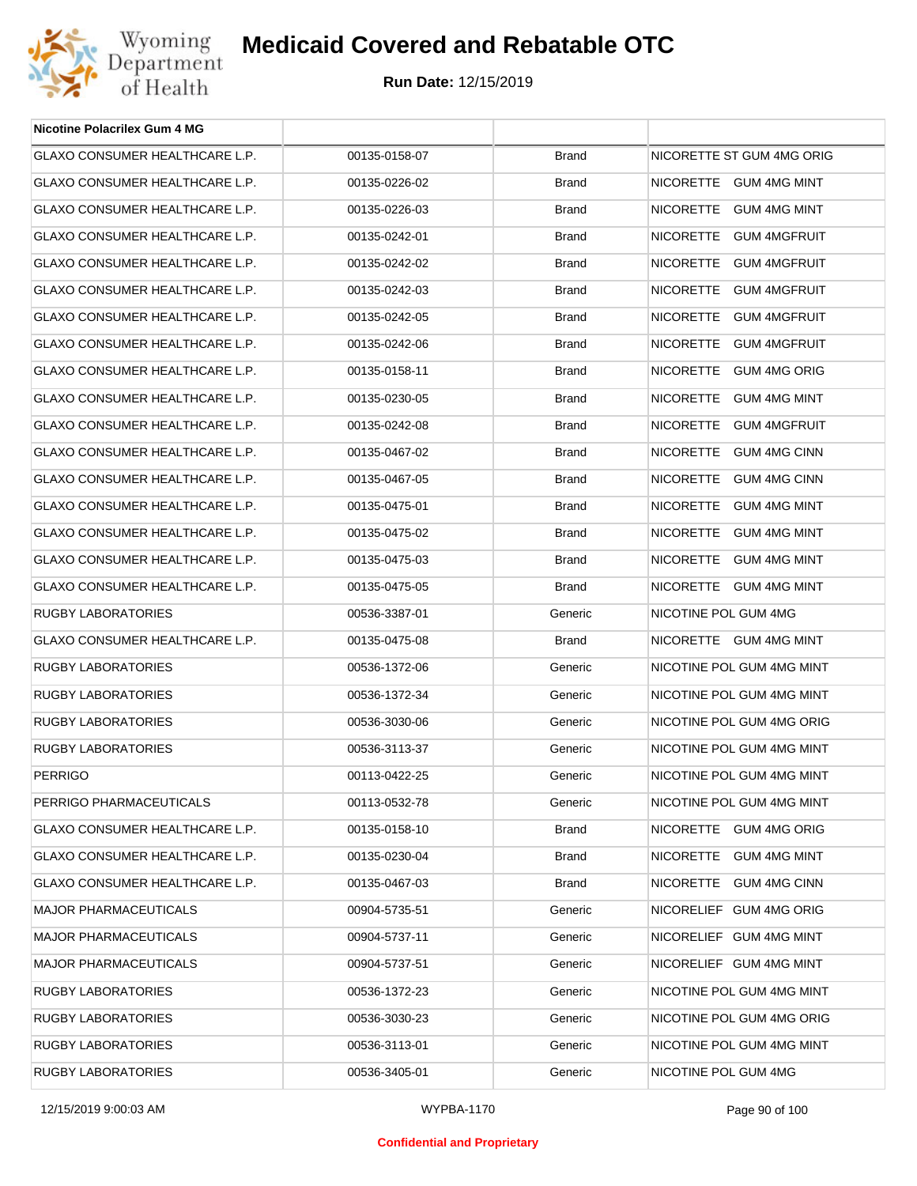# Medicaid Covered and Rebatable OTC

**Run Date:** 12/15/2019

| Nicotine Polacrilex Gum 4 MG | | | |
|---|---|---|---|
| GLAXO CONSUMER HEALTHCARE L.P. | 00135-0158-07 | Brand | NICORETTE ST GUM 4MG ORIG |
| GLAXO CONSUMER HEALTHCARE L.P. | 00135-0226-02 | Brand | NICORETTE GUM 4MG MINT |
| GLAXO CONSUMER HEALTHCARE L.P. | 00135-0226-03 | Brand | NICORETTE GUM 4MG MINT |
| GLAXO CONSUMER HEALTHCARE L.P. | 00135-0242-01 | Brand | NICORETTE GUM 4MGFRUIT |
| GLAXO CONSUMER HEALTHCARE L.P. | 00135-0242-02 | Brand | NICORETTE GUM 4MGFRUIT |
| GLAXO CONSUMER HEALTHCARE L.P. | 00135-0242-03 | Brand | NICORETTE GUM 4MGFRUIT |
| GLAXO CONSUMER HEALTHCARE L.P. | 00135-0242-05 | Brand | NICORETTE GUM 4MGFRUIT |
| GLAXO CONSUMER HEALTHCARE L.P. | 00135-0242-06 | Brand | NICORETTE GUM 4MGFRUIT |
| GLAXO CONSUMER HEALTHCARE L.P. | 00135-0158-11 | Brand | NICORETTE GUM 4MG ORIG |
| GLAXO CONSUMER HEALTHCARE L.P. | 00135-0230-05 | Brand | NICORETTE GUM 4MG MINT |
| GLAXO CONSUMER HEALTHCARE L.P. | 00135-0242-08 | Brand | NICORETTE GUM 4MGFRUIT |
| GLAXO CONSUMER HEALTHCARE L.P. | 00135-0467-02 | Brand | NICORETTE GUM 4MG CINN |
| GLAXO CONSUMER HEALTHCARE L.P. | 00135-0467-05 | Brand | NICORETTE GUM 4MG CINN |
| GLAXO CONSUMER HEALTHCARE L.P. | 00135-0475-01 | Brand | NICORETTE GUM 4MG MINT |
| GLAXO CONSUMER HEALTHCARE L.P. | 00135-0475-02 | Brand | NICORETTE GUM 4MG MINT |
| GLAXO CONSUMER HEALTHCARE L.P. | 00135-0475-03 | Brand | NICORETTE GUM 4MG MINT |
| GLAXO CONSUMER HEALTHCARE L.P. | 00135-0475-05 | Brand | NICORETTE GUM 4MG MINT |
| RUGBY LABORATORIES | 00536-3387-01 | Generic | NICOTINE POL GUM 4MG |
| GLAXO CONSUMER HEALTHCARE L.P. | 00135-0475-08 | Brand | NICORETTE GUM 4MG MINT |
| RUGBY LABORATORIES | 00536-1372-06 | Generic | NICOTINE POL GUM 4MG MINT |
| RUGBY LABORATORIES | 00536-1372-34 | Generic | NICOTINE POL GUM 4MG MINT |
| RUGBY LABORATORIES | 00536-3030-06 | Generic | NICOTINE POL GUM 4MG ORIG |
| RUGBY LABORATORIES | 00536-3113-37 | Generic | NICOTINE POL GUM 4MG MINT |
| PERRIGO | 00113-0422-25 | Generic | NICOTINE POL GUM 4MG MINT |
| PERRIGO PHARMACEUTICALS | 00113-0532-78 | Generic | NICOTINE POL GUM 4MG MINT |
| GLAXO CONSUMER HEALTHCARE L.P. | 00135-0158-10 | Brand | NICORETTE GUM 4MG ORIG |
| GLAXO CONSUMER HEALTHCARE L.P. | 00135-0230-04 | Brand | NICORETTE GUM 4MG MINT |
| GLAXO CONSUMER HEALTHCARE L.P. | 00135-0467-03 | Brand | NICORETTE GUM 4MG CINN |
| MAJOR PHARMACEUTICALS | 00904-5735-51 | Generic | NICORELIEF GUM 4MG ORIG |
| MAJOR PHARMACEUTICALS | 00904-5737-11 | Generic | NICORELIEF GUM 4MG MINT |
| MAJOR PHARMACEUTICALS | 00904-5737-51 | Generic | NICORELIEF GUM 4MG MINT |
| RUGBY LABORATORIES | 00536-1372-23 | Generic | NICOTINE POL GUM 4MG MINT |
| RUGBY LABORATORIES | 00536-3030-23 | Generic | NICOTINE POL GUM 4MG ORIG |
| RUGBY LABORATORIES | 00536-3113-01 | Generic | NICOTINE POL GUM 4MG MINT |
| RUGBY LABORATORIES | 00536-3405-01 | Generic | NICOTINE POL GUM 4MG |

Confidential and Proprietary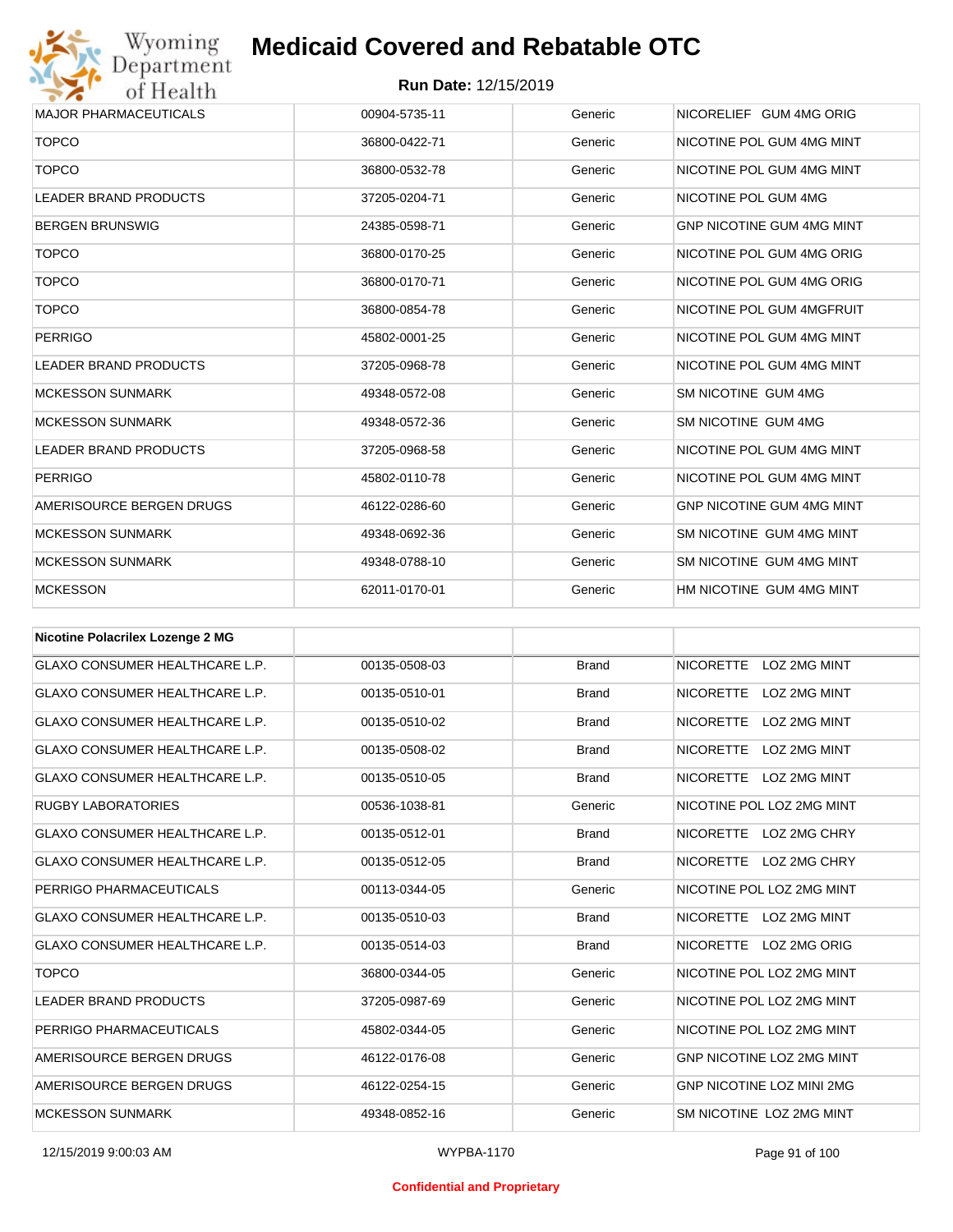| | | | |
|---|---|---|---|
| MAJOR PHARMACEUTICALS | 00904-5735-11 | Generic | NICORELIEF GUM 4MG ORIG |
| TOPCO | 36800-0422-71 | Generic | NICOTINE POL GUM 4MG MINT |
| TOPCO | 36800-0532-78 | Generic | NICOTINE POL GUM 4MG MINT |
| LEADER BRAND PRODUCTS | 37205-0204-71 | Generic | NICOTINE POL GUM 4MG |
| BERGEN BRUNSWIG | 24385-0598-71 | Generic | GNP NICOTINE GUM 4MG MINT |
| TOPCO | 36800-0170-25 | Generic | NICOTINE POL GUM 4MG ORIG |
| TOPCO | 36800-0170-71 | Generic | NICOTINE POL GUM 4MG ORIG |
| TOPCO | 36800-0854-78 | Generic | NICOTINE POL GUM 4MGFRUIT |
| PERRIGO | 45802-0001-25 | Generic | NICOTINE POL GUM 4MG MINT |
| LEADER BRAND PRODUCTS | 37205-0968-78 | Generic | NICOTINE POL GUM 4MG MINT |
| MCKESSON SUNMARK | 49348-0572-08 | Generic | SM NICOTINE GUM 4MG |
| MCKESSON SUNMARK | 49348-0572-36 | Generic | SM NICOTINE GUM 4MG |
| LEADER BRAND PRODUCTS | 37205-0968-58 | Generic | NICOTINE POL GUM 4MG MINT |
| PERRIGO | 45802-0110-78 | Generic | NICOTINE POL GUM 4MG MINT |
| AMERISOURCE BERGEN DRUGS | 46122-0286-60 | Generic | GNP NICOTINE GUM 4MG MINT |
| MCKESSON SUNMARK | 49348-0692-36 | Generic | SM NICOTINE GUM 4MG MINT |
| MCKESSON SUNMARK | 49348-0788-10 | Generic | SM NICOTINE GUM 4MG MINT |
| MCKESSON | 62011-0170-01 | Generic | HM NICOTINE GUM 4MG MINT |

| **Nicotine Polacrilex Lozenge 2 MG** | | | |
|---|---|---|---|
| GLAXO CONSUMER HEALTHCARE L.P. | 00135-0508-03 | Brand | NICORETTE LOZ 2MG MINT |
| GLAXO CONSUMER HEALTHCARE L.P. | 00135-0510-01 | Brand | NICORETTE LOZ 2MG MINT |
| GLAXO CONSUMER HEALTHCARE L.P. | 00135-0510-02 | Brand | NICORETTE LOZ 2MG MINT |
| GLAXO CONSUMER HEALTHCARE L.P. | 00135-0508-02 | Brand | NICORETTE LOZ 2MG MINT |
| GLAXO CONSUMER HEALTHCARE L.P. | 00135-0510-05 | Brand | NICORETTE LOZ 2MG MINT |
| RUGBY LABORATORIES | 00536-1038-81 | Generic | NICOTINE POL LOZ 2MG MINT |
| GLAXO CONSUMER HEALTHCARE L.P. | 00135-0512-01 | Brand | NICORETTE LOZ 2MG CHRY |
| GLAXO CONSUMER HEALTHCARE L.P. | 00135-0512-05 | Brand | NICORETTE LOZ 2MG CHRY |
| PERRIGO PHARMACEUTICALS | 00113-0344-05 | Generic | NICOTINE POL LOZ 2MG MINT |
| GLAXO CONSUMER HEALTHCARE L.P. | 00135-0510-03 | Brand | NICORETTE LOZ 2MG MINT |
| GLAXO CONSUMER HEALTHCARE L.P. | 00135-0514-03 | Brand | NICORETTE LOZ 2MG ORIG |
| TOPCO | 36800-0344-05 | Generic | NICOTINE POL LOZ 2MG MINT |
| LEADER BRAND PRODUCTS | 37205-0987-69 | Generic | NICOTINE POL LOZ 2MG MINT |
| PERRIGO PHARMACEUTICALS | 45802-0344-05 | Generic | NICOTINE POL LOZ 2MG MINT |
| AMERISOURCE BERGEN DRUGS | 46122-0176-08 | Generic | GNP NICOTINE LOZ 2MG MINT |
| AMERISOURCE BERGEN DRUGS | 46122-0254-15 | Generic | GNP NICOTINE LOZ MINI 2MG |
| MCKESSON SUNMARK | 49348-0852-16 | Generic | SM NICOTINE LOZ 2MG MINT |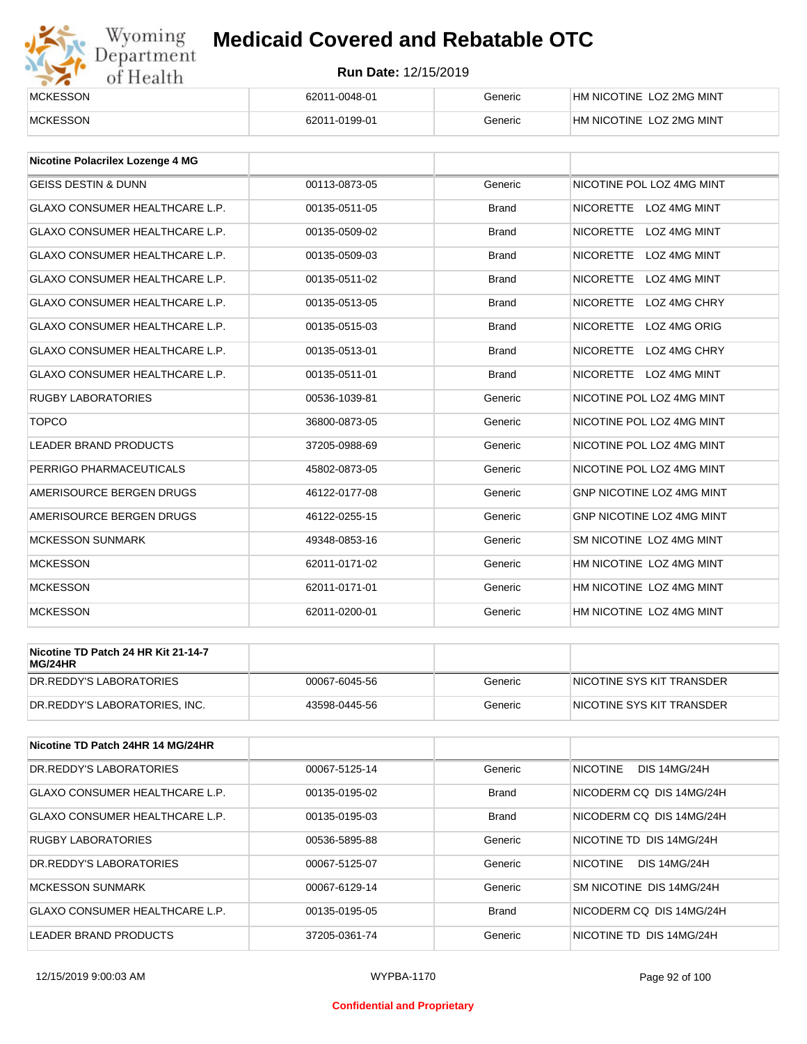| MCKESSON | 62011-0048-01 | Generic | HM NICOTINE LOZ 2MG MINT |
|---|---|---|---|
| MCKESSON | 62011-0199-01 | Generic | HM NICOTINE LOZ 2MG MINT |

| Nicotine Polacrilex Lozenge 4 MG | | | |
|---|---|---|---|
| GEISS DESTIN & DUNN | 00113-0873-05 | Generic | NICOTINE POL LOZ 4MG MINT |
| GLAXO CONSUMER HEALTHCARE L.P. | 00135-0511-05 | Brand | NICORETTE LOZ 4MG MINT |
| GLAXO CONSUMER HEALTHCARE L.P. | 00135-0509-02 | Brand | NICORETTE LOZ 4MG MINT |
| GLAXO CONSUMER HEALTHCARE L.P. | 00135-0509-03 | Brand | NICORETTE LOZ 4MG MINT |
| GLAXO CONSUMER HEALTHCARE L.P. | 00135-0511-02 | Brand | NICORETTE LOZ 4MG MINT |
| GLAXO CONSUMER HEALTHCARE L.P. | 00135-0513-05 | Brand | NICORETTE LOZ 4MG CHRY |
| GLAXO CONSUMER HEALTHCARE L.P. | 00135-0515-03 | Brand | NICORETTE LOZ 4MG ORIG |
| GLAXO CONSUMER HEALTHCARE L.P. | 00135-0513-01 | Brand | NICORETTE LOZ 4MG CHRY |
| GLAXO CONSUMER HEALTHCARE L.P. | 00135-0511-01 | Brand | NICORETTE LOZ 4MG MINT |
| RUGBY LABORATORIES | 00536-1039-81 | Generic | NICOTINE POL LOZ 4MG MINT |
| TOPCO | 36800-0873-05 | Generic | NICOTINE POL LOZ 4MG MINT |
| LEADER BRAND PRODUCTS | 37205-0988-69 | Generic | NICOTINE POL LOZ 4MG MINT |
| PERRIGO PHARMACEUTICALS | 45802-0873-05 | Generic | NICOTINE POL LOZ 4MG MINT |
| AMERISOURCE BERGEN DRUGS | 46122-0177-08 | Generic | GNP NICOTINE LOZ 4MG MINT |
| AMERISOURCE BERGEN DRUGS | 46122-0255-15 | Generic | GNP NICOTINE LOZ 4MG MINT |
| MCKESSON SUNMARK | 49348-0853-16 | Generic | SM NICOTINE LOZ 4MG MINT |
| MCKESSON | 62011-0171-02 | Generic | HM NICOTINE LOZ 4MG MINT |
| MCKESSON | 62011-0171-01 | Generic | HM NICOTINE LOZ 4MG MINT |
| MCKESSON | 62011-0200-01 | Generic | HM NICOTINE LOZ 4MG MINT |

| Nicotine TD Patch 24 HR Kit 21-14-7 MG/24HR | | | |
|---|---|---|---|
| DR.REDDY'S LABORATORIES | 00067-6045-56 | Generic | NICOTINE SYS KIT TRANSDER |
| DR.REDDY'S LABORATORIES, INC. | 43598-0445-56 | Generic | NICOTINE SYS KIT TRANSDER |

| Nicotine TD Patch 24HR 14 MG/24HR | | | |
|---|---|---|---|
| DR.REDDY'S LABORATORIES | 00067-5125-14 | Generic | NICOTINE DIS 14MG/24H |
| GLAXO CONSUMER HEALTHCARE L.P. | 00135-0195-02 | Brand | NICODERM CQ DIS 14MG/24H |
| GLAXO CONSUMER HEALTHCARE L.P. | 00135-0195-03 | Brand | NICODERM CQ DIS 14MG/24H |
| RUGBY LABORATORIES | 00536-5895-88 | Generic | NICOTINE TD DIS 14MG/24H |
| DR.REDDY'S LABORATORIES | 00067-5125-07 | Generic | NICOTINE DIS 14MG/24H |
| MCKESSON SUNMARK | 00067-6129-14 | Generic | SM NICOTINE DIS 14MG/24H |
| GLAXO CONSUMER HEALTHCARE L.P. | 00135-0195-05 | Brand | NICODERM CQ DIS 14MG/24H |
| LEADER BRAND PRODUCTS | 37205-0361-74 | Generic | NICOTINE TD DIS 14MG/24H |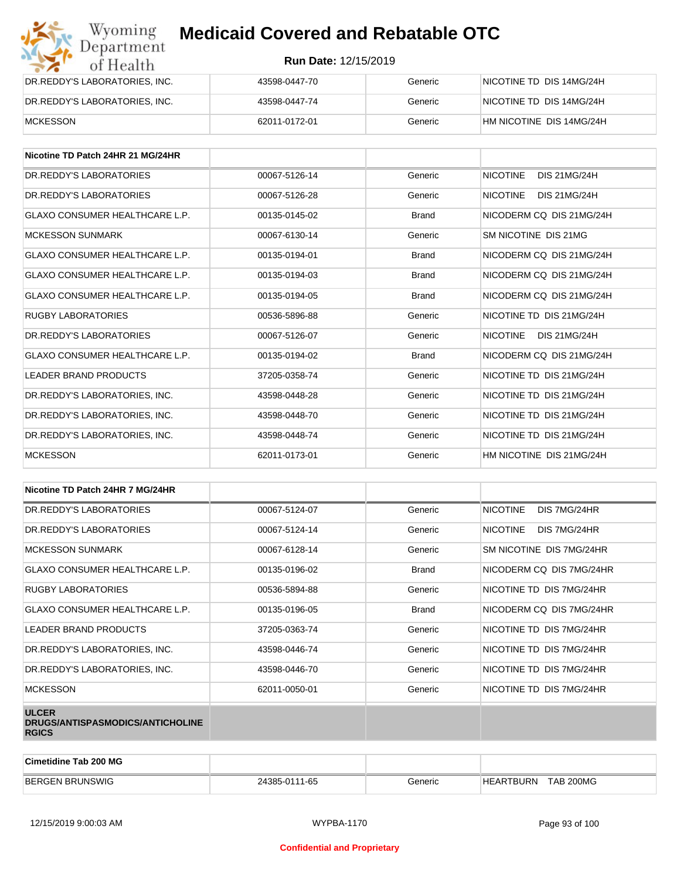| | | | |
|---|---|---|---|
| DR.REDDY'S LABORATORIES, INC. | 43598-0447-70 | Generic | NICOTINE TD DIS 14MG/24H |
| DR.REDDY'S LABORATORIES, INC. | 43598-0447-74 | Generic | NICOTINE TD DIS 14MG/24H |
| MCKESSON | 62011-0172-01 | Generic | HM NICOTINE DIS 14MG/24H |

| Nicotine TD Patch 24HR 21 MG/24HR | | | |
|---|---|---|---|
| DR.REDDY'S LABORATORIES | 00067-5126-14 | Generic | NICOTINE DIS 21MG/24H |
| DR.REDDY'S LABORATORIES | 00067-5126-28 | Generic | NICOTINE DIS 21MG/24H |
| GLAXO CONSUMER HEALTHCARE L.P. | 00135-0145-02 | Brand | NICODERM CQ DIS 21MG/24H |
| MCKESSON SUNMARK | 00067-6130-14 | Generic | SM NICOTINE DIS 21MG |
| GLAXO CONSUMER HEALTHCARE L.P. | 00135-0194-01 | Brand | NICODERM CQ DIS 21MG/24H |
| GLAXO CONSUMER HEALTHCARE L.P. | 00135-0194-03 | Brand | NICODERM CQ DIS 21MG/24H |
| GLAXO CONSUMER HEALTHCARE L.P. | 00135-0194-05 | Brand | NICODERM CQ DIS 21MG/24H |
| RUGBY LABORATORIES | 00536-5896-88 | Generic | NICOTINE TD DIS 21MG/24H |
| DR.REDDY'S LABORATORIES | 00067-5126-07 | Generic | NICOTINE DIS 21MG/24H |
| GLAXO CONSUMER HEALTHCARE L.P. | 00135-0194-02 | Brand | NICODERM CQ DIS 21MG/24H |
| LEADER BRAND PRODUCTS | 37205-0358-74 | Generic | NICOTINE TD DIS 21MG/24H |
| DR.REDDY'S LABORATORIES, INC. | 43598-0448-28 | Generic | NICOTINE TD DIS 21MG/24H |
| DR.REDDY'S LABORATORIES, INC. | 43598-0448-70 | Generic | NICOTINE TD DIS 21MG/24H |
| DR.REDDY'S LABORATORIES, INC. | 43598-0448-74 | Generic | NICOTINE TD DIS 21MG/24H |
| MCKESSON | 62011-0173-01 | Generic | HM NICOTINE DIS 21MG/24H |

| Nicotine TD Patch 24HR 7 MG/24HR | | | |
|---|---|---|---|
| DR.REDDY'S LABORATORIES | 00067-5124-07 | Generic | NICOTINE DIS 7MG/24HR |
| DR.REDDY'S LABORATORIES | 00067-5124-14 | Generic | NICOTINE DIS 7MG/24HR |
| MCKESSON SUNMARK | 00067-6128-14 | Generic | SM NICOTINE DIS 7MG/24HR |
| GLAXO CONSUMER HEALTHCARE L.P. | 00135-0196-02 | Brand | NICODERM CQ DIS 7MG/24HR |
| RUGBY LABORATORIES | 00536-5894-88 | Generic | NICOTINE TD DIS 7MG/24HR |
| GLAXO CONSUMER HEALTHCARE L.P. | 00135-0196-05 | Brand | NICODERM CQ DIS 7MG/24HR |
| LEADER BRAND PRODUCTS | 37205-0363-74 | Generic | NICOTINE TD DIS 7MG/24HR |
| DR.REDDY'S LABORATORIES, INC. | 43598-0446-74 | Generic | NICOTINE TD DIS 7MG/24HR |
| DR.REDDY'S LABORATORIES, INC. | 43598-0446-70 | Generic | NICOTINE TD DIS 7MG/24HR |
| MCKESSON | 62011-0050-01 | Generic | NICOTINE TD DIS 7MG/24HR |

**ULCER DRUGS/ANTISPASMODICS/ANTICHOLINERGICS**

| Cimetidine Tab 200 MG | | | |
|---|---|---|---|
| BERGEN BRUNSWIG | 24385-0111-65 | Generic | HEARTBURN TAB 200MG |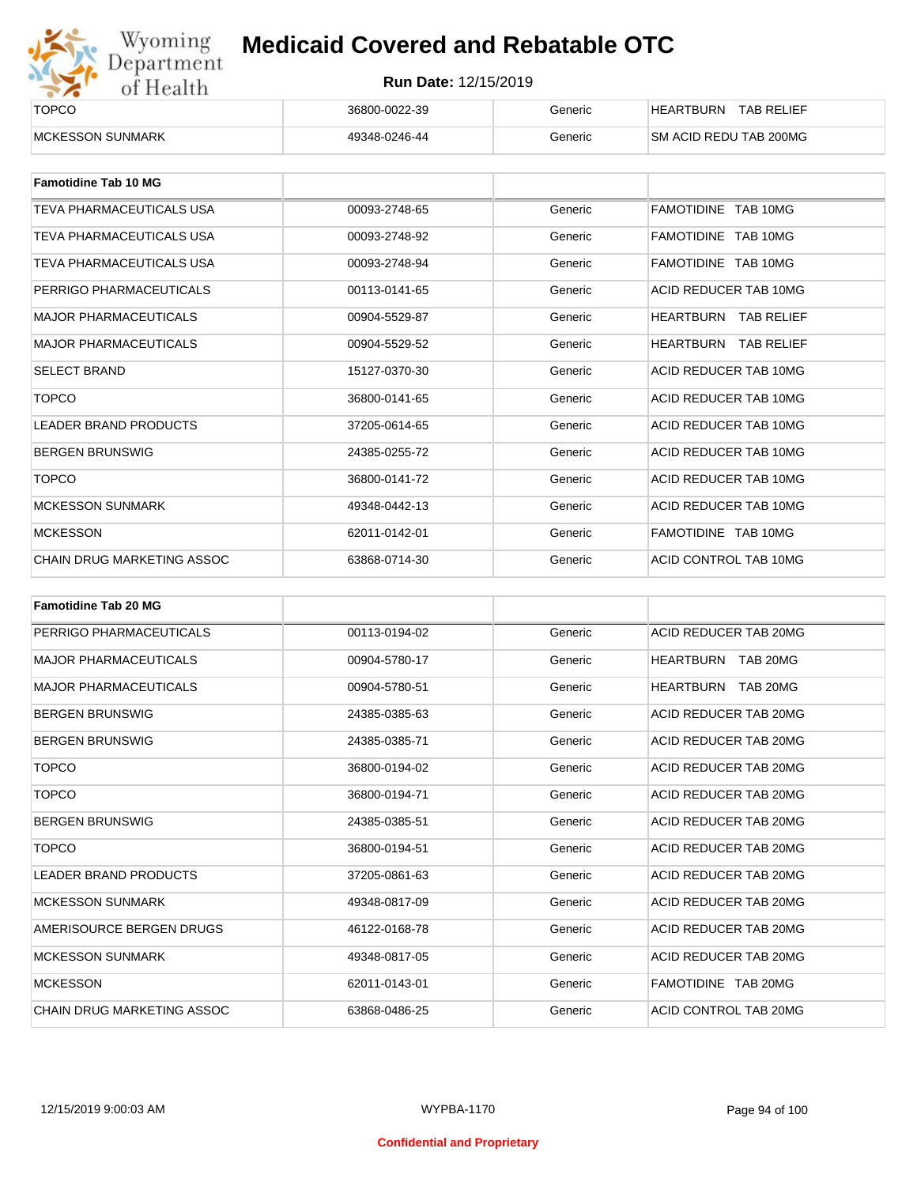| | | | |
|---|---|---|---|
| TOPCO | 36800-0022-39 | Generic | HEARTBURN TAB RELIEF |
| MCKESSON SUNMARK | 49348-0246-44 | Generic | SM ACID REDU TAB 200MG |

| Famotidine Tab 10 MG | | | |
|---|---|---|---|
| TEVA PHARMACEUTICALS USA | 00093-2748-65 | Generic | FAMOTIDINE TAB 10MG |
| TEVA PHARMACEUTICALS USA | 00093-2748-92 | Generic | FAMOTIDINE TAB 10MG |
| TEVA PHARMACEUTICALS USA | 00093-2748-94 | Generic | FAMOTIDINE TAB 10MG |
| PERRIGO PHARMACEUTICALS | 00113-0141-65 | Generic | ACID REDUCER TAB 10MG |
| MAJOR PHARMACEUTICALS | 00904-5529-87 | Generic | HEARTBURN TAB RELIEF |
| MAJOR PHARMACEUTICALS | 00904-5529-52 | Generic | HEARTBURN TAB RELIEF |
| SELECT BRAND | 15127-0370-30 | Generic | ACID REDUCER TAB 10MG |
| TOPCO | 36800-0141-65 | Generic | ACID REDUCER TAB 10MG |
| LEADER BRAND PRODUCTS | 37205-0614-65 | Generic | ACID REDUCER TAB 10MG |
| BERGEN BRUNSWIG | 24385-0255-72 | Generic | ACID REDUCER TAB 10MG |
| TOPCO | 36800-0141-72 | Generic | ACID REDUCER TAB 10MG |
| MCKESSON SUNMARK | 49348-0442-13 | Generic | ACID REDUCER TAB 10MG |
| MCKESSON | 62011-0142-01 | Generic | FAMOTIDINE TAB 10MG |
| CHAIN DRUG MARKETING ASSOC | 63868-0714-30 | Generic | ACID CONTROL TAB 10MG |

| Famotidine Tab 20 MG | | | |
|---|---|---|---|
| PERRIGO PHARMACEUTICALS | 00113-0194-02 | Generic | ACID REDUCER TAB 20MG |
| MAJOR PHARMACEUTICALS | 00904-5780-17 | Generic | HEARTBURN TAB 20MG |
| MAJOR PHARMACEUTICALS | 00904-5780-51 | Generic | HEARTBURN TAB 20MG |
| BERGEN BRUNSWIG | 24385-0385-63 | Generic | ACID REDUCER TAB 20MG |
| BERGEN BRUNSWIG | 24385-0385-71 | Generic | ACID REDUCER TAB 20MG |
| TOPCO | 36800-0194-02 | Generic | ACID REDUCER TAB 20MG |
| TOPCO | 36800-0194-71 | Generic | ACID REDUCER TAB 20MG |
| BERGEN BRUNSWIG | 24385-0385-51 | Generic | ACID REDUCER TAB 20MG |
| TOPCO | 36800-0194-51 | Generic | ACID REDUCER TAB 20MG |
| LEADER BRAND PRODUCTS | 37205-0861-63 | Generic | ACID REDUCER TAB 20MG |
| MCKESSON SUNMARK | 49348-0817-09 | Generic | ACID REDUCER TAB 20MG |
| AMERISOURCE BERGEN DRUGS | 46122-0168-78 | Generic | ACID REDUCER TAB 20MG |
| MCKESSON SUNMARK | 49348-0817-05 | Generic | ACID REDUCER TAB 20MG |
| MCKESSON | 62011-0143-01 | Generic | FAMOTIDINE TAB 20MG |
| CHAIN DRUG MARKETING ASSOC | 63868-0486-25 | Generic | ACID CONTROL TAB 20MG |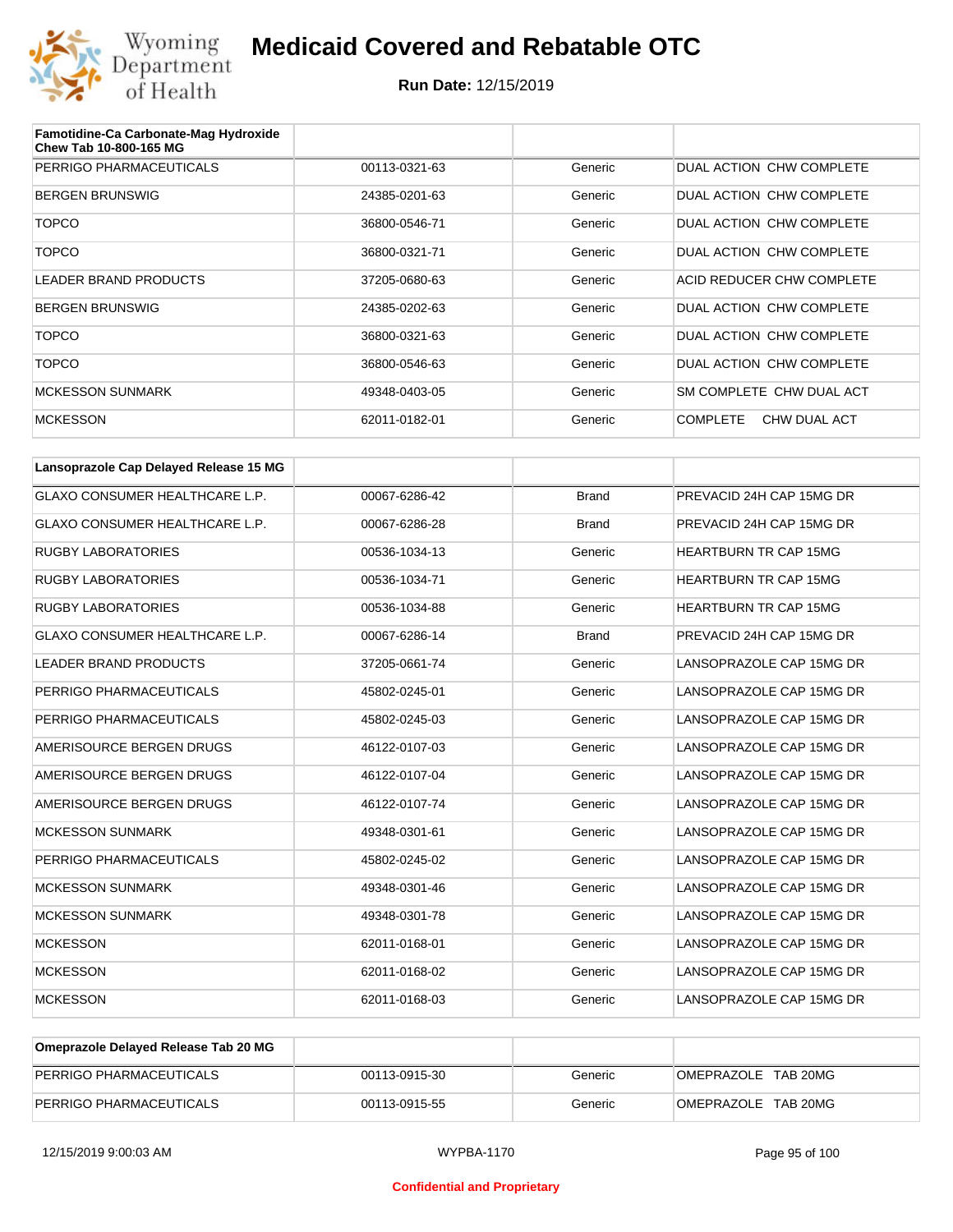| Famotidine-Ca Carbonate-Mag Hydroxide Chew Tab 10-800-165 MG | | | |
|---|---|---|---|
| PERRIGO PHARMACEUTICALS | 00113-0321-63 | Generic | DUAL ACTION CHW COMPLETE |
| BERGEN BRUNSWIG | 24385-0201-63 | Generic | DUAL ACTION CHW COMPLETE |
| TOPCO | 36800-0546-71 | Generic | DUAL ACTION CHW COMPLETE |
| TOPCO | 36800-0321-71 | Generic | DUAL ACTION CHW COMPLETE |
| LEADER BRAND PRODUCTS | 37205-0680-63 | Generic | ACID REDUCER CHW COMPLETE |
| BERGEN BRUNSWIG | 24385-0202-63 | Generic | DUAL ACTION CHW COMPLETE |
| TOPCO | 36800-0321-63 | Generic | DUAL ACTION CHW COMPLETE |
| TOPCO | 36800-0546-63 | Generic | DUAL ACTION CHW COMPLETE |
| MCKESSON SUNMARK | 49348-0403-05 | Generic | SM COMPLETE CHW DUAL ACT |
| MCKESSON | 62011-0182-01 | Generic | COMPLETE CHW DUAL ACT |

| Lansoprazole Cap Delayed Release 15 MG | | | |
|---|---|---|---|
| GLAXO CONSUMER HEALTHCARE L.P. | 00067-6286-42 | Brand | PREVACID 24H CAP 15MG DR |
| GLAXO CONSUMER HEALTHCARE L.P. | 00067-6286-28 | Brand | PREVACID 24H CAP 15MG DR |
| RUGBY LABORATORIES | 00536-1034-13 | Generic | HEARTBURN TR CAP 15MG |
| RUGBY LABORATORIES | 00536-1034-71 | Generic | HEARTBURN TR CAP 15MG |
| RUGBY LABORATORIES | 00536-1034-88 | Generic | HEARTBURN TR CAP 15MG |
| GLAXO CONSUMER HEALTHCARE L.P. | 00067-6286-14 | Brand | PREVACID 24H CAP 15MG DR |
| LEADER BRAND PRODUCTS | 37205-0661-74 | Generic | LANSOPRAZOLE CAP 15MG DR |
| PERRIGO PHARMACEUTICALS | 45802-0245-01 | Generic | LANSOPRAZOLE CAP 15MG DR |
| PERRIGO PHARMACEUTICALS | 45802-0245-03 | Generic | LANSOPRAZOLE CAP 15MG DR |
| AMERISOURCE BERGEN DRUGS | 46122-0107-03 | Generic | LANSOPRAZOLE CAP 15MG DR |
| AMERISOURCE BERGEN DRUGS | 46122-0107-04 | Generic | LANSOPRAZOLE CAP 15MG DR |
| AMERISOURCE BERGEN DRUGS | 46122-0107-74 | Generic | LANSOPRAZOLE CAP 15MG DR |
| MCKESSON SUNMARK | 49348-0301-61 | Generic | LANSOPRAZOLE CAP 15MG DR |
| PERRIGO PHARMACEUTICALS | 45802-0245-02 | Generic | LANSOPRAZOLE CAP 15MG DR |
| MCKESSON SUNMARK | 49348-0301-46 | Generic | LANSOPRAZOLE CAP 15MG DR |
| MCKESSON SUNMARK | 49348-0301-78 | Generic | LANSOPRAZOLE CAP 15MG DR |
| MCKESSON | 62011-0168-01 | Generic | LANSOPRAZOLE CAP 15MG DR |
| MCKESSON | 62011-0168-02 | Generic | LANSOPRAZOLE CAP 15MG DR |
| MCKESSON | 62011-0168-03 | Generic | LANSOPRAZOLE CAP 15MG DR |

| Omeprazole Delayed Release Tab 20 MG | | | |
|---|---|---|---|
| PERRIGO PHARMACEUTICALS | 00113-0915-30 | Generic | OMEPRAZOLE TAB 20MG |
| PERRIGO PHARMACEUTICALS | 00113-0915-55 | Generic | OMEPRAZOLE TAB 20MG |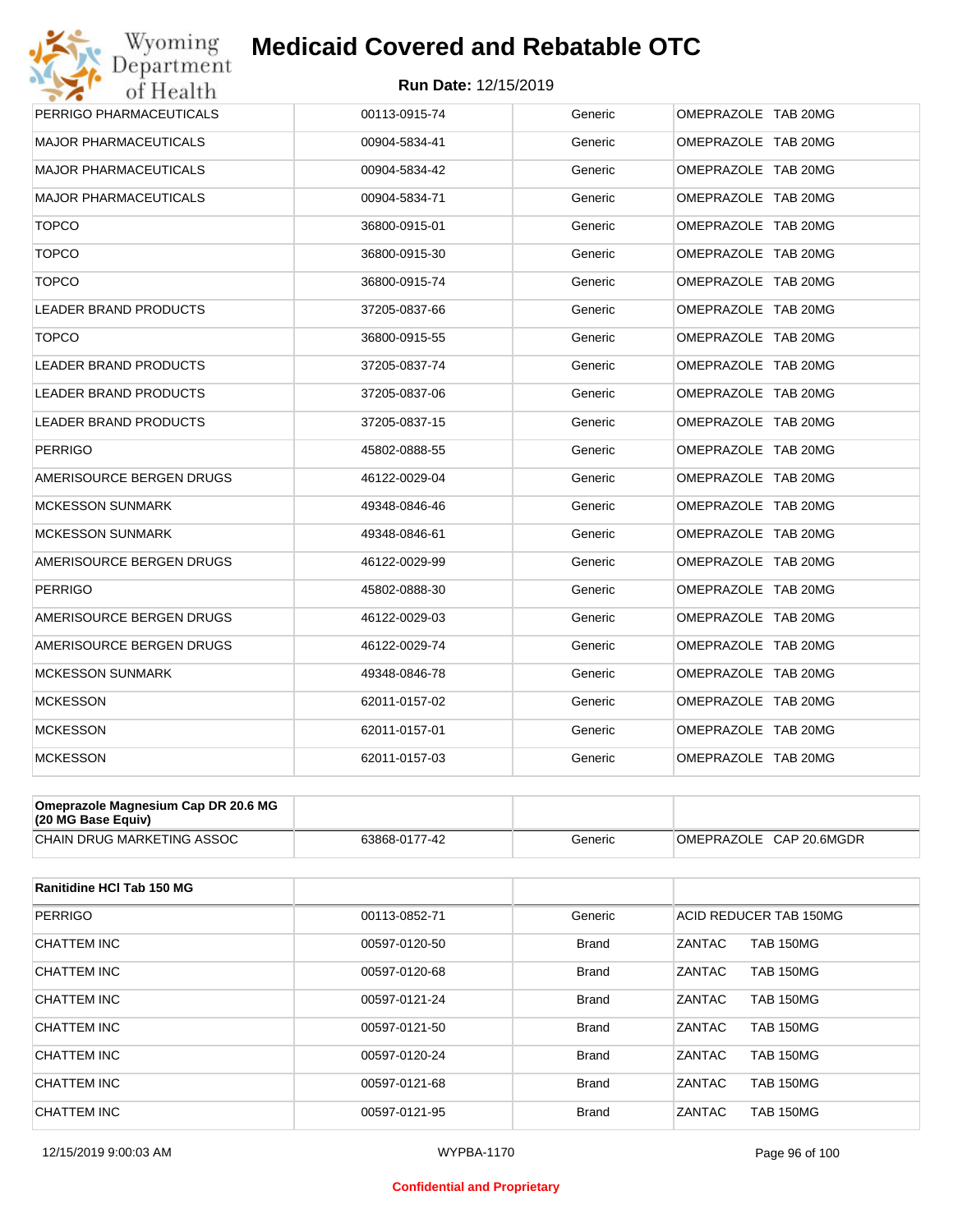| | | | |
|---|---|---|---|
| PERRIGO PHARMACEUTICALS | 00113-0915-74 | Generic | OMEPRAZOLE TAB 20MG |
| MAJOR PHARMACEUTICALS | 00904-5834-41 | Generic | OMEPRAZOLE TAB 20MG |
| MAJOR PHARMACEUTICALS | 00904-5834-42 | Generic | OMEPRAZOLE TAB 20MG |
| MAJOR PHARMACEUTICALS | 00904-5834-71 | Generic | OMEPRAZOLE TAB 20MG |
| TOPCO | 36800-0915-01 | Generic | OMEPRAZOLE TAB 20MG |
| TOPCO | 36800-0915-30 | Generic | OMEPRAZOLE TAB 20MG |
| TOPCO | 36800-0915-74 | Generic | OMEPRAZOLE TAB 20MG |
| LEADER BRAND PRODUCTS | 37205-0837-66 | Generic | OMEPRAZOLE TAB 20MG |
| TOPCO | 36800-0915-55 | Generic | OMEPRAZOLE TAB 20MG |
| LEADER BRAND PRODUCTS | 37205-0837-74 | Generic | OMEPRAZOLE TAB 20MG |
| LEADER BRAND PRODUCTS | 37205-0837-06 | Generic | OMEPRAZOLE TAB 20MG |
| LEADER BRAND PRODUCTS | 37205-0837-15 | Generic | OMEPRAZOLE TAB 20MG |
| PERRIGO | 45802-0888-55 | Generic | OMEPRAZOLE TAB 20MG |
| AMERISOURCE BERGEN DRUGS | 46122-0029-04 | Generic | OMEPRAZOLE TAB 20MG |
| MCKESSON SUNMARK | 49348-0846-46 | Generic | OMEPRAZOLE TAB 20MG |
| MCKESSON SUNMARK | 49348-0846-61 | Generic | OMEPRAZOLE TAB 20MG |
| AMERISOURCE BERGEN DRUGS | 46122-0029-99 | Generic | OMEPRAZOLE TAB 20MG |
| PERRIGO | 45802-0888-30 | Generic | OMEPRAZOLE TAB 20MG |
| AMERISOURCE BERGEN DRUGS | 46122-0029-03 | Generic | OMEPRAZOLE TAB 20MG |
| AMERISOURCE BERGEN DRUGS | 46122-0029-74 | Generic | OMEPRAZOLE TAB 20MG |
| MCKESSON SUNMARK | 49348-0846-78 | Generic | OMEPRAZOLE TAB 20MG |
| MCKESSON | 62011-0157-02 | Generic | OMEPRAZOLE TAB 20MG |
| MCKESSON | 62011-0157-01 | Generic | OMEPRAZOLE TAB 20MG |
| MCKESSON | 62011-0157-03 | Generic | OMEPRAZOLE TAB 20MG |

| **Omeprazole Magnesium Cap DR 20.6 MG (20 MG Base Equiv)** | | | |
|---|---|---|---|
| CHAIN DRUG MARKETING ASSOC | 63868-0177-42 | Generic | OMEPRAZOLE CAP 20.6MGDR |

| **Ranitidine HCl Tab 150 MG** | | | |
|---|---|---|---|
| PERRIGO | 00113-0852-71 | Generic | ACID REDUCER TAB 150MG |
| CHATTEM INC | 00597-0120-50 | Brand | ZANTAC TAB 150MG |
| CHATTEM INC | 00597-0120-68 | Brand | ZANTAC TAB 150MG |
| CHATTEM INC | 00597-0121-24 | Brand | ZANTAC TAB 150MG |
| CHATTEM INC | 00597-0121-50 | Brand | ZANTAC TAB 150MG |
| CHATTEM INC | 00597-0120-24 | Brand | ZANTAC TAB 150MG |
| CHATTEM INC | 00597-0121-68 | Brand | ZANTAC TAB 150MG |
| CHATTEM INC | 00597-0121-95 | Brand | ZANTAC TAB 150MG |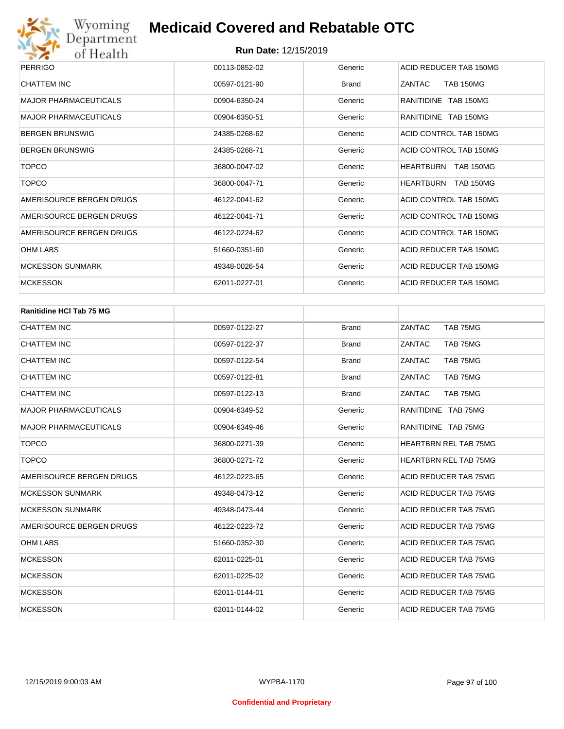| | | | |
|---|---|---|---|
| PERRIGO | 00113-0852-02 | Generic | ACID REDUCER TAB 150MG |
| CHATTEM INC | 00597-0121-90 | Brand | ZANTAC TAB 150MG |
| MAJOR PHARMACEUTICALS | 00904-6350-24 | Generic | RANITIDINE TAB 150MG |
| MAJOR PHARMACEUTICALS | 00904-6350-51 | Generic | RANITIDINE TAB 150MG |
| BERGEN BRUNSWIG | 24385-0268-62 | Generic | ACID CONTROL TAB 150MG |
| BERGEN BRUNSWIG | 24385-0268-71 | Generic | ACID CONTROL TAB 150MG |
| TOPCO | 36800-0047-02 | Generic | HEARTBURN TAB 150MG |
| TOPCO | 36800-0047-71 | Generic | HEARTBURN TAB 150MG |
| AMERISOURCE BERGEN DRUGS | 46122-0041-62 | Generic | ACID CONTROL TAB 150MG |
| AMERISOURCE BERGEN DRUGS | 46122-0041-71 | Generic | ACID CONTROL TAB 150MG |
| AMERISOURCE BERGEN DRUGS | 46122-0224-62 | Generic | ACID CONTROL TAB 150MG |
| OHM LABS | 51660-0351-60 | Generic | ACID REDUCER TAB 150MG |
| MCKESSON SUNMARK | 49348-0026-54 | Generic | ACID REDUCER TAB 150MG |
| MCKESSON | 62011-0227-01 | Generic | ACID REDUCER TAB 150MG |

| Ranitidine HCl Tab 75 MG | | | |
|---|---|---|---|
| CHATTEM INC | 00597-0122-27 | Brand | ZANTAC TAB 75MG |
| CHATTEM INC | 00597-0122-37 | Brand | ZANTAC TAB 75MG |
| CHATTEM INC | 00597-0122-54 | Brand | ZANTAC TAB 75MG |
| CHATTEM INC | 00597-0122-81 | Brand | ZANTAC TAB 75MG |
| CHATTEM INC | 00597-0122-13 | Brand | ZANTAC TAB 75MG |
| MAJOR PHARMACEUTICALS | 00904-6349-52 | Generic | RANITIDINE TAB 75MG |
| MAJOR PHARMACEUTICALS | 00904-6349-46 | Generic | RANITIDINE TAB 75MG |
| TOPCO | 36800-0271-39 | Generic | HEARTBRN REL TAB 75MG |
| TOPCO | 36800-0271-72 | Generic | HEARTBRN REL TAB 75MG |
| AMERISOURCE BERGEN DRUGS | 46122-0223-65 | Generic | ACID REDUCER TAB 75MG |
| MCKESSON SUNMARK | 49348-0473-12 | Generic | ACID REDUCER TAB 75MG |
| MCKESSON SUNMARK | 49348-0473-44 | Generic | ACID REDUCER TAB 75MG |
| AMERISOURCE BERGEN DRUGS | 46122-0223-72 | Generic | ACID REDUCER TAB 75MG |
| OHM LABS | 51660-0352-30 | Generic | ACID REDUCER TAB 75MG |
| MCKESSON | 62011-0225-01 | Generic | ACID REDUCER TAB 75MG |
| MCKESSON | 62011-0225-02 | Generic | ACID REDUCER TAB 75MG |
| MCKESSON | 62011-0144-01 | Generic | ACID REDUCER TAB 75MG |
| MCKESSON | 62011-0144-02 | Generic | ACID REDUCER TAB 75MG |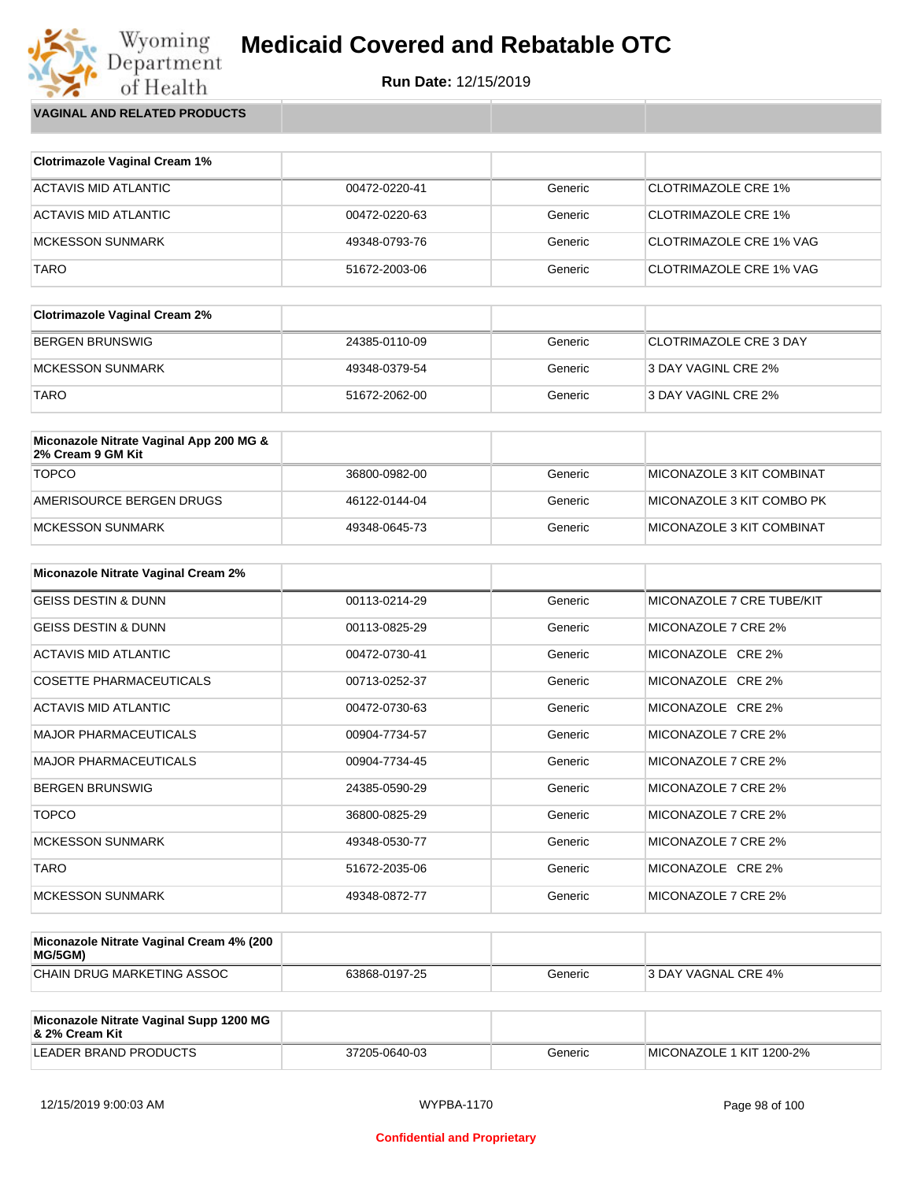# Medicaid Covered and Rebatable OTC

**Run Date:** 12/15/2019

**VAGINAL AND RELATED PRODUCTS**

| Clotrimazole Vaginal Cream 1% | | | |
|---|---|---|---|
| ACTAVIS MID ATLANTIC | 00472-0220-41 | Generic | CLOTRIMAZOLE CRE 1% |
| ACTAVIS MID ATLANTIC | 00472-0220-63 | Generic | CLOTRIMAZOLE CRE 1% |
| MCKESSON SUNMARK | 49348-0793-76 | Generic | CLOTRIMAZOLE CRE 1% VAG |
| TARO | 51672-2003-06 | Generic | CLOTRIMAZOLE CRE 1% VAG |

| Clotrimazole Vaginal Cream 2% | | | |
|---|---|---|---|
| BERGEN BRUNSWIG | 24385-0110-09 | Generic | CLOTRIMAZOLE CRE 3 DAY |
| MCKESSON SUNMARK | 49348-0379-54 | Generic | 3 DAY VAGINL CRE 2% |
| TARO | 51672-2062-00 | Generic | 3 DAY VAGINL CRE 2% |

| Miconazole Nitrate Vaginal App 200 MG & 2% Cream 9 GM Kit | | | |
|---|---|---|---|
| TOPCO | 36800-0982-00 | Generic | MICONAZOLE 3 KIT COMBINAT |
| AMERISOURCE BERGEN DRUGS | 46122-0144-04 | Generic | MICONAZOLE 3 KIT COMBO PK |
| MCKESSON SUNMARK | 49348-0645-73 | Generic | MICONAZOLE 3 KIT COMBINAT |

| Miconazole Nitrate Vaginal Cream 2% | | | |
|---|---|---|---|
| GEISS DESTIN & DUNN | 00113-0214-29 | Generic | MICONAZOLE 7 CRE TUBE/KIT |
| GEISS DESTIN & DUNN | 00113-0825-29 | Generic | MICONAZOLE 7 CRE 2% |
| ACTAVIS MID ATLANTIC | 00472-0730-41 | Generic | MICONAZOLE CRE 2% |
| COSETTE PHARMACEUTICALS | 00713-0252-37 | Generic | MICONAZOLE CRE 2% |
| ACTAVIS MID ATLANTIC | 00472-0730-63 | Generic | MICONAZOLE CRE 2% |
| MAJOR PHARMACEUTICALS | 00904-7734-57 | Generic | MICONAZOLE 7 CRE 2% |
| MAJOR PHARMACEUTICALS | 00904-7734-45 | Generic | MICONAZOLE 7 CRE 2% |
| BERGEN BRUNSWIG | 24385-0590-29 | Generic | MICONAZOLE 7 CRE 2% |
| TOPCO | 36800-0825-29 | Generic | MICONAZOLE 7 CRE 2% |
| MCKESSON SUNMARK | 49348-0530-77 | Generic | MICONAZOLE 7 CRE 2% |
| TARO | 51672-2035-06 | Generic | MICONAZOLE CRE 2% |
| MCKESSON SUNMARK | 49348-0872-77 | Generic | MICONAZOLE 7 CRE 2% |

| Miconazole Nitrate Vaginal Cream 4% (200 MG/5GM) | | | |
|---|---|---|---|
| CHAIN DRUG MARKETING ASSOC | 63868-0197-25 | Generic | 3 DAY VAGNAL CRE 4% |

| Miconazole Nitrate Vaginal Supp 1200 MG & 2% Cream Kit | | | |
|---|---|---|---|
| LEADER BRAND PRODUCTS | 37205-0640-03 | Generic | MICONAZOLE 1 KIT 1200-2% |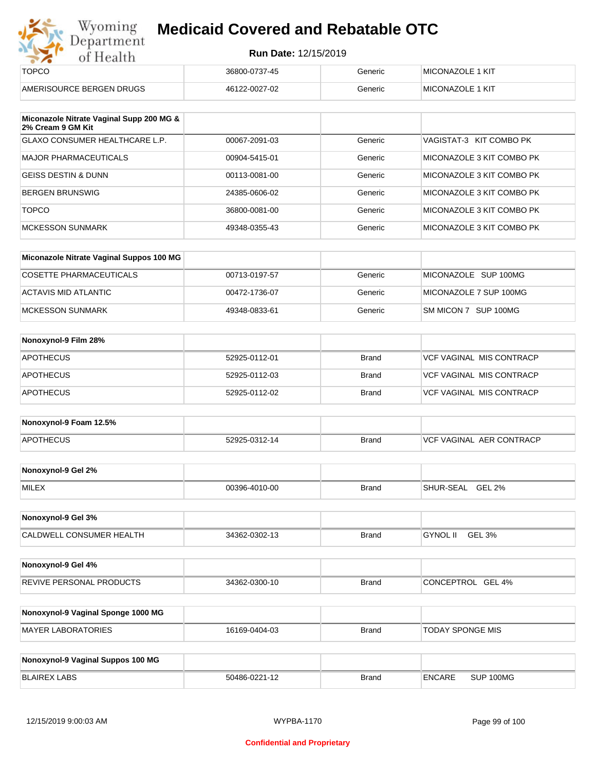| | | | |
|---|---|---|---|
| TOPCO | 36800-0737-45 | Generic | MICONAZOLE 1 KIT |
| AMERISOURCE BERGEN DRUGS | 46122-0027-02 | Generic | MICONAZOLE 1 KIT |

| Miconazole Nitrate Vaginal Supp 200 MG & 2% Cream 9 GM Kit | | | |
|---|---|---|---|
| GLAXO CONSUMER HEALTHCARE L.P. | 00067-2091-03 | Generic | VAGISTAT-3 KIT COMBO PK |
| MAJOR PHARMACEUTICALS | 00904-5415-01 | Generic | MICONAZOLE 3 KIT COMBO PK |
| GEISS DESTIN & DUNN | 00113-0081-00 | Generic | MICONAZOLE 3 KIT COMBO PK |
| BERGEN BRUNSWIG | 24385-0606-02 | Generic | MICONAZOLE 3 KIT COMBO PK |
| TOPCO | 36800-0081-00 | Generic | MICONAZOLE 3 KIT COMBO PK |
| MCKESSON SUNMARK | 49348-0355-43 | Generic | MICONAZOLE 3 KIT COMBO PK |

| Miconazole Nitrate Vaginal Suppos 100 MG | | | |
|---|---|---|---|
| COSETTE PHARMACEUTICALS | 00713-0197-57 | Generic | MICONAZOLE SUP 100MG |
| ACTAVIS MID ATLANTIC | 00472-1736-07 | Generic | MICONAZOLE 7 SUP 100MG |
| MCKESSON SUNMARK | 49348-0833-61 | Generic | SM MICON 7 SUP 100MG |

| Nonoxynol-9 Film 28% | | | |
|---|---|---|---|
| APOTHECUS | 52925-0112-01 | Brand | VCF VAGINAL MIS CONTRACP |
| APOTHECUS | 52925-0112-03 | Brand | VCF VAGINAL MIS CONTRACP |
| APOTHECUS | 52925-0112-02 | Brand | VCF VAGINAL MIS CONTRACP |

| Nonoxynol-9 Foam 12.5% | | | |
|---|---|---|---|
| APOTHECUS | 52925-0312-14 | Brand | VCF VAGINAL AER CONTRACP |

| Nonoxynol-9 Gel 2% | | | |
|---|---|---|---|
| MILEX | 00396-4010-00 | Brand | SHUR-SEAL GEL 2% |

| Nonoxynol-9 Gel 3% | | | |
|---|---|---|---|
| CALDWELL CONSUMER HEALTH | 34362-0302-13 | Brand | GYNOL II GEL 3% |

| Nonoxynol-9 Gel 4% | | | |
|---|---|---|---|
| REVIVE PERSONAL PRODUCTS | 34362-0300-10 | Brand | CONCEPTROL GEL 4% |

| Nonoxynol-9 Vaginal Sponge 1000 MG | | | |
|---|---|---|---|
| MAYER LABORATORIES | 16169-0404-03 | Brand | TODAY SPONGE MIS |

| Nonoxynol-9 Vaginal Suppos 100 MG | | | |
|---|---|---|---|
| BLAIREX LABS | 50486-0221-12 | Brand | ENCARE SUP 100MG |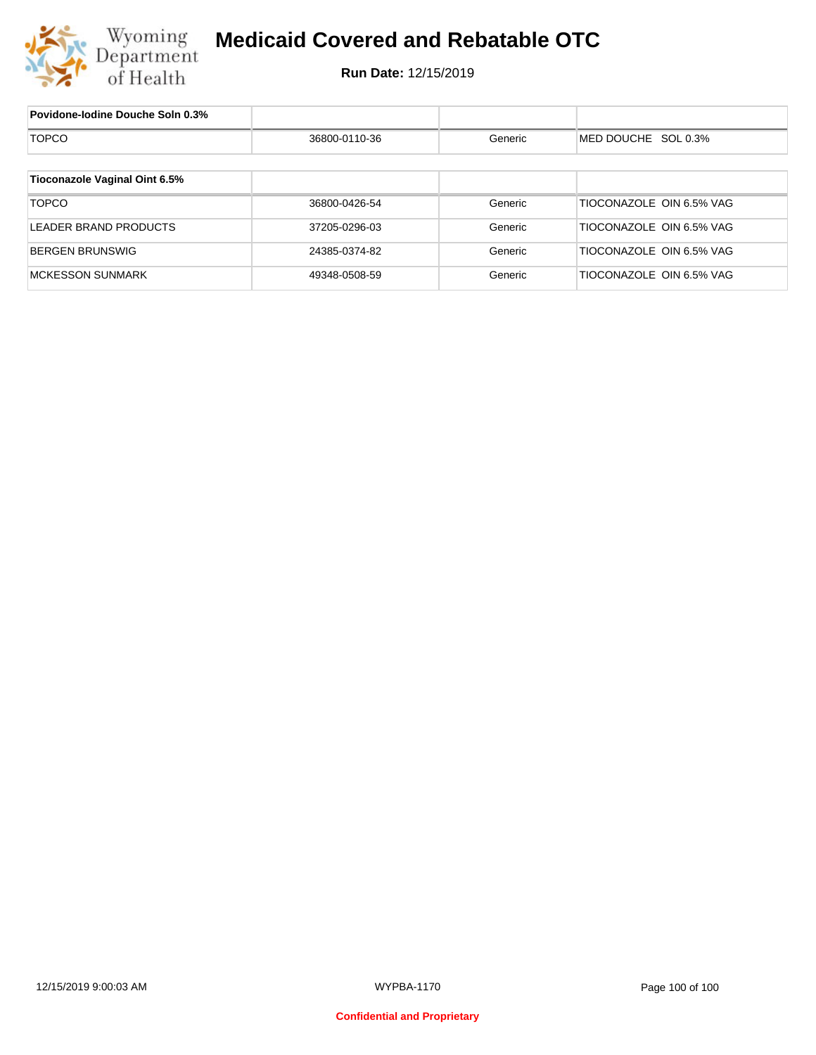| Povidone-Iodine Douche Soln 0.3% | | | |
|---|---|---|---|
| TOPCO | 36800-0110-36 | Generic | MED DOUCHE SOL 0.3% |

| Tioconazole Vaginal Oint 6.5% | | | |
|---|---|---|---|
| TOPCO | 36800-0426-54 | Generic | TIOCONAZOLE OIN 6.5% VAG |
| LEADER BRAND PRODUCTS | 37205-0296-03 | Generic | TIOCONAZOLE OIN 6.5% VAG |
| BERGEN BRUNSWIG | 24385-0374-82 | Generic | TIOCONAZOLE OIN 6.5% VAG |
| MCKESSON SUNMARK | 49348-0508-59 | Generic | TIOCONAZOLE OIN 6.5% VAG |